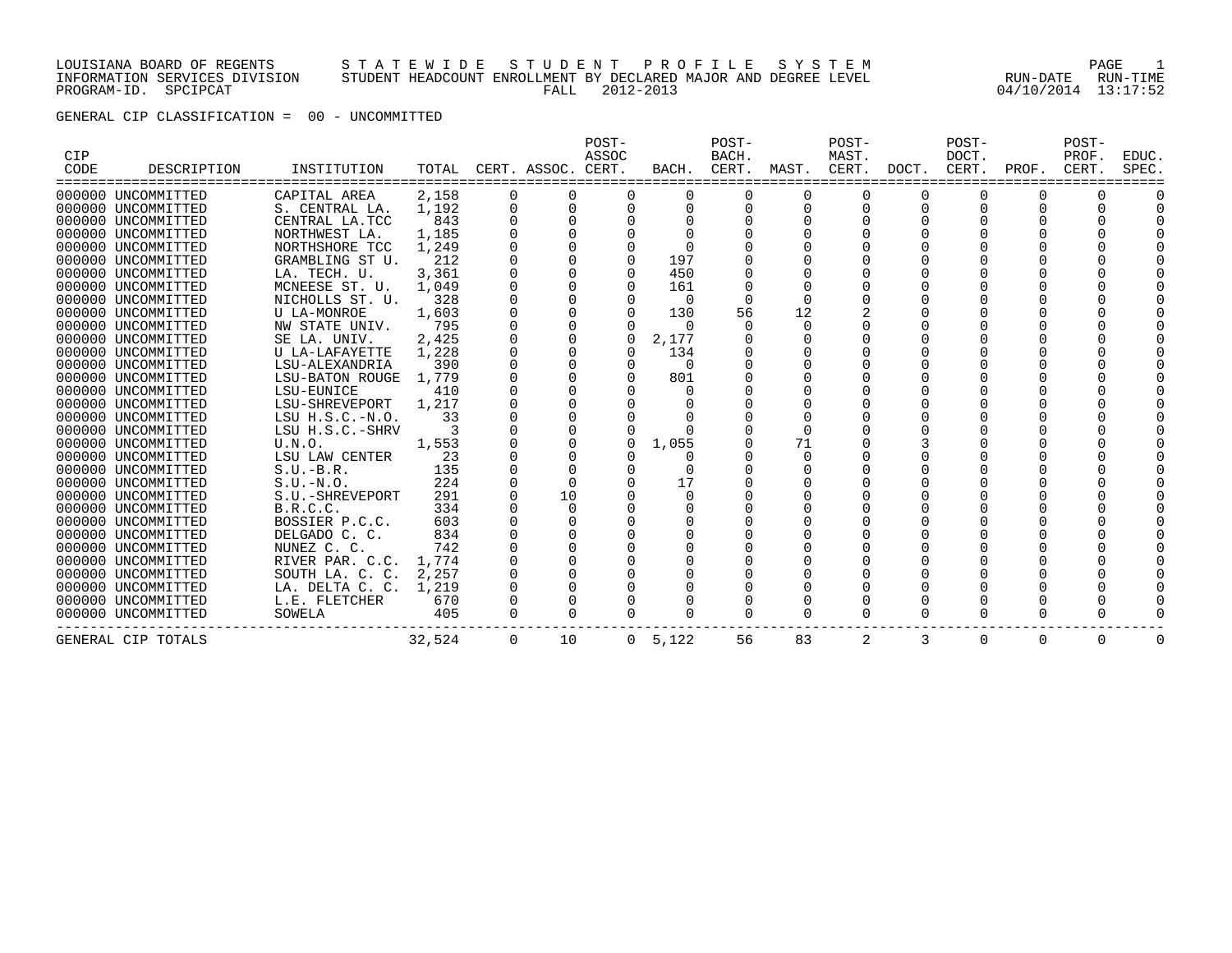LOUISIANA BOARD OF REGENTS — STATEWIDE STUDENT PROFILE SYSTEM
INFORMATION SERVICES DIVISION — STUDENT HEADCOUNT ENROLLMENT BY DECLARED MAJOR AND DEGREE LEVEL
PROGRAM-ID. SPCIPCAT — FALL 2012-2013
RUN-DATE 04/10/2014 RUN-TIME 13:17:52

GENERAL CIP CLASSIFICATION = 00 - UNCOMMITTED

| CIP CODE | DESCRIPTION | INSTITUTION | TOTAL | CERT. | ASSOC. | POST-ASSOC CERT. | BACH. | POST-BACH. CERT. | MAST. | POST-MAST. CERT. | DOCT. | POST-DOCT. CERT. | PROF. | POST-PROF. CERT. | EDUC. SPEC. |
|---|---|---|---|---|---|---|---|---|---|---|---|---|---|---|---|
| 000000 | UNCOMMITTED | CAPITAL AREA | 2,158 | 0 | 0 | 0 | 0 | 0 | 0 | 0 | 0 | 0 | 0 | 0 | 0 |
| 000000 | UNCOMMITTED | S. CENTRAL LA. | 1,192 | 0 | 0 | 0 | 0 | 0 | 0 | 0 | 0 | 0 | 0 | 0 | 0 |
| 000000 | UNCOMMITTED | CENTRAL LA.TCC | 843 | 0 | 0 | 0 | 0 | 0 | 0 | 0 | 0 | 0 | 0 | 0 | 0 |
| 000000 | UNCOMMITTED | NORTHWEST LA. | 1,185 | 0 | 0 | 0 | 0 | 0 | 0 | 0 | 0 | 0 | 0 | 0 | 0 |
| 000000 | UNCOMMITTED | NORTHSHORE TCC | 1,249 | 0 | 0 | 0 | 0 | 0 | 0 | 0 | 0 | 0 | 0 | 0 | 0 |
| 000000 | UNCOMMITTED | GRAMBLING ST U. | 212 | 0 | 0 | 0 | 197 | 0 | 0 | 0 | 0 | 0 | 0 | 0 | 0 |
| 000000 | UNCOMMITTED | LA. TECH. U. | 3,361 | 0 | 0 | 0 | 450 | 0 | 0 | 0 | 0 | 0 | 0 | 0 | 0 |
| 000000 | UNCOMMITTED | MCNEESE ST. U. | 1,049 | 0 | 0 | 0 | 161 | 0 | 0 | 0 | 0 | 0 | 0 | 0 | 0 |
| 000000 | UNCOMMITTED | NICHOLLS ST. U. | 328 | 0 | 0 | 0 | 0 | 0 | 0 | 0 | 0 | 0 | 0 | 0 | 0 |
| 000000 | UNCOMMITTED | U LA-MONROE | 1,603 | 0 | 0 | 0 | 130 | 56 | 12 | 2 | 0 | 0 | 0 | 0 | 0 |
| 000000 | UNCOMMITTED | NW STATE UNIV. | 795 | 0 | 0 | 0 | 0 | 0 | 0 | 0 | 0 | 0 | 0 | 0 | 0 |
| 000000 | UNCOMMITTED | SE LA. UNIV. | 2,425 | 0 | 0 | 0 | 2,177 | 0 | 0 | 0 | 0 | 0 | 0 | 0 | 0 |
| 000000 | UNCOMMITTED | U LA-LAFAYETTE | 1,228 | 0 | 0 | 0 | 134 | 0 | 0 | 0 | 0 | 0 | 0 | 0 | 0 |
| 000000 | UNCOMMITTED | LSU-ALEXANDRIA | 390 | 0 | 0 | 0 | 0 | 0 | 0 | 0 | 0 | 0 | 0 | 0 | 0 |
| 000000 | UNCOMMITTED | LSU-BATON ROUGE | 1,779 | 0 | 0 | 0 | 801 | 0 | 0 | 0 | 0 | 0 | 0 | 0 | 0 |
| 000000 | UNCOMMITTED | LSU-EUNICE | 410 | 0 | 0 | 0 | 0 | 0 | 0 | 0 | 0 | 0 | 0 | 0 | 0 |
| 000000 | UNCOMMITTED | LSU-SHREVEPORT | 1,217 | 0 | 0 | 0 | 0 | 0 | 0 | 0 | 0 | 0 | 0 | 0 | 0 |
| 000000 | UNCOMMITTED | LSU H.S.C.-N.O. | 33 | 0 | 0 | 0 | 0 | 0 | 0 | 0 | 0 | 0 | 0 | 0 | 0 |
| 000000 | UNCOMMITTED | LSU H.S.C.-SHRV | 3 | 0 | 0 | 0 | 0 | 0 | 0 | 0 | 0 | 0 | 0 | 0 | 0 |
| 000000 | UNCOMMITTED | U.N.O. | 1,553 | 0 | 0 | 0 | 1,055 | 0 | 71 | 0 | 3 | 0 | 0 | 0 | 0 |
| 000000 | UNCOMMITTED | LSU LAW CENTER | 23 | 0 | 0 | 0 | 0 | 0 | 0 | 0 | 0 | 0 | 0 | 0 | 0 |
| 000000 | UNCOMMITTED | S.U.-B.R. | 135 | 0 | 0 | 0 | 0 | 0 | 0 | 0 | 0 | 0 | 0 | 0 | 0 |
| 000000 | UNCOMMITTED | S.U.-N.O. | 224 | 0 | 0 | 0 | 17 | 0 | 0 | 0 | 0 | 0 | 0 | 0 | 0 |
| 000000 | UNCOMMITTED | S.U.-SHREVEPORT | 291 | 0 | 10 | 0 | 0 | 0 | 0 | 0 | 0 | 0 | 0 | 0 | 0 |
| 000000 | UNCOMMITTED | B.R.C.C. | 334 | 0 | 0 | 0 | 0 | 0 | 0 | 0 | 0 | 0 | 0 | 0 | 0 |
| 000000 | UNCOMMITTED | BOSSIER P.C.C. | 603 | 0 | 0 | 0 | 0 | 0 | 0 | 0 | 0 | 0 | 0 | 0 | 0 |
| 000000 | UNCOMMITTED | DELGADO C. C. | 834 | 0 | 0 | 0 | 0 | 0 | 0 | 0 | 0 | 0 | 0 | 0 | 0 |
| 000000 | UNCOMMITTED | NUNEZ C. C. | 742 | 0 | 0 | 0 | 0 | 0 | 0 | 0 | 0 | 0 | 0 | 0 | 0 |
| 000000 | UNCOMMITTED | RIVER PAR. C.C. | 1,774 | 0 | 0 | 0 | 0 | 0 | 0 | 0 | 0 | 0 | 0 | 0 | 0 |
| 000000 | UNCOMMITTED | SOUTH LA. C. C. | 2,257 | 0 | 0 | 0 | 0 | 0 | 0 | 0 | 0 | 0 | 0 | 0 | 0 |
| 000000 | UNCOMMITTED | LA. DELTA C. C. | 1,219 | 0 | 0 | 0 | 0 | 0 | 0 | 0 | 0 | 0 | 0 | 0 | 0 |
| 000000 | UNCOMMITTED | L.E. FLETCHER | 670 | 0 | 0 | 0 | 0 | 0 | 0 | 0 | 0 | 0 | 0 | 0 | 0 |
| 000000 | UNCOMMITTED | SOWELA | 405 | 0 | 0 | 0 | 0 | 0 | 0 | 0 | 0 | 0 | 0 | 0 | 0 |
| GENERAL CIP TOTALS | | | 32,524 | 0 | 10 | 0 | 5,122 | 56 | 83 | 2 | 3 | 0 | 0 | 0 | 0 |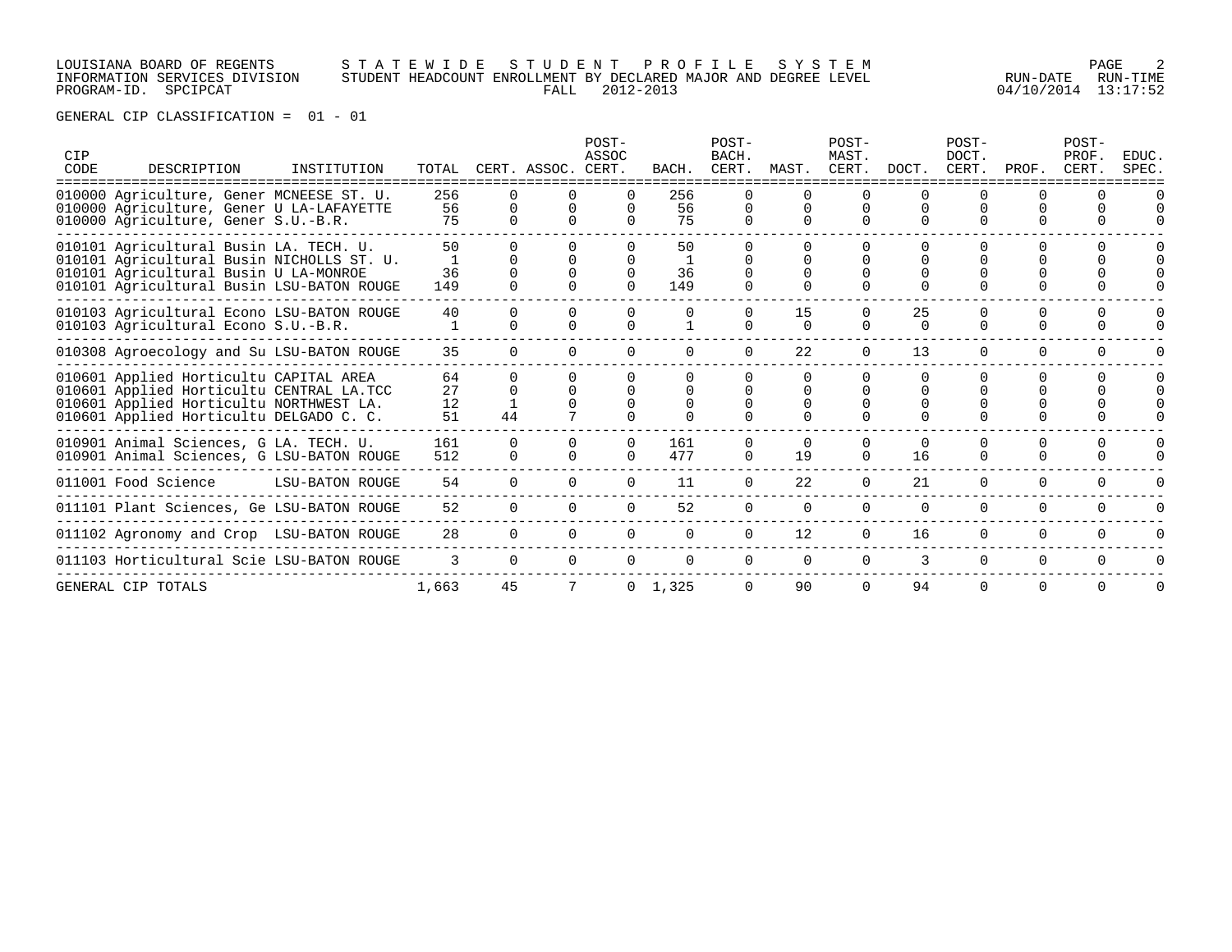LOUISIANA BOARD OF REGENTS — STATEWIDE STUDENT PROFILE SYSTEM
INFORMATION SERVICES DIVISION — STUDENT HEADCOUNT ENROLLMENT BY DECLARED MAJOR AND DEGREE LEVEL
PROGRAM-ID. SPCIPCAT — FALL 2012-2013
RUN-DATE 04/10/2014 RUN-TIME 13:17:52

GENERAL CIP CLASSIFICATION = 01 - 01

| CIP CODE | DESCRIPTION | INSTITUTION | TOTAL | CERT. | ASSOC. | POST-ASSOC CERT. | BACH. | POST-BACH. CERT. | MAST. | POST-MAST. CERT. | DOCT. | POST-DOCT. CERT. | PROF. | POST-PROF. CERT. | EDUC. SPEC. |
|---|---|---|---|---|---|---|---|---|---|---|---|---|---|---|---|
| 010000 | Agriculture, Gener | MCNEESE ST. U. | 256 | 0 | 0 | 0 | 256 | 0 | 0 | 0 | 0 | 0 | 0 | 0 | 0 |
| 010000 | Agriculture, Gener | U LA-LAFAYETTE | 56 | 0 | 0 | 0 | 56 | 0 | 0 | 0 | 0 | 0 | 0 | 0 | 0 |
| 010000 | Agriculture, Gener | S.U.-B.R. | 75 | 0 | 0 | 0 | 75 | 0 | 0 | 0 | 0 | 0 | 0 | 0 | 0 |
| 010101 | Agricultural Busin | LA. TECH. U. | 50 | 0 | 0 | 0 | 50 | 0 | 0 | 0 | 0 | 0 | 0 | 0 | 0 |
| 010101 | Agricultural Busin | NICHOLLS ST. U. | 1 | 0 | 0 | 0 | 1 | 0 | 0 | 0 | 0 | 0 | 0 | 0 | 0 |
| 010101 | Agricultural Busin | U LA-MONROE | 36 | 0 | 0 | 0 | 36 | 0 | 0 | 0 | 0 | 0 | 0 | 0 | 0 |
| 010101 | Agricultural Busin | LSU-BATON ROUGE | 149 | 0 | 0 | 0 | 149 | 0 | 0 | 0 | 0 | 0 | 0 | 0 | 0 |
| 010103 | Agricultural Econo | LSU-BATON ROUGE | 40 | 0 | 0 | 0 | 0 | 0 | 15 | 0 | 25 | 0 | 0 | 0 | 0 |
| 010103 | Agricultural Econo | S.U.-B.R. | 1 | 0 | 0 | 0 | 1 | 0 | 0 | 0 | 0 | 0 | 0 | 0 | 0 |
| 010308 | Agroecology and Su | LSU-BATON ROUGE | 35 | 0 | 0 | 0 | 0 | 0 | 22 | 0 | 13 | 0 | 0 | 0 | 0 |
| 010601 | Applied Horticultu | CAPITAL AREA | 64 | 0 | 0 | 0 | 0 | 0 | 0 | 0 | 0 | 0 | 0 | 0 | 0 |
| 010601 | Applied Horticultu | CENTRAL LA.TCC | 27 | 0 | 0 | 0 | 0 | 0 | 0 | 0 | 0 | 0 | 0 | 0 | 0 |
| 010601 | Applied Horticultu | NORTHWEST LA. | 12 | 1 | 0 | 0 | 0 | 0 | 0 | 0 | 0 | 0 | 0 | 0 | 0 |
| 010601 | Applied Horticultu | DELGADO C. C. | 51 | 44 | 7 | 0 | 0 | 0 | 0 | 0 | 0 | 0 | 0 | 0 | 0 |
| 010901 | Animal Sciences, G | LA. TECH. U. | 161 | 0 | 0 | 0 | 161 | 0 | 0 | 0 | 0 | 0 | 0 | 0 | 0 |
| 010901 | Animal Sciences, G | LSU-BATON ROUGE | 512 | 0 | 0 | 0 | 477 | 0 | 19 | 0 | 16 | 0 | 0 | 0 | 0 |
| 011001 | Food Science | LSU-BATON ROUGE | 54 | 0 | 0 | 0 | 11 | 0 | 22 | 0 | 21 | 0 | 0 | 0 | 0 |
| 011101 | Plant Sciences, Ge | LSU-BATON ROUGE | 52 | 0 | 0 | 0 | 52 | 0 | 0 | 0 | 0 | 0 | 0 | 0 | 0 |
| 011102 | Agronomy and Crop | LSU-BATON ROUGE | 28 | 0 | 0 | 0 | 0 | 0 | 12 | 0 | 16 | 0 | 0 | 0 | 0 |
| 011103 | Horticultural Scie | LSU-BATON ROUGE | 3 | 0 | 0 | 0 | 0 | 0 | 0 | 0 | 3 | 0 | 0 | 0 | 0 |
| GENERAL CIP TOTALS | | | 1,663 | 45 | 7 | 0 | 1,325 | 0 | 90 | 0 | 94 | 0 | 0 | 0 | 0 |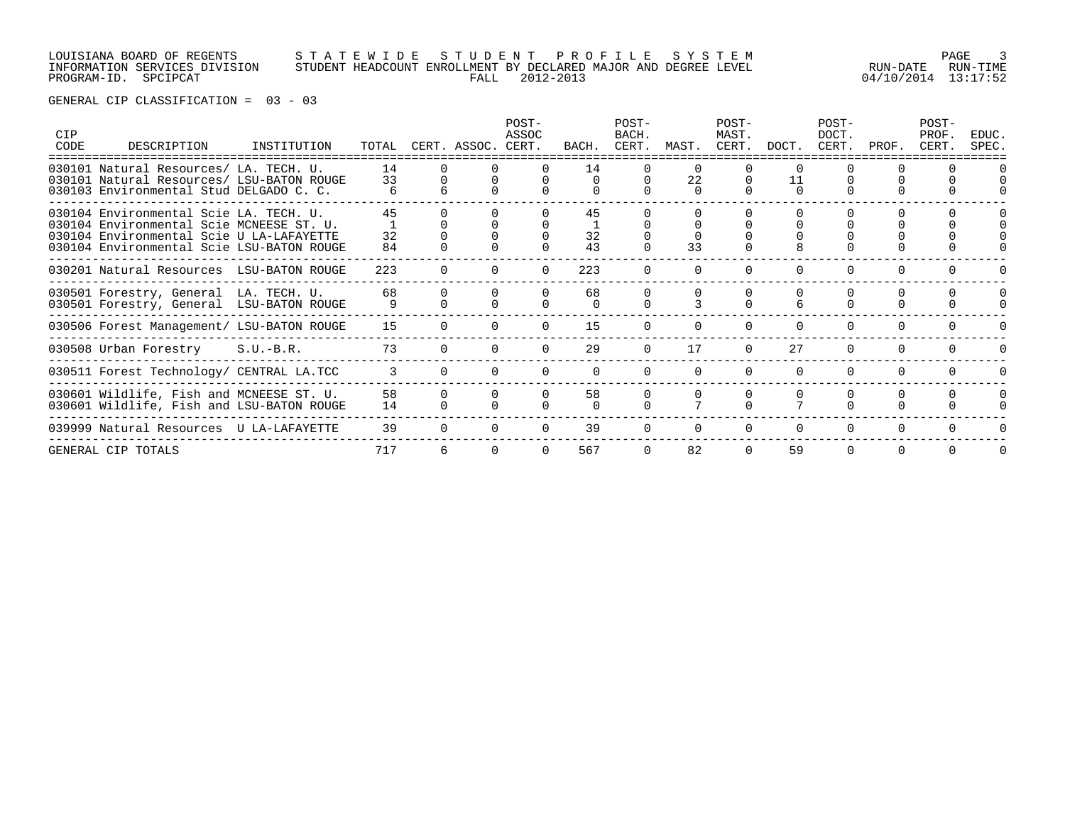LOUISIANA BOARD OF REGENTS — STATEWIDE STUDENT PROFILE SYSTEM
INFORMATION SERVICES DIVISION — STUDENT HEADCOUNT ENROLLMENT BY DECLARED MAJOR AND DEGREE LEVEL
PROGRAM-ID. SPCIPCAT — FALL 2012-2013 — RUN-DATE 04/10/2014 RUN-TIME 13:17:52

GENERAL CIP CLASSIFICATION = 03 - 03

| CIP CODE | DESCRIPTION | INSTITUTION | TOTAL | CERT. | ASSOC. | POST-ASSOC CERT. | BACH. | POST-BACH. CERT. | MAST. | POST-MAST. CERT. | DOCT. | POST-DOCT. CERT. | PROF. | POST-PROF. CERT. | EDUC. SPEC. |
|---|---|---|---|---|---|---|---|---|---|---|---|---|---|---|---|
| 030101 | Natural Resources/ | LA. TECH. U. | 14 | 0 | 0 | 0 | 14 | 0 | 0 | 0 | 0 | 0 | 0 | 0 | 0 |
| 030101 | Natural Resources/ | LSU-BATON ROUGE | 33 | 0 | 0 | 0 | 0 | 0 | 22 | 0 | 11 | 0 | 0 | 0 | 0 |
| 030103 | Environmental Stud | DELGADO C. C. | 6 | 6 | 0 | 0 | 0 | 0 | 0 | 0 | 0 | 0 | 0 | 0 | 0 |
| 030104 | Environmental Scie | LA. TECH. U. | 45 | 0 | 0 | 0 | 45 | 0 | 0 | 0 | 0 | 0 | 0 | 0 | 0 |
| 030104 | Environmental Scie | MCNEESE ST. U. | 1 | 0 | 0 | 0 | 1 | 0 | 0 | 0 | 0 | 0 | 0 | 0 | 0 |
| 030104 | Environmental Scie | U LA-LAFAYETTE | 32 | 0 | 0 | 0 | 32 | 0 | 0 | 0 | 0 | 0 | 0 | 0 | 0 |
| 030104 | Environmental Scie | LSU-BATON ROUGE | 84 | 0 | 0 | 0 | 43 | 0 | 33 | 0 | 8 | 0 | 0 | 0 | 0 |
| 030201 | Natural Resources | LSU-BATON ROUGE | 223 | 0 | 0 | 0 | 223 | 0 | 0 | 0 | 0 | 0 | 0 | 0 | 0 |
| 030501 | Forestry, General | LA. TECH. U. | 68 | 0 | 0 | 0 | 68 | 0 | 0 | 0 | 0 | 0 | 0 | 0 | 0 |
| 030501 | Forestry, General | LSU-BATON ROUGE | 9 | 0 | 0 | 0 | 0 | 0 | 3 | 0 | 6 | 0 | 0 | 0 | 0 |
| 030506 | Forest Management/ | LSU-BATON ROUGE | 15 | 0 | 0 | 0 | 15 | 0 | 0 | 0 | 0 | 0 | 0 | 0 | 0 |
| 030508 | Urban Forestry | S.U.-B.R. | 73 | 0 | 0 | 0 | 29 | 0 | 17 | 0 | 27 | 0 | 0 | 0 | 0 |
| 030511 | Forest Technology/ | CENTRAL LA.TCC | 3 | 0 | 0 | 0 | 0 | 0 | 0 | 0 | 0 | 0 | 0 | 0 | 0 |
| 030601 | Wildlife, Fish and | MCNEESE ST. U. | 58 | 0 | 0 | 0 | 58 | 0 | 0 | 0 | 0 | 0 | 0 | 0 | 0 |
| 030601 | Wildlife, Fish and | LSU-BATON ROUGE | 14 | 0 | 0 | 0 | 0 | 0 | 7 | 0 | 7 | 0 | 0 | 0 | 0 |
| 039999 | Natural Resources | U LA-LAFAYETTE | 39 | 0 | 0 | 0 | 39 | 0 | 0 | 0 | 0 | 0 | 0 | 0 | 0 |
| GENERAL CIP TOTALS | | | 717 | 6 | 0 | 0 | 567 | 0 | 82 | 0 | 59 | 0 | 0 | 0 | 0 |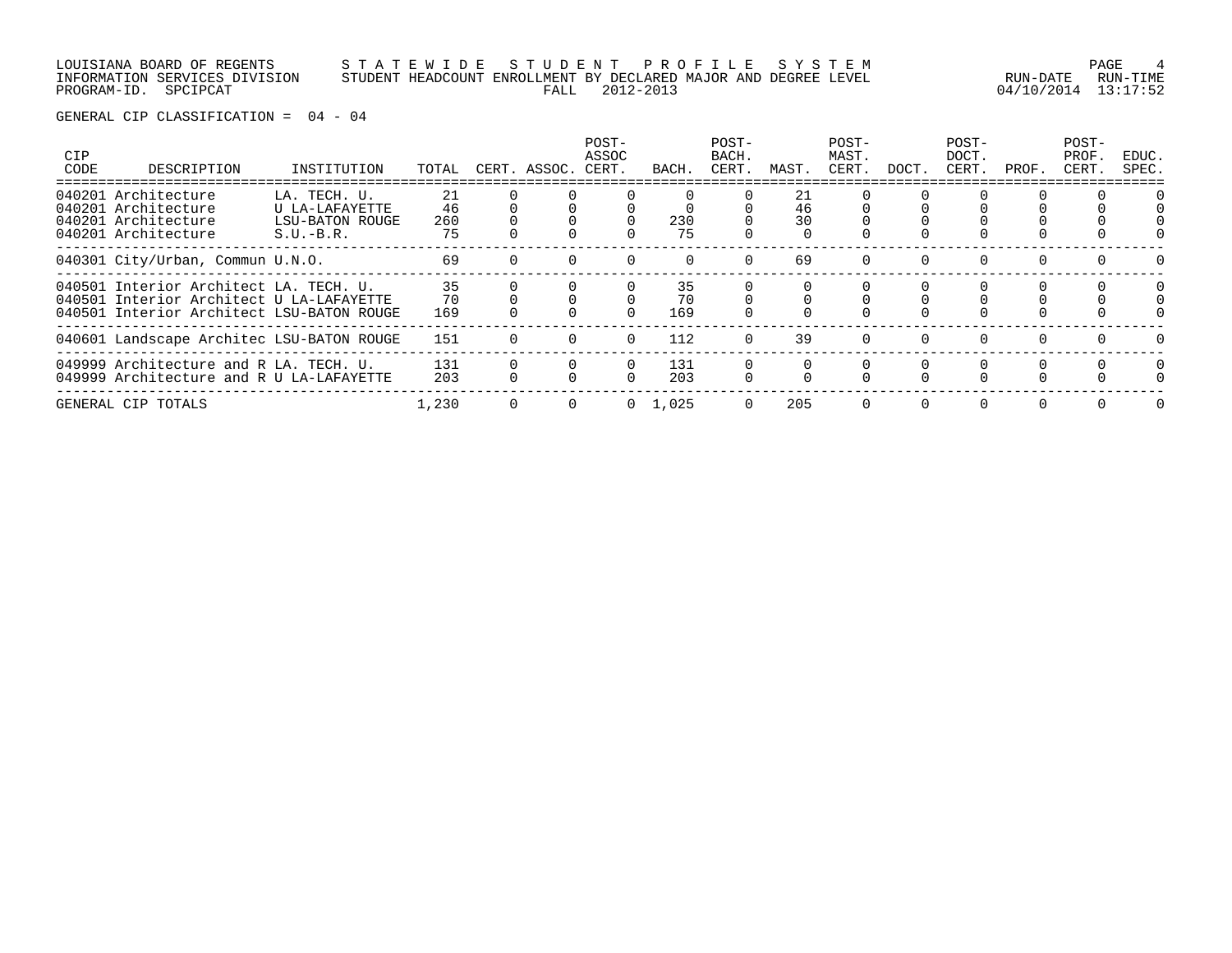LOUISIANA BOARD OF REGENTS
INFORMATION SERVICES DIVISION
PROGRAM-ID. SPCIPCAT

S T A T E W I D E   S T U D E N T   P R O F I L E   S Y S T E M
STUDENT HEADCOUNT ENROLLMENT BY DECLARED MAJOR AND DEGREE LEVEL
FALL 2012-2013

RUN-DATE 04/10/2014 RUN-TIME 13:17:52

GENERAL CIP CLASSIFICATION = 04 - 04

| CIP CODE | DESCRIPTION | INSTITUTION | TOTAL | CERT. | ASSOC. | POST-ASSOC CERT. | BACH. | POST-BACH. CERT. | MAST. | POST-MAST. CERT. | DOCT. | POST-DOCT. CERT. | PROF. | POST-PROF. CERT. | EDUC. SPEC. |
|---|---|---|---|---|---|---|---|---|---|---|---|---|---|---|---|
| 040201 | Architecture | LA. TECH. U. | 21 | 0 | 0 | 0 | 0 | 0 | 21 | 0 | 0 | 0 | 0 | 0 | 0 |
| 040201 | Architecture | U LA-LAFAYETTE | 46 | 0 | 0 | 0 | 0 | 0 | 46 | 0 | 0 | 0 | 0 | 0 | 0 |
| 040201 | Architecture | LSU-BATON ROUGE | 260 | 0 | 0 | 0 | 230 | 0 | 30 | 0 | 0 | 0 | 0 | 0 | 0 |
| 040201 | Architecture | S.U.-B.R. | 75 | 0 | 0 | 0 | 75 | 0 | 0 | 0 | 0 | 0 | 0 | 0 | 0 |
| 040301 | City/Urban, Commun | U.N.O. | 69 | 0 | 0 | 0 | 0 | 0 | 69 | 0 | 0 | 0 | 0 | 0 | 0 |
| 040501 | Interior Architect | LA. TECH. U. | 35 | 0 | 0 | 0 | 35 | 0 | 0 | 0 | 0 | 0 | 0 | 0 | 0 |
| 040501 | Interior Architect | U LA-LAFAYETTE | 70 | 0 | 0 | 0 | 70 | 0 | 0 | 0 | 0 | 0 | 0 | 0 | 0 |
| 040501 | Interior Architect | LSU-BATON ROUGE | 169 | 0 | 0 | 0 | 169 | 0 | 0 | 0 | 0 | 0 | 0 | 0 | 0 |
| 040601 | Landscape Architec | LSU-BATON ROUGE | 151 | 0 | 0 | 0 | 112 | 0 | 39 | 0 | 0 | 0 | 0 | 0 | 0 |
| 049999 | Architecture and R | LA. TECH. U. | 131 | 0 | 0 | 0 | 131 | 0 | 0 | 0 | 0 | 0 | 0 | 0 | 0 |
| 049999 | Architecture and R | U LA-LAFAYETTE | 203 | 0 | 0 | 0 | 203 | 0 | 0 | 0 | 0 | 0 | 0 | 0 | 0 |
| GENERAL CIP TOTALS | | | 1,230 | 0 | 0 | 0 | 1,025 | 0 | 205 | 0 | 0 | 0 | 0 | 0 | 0 |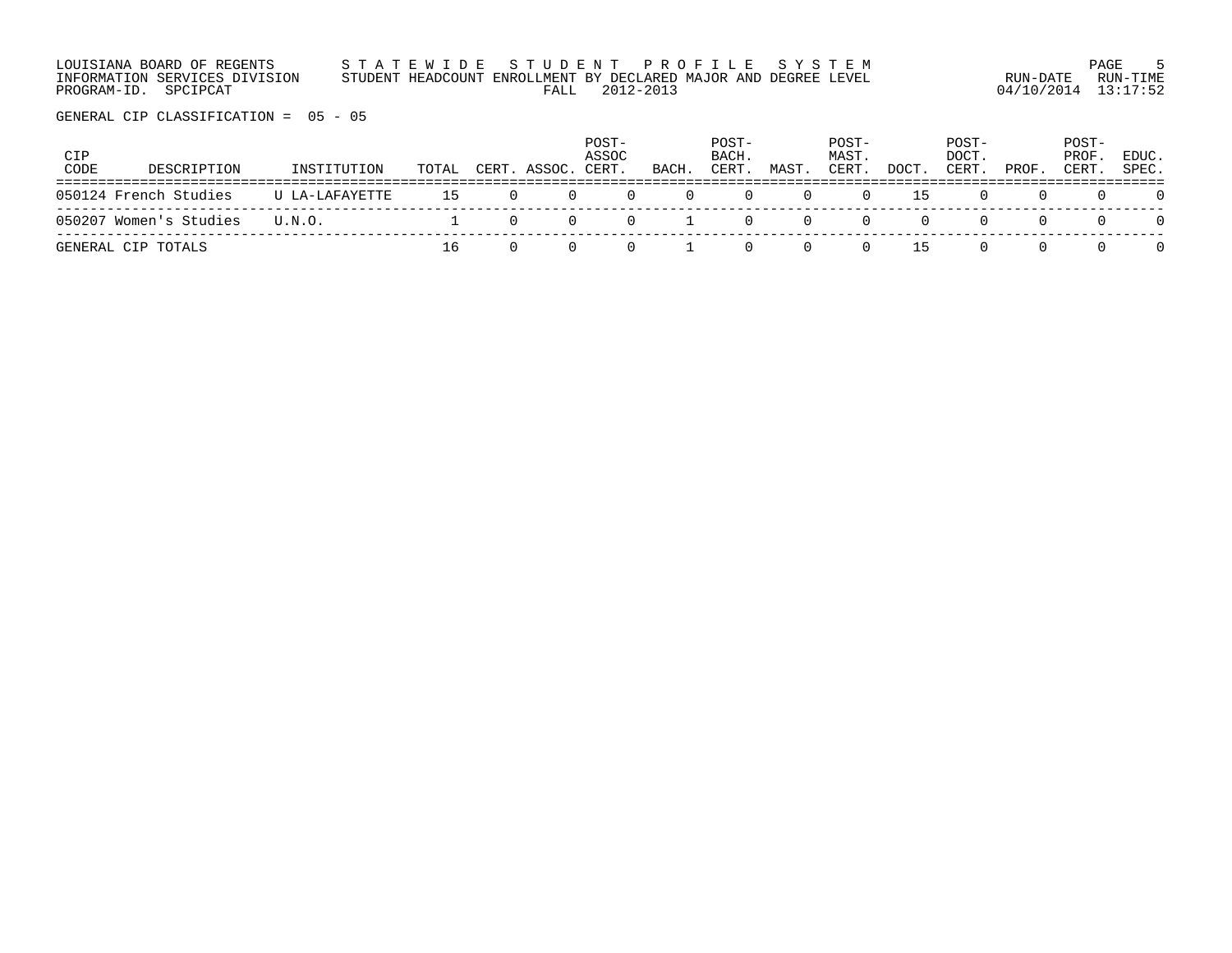LOUISIANA BOARD OF REGENTS — S T A T E W I D E   S T U D E N T   P R O F I L E   S Y S T E M

INFORMATION SERVICES DIVISION — STUDENT HEADCOUNT ENROLLMENT BY DECLARED MAJOR AND DEGREE LEVEL — RUN-DATE 04/10/2014 RUN-TIME 13:17:52

PROGRAM-ID. SPCIPCAT — FALL 2012-2013

GENERAL CIP CLASSIFICATION = 05 - 05

| CIP CODE | DESCRIPTION | INSTITUTION | TOTAL | CERT. | ASSOC. | POST-ASSOC CERT. | BACH. | POST-BACH. CERT. | MAST. | POST-MAST. CERT. | DOCT. | POST-DOCT. CERT. | PROF. | POST-PROF. CERT. | EDUC. SPEC. |
|---|---|---|---|---|---|---|---|---|---|---|---|---|---|---|---|
| 050124 | French Studies | U LA-LAFAYETTE | 15 | 0 | 0 | 0 | 0 | 0 | 0 | 0 | 15 | 0 | 0 | 0 | 0 |
| 050207 | Women's Studies | U.N.O. | 1 | 0 | 0 | 0 | 1 | 0 | 0 | 0 | 0 | 0 | 0 | 0 | 0 |
| GENERAL CIP TOTALS | | | 16 | 0 | 0 | 0 | 1 | 0 | 0 | 0 | 15 | 0 | 0 | 0 | 0 |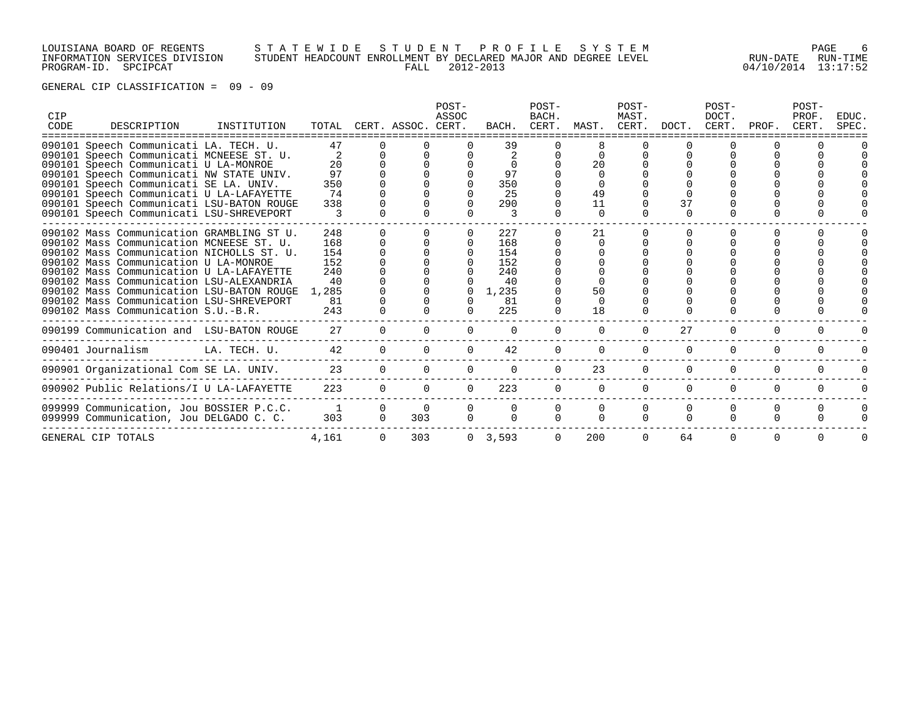LOUISIANA BOARD OF REGENTS — STATEWIDE STUDENT PROFILE SYSTEM
INFORMATION SERVICES DIVISION — STUDENT HEADCOUNT ENROLLMENT BY DECLARED MAJOR AND DEGREE LEVEL — RUN-DATE 04/10/2014 RUN-TIME 13:17:52
PROGRAM-ID. SPCIPCAT — FALL 2012-2013

GENERAL CIP CLASSIFICATION = 09 - 09

| CIP CODE | DESCRIPTION | INSTITUTION | TOTAL | CERT. | ASSOC. | POST-ASSOC CERT. | BACH. | POST-BACH. CERT. | MAST. | POST-MAST. CERT. | DOCT. | POST-DOCT. CERT. | PROF. | POST-PROF. CERT. | EDUC. SPEC. |
|---|---|---|---|---|---|---|---|---|---|---|---|---|---|---|---|
| 090101 | Speech Communicati | LA. TECH. U. | 47 | 0 | 0 | 0 | 39 | 0 | 8 | 0 | 0 | 0 | 0 | 0 | 0 |
| 090101 | Speech Communicati | MCNEESE ST. U. | 2 | 0 | 0 | 0 | 2 | 0 | 0 | 0 | 0 | 0 | 0 | 0 | 0 |
| 090101 | Speech Communicati | U LA-MONROE | 20 | 0 | 0 | 0 | 0 | 0 | 20 | 0 | 0 | 0 | 0 | 0 | 0 |
| 090101 | Speech Communicati | NW STATE UNIV. | 97 | 0 | 0 | 0 | 97 | 0 | 0 | 0 | 0 | 0 | 0 | 0 | 0 |
| 090101 | Speech Communicati | SE LA. UNIV. | 350 | 0 | 0 | 0 | 350 | 0 | 0 | 0 | 0 | 0 | 0 | 0 | 0 |
| 090101 | Speech Communicati | U LA-LAFAYETTE | 74 | 0 | 0 | 0 | 25 | 0 | 49 | 0 | 0 | 0 | 0 | 0 | 0 |
| 090101 | Speech Communicati | LSU-BATON ROUGE | 338 | 0 | 0 | 0 | 290 | 0 | 11 | 0 | 37 | 0 | 0 | 0 | 0 |
| 090101 | Speech Communicati | LSU-SHREVEPORT | 3 | 0 | 0 | 0 | 3 | 0 | 0 | 0 | 0 | 0 | 0 | 0 | 0 |
| 090102 | Mass Communication | GRAMBLING ST U. | 248 | 0 | 0 | 0 | 227 | 0 | 21 | 0 | 0 | 0 | 0 | 0 | 0 |
| 090102 | Mass Communication | MCNEESE ST. U. | 168 | 0 | 0 | 0 | 168 | 0 | 0 | 0 | 0 | 0 | 0 | 0 | 0 |
| 090102 | Mass Communication | NICHOLLS ST. U. | 154 | 0 | 0 | 0 | 154 | 0 | 0 | 0 | 0 | 0 | 0 | 0 | 0 |
| 090102 | Mass Communication | U LA-MONROE | 152 | 0 | 0 | 0 | 152 | 0 | 0 | 0 | 0 | 0 | 0 | 0 | 0 |
| 090102 | Mass Communication | U LA-LAFAYETTE | 240 | 0 | 0 | 0 | 240 | 0 | 0 | 0 | 0 | 0 | 0 | 0 | 0 |
| 090102 | Mass Communication | LSU-ALEXANDRIA | 40 | 0 | 0 | 0 | 40 | 0 | 0 | 0 | 0 | 0 | 0 | 0 | 0 |
| 090102 | Mass Communication | LSU-BATON ROUGE | 1,285 | 0 | 0 | 0 | 1,235 | 0 | 50 | 0 | 0 | 0 | 0 | 0 | 0 |
| 090102 | Mass Communication | LSU-SHREVEPORT | 81 | 0 | 0 | 0 | 81 | 0 | 0 | 0 | 0 | 0 | 0 | 0 | 0 |
| 090102 | Mass Communication | S.U.-B.R. | 243 | 0 | 0 | 0 | 225 | 0 | 18 | 0 | 0 | 0 | 0 | 0 | 0 |
| 090199 | Communication and | LSU-BATON ROUGE | 27 | 0 | 0 | 0 | 0 | 0 | 0 | 0 | 27 | 0 | 0 | 0 | 0 |
| 090401 | Journalism | LA. TECH. U. | 42 | 0 | 0 | 0 | 42 | 0 | 0 | 0 | 0 | 0 | 0 | 0 | 0 |
| 090901 | Organizational Com | SE LA. UNIV. | 23 | 0 | 0 | 0 | 0 | 0 | 23 | 0 | 0 | 0 | 0 | 0 | 0 |
| 090902 | Public Relations/I | U LA-LAFAYETTE | 223 | 0 | 0 | 0 | 223 | 0 | 0 | 0 | 0 | 0 | 0 | 0 | 0 |
| 099999 | Communication, Jou | BOSSIER P.C.C. | 1 | 0 | 0 | 0 | 0 | 0 | 0 | 0 | 0 | 0 | 0 | 0 | 0 |
| 099999 | Communication, Jou | DELGADO C. C. | 303 | 0 | 303 | 0 | 0 | 0 | 0 | 0 | 0 | 0 | 0 | 0 | 0 |
| GENERAL CIP TOTALS | | | 4,161 | 0 | 303 | 0 | 3,593 | 0 | 200 | 0 | 64 | 0 | 0 | 0 | 0 |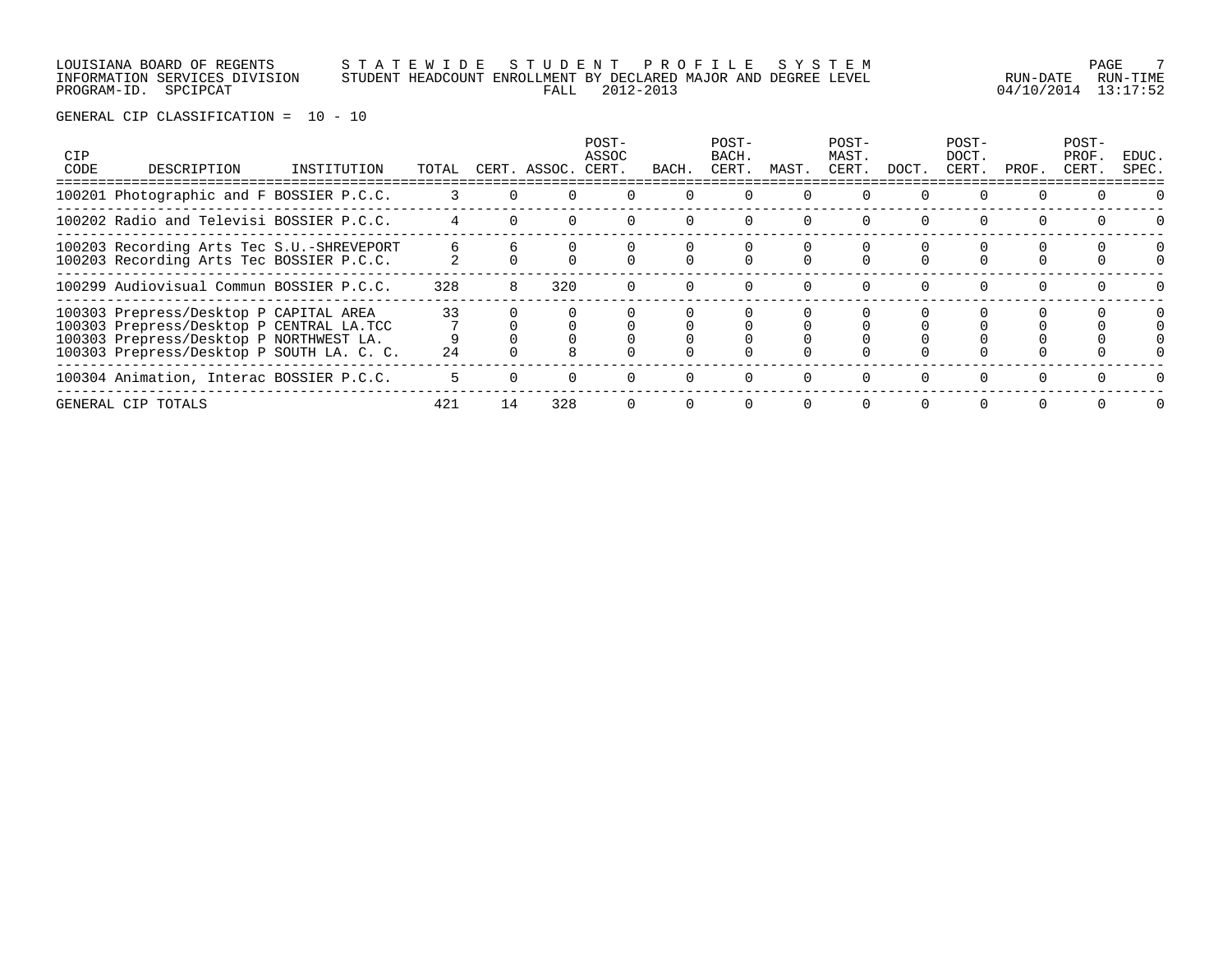LOUISIANA BOARD OF REGENTS — S T A T E W I D E   S T U D E N T   P R O F I L E   S Y S T E M

INFORMATION SERVICES DIVISION — STUDENT HEADCOUNT ENROLLMENT BY DECLARED MAJOR AND DEGREE LEVEL

PROGRAM-ID. SPCIPCAT — FALL 2012-2013

RUN-DATE 04/10/2014 RUN-TIME 13:17:52

GENERAL CIP CLASSIFICATION = 10 - 10

| CIP CODE | DESCRIPTION | INSTITUTION | TOTAL | CERT. | ASSOC. | POST-ASSOC CERT. | BACH. | POST-BACH. CERT. | MAST. | POST-MAST. CERT. | DOCT. | POST-DOCT. CERT. | PROF. | POST-PROF. CERT. | EDUC. SPEC. |
|---|---|---|---|---|---|---|---|---|---|---|---|---|---|---|---|
| 100201 | Photographic and F | BOSSIER P.C.C. | 3 | 0 | 0 | 0 | 0 | 0 | 0 | 0 | 0 | 0 | 0 | 0 | 0 |
| 100202 | Radio and Televisi | BOSSIER P.C.C. | 4 | 0 | 0 | 0 | 0 | 0 | 0 | 0 | 0 | 0 | 0 | 0 | 0 |
| 100203 | Recording Arts Tec | S.U.-SHREVEPORT | 6 | 6 | 0 | 0 | 0 | 0 | 0 | 0 | 0 | 0 | 0 | 0 | 0 |
| 100203 | Recording Arts Tec | BOSSIER P.C.C. | 2 | 0 | 0 | 0 | 0 | 0 | 0 | 0 | 0 | 0 | 0 | 0 | 0 |
| 100299 | Audiovisual Commun | BOSSIER P.C.C. | 328 | 8 | 320 | 0 | 0 | 0 | 0 | 0 | 0 | 0 | 0 | 0 | 0 |
| 100303 | Prepress/Desktop P | CAPITAL AREA | 33 | 0 | 0 | 0 | 0 | 0 | 0 | 0 | 0 | 0 | 0 | 0 | 0 |
| 100303 | Prepress/Desktop P | CENTRAL LA.TCC | 7 | 0 | 0 | 0 | 0 | 0 | 0 | 0 | 0 | 0 | 0 | 0 | 0 |
| 100303 | Prepress/Desktop P | NORTHWEST LA. | 9 | 0 | 0 | 0 | 0 | 0 | 0 | 0 | 0 | 0 | 0 | 0 | 0 |
| 100303 | Prepress/Desktop P | SOUTH LA. C. C. | 24 | 0 | 8 | 0 | 0 | 0 | 0 | 0 | 0 | 0 | 0 | 0 | 0 |
| 100304 | Animation, Interac | BOSSIER P.C.C. | 5 | 0 | 0 | 0 | 0 | 0 | 0 | 0 | 0 | 0 | 0 | 0 | 0 |
| GENERAL CIP TOTALS | | | 421 | 14 | 328 | 0 | 0 | 0 | 0 | 0 | 0 | 0 | 0 | 0 | 0 |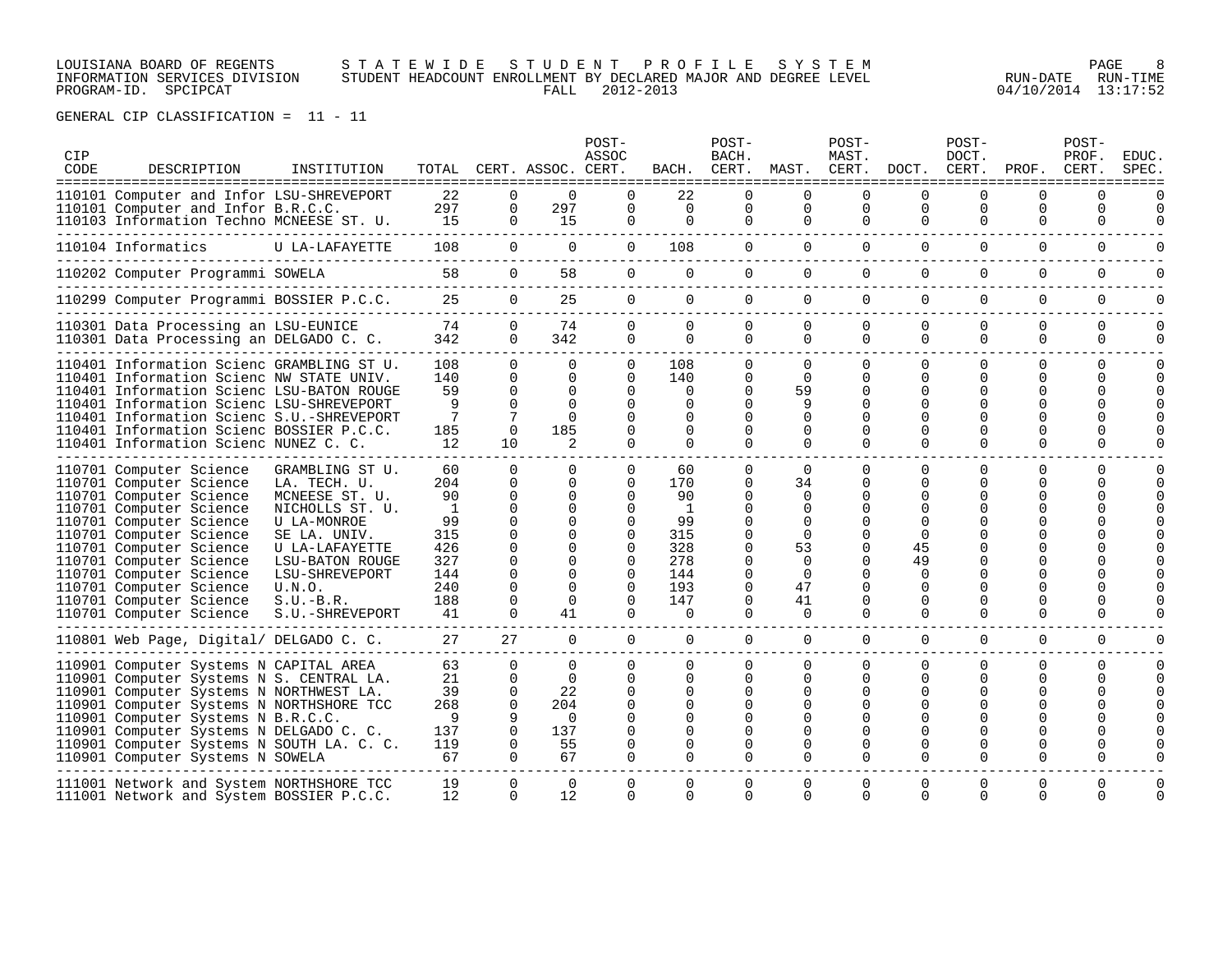LOUISIANA BOARD OF REGENTS — STATEWIDE STUDENT PROFILE SYSTEM
INFORMATION SERVICES DIVISION — STUDENT HEADCOUNT ENROLLMENT BY DECLARED MAJOR AND DEGREE LEVEL — RUN-DATE 04/10/2014 RUN-TIME 13:17:52
PROGRAM-ID. SPCIPCAT — FALL 2012-2013

GENERAL CIP CLASSIFICATION = 11 - 11

| CIP CODE | DESCRIPTION | INSTITUTION | TOTAL | CERT. | ASSOC. | POST-ASSOC CERT. | BACH. | POST-BACH. CERT. | MAST. | POST-MAST. CERT. | DOCT. | POST-DOCT. CERT. | PROF. | POST-PROF. CERT. | EDUC. SPEC. |
|---|---|---|---|---|---|---|---|---|---|---|---|---|---|---|---|
| 110101 | Computer and Infor | LSU-SHREVEPORT | 22 | 0 | 0 | 0 | 22 | 0 | 0 | 0 | 0 | 0 | 0 | 0 | 0 |
| 110101 | Computer and Infor | B.R.C.C. | 297 | 0 | 297 | 0 | 0 | 0 | 0 | 0 | 0 | 0 | 0 | 0 | 0 |
| 110103 | Information Techno | MCNEESE ST. U. | 15 | 0 | 15 | 0 | 0 | 0 | 0 | 0 | 0 | 0 | 0 | 0 | 0 |
| 110104 | Informatics | U LA-LAFAYETTE | 108 | 0 | 0 | 0 | 108 | 0 | 0 | 0 | 0 | 0 | 0 | 0 | 0 |
| 110202 | Computer Programmi | SOWELA | 58 | 0 | 58 | 0 | 0 | 0 | 0 | 0 | 0 | 0 | 0 | 0 | 0 |
| 110299 | Computer Programmi | BOSSIER P.C.C. | 25 | 0 | 25 | 0 | 0 | 0 | 0 | 0 | 0 | 0 | 0 | 0 | 0 |
| 110301 | Data Processing an | LSU-EUNICE | 74 | 0 | 74 | 0 | 0 | 0 | 0 | 0 | 0 | 0 | 0 | 0 | 0 |
| 110301 | Data Processing an | DELGADO C. C. | 342 | 0 | 342 | 0 | 0 | 0 | 0 | 0 | 0 | 0 | 0 | 0 | 0 |
| 110401 | Information Scienc | GRAMBLING ST U. | 108 | 0 | 0 | 0 | 108 | 0 | 0 | 0 | 0 | 0 | 0 | 0 | 0 |
| 110401 | Information Scienc | NW STATE UNIV. | 140 | 0 | 0 | 0 | 140 | 0 | 0 | 0 | 0 | 0 | 0 | 0 | 0 |
| 110401 | Information Scienc | LSU-BATON ROUGE | 59 | 0 | 0 | 0 | 0 | 0 | 59 | 0 | 0 | 0 | 0 | 0 | 0 |
| 110401 | Information Scienc | LSU-SHREVEPORT | 9 | 0 | 0 | 0 | 0 | 0 | 9 | 0 | 0 | 0 | 0 | 0 | 0 |
| 110401 | Information Scienc | S.U.-SHREVEPORT | 7 | 7 | 0 | 0 | 0 | 0 | 0 | 0 | 0 | 0 | 0 | 0 | 0 |
| 110401 | Information Scienc | BOSSIER P.C.C. | 185 | 0 | 185 | 0 | 0 | 0 | 0 | 0 | 0 | 0 | 0 | 0 | 0 |
| 110401 | Information Scienc | NUNEZ C. C. | 12 | 10 | 2 | 0 | 0 | 0 | 0 | 0 | 0 | 0 | 0 | 0 | 0 |
| 110701 | Computer Science | GRAMBLING ST U. | 60 | 0 | 0 | 0 | 60 | 0 | 0 | 0 | 0 | 0 | 0 | 0 | 0 |
| 110701 | Computer Science | LA. TECH. U. | 204 | 0 | 0 | 0 | 170 | 0 | 34 | 0 | 0 | 0 | 0 | 0 | 0 |
| 110701 | Computer Science | MCNEESE ST. U. | 90 | 0 | 0 | 0 | 90 | 0 | 0 | 0 | 0 | 0 | 0 | 0 | 0 |
| 110701 | Computer Science | NICHOLLS ST. U. | 1 | 0 | 0 | 0 | 1 | 0 | 0 | 0 | 0 | 0 | 0 | 0 | 0 |
| 110701 | Computer Science | U LA-MONROE | 99 | 0 | 0 | 0 | 99 | 0 | 0 | 0 | 0 | 0 | 0 | 0 | 0 |
| 110701 | Computer Science | SE LA. UNIV. | 315 | 0 | 0 | 0 | 315 | 0 | 0 | 0 | 0 | 0 | 0 | 0 | 0 |
| 110701 | Computer Science | U LA-LAFAYETTE | 426 | 0 | 0 | 0 | 328 | 0 | 53 | 0 | 45 | 0 | 0 | 0 | 0 |
| 110701 | Computer Science | LSU-BATON ROUGE | 327 | 0 | 0 | 0 | 278 | 0 | 0 | 0 | 49 | 0 | 0 | 0 | 0 |
| 110701 | Computer Science | LSU-SHREVEPORT | 144 | 0 | 0 | 0 | 144 | 0 | 0 | 0 | 0 | 0 | 0 | 0 | 0 |
| 110701 | Computer Science | U.N.O. | 240 | 0 | 0 | 0 | 193 | 0 | 47 | 0 | 0 | 0 | 0 | 0 | 0 |
| 110701 | Computer Science | S.U.-B.R. | 188 | 0 | 0 | 0 | 147 | 0 | 41 | 0 | 0 | 0 | 0 | 0 | 0 |
| 110701 | Computer Science | S.U.-SHREVEPORT | 41 | 0 | 41 | 0 | 0 | 0 | 0 | 0 | 0 | 0 | 0 | 0 | 0 |
| 110801 | Web Page, Digital/ | DELGADO C. C. | 27 | 27 | 0 | 0 | 0 | 0 | 0 | 0 | 0 | 0 | 0 | 0 | 0 |
| 110901 | Computer Systems N | CAPITAL AREA | 63 | 0 | 0 | 0 | 0 | 0 | 0 | 0 | 0 | 0 | 0 | 0 | 0 |
| 110901 | Computer Systems N | S. CENTRAL LA. | 21 | 0 | 0 | 0 | 0 | 0 | 0 | 0 | 0 | 0 | 0 | 0 | 0 |
| 110901 | Computer Systems N | NORTHWEST LA. | 39 | 0 | 22 | 0 | 0 | 0 | 0 | 0 | 0 | 0 | 0 | 0 | 0 |
| 110901 | Computer Systems N | NORTHSHORE TCC | 268 | 0 | 204 | 0 | 0 | 0 | 0 | 0 | 0 | 0 | 0 | 0 | 0 |
| 110901 | Computer Systems N | B.R.C.C. | 9 | 9 | 0 | 0 | 0 | 0 | 0 | 0 | 0 | 0 | 0 | 0 | 0 |
| 110901 | Computer Systems N | DELGADO C. C. | 137 | 0 | 137 | 0 | 0 | 0 | 0 | 0 | 0 | 0 | 0 | 0 | 0 |
| 110901 | Computer Systems N | SOUTH LA. C. C. | 119 | 0 | 55 | 0 | 0 | 0 | 0 | 0 | 0 | 0 | 0 | 0 | 0 |
| 110901 | Computer Systems N | SOWELA | 67 | 0 | 67 | 0 | 0 | 0 | 0 | 0 | 0 | 0 | 0 | 0 | 0 |
| 111001 | Network and System | NORTHSHORE TCC | 19 | 0 | 0 | 0 | 0 | 0 | 0 | 0 | 0 | 0 | 0 | 0 | 0 |
| 111001 | Network and System | BOSSIER P.C.C. | 12 | 0 | 12 | 0 | 0 | 0 | 0 | 0 | 0 | 0 | 0 | 0 | 0 |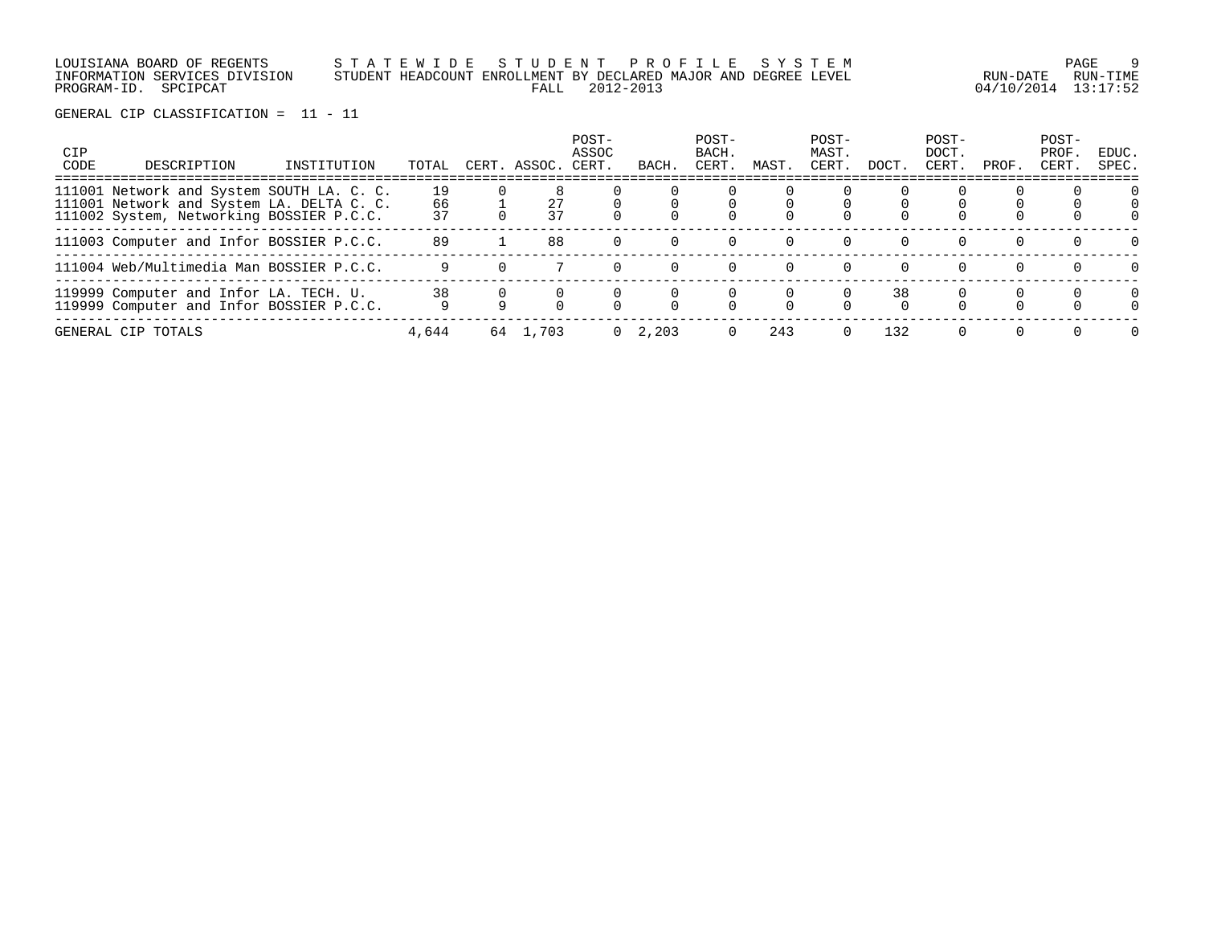GENERAL CIP CLASSIFICATION = 11 - 11

| CIP CODE | DESCRIPTION | INSTITUTION | TOTAL | CERT. | ASSOC. | POST-ASSOC CERT. | BACH. | POST-BACH. CERT. | MAST. | POST-MAST. CERT. | DOCT. | POST-DOCT. CERT. | PROF. | POST-PROF. CERT. | EDUC. SPEC. |
|---|---|---|---|---|---|---|---|---|---|---|---|---|---|---|---|
| 111001 | Network and System | SOUTH LA. C. C. | 19 | 0 | 8 | 0 | 0 | 0 | 0 | 0 | 0 | 0 | 0 | 0 | 0 |
| 111001 | Network and System | LA. DELTA C. C. | 66 | 1 | 27 | 0 | 0 | 0 | 0 | 0 | 0 | 0 | 0 | 0 | 0 |
| 111002 | System, Networking | BOSSIER P.C.C. | 37 | 0 | 37 | 0 | 0 | 0 | 0 | 0 | 0 | 0 | 0 | 0 | 0 |
| 111003 | Computer and Infor | BOSSIER P.C.C. | 89 | 1 | 88 | 0 | 0 | 0 | 0 | 0 | 0 | 0 | 0 | 0 | 0 |
| 111004 | Web/Multimedia Man | BOSSIER P.C.C. | 9 | 0 | 7 | 0 | 0 | 0 | 0 | 0 | 0 | 0 | 0 | 0 | 0 |
| 119999 | Computer and Infor | LA. TECH. U. | 38 | 0 | 0 | 0 | 0 | 0 | 0 | 0 | 38 | 0 | 0 | 0 | 0 |
| 119999 | Computer and Infor | BOSSIER P.C.C. | 9 | 9 | 0 | 0 | 0 | 0 | 0 | 0 | 0 | 0 | 0 | 0 | 0 |
| GENERAL CIP TOTALS | | | 4,644 | 64 | 1,703 | 0 | 2,203 | 0 | 243 | 0 | 132 | 0 | 0 | 0 | 0 |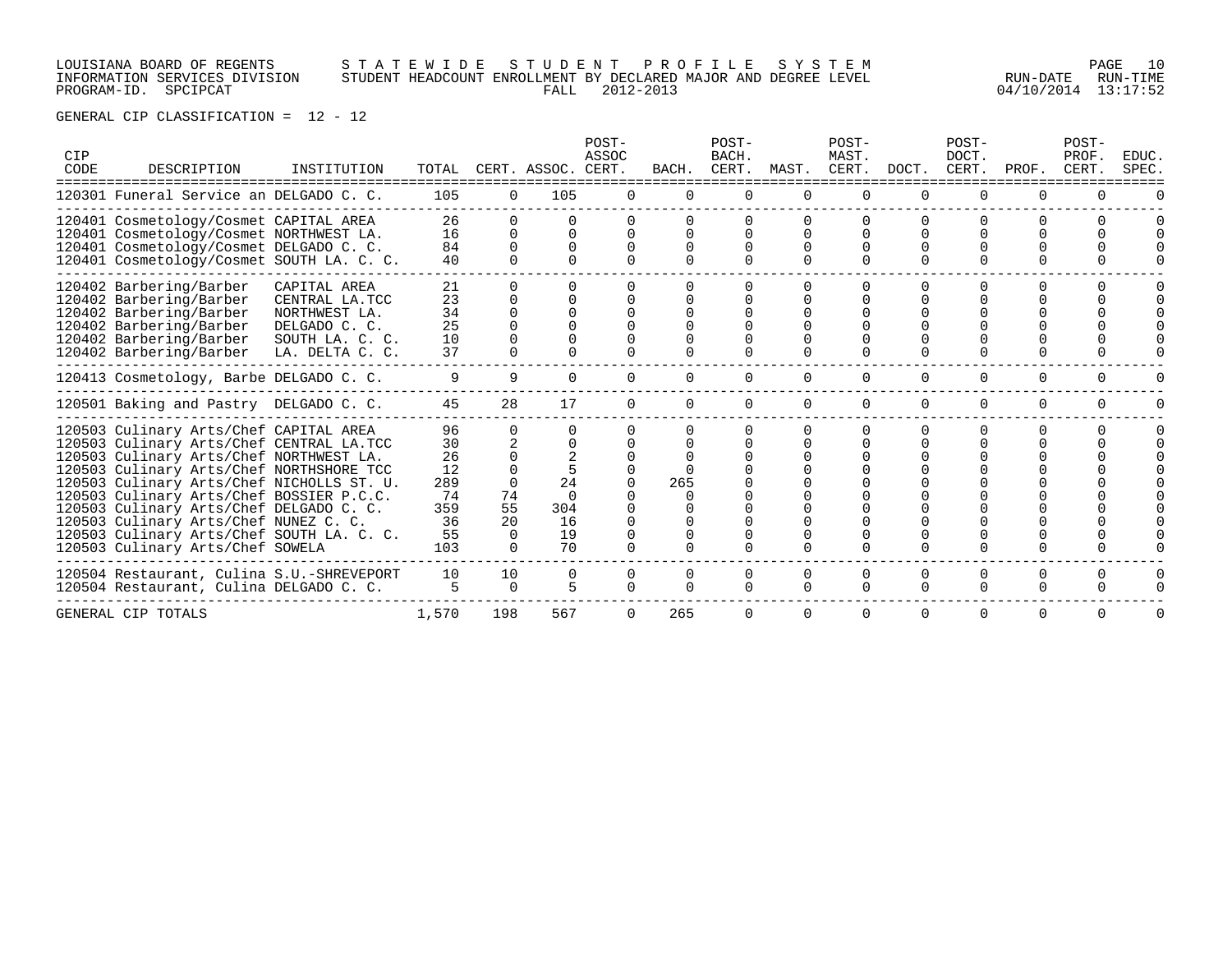LOUISIANA BOARD OF REGENTS — STATEWIDE STUDENT PROFILE SYSTEM
INFORMATION SERVICES DIVISION — STUDENT HEADCOUNT ENROLLMENT BY DECLARED MAJOR AND DEGREE LEVEL — FALL 2012-2013
PROGRAM-ID. SPCIPCAT — RUN-DATE 04/10/2014 RUN-TIME 13:17:52

GENERAL CIP CLASSIFICATION = 12 - 12

| CIP CODE | DESCRIPTION | INSTITUTION | TOTAL | CERT. | ASSOC. | POST-ASSOC CERT. | BACH. | POST-BACH. CERT. | MAST. | POST-MAST. CERT. | DOCT. | POST-DOCT. CERT. | PROF. | POST-PROF. CERT. | EDUC. SPEC. |
|---|---|---|---|---|---|---|---|---|---|---|---|---|---|---|---|
| 120301 | Funeral Service an | DELGADO C. C. | 105 | 0 | 105 | 0 | 0 | 0 | 0 | 0 | 0 | 0 | 0 | 0 | 0 |
| 120401 | Cosmetology/Cosmet | CAPITAL AREA | 26 | 0 | 0 | 0 | 0 | 0 | 0 | 0 | 0 | 0 | 0 | 0 | 0 |
| 120401 | Cosmetology/Cosmet | NORTHWEST LA. | 16 | 0 | 0 | 0 | 0 | 0 | 0 | 0 | 0 | 0 | 0 | 0 | 0 |
| 120401 | Cosmetology/Cosmet | DELGADO C. C. | 84 | 0 | 0 | 0 | 0 | 0 | 0 | 0 | 0 | 0 | 0 | 0 | 0 |
| 120401 | Cosmetology/Cosmet | SOUTH LA. C. C. | 40 | 0 | 0 | 0 | 0 | 0 | 0 | 0 | 0 | 0 | 0 | 0 | 0 |
| 120402 | Barbering/Barber | CAPITAL AREA | 21 | 0 | 0 | 0 | 0 | 0 | 0 | 0 | 0 | 0 | 0 | 0 | 0 |
| 120402 | Barbering/Barber | CENTRAL LA.TCC | 23 | 0 | 0 | 0 | 0 | 0 | 0 | 0 | 0 | 0 | 0 | 0 | 0 |
| 120402 | Barbering/Barber | NORTHWEST LA. | 34 | 0 | 0 | 0 | 0 | 0 | 0 | 0 | 0 | 0 | 0 | 0 | 0 |
| 120402 | Barbering/Barber | DELGADO C. C. | 25 | 0 | 0 | 0 | 0 | 0 | 0 | 0 | 0 | 0 | 0 | 0 | 0 |
| 120402 | Barbering/Barber | SOUTH LA. C. C. | 10 | 0 | 0 | 0 | 0 | 0 | 0 | 0 | 0 | 0 | 0 | 0 | 0 |
| 120402 | Barbering/Barber | LA. DELTA C. C. | 37 | 0 | 0 | 0 | 0 | 0 | 0 | 0 | 0 | 0 | 0 | 0 | 0 |
| 120413 | Cosmetology, Barbe | DELGADO C. C. | 9 | 9 | 0 | 0 | 0 | 0 | 0 | 0 | 0 | 0 | 0 | 0 | 0 |
| 120501 | Baking and Pastry | DELGADO C. C. | 45 | 28 | 17 | 0 | 0 | 0 | 0 | 0 | 0 | 0 | 0 | 0 | 0 |
| 120503 | Culinary Arts/Chef | CAPITAL AREA | 96 | 0 | 0 | 0 | 0 | 0 | 0 | 0 | 0 | 0 | 0 | 0 | 0 |
| 120503 | Culinary Arts/Chef | CENTRAL LA.TCC | 30 | 2 | 0 | 0 | 0 | 0 | 0 | 0 | 0 | 0 | 0 | 0 | 0 |
| 120503 | Culinary Arts/Chef | NORTHWEST LA. | 26 | 0 | 2 | 0 | 0 | 0 | 0 | 0 | 0 | 0 | 0 | 0 | 0 |
| 120503 | Culinary Arts/Chef | NORTHSHORE TCC | 12 | 0 | 5 | 0 | 0 | 0 | 0 | 0 | 0 | 0 | 0 | 0 | 0 |
| 120503 | Culinary Arts/Chef | NICHOLLS ST. U. | 289 | 0 | 24 | 0 | 265 | 0 | 0 | 0 | 0 | 0 | 0 | 0 | 0 |
| 120503 | Culinary Arts/Chef | BOSSIER P.C.C. | 74 | 74 | 0 | 0 | 0 | 0 | 0 | 0 | 0 | 0 | 0 | 0 | 0 |
| 120503 | Culinary Arts/Chef | DELGADO C. C. | 359 | 55 | 304 | 0 | 0 | 0 | 0 | 0 | 0 | 0 | 0 | 0 | 0 |
| 120503 | Culinary Arts/Chef | NUNEZ C. C. | 36 | 20 | 16 | 0 | 0 | 0 | 0 | 0 | 0 | 0 | 0 | 0 | 0 |
| 120503 | Culinary Arts/Chef | SOUTH LA. C. C. | 55 | 0 | 19 | 0 | 0 | 0 | 0 | 0 | 0 | 0 | 0 | 0 | 0 |
| 120503 | Culinary Arts/Chef | SOWELA | 103 | 0 | 70 | 0 | 0 | 0 | 0 | 0 | 0 | 0 | 0 | 0 | 0 |
| 120504 | Restaurant, Culina | S.U.-SHREVEPORT | 10 | 10 | 0 | 0 | 0 | 0 | 0 | 0 | 0 | 0 | 0 | 0 | 0 |
| 120504 | Restaurant, Culina | DELGADO C. C. | 5 | 0 | 5 | 0 | 0 | 0 | 0 | 0 | 0 | 0 | 0 | 0 | 0 |
| GENERAL CIP TOTALS | | | 1,570 | 198 | 567 | 0 | 265 | 0 | 0 | 0 | 0 | 0 | 0 | 0 | 0 |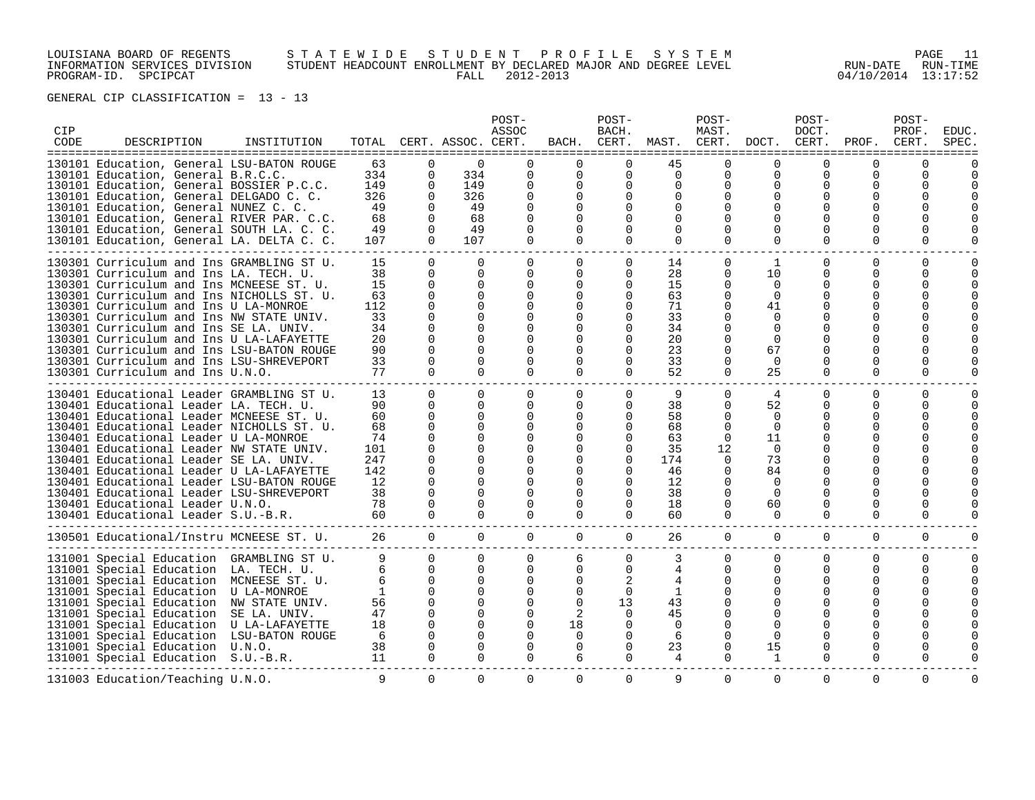LOUISIANA BOARD OF REGENTS — STATEWIDE STUDENT PROFILE SYSTEM
INFORMATION SERVICES DIVISION — STUDENT HEADCOUNT ENROLLMENT BY DECLARED MAJOR AND DEGREE LEVEL
PROGRAM-ID. SPCIPCAT — FALL 2012-2013 — RUN-DATE 04/10/2014 RUN-TIME 13:17:52

GENERAL CIP CLASSIFICATION = 13 - 13

| CIP CODE | DESCRIPTION | INSTITUTION | TOTAL | CERT. | ASSOC. | POST-ASSOC CERT. | BACH. | POST-BACH. CERT. | MAST. | POST-MAST. CERT. | DOCT. | POST-DOCT. CERT. | PROF. | POST-PROF. CERT. | EDUC. SPEC. |
|---|---|---|---|---|---|---|---|---|---|---|---|---|---|---|---|
| 130101 | Education, General | LSU-BATON ROUGE | 63 | 0 | 0 | 0 | 0 | 0 | 45 | 0 | 0 | 0 | 0 | 0 | 0 |
| 130101 | Education, General | B.R.C.C. | 334 | 0 | 334 | 0 | 0 | 0 | 0 | 0 | 0 | 0 | 0 | 0 | 0 |
| 130101 | Education, General | BOSSIER P.C.C. | 149 | 0 | 149 | 0 | 0 | 0 | 0 | 0 | 0 | 0 | 0 | 0 | 0 |
| 130101 | Education, General | DELGADO C. C. | 326 | 0 | 326 | 0 | 0 | 0 | 0 | 0 | 0 | 0 | 0 | 0 | 0 |
| 130101 | Education, General | NUNEZ C. C. | 49 | 0 | 49 | 0 | 0 | 0 | 0 | 0 | 0 | 0 | 0 | 0 | 0 |
| 130101 | Education, General | RIVER PAR. C.C. | 68 | 0 | 68 | 0 | 0 | 0 | 0 | 0 | 0 | 0 | 0 | 0 | 0 |
| 130101 | Education, General | SOUTH LA. C. C. | 49 | 0 | 49 | 0 | 0 | 0 | 0 | 0 | 0 | 0 | 0 | 0 | 0 |
| 130101 | Education, General | LA. DELTA C. C. | 107 | 0 | 107 | 0 | 0 | 0 | 0 | 0 | 0 | 0 | 0 | 0 | 0 |
| 130301 | Curriculum and Ins | GRAMBLING ST U. | 15 | 0 | 0 | 0 | 0 | 0 | 14 | 0 | 1 | 0 | 0 | 0 | 0 |
| 130301 | Curriculum and Ins | LA. TECH. U. | 38 | 0 | 0 | 0 | 0 | 0 | 28 | 0 | 10 | 0 | 0 | 0 | 0 |
| 130301 | Curriculum and Ins | MCNEESE ST. U. | 15 | 0 | 0 | 0 | 0 | 0 | 15 | 0 | 0 | 0 | 0 | 0 | 0 |
| 130301 | Curriculum and Ins | NICHOLLS ST. U. | 63 | 0 | 0 | 0 | 0 | 0 | 63 | 0 | 0 | 0 | 0 | 0 | 0 |
| 130301 | Curriculum and Ins | U LA-MONROE | 112 | 0 | 0 | 0 | 0 | 0 | 71 | 0 | 41 | 0 | 0 | 0 | 0 |
| 130301 | Curriculum and Ins | NW STATE UNIV. | 33 | 0 | 0 | 0 | 0 | 0 | 33 | 0 | 0 | 0 | 0 | 0 | 0 |
| 130301 | Curriculum and Ins | SE LA. UNIV. | 34 | 0 | 0 | 0 | 0 | 0 | 34 | 0 | 0 | 0 | 0 | 0 | 0 |
| 130301 | Curriculum and Ins | U LA-LAFAYETTE | 20 | 0 | 0 | 0 | 0 | 0 | 20 | 0 | 0 | 0 | 0 | 0 | 0 |
| 130301 | Curriculum and Ins | LSU-BATON ROUGE | 90 | 0 | 0 | 0 | 0 | 0 | 23 | 0 | 67 | 0 | 0 | 0 | 0 |
| 130301 | Curriculum and Ins | LSU-SHREVEPORT | 33 | 0 | 0 | 0 | 0 | 0 | 33 | 0 | 0 | 0 | 0 | 0 | 0 |
| 130301 | Curriculum and Ins | U.N.O. | 77 | 0 | 0 | 0 | 0 | 0 | 52 | 0 | 25 | 0 | 0 | 0 | 0 |
| 130401 | Educational Leader | GRAMBLING ST U. | 13 | 0 | 0 | 0 | 0 | 0 | 9 | 0 | 4 | 0 | 0 | 0 | 0 |
| 130401 | Educational Leader | LA. TECH. U. | 90 | 0 | 0 | 0 | 0 | 0 | 38 | 0 | 52 | 0 | 0 | 0 | 0 |
| 130401 | Educational Leader | MCNEESE ST. U. | 60 | 0 | 0 | 0 | 0 | 0 | 58 | 0 | 0 | 0 | 0 | 0 | 0 |
| 130401 | Educational Leader | NICHOLLS ST. U. | 68 | 0 | 0 | 0 | 0 | 0 | 68 | 0 | 0 | 0 | 0 | 0 | 0 |
| 130401 | Educational Leader | U LA-MONROE | 74 | 0 | 0 | 0 | 0 | 0 | 63 | 0 | 11 | 0 | 0 | 0 | 0 |
| 130401 | Educational Leader | NW STATE UNIV. | 101 | 0 | 0 | 0 | 0 | 0 | 35 | 12 | 0 | 0 | 0 | 0 | 0 |
| 130401 | Educational Leader | SE LA. UNIV. | 247 | 0 | 0 | 0 | 0 | 0 | 174 | 0 | 73 | 0 | 0 | 0 | 0 |
| 130401 | Educational Leader | U LA-LAFAYETTE | 142 | 0 | 0 | 0 | 0 | 0 | 46 | 0 | 84 | 0 | 0 | 0 | 0 |
| 130401 | Educational Leader | LSU-BATON ROUGE | 12 | 0 | 0 | 0 | 0 | 0 | 12 | 0 | 0 | 0 | 0 | 0 | 0 |
| 130401 | Educational Leader | LSU-SHREVEPORT | 38 | 0 | 0 | 0 | 0 | 0 | 38 | 0 | 0 | 0 | 0 | 0 | 0 |
| 130401 | Educational Leader | U.N.O. | 78 | 0 | 0 | 0 | 0 | 0 | 18 | 0 | 60 | 0 | 0 | 0 | 0 |
| 130401 | Educational Leader | S.U.-B.R. | 60 | 0 | 0 | 0 | 0 | 0 | 60 | 0 | 0 | 0 | 0 | 0 | 0 |
| 130501 | Educational/Instru | MCNEESE ST. U. | 26 | 0 | 0 | 0 | 0 | 0 | 26 | 0 | 0 | 0 | 0 | 0 | 0 |
| 131001 | Special Education | GRAMBLING ST U. | 9 | 0 | 0 | 0 | 6 | 0 | 3 | 0 | 0 | 0 | 0 | 0 | 0 |
| 131001 | Special Education | LA. TECH. U. | 6 | 0 | 0 | 0 | 0 | 0 | 4 | 0 | 0 | 0 | 0 | 0 | 0 |
| 131001 | Special Education | MCNEESE ST. U. | 6 | 0 | 0 | 0 | 0 | 2 | 4 | 0 | 0 | 0 | 0 | 0 | 0 |
| 131001 | Special Education | U LA-MONROE | 1 | 0 | 0 | 0 | 0 | 0 | 1 | 0 | 0 | 0 | 0 | 0 | 0 |
| 131001 | Special Education | NW STATE UNIV. | 56 | 0 | 0 | 0 | 0 | 13 | 43 | 0 | 0 | 0 | 0 | 0 | 0 |
| 131001 | Special Education | SE LA. UNIV. | 47 | 0 | 0 | 0 | 2 | 0 | 45 | 0 | 0 | 0 | 0 | 0 | 0 |
| 131001 | Special Education | U LA-LAFAYETTE | 18 | 0 | 0 | 0 | 18 | 0 | 0 | 0 | 0 | 0 | 0 | 0 | 0 |
| 131001 | Special Education | LSU-BATON ROUGE | 6 | 0 | 0 | 0 | 0 | 0 | 6 | 0 | 0 | 0 | 0 | 0 | 0 |
| 131001 | Special Education | U.N.O. | 38 | 0 | 0 | 0 | 0 | 0 | 23 | 0 | 15 | 0 | 0 | 0 | 0 |
| 131001 | Special Education | S.U.-B.R. | 11 | 0 | 0 | 0 | 6 | 0 | 4 | 0 | 1 | 0 | 0 | 0 | 0 |
| 131003 | Education/Teaching | U.N.O. | 9 | 0 | 0 | 0 | 0 | 0 | 9 | 0 | 0 | 0 | 0 | 0 | 0 |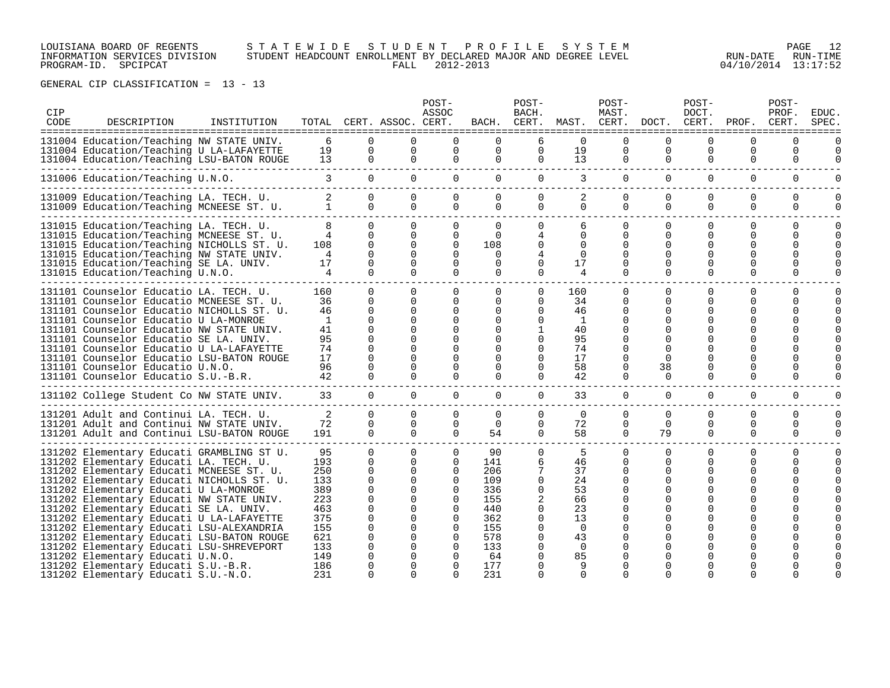GENERAL CIP CLASSIFICATION = 13 - 13

| CIP CODE | DESCRIPTION | INSTITUTION | TOTAL | CERT. | ASSOC. | POST-ASSOC CERT. | BACH. | POST-BACH. CERT. | MAST. | POST-MAST. CERT. | DOCT. | POST-DOCT. CERT. | PROF. | POST-PROF. CERT. | EDUC. SPEC. |
|---|---|---|---|---|---|---|---|---|---|---|---|---|---|---|---|
| 131004 | Education/Teaching | NW STATE UNIV. | 6 | 0 | 0 | 0 | 0 | 6 | 0 | 0 | 0 | 0 | 0 | 0 | 0 |
| 131004 | Education/Teaching | U LA-LAFAYETTE | 19 | 0 | 0 | 0 | 0 | 0 | 19 | 0 | 0 | 0 | 0 | 0 | 0 |
| 131004 | Education/Teaching | LSU-BATON ROUGE | 13 | 0 | 0 | 0 | 0 | 0 | 13 | 0 | 0 | 0 | 0 | 0 | 0 |
| 131006 | Education/Teaching | U.N.O. | 3 | 0 | 0 | 0 | 0 | 0 | 3 | 0 | 0 | 0 | 0 | 0 | 0 |
| 131009 | Education/Teaching | LA. TECH. U. | 2 | 0 | 0 | 0 | 0 | 0 | 2 | 0 | 0 | 0 | 0 | 0 | 0 |
| 131009 | Education/Teaching | MCNEESE ST. U. | 1 | 0 | 0 | 0 | 0 | 0 | 0 | 0 | 0 | 0 | 0 | 0 | 0 |
| 131015 | Education/Teaching | LA. TECH. U. | 8 | 0 | 0 | 0 | 0 | 0 | 6 | 0 | 0 | 0 | 0 | 0 | 0 |
| 131015 | Education/Teaching | MCNEESE ST. U. | 4 | 0 | 0 | 0 | 0 | 4 | 0 | 0 | 0 | 0 | 0 | 0 | 0 |
| 131015 | Education/Teaching | NICHOLLS ST. U. | 108 | 0 | 0 | 0 | 108 | 0 | 0 | 0 | 0 | 0 | 0 | 0 | 0 |
| 131015 | Education/Teaching | NW STATE UNIV. | 4 | 0 | 0 | 0 | 0 | 4 | 0 | 0 | 0 | 0 | 0 | 0 | 0 |
| 131015 | Education/Teaching | SE LA. UNIV. | 17 | 0 | 0 | 0 | 0 | 0 | 17 | 0 | 0 | 0 | 0 | 0 | 0 |
| 131015 | Education/Teaching | U.N.O. | 4 | 0 | 0 | 0 | 0 | 0 | 4 | 0 | 0 | 0 | 0 | 0 | 0 |
| 131101 | Counselor Educatio | LA. TECH. U. | 160 | 0 | 0 | 0 | 0 | 0 | 160 | 0 | 0 | 0 | 0 | 0 | 0 |
| 131101 | Counselor Educatio | MCNEESE ST. U. | 36 | 0 | 0 | 0 | 0 | 0 | 34 | 0 | 0 | 0 | 0 | 0 | 0 |
| 131101 | Counselor Educatio | NICHOLLS ST. U. | 46 | 0 | 0 | 0 | 0 | 0 | 46 | 0 | 0 | 0 | 0 | 0 | 0 |
| 131101 | Counselor Educatio | U LA-MONROE | 1 | 0 | 0 | 0 | 0 | 0 | 1 | 0 | 0 | 0 | 0 | 0 | 0 |
| 131101 | Counselor Educatio | NW STATE UNIV. | 41 | 0 | 0 | 0 | 0 | 1 | 40 | 0 | 0 | 0 | 0 | 0 | 0 |
| 131101 | Counselor Educatio | SE LA. UNIV. | 95 | 0 | 0 | 0 | 0 | 0 | 95 | 0 | 0 | 0 | 0 | 0 | 0 |
| 131101 | Counselor Educatio | U LA-LAFAYETTE | 74 | 0 | 0 | 0 | 0 | 0 | 74 | 0 | 0 | 0 | 0 | 0 | 0 |
| 131101 | Counselor Educatio | LSU-BATON ROUGE | 17 | 0 | 0 | 0 | 0 | 0 | 17 | 0 | 0 | 0 | 0 | 0 | 0 |
| 131101 | Counselor Educatio | U.N.O. | 96 | 0 | 0 | 0 | 0 | 0 | 58 | 0 | 38 | 0 | 0 | 0 | 0 |
| 131101 | Counselor Educatio | S.U.-B.R. | 42 | 0 | 0 | 0 | 0 | 0 | 42 | 0 | 0 | 0 | 0 | 0 | 0 |
| 131102 | College Student Co | NW STATE UNIV. | 33 | 0 | 0 | 0 | 0 | 0 | 33 | 0 | 0 | 0 | 0 | 0 | 0 |
| 131201 | Adult and Continui | LA. TECH. U. | 2 | 0 | 0 | 0 | 0 | 0 | 0 | 0 | 0 | 0 | 0 | 0 | 0 |
| 131201 | Adult and Continui | NW STATE UNIV. | 72 | 0 | 0 | 0 | 0 | 0 | 72 | 0 | 0 | 0 | 0 | 0 | 0 |
| 131201 | Adult and Continui | LSU-BATON ROUGE | 191 | 0 | 0 | 0 | 54 | 0 | 58 | 0 | 79 | 0 | 0 | 0 | 0 |
| 131202 | Elementary Educati | GRAMBLING ST U. | 95 | 0 | 0 | 0 | 90 | 0 | 5 | 0 | 0 | 0 | 0 | 0 | 0 |
| 131202 | Elementary Educati | LA. TECH. U. | 193 | 0 | 0 | 0 | 141 | 6 | 46 | 0 | 0 | 0 | 0 | 0 | 0 |
| 131202 | Elementary Educati | MCNEESE ST. U. | 250 | 0 | 0 | 0 | 206 | 7 | 37 | 0 | 0 | 0 | 0 | 0 | 0 |
| 131202 | Elementary Educati | NICHOLLS ST. U. | 133 | 0 | 0 | 0 | 109 | 0 | 24 | 0 | 0 | 0 | 0 | 0 | 0 |
| 131202 | Elementary Educati | U LA-MONROE | 389 | 0 | 0 | 0 | 336 | 0 | 53 | 0 | 0 | 0 | 0 | 0 | 0 |
| 131202 | Elementary Educati | NW STATE UNIV. | 223 | 0 | 0 | 0 | 155 | 2 | 66 | 0 | 0 | 0 | 0 | 0 | 0 |
| 131202 | Elementary Educati | SE LA. UNIV. | 463 | 0 | 0 | 0 | 440 | 0 | 23 | 0 | 0 | 0 | 0 | 0 | 0 |
| 131202 | Elementary Educati | U LA-LAFAYETTE | 375 | 0 | 0 | 0 | 362 | 0 | 13 | 0 | 0 | 0 | 0 | 0 | 0 |
| 131202 | Elementary Educati | LSU-ALEXANDRIA | 155 | 0 | 0 | 0 | 155 | 0 | 0 | 0 | 0 | 0 | 0 | 0 | 0 |
| 131202 | Elementary Educati | LSU-BATON ROUGE | 621 | 0 | 0 | 0 | 578 | 0 | 43 | 0 | 0 | 0 | 0 | 0 | 0 |
| 131202 | Elementary Educati | LSU-SHREVEPORT | 133 | 0 | 0 | 0 | 133 | 0 | 0 | 0 | 0 | 0 | 0 | 0 | 0 |
| 131202 | Elementary Educati | U.N.O. | 149 | 0 | 0 | 0 | 64 | 0 | 85 | 0 | 0 | 0 | 0 | 0 | 0 |
| 131202 | Elementary Educati | S.U.-B.R. | 186 | 0 | 0 | 0 | 177 | 0 | 9 | 0 | 0 | 0 | 0 | 0 | 0 |
| 131202 | Elementary Educati | S.U.-N.O. | 231 | 0 | 0 | 0 | 231 | 0 | 0 | 0 | 0 | 0 | 0 | 0 | 0 |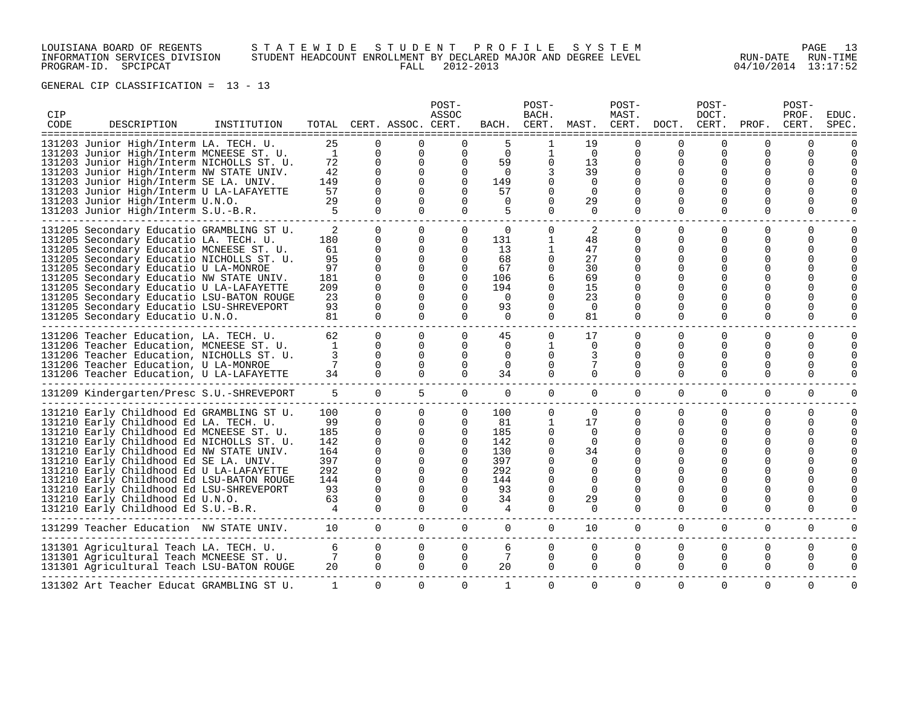LOUISIANA BOARD OF REGENTS — STATEWIDE STUDENT PROFILE SYSTEM
INFORMATION SERVICES DIVISION — STUDENT HEADCOUNT ENROLLMENT BY DECLARED MAJOR AND DEGREE LEVEL — RUN-DATE 04/10/2014 RUN-TIME 13:17:52
PROGRAM-ID. SPCIPCAT — FALL 2012-2013

GENERAL CIP CLASSIFICATION = 13 - 13

| CIP CODE | DESCRIPTION | INSTITUTION | TOTAL | CERT. | ASSOC. | POST-ASSOC CERT. | BACH. | POST-BACH. CERT. | MAST. | POST-MAST. CERT. | DOCT. | POST-DOCT. CERT. | PROF. | POST-PROF. CERT. | EDUC. SPEC. |
|---|---|---|---|---|---|---|---|---|---|---|---|---|---|---|---|
| 131203 | Junior High/Interm | LA. TECH. U. | 25 | 0 | 0 | 0 | 5 | 1 | 19 | 0 | 0 | 0 | 0 | 0 | 0 |
| 131203 | Junior High/Interm | MCNEESE ST. U. | 1 | 0 | 0 | 0 | 0 | 1 | 0 | 0 | 0 | 0 | 0 | 0 | 0 |
| 131203 | Junior High/Interm | NICHOLLS ST. U. | 72 | 0 | 0 | 0 | 59 | 0 | 13 | 0 | 0 | 0 | 0 | 0 | 0 |
| 131203 | Junior High/Interm | NW STATE UNIV. | 42 | 0 | 0 | 0 | 0 | 3 | 39 | 0 | 0 | 0 | 0 | 0 | 0 |
| 131203 | Junior High/Interm | SE LA. UNIV. | 149 | 0 | 0 | 0 | 149 | 0 | 0 | 0 | 0 | 0 | 0 | 0 | 0 |
| 131203 | Junior High/Interm | U LA-LAFAYETTE | 57 | 0 | 0 | 0 | 57 | 0 | 0 | 0 | 0 | 0 | 0 | 0 | 0 |
| 131203 | Junior High/Interm | U.N.O. | 29 | 0 | 0 | 0 | 0 | 0 | 29 | 0 | 0 | 0 | 0 | 0 | 0 |
| 131203 | Junior High/Interm | S.U.-B.R. | 5 | 0 | 0 | 0 | 5 | 0 | 0 | 0 | 0 | 0 | 0 | 0 | 0 |
| 131205 | Secondary Educatio | GRAMBLING ST U. | 2 | 0 | 0 | 0 | 0 | 0 | 2 | 0 | 0 | 0 | 0 | 0 | 0 |
| 131205 | Secondary Educatio | LA. TECH. U. | 180 | 0 | 0 | 0 | 131 | 1 | 48 | 0 | 0 | 0 | 0 | 0 | 0 |
| 131205 | Secondary Educatio | MCNEESE ST. U. | 61 | 0 | 0 | 0 | 13 | 1 | 47 | 0 | 0 | 0 | 0 | 0 | 0 |
| 131205 | Secondary Educatio | NICHOLLS ST. U. | 95 | 0 | 0 | 0 | 68 | 0 | 27 | 0 | 0 | 0 | 0 | 0 | 0 |
| 131205 | Secondary Educatio | U LA-MONROE | 97 | 0 | 0 | 0 | 67 | 0 | 30 | 0 | 0 | 0 | 0 | 0 | 0 |
| 131205 | Secondary Educatio | NW STATE UNIV. | 181 | 0 | 0 | 0 | 106 | 6 | 69 | 0 | 0 | 0 | 0 | 0 | 0 |
| 131205 | Secondary Educatio | U LA-LAFAYETTE | 209 | 0 | 0 | 0 | 194 | 0 | 15 | 0 | 0 | 0 | 0 | 0 | 0 |
| 131205 | Secondary Educatio | LSU-BATON ROUGE | 23 | 0 | 0 | 0 | 0 | 0 | 23 | 0 | 0 | 0 | 0 | 0 | 0 |
| 131205 | Secondary Educatio | LSU-SHREVEPORT | 93 | 0 | 0 | 0 | 93 | 0 | 0 | 0 | 0 | 0 | 0 | 0 | 0 |
| 131205 | Secondary Educatio | U.N.O. | 81 | 0 | 0 | 0 | 0 | 0 | 81 | 0 | 0 | 0 | 0 | 0 | 0 |
| 131206 | Teacher Education, | LA. TECH. U. | 62 | 0 | 0 | 0 | 45 | 0 | 17 | 0 | 0 | 0 | 0 | 0 | 0 |
| 131206 | Teacher Education, | MCNEESE ST. U. | 1 | 0 | 0 | 0 | 0 | 1 | 0 | 0 | 0 | 0 | 0 | 0 | 0 |
| 131206 | Teacher Education, | NICHOLLS ST. U. | 3 | 0 | 0 | 0 | 0 | 0 | 3 | 0 | 0 | 0 | 0 | 0 | 0 |
| 131206 | Teacher Education, | U LA-MONROE | 7 | 0 | 0 | 0 | 0 | 0 | 7 | 0 | 0 | 0 | 0 | 0 | 0 |
| 131206 | Teacher Education, | U LA-LAFAYETTE | 34 | 0 | 0 | 0 | 34 | 0 | 0 | 0 | 0 | 0 | 0 | 0 | 0 |
| 131209 | Kindergarten/Presc | S.U.-SHREVEPORT | 5 | 0 | 5 | 0 | 0 | 0 | 0 | 0 | 0 | 0 | 0 | 0 | 0 |
| 131210 | Early Childhood Ed | GRAMBLING ST U. | 100 | 0 | 0 | 0 | 100 | 0 | 0 | 0 | 0 | 0 | 0 | 0 | 0 |
| 131210 | Early Childhood Ed | LA. TECH. U. | 99 | 0 | 0 | 0 | 81 | 1 | 17 | 0 | 0 | 0 | 0 | 0 | 0 |
| 131210 | Early Childhood Ed | MCNEESE ST. U. | 185 | 0 | 0 | 0 | 185 | 0 | 0 | 0 | 0 | 0 | 0 | 0 | 0 |
| 131210 | Early Childhood Ed | NICHOLLS ST. U. | 142 | 0 | 0 | 0 | 142 | 0 | 0 | 0 | 0 | 0 | 0 | 0 | 0 |
| 131210 | Early Childhood Ed | NW STATE UNIV. | 164 | 0 | 0 | 0 | 130 | 0 | 34 | 0 | 0 | 0 | 0 | 0 | 0 |
| 131210 | Early Childhood Ed | SE LA. UNIV. | 397 | 0 | 0 | 0 | 397 | 0 | 0 | 0 | 0 | 0 | 0 | 0 | 0 |
| 131210 | Early Childhood Ed | U LA-LAFAYETTE | 292 | 0 | 0 | 0 | 292 | 0 | 0 | 0 | 0 | 0 | 0 | 0 | 0 |
| 131210 | Early Childhood Ed | LSU-BATON ROUGE | 144 | 0 | 0 | 0 | 144 | 0 | 0 | 0 | 0 | 0 | 0 | 0 | 0 |
| 131210 | Early Childhood Ed | LSU-SHREVEPORT | 93 | 0 | 0 | 0 | 93 | 0 | 0 | 0 | 0 | 0 | 0 | 0 | 0 |
| 131210 | Early Childhood Ed | U.N.O. | 63 | 0 | 0 | 0 | 34 | 0 | 29 | 0 | 0 | 0 | 0 | 0 | 0 |
| 131210 | Early Childhood Ed | S.U.-B.R. | 4 | 0 | 0 | 0 | 4 | 0 | 0 | 0 | 0 | 0 | 0 | 0 | 0 |
| 131299 | Teacher Education | NW STATE UNIV. | 10 | 0 | 0 | 0 | 0 | 0 | 10 | 0 | 0 | 0 | 0 | 0 | 0 |
| 131301 | Agricultural Teach | LA. TECH. U. | 6 | 0 | 0 | 0 | 6 | 0 | 0 | 0 | 0 | 0 | 0 | 0 | 0 |
| 131301 | Agricultural Teach | MCNEESE ST. U. | 7 | 0 | 0 | 0 | 7 | 0 | 0 | 0 | 0 | 0 | 0 | 0 | 0 |
| 131301 | Agricultural Teach | LSU-BATON ROUGE | 20 | 0 | 0 | 0 | 20 | 0 | 0 | 0 | 0 | 0 | 0 | 0 | 0 |
| 131302 | Art Teacher Educat | GRAMBLING ST U. | 1 | 0 | 0 | 0 | 1 | 0 | 0 | 0 | 0 | 0 | 0 | 0 | 0 |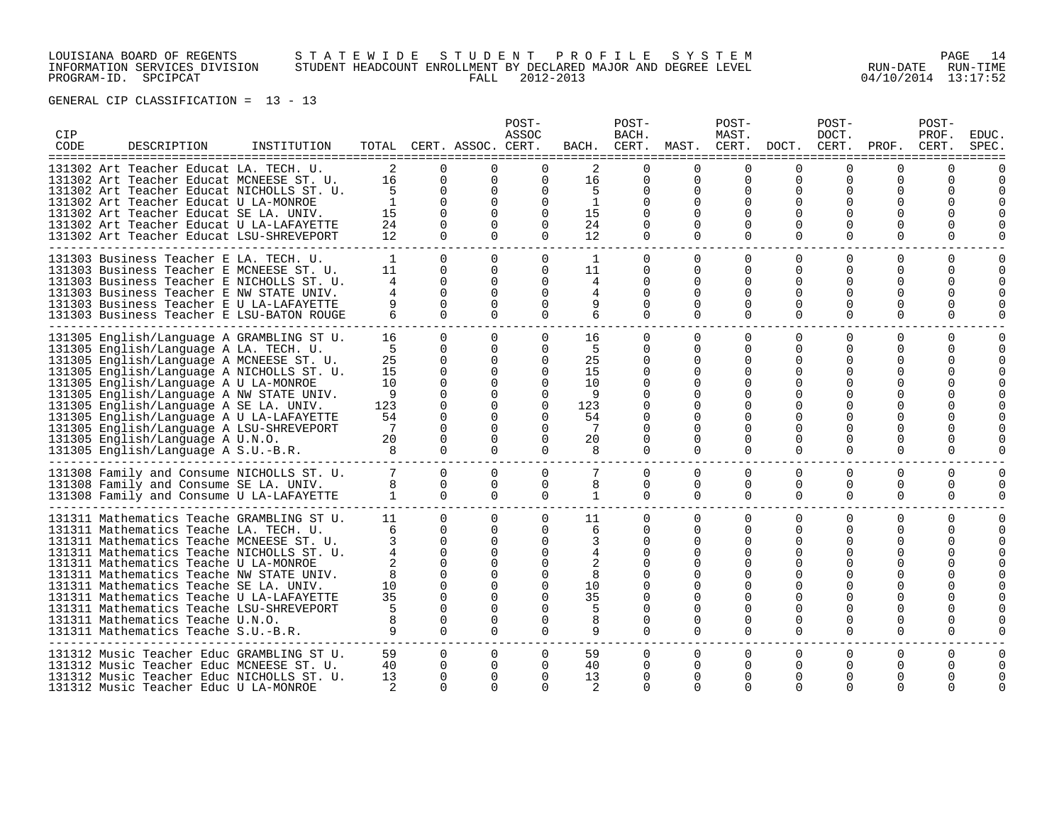LOUISIANA BOARD OF REGENTS — STATEWIDE STUDENT PROFILE SYSTEM
INFORMATION SERVICES DIVISION — STUDENT HEADCOUNT ENROLLMENT BY DECLARED MAJOR AND DEGREE LEVEL
PROGRAM-ID. SPCIPCAT — FALL 2012-2013 — RUN-DATE 04/10/2014 RUN-TIME 13:17:52

GENERAL CIP CLASSIFICATION = 13 - 13

| CIP CODE | DESCRIPTION | INSTITUTION | TOTAL | CERT. | ASSOC. | POST-ASSOC CERT. | BACH. | POST-BACH. CERT. | MAST. | POST-MAST. CERT. | DOCT. | POST-DOCT. CERT. | PROF. | POST-PROF. CERT. | EDUC. SPEC. |
|---|---|---|---|---|---|---|---|---|---|---|---|---|---|---|---|
| 131302 | Art Teacher Educat | LA. TECH. U. | 2 | 0 | 0 | 0 | 2 | 0 | 0 | 0 | 0 | 0 | 0 | 0 | 0 |
| 131302 | Art Teacher Educat | MCNEESE ST. U. | 16 | 0 | 0 | 0 | 16 | 0 | 0 | 0 | 0 | 0 | 0 | 0 | 0 |
| 131302 | Art Teacher Educat | NICHOLLS ST. U. | 5 | 0 | 0 | 0 | 5 | 0 | 0 | 0 | 0 | 0 | 0 | 0 | 0 |
| 131302 | Art Teacher Educat | U LA-MONROE | 1 | 0 | 0 | 0 | 1 | 0 | 0 | 0 | 0 | 0 | 0 | 0 | 0 |
| 131302 | Art Teacher Educat | SE LA. UNIV. | 15 | 0 | 0 | 0 | 15 | 0 | 0 | 0 | 0 | 0 | 0 | 0 | 0 |
| 131302 | Art Teacher Educat | U LA-LAFAYETTE | 24 | 0 | 0 | 0 | 24 | 0 | 0 | 0 | 0 | 0 | 0 | 0 | 0 |
| 131302 | Art Teacher Educat | LSU-SHREVEPORT | 12 | 0 | 0 | 0 | 12 | 0 | 0 | 0 | 0 | 0 | 0 | 0 | 0 |
| 131303 | Business Teacher E | LA. TECH. U. | 1 | 0 | 0 | 0 | 1 | 0 | 0 | 0 | 0 | 0 | 0 | 0 | 0 |
| 131303 | Business Teacher E | MCNEESE ST. U. | 11 | 0 | 0 | 0 | 11 | 0 | 0 | 0 | 0 | 0 | 0 | 0 | 0 |
| 131303 | Business Teacher E | NICHOLLS ST. U. | 4 | 0 | 0 | 0 | 4 | 0 | 0 | 0 | 0 | 0 | 0 | 0 | 0 |
| 131303 | Business Teacher E | NW STATE UNIV. | 4 | 0 | 0 | 0 | 4 | 0 | 0 | 0 | 0 | 0 | 0 | 0 | 0 |
| 131303 | Business Teacher E | U LA-LAFAYETTE | 9 | 0 | 0 | 0 | 9 | 0 | 0 | 0 | 0 | 0 | 0 | 0 | 0 |
| 131303 | Business Teacher E | LSU-BATON ROUGE | 6 | 0 | 0 | 0 | 6 | 0 | 0 | 0 | 0 | 0 | 0 | 0 | 0 |
| 131305 | English/Language A | GRAMBLING ST U. | 16 | 0 | 0 | 0 | 16 | 0 | 0 | 0 | 0 | 0 | 0 | 0 | 0 |
| 131305 | English/Language A | LA. TECH. U. | 5 | 0 | 0 | 0 | 5 | 0 | 0 | 0 | 0 | 0 | 0 | 0 | 0 |
| 131305 | English/Language A | MCNEESE ST. U. | 25 | 0 | 0 | 0 | 25 | 0 | 0 | 0 | 0 | 0 | 0 | 0 | 0 |
| 131305 | English/Language A | NICHOLLS ST. U. | 15 | 0 | 0 | 0 | 15 | 0 | 0 | 0 | 0 | 0 | 0 | 0 | 0 |
| 131305 | English/Language A | U LA-MONROE | 10 | 0 | 0 | 0 | 10 | 0 | 0 | 0 | 0 | 0 | 0 | 0 | 0 |
| 131305 | English/Language A | NW STATE UNIV. | 9 | 0 | 0 | 0 | 9 | 0 | 0 | 0 | 0 | 0 | 0 | 0 | 0 |
| 131305 | English/Language A | SE LA. UNIV. | 123 | 0 | 0 | 0 | 123 | 0 | 0 | 0 | 0 | 0 | 0 | 0 | 0 |
| 131305 | English/Language A | U LA-LAFAYETTE | 54 | 0 | 0 | 0 | 54 | 0 | 0 | 0 | 0 | 0 | 0 | 0 | 0 |
| 131305 | English/Language A | LSU-SHREVEPORT | 7 | 0 | 0 | 0 | 7 | 0 | 0 | 0 | 0 | 0 | 0 | 0 | 0 |
| 131305 | English/Language A | U.N.O. | 20 | 0 | 0 | 0 | 20 | 0 | 0 | 0 | 0 | 0 | 0 | 0 | 0 |
| 131305 | English/Language A | S.U.-B.R. | 8 | 0 | 0 | 0 | 8 | 0 | 0 | 0 | 0 | 0 | 0 | 0 | 0 |
| 131308 | Family and Consume | NICHOLLS ST. U. | 7 | 0 | 0 | 0 | 7 | 0 | 0 | 0 | 0 | 0 | 0 | 0 | 0 |
| 131308 | Family and Consume | SE LA. UNIV. | 8 | 0 | 0 | 0 | 8 | 0 | 0 | 0 | 0 | 0 | 0 | 0 | 0 |
| 131308 | Family and Consume | U LA-LAFAYETTE | 1 | 0 | 0 | 0 | 1 | 0 | 0 | 0 | 0 | 0 | 0 | 0 | 0 |
| 131311 | Mathematics Teache | GRAMBLING ST U. | 11 | 0 | 0 | 0 | 11 | 0 | 0 | 0 | 0 | 0 | 0 | 0 | 0 |
| 131311 | Mathematics Teache | LA. TECH. U. | 6 | 0 | 0 | 0 | 6 | 0 | 0 | 0 | 0 | 0 | 0 | 0 | 0 |
| 131311 | Mathematics Teache | MCNEESE ST. U. | 3 | 0 | 0 | 0 | 3 | 0 | 0 | 0 | 0 | 0 | 0 | 0 | 0 |
| 131311 | Mathematics Teache | NICHOLLS ST. U. | 4 | 0 | 0 | 0 | 4 | 0 | 0 | 0 | 0 | 0 | 0 | 0 | 0 |
| 131311 | Mathematics Teache | U LA-MONROE | 2 | 0 | 0 | 0 | 2 | 0 | 0 | 0 | 0 | 0 | 0 | 0 | 0 |
| 131311 | Mathematics Teache | NW STATE UNIV. | 8 | 0 | 0 | 0 | 8 | 0 | 0 | 0 | 0 | 0 | 0 | 0 | 0 |
| 131311 | Mathematics Teache | SE LA. UNIV. | 10 | 0 | 0 | 0 | 10 | 0 | 0 | 0 | 0 | 0 | 0 | 0 | 0 |
| 131311 | Mathematics Teache | U LA-LAFAYETTE | 35 | 0 | 0 | 0 | 35 | 0 | 0 | 0 | 0 | 0 | 0 | 0 | 0 |
| 131311 | Mathematics Teache | LSU-SHREVEPORT | 5 | 0 | 0 | 0 | 5 | 0 | 0 | 0 | 0 | 0 | 0 | 0 | 0 |
| 131311 | Mathematics Teache | U.N.O. | 8 | 0 | 0 | 0 | 8 | 0 | 0 | 0 | 0 | 0 | 0 | 0 | 0 |
| 131311 | Mathematics Teache | S.U.-B.R. | 9 | 0 | 0 | 0 | 9 | 0 | 0 | 0 | 0 | 0 | 0 | 0 | 0 |
| 131312 | Music Teacher Educ | GRAMBLING ST U. | 59 | 0 | 0 | 0 | 59 | 0 | 0 | 0 | 0 | 0 | 0 | 0 | 0 |
| 131312 | Music Teacher Educ | MCNEESE ST. U. | 40 | 0 | 0 | 0 | 40 | 0 | 0 | 0 | 0 | 0 | 0 | 0 | 0 |
| 131312 | Music Teacher Educ | NICHOLLS ST. U. | 13 | 0 | 0 | 0 | 13 | 0 | 0 | 0 | 0 | 0 | 0 | 0 | 0 |
| 131312 | Music Teacher Educ | U LA-MONROE | 2 | 0 | 0 | 0 | 2 | 0 | 0 | 0 | 0 | 0 | 0 | 0 | 0 |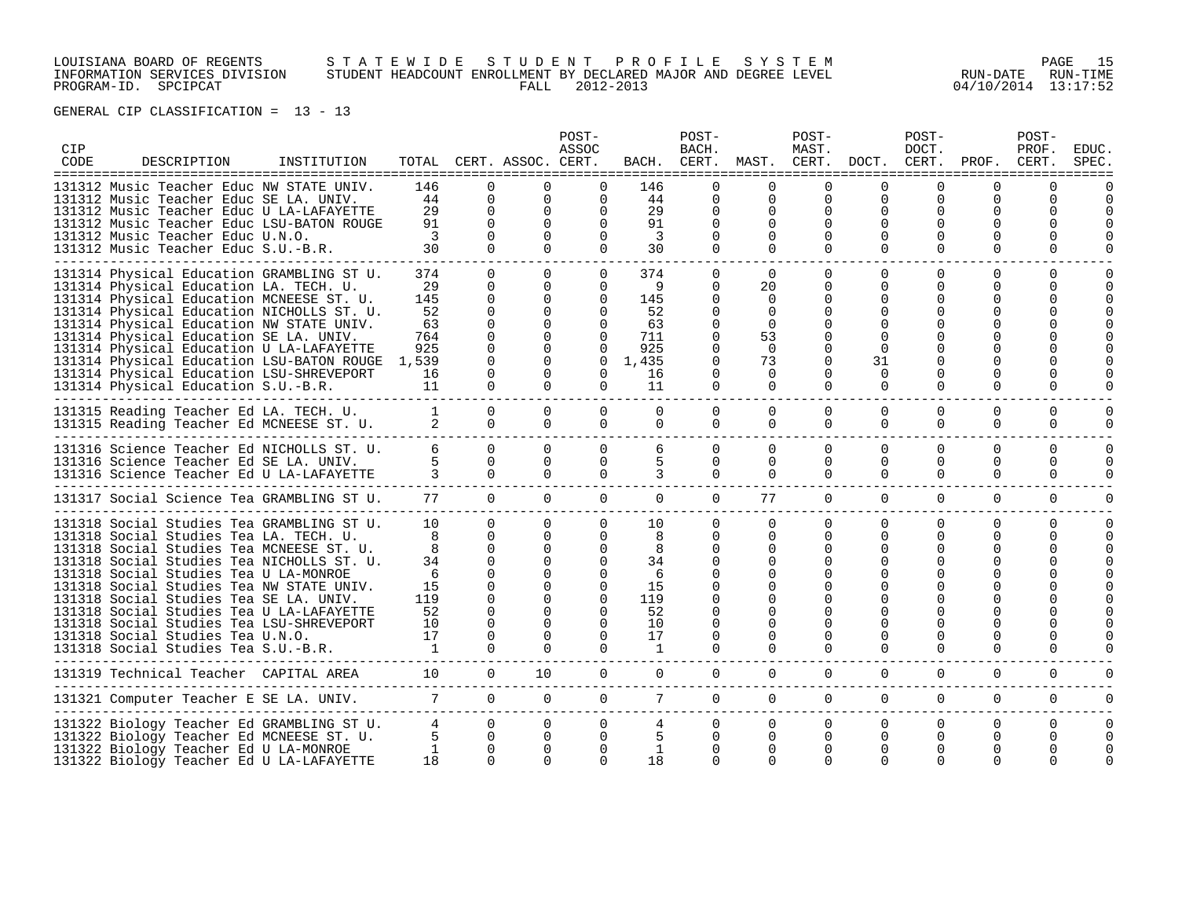GENERAL CIP CLASSIFICATION = 13 - 13

| CIP CODE | DESCRIPTION | INSTITUTION | TOTAL | CERT. | ASSOC. | POST-ASSOC CERT. | BACH. | POST-BACH. CERT. | MAST. | POST-MAST. CERT. | DOCT. | POST-DOCT. CERT. | PROF. | POST-PROF. CERT. | EDUC. SPEC. |
|---|---|---|---|---|---|---|---|---|---|---|---|---|---|---|---|
| 131312 | Music Teacher Educ | NW STATE UNIV. | 146 | 0 | 0 | 0 | 146 | 0 | 0 | 0 | 0 | 0 | 0 | 0 | 0 |
| 131312 | Music Teacher Educ | SE LA. UNIV. | 44 | 0 | 0 | 0 | 44 | 0 | 0 | 0 | 0 | 0 | 0 | 0 | 0 |
| 131312 | Music Teacher Educ | U LA-LAFAYETTE | 29 | 0 | 0 | 0 | 29 | 0 | 0 | 0 | 0 | 0 | 0 | 0 | 0 |
| 131312 | Music Teacher Educ | LSU-BATON ROUGE | 91 | 0 | 0 | 0 | 91 | 0 | 0 | 0 | 0 | 0 | 0 | 0 | 0 |
| 131312 | Music Teacher Educ | U.N.O. | 3 | 0 | 0 | 0 | 3 | 0 | 0 | 0 | 0 | 0 | 0 | 0 | 0 |
| 131312 | Music Teacher Educ | S.U.-B.R. | 30 | 0 | 0 | 0 | 30 | 0 | 0 | 0 | 0 | 0 | 0 | 0 | 0 |
| 131314 | Physical Education | GRAMBLING ST U. | 374 | 0 | 0 | 0 | 374 | 0 | 0 | 0 | 0 | 0 | 0 | 0 | 0 |
| 131314 | Physical Education | LA. TECH. U. | 29 | 0 | 0 | 0 | 9 | 0 | 20 | 0 | 0 | 0 | 0 | 0 | 0 |
| 131314 | Physical Education | MCNEESE ST. U. | 145 | 0 | 0 | 0 | 145 | 0 | 0 | 0 | 0 | 0 | 0 | 0 | 0 |
| 131314 | Physical Education | NICHOLLS ST. U. | 52 | 0 | 0 | 0 | 52 | 0 | 0 | 0 | 0 | 0 | 0 | 0 | 0 |
| 131314 | Physical Education | NW STATE UNIV. | 63 | 0 | 0 | 0 | 63 | 0 | 0 | 0 | 0 | 0 | 0 | 0 | 0 |
| 131314 | Physical Education | SE LA. UNIV. | 764 | 0 | 0 | 0 | 711 | 0 | 53 | 0 | 0 | 0 | 0 | 0 | 0 |
| 131314 | Physical Education | U LA-LAFAYETTE | 925 | 0 | 0 | 0 | 925 | 0 | 0 | 0 | 0 | 0 | 0 | 0 | 0 |
| 131314 | Physical Education | LSU-BATON ROUGE | 1,539 | 0 | 0 | 0 | 1,435 | 0 | 73 | 0 | 31 | 0 | 0 | 0 | 0 |
| 131314 | Physical Education | LSU-SHREVEPORT | 16 | 0 | 0 | 0 | 16 | 0 | 0 | 0 | 0 | 0 | 0 | 0 | 0 |
| 131314 | Physical Education | S.U.-B.R. | 11 | 0 | 0 | 0 | 11 | 0 | 0 | 0 | 0 | 0 | 0 | 0 | 0 |
| 131315 | Reading Teacher Ed | LA. TECH. U. | 1 | 0 | 0 | 0 | 0 | 0 | 0 | 0 | 0 | 0 | 0 | 0 | 0 |
| 131315 | Reading Teacher Ed | MCNEESE ST. U. | 2 | 0 | 0 | 0 | 0 | 0 | 0 | 0 | 0 | 0 | 0 | 0 | 0 |
| 131316 | Science Teacher Ed | NICHOLLS ST. U. | 6 | 0 | 0 | 0 | 6 | 0 | 0 | 0 | 0 | 0 | 0 | 0 | 0 |
| 131316 | Science Teacher Ed | SE LA. UNIV. | 5 | 0 | 0 | 0 | 5 | 0 | 0 | 0 | 0 | 0 | 0 | 0 | 0 |
| 131316 | Science Teacher Ed | U LA-LAFAYETTE | 3 | 0 | 0 | 0 | 3 | 0 | 0 | 0 | 0 | 0 | 0 | 0 | 0 |
| 131317 | Social Science Tea | GRAMBLING ST U. | 77 | 0 | 0 | 0 | 0 | 0 | 77 | 0 | 0 | 0 | 0 | 0 | 0 |
| 131318 | Social Studies Tea | GRAMBLING ST U. | 10 | 0 | 0 | 0 | 10 | 0 | 0 | 0 | 0 | 0 | 0 | 0 | 0 |
| 131318 | Social Studies Tea | LA. TECH. U. | 8 | 0 | 0 | 0 | 8 | 0 | 0 | 0 | 0 | 0 | 0 | 0 | 0 |
| 131318 | Social Studies Tea | MCNEESE ST. U. | 8 | 0 | 0 | 0 | 8 | 0 | 0 | 0 | 0 | 0 | 0 | 0 | 0 |
| 131318 | Social Studies Tea | NICHOLLS ST. U. | 34 | 0 | 0 | 0 | 34 | 0 | 0 | 0 | 0 | 0 | 0 | 0 | 0 |
| 131318 | Social Studies Tea | U LA-MONROE | 6 | 0 | 0 | 0 | 6 | 0 | 0 | 0 | 0 | 0 | 0 | 0 | 0 |
| 131318 | Social Studies Tea | NW STATE UNIV. | 15 | 0 | 0 | 0 | 15 | 0 | 0 | 0 | 0 | 0 | 0 | 0 | 0 |
| 131318 | Social Studies Tea | SE LA. UNIV. | 119 | 0 | 0 | 0 | 119 | 0 | 0 | 0 | 0 | 0 | 0 | 0 | 0 |
| 131318 | Social Studies Tea | U LA-LAFAYETTE | 52 | 0 | 0 | 0 | 52 | 0 | 0 | 0 | 0 | 0 | 0 | 0 | 0 |
| 131318 | Social Studies Tea | LSU-SHREVEPORT | 10 | 0 | 0 | 0 | 10 | 0 | 0 | 0 | 0 | 0 | 0 | 0 | 0 |
| 131318 | Social Studies Tea | U.N.O. | 17 | 0 | 0 | 0 | 17 | 0 | 0 | 0 | 0 | 0 | 0 | 0 | 0 |
| 131318 | Social Studies Tea | S.U.-B.R. | 1 | 0 | 0 | 0 | 1 | 0 | 0 | 0 | 0 | 0 | 0 | 0 | 0 |
| 131319 | Technical Teacher | CAPITAL AREA | 10 | 0 | 10 | 0 | 0 | 0 | 0 | 0 | 0 | 0 | 0 | 0 | 0 |
| 131321 | Computer Teacher E | SE LA. UNIV. | 7 | 0 | 0 | 0 | 7 | 0 | 0 | 0 | 0 | 0 | 0 | 0 | 0 |
| 131322 | Biology Teacher Ed | GRAMBLING ST U. | 4 | 0 | 0 | 0 | 4 | 0 | 0 | 0 | 0 | 0 | 0 | 0 | 0 |
| 131322 | Biology Teacher Ed | MCNEESE ST. U. | 5 | 0 | 0 | 0 | 5 | 0 | 0 | 0 | 0 | 0 | 0 | 0 | 0 |
| 131322 | Biology Teacher Ed | U LA-MONROE | 1 | 0 | 0 | 0 | 1 | 0 | 0 | 0 | 0 | 0 | 0 | 0 | 0 |
| 131322 | Biology Teacher Ed | U LA-LAFAYETTE | 18 | 0 | 0 | 0 | 18 | 0 | 0 | 0 | 0 | 0 | 0 | 0 | 0 |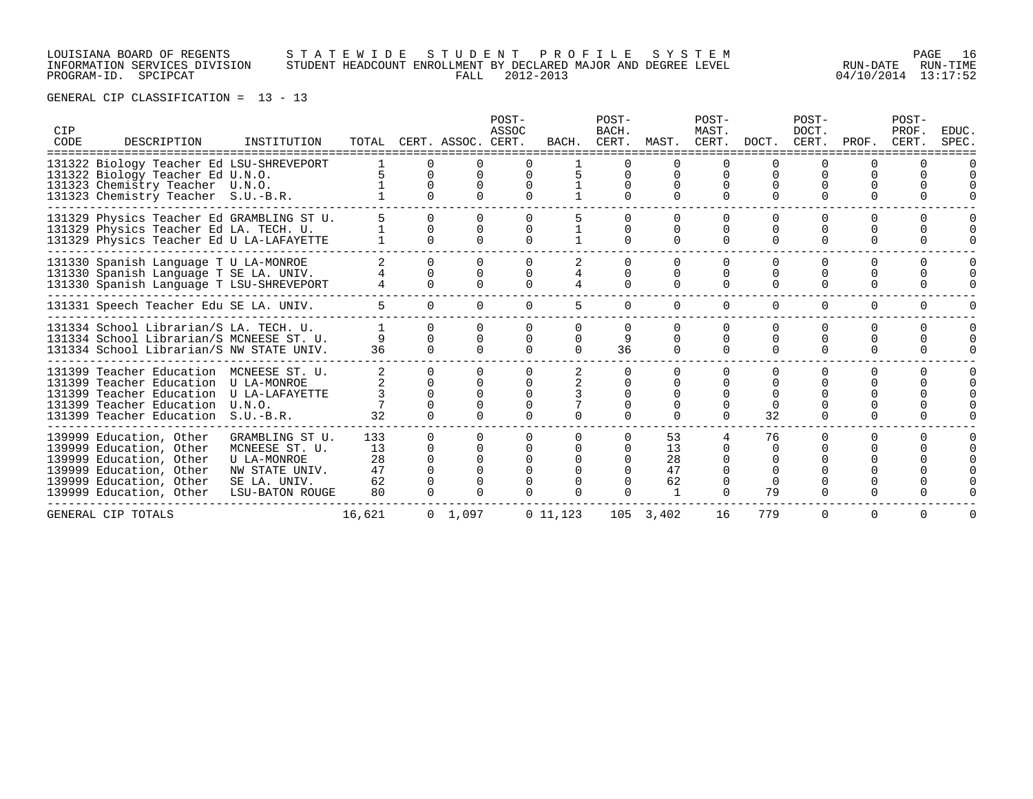LOUISIANA BOARD OF REGENTS — STATEWIDE STUDENT PROFILE SYSTEM

INFORMATION SERVICES DIVISION — STUDENT HEADCOUNT ENROLLMENT BY DECLARED MAJOR AND DEGREE LEVEL — FALL 2012-2013

PROGRAM-ID. SPCIPCAT — RUN-DATE 04/10/2014 — RUN-TIME 13:17:52

GENERAL CIP CLASSIFICATION = 13 - 13

| CIP CODE | DESCRIPTION | INSTITUTION | TOTAL | CERT. | ASSOC. | POST-ASSOC CERT. | BACH. | POST-BACH. CERT. | MAST. | POST-MAST. CERT. | DOCT. | POST-DOCT. CERT. | PROF. | POST-PROF. CERT. | EDUC. SPEC. |
|---|---|---|---|---|---|---|---|---|---|---|---|---|---|---|---|
| 131322 | Biology Teacher Ed | LSU-SHREVEPORT | 1 | 0 | 0 | 0 | 1 | 0 | 0 | 0 | 0 | 0 | 0 | 0 | 0 |
| 131322 | Biology Teacher Ed | U.N.O. | 5 | 0 | 0 | 0 | 5 | 0 | 0 | 0 | 0 | 0 | 0 | 0 | 0 |
| 131323 | Chemistry Teacher | U.N.O. | 1 | 0 | 0 | 0 | 1 | 0 | 0 | 0 | 0 | 0 | 0 | 0 | 0 |
| 131323 | Chemistry Teacher | S.U.-B.R. | 1 | 0 | 0 | 0 | 1 | 0 | 0 | 0 | 0 | 0 | 0 | 0 | 0 |
| 131329 | Physics Teacher Ed | GRAMBLING ST U. | 5 | 0 | 0 | 0 | 5 | 0 | 0 | 0 | 0 | 0 | 0 | 0 | 0 |
| 131329 | Physics Teacher Ed | LA. TECH. U. | 1 | 0 | 0 | 0 | 1 | 0 | 0 | 0 | 0 | 0 | 0 | 0 | 0 |
| 131329 | Physics Teacher Ed | U LA-LAFAYETTE | 1 | 0 | 0 | 0 | 1 | 0 | 0 | 0 | 0 | 0 | 0 | 0 | 0 |
| 131330 | Spanish Language T | U LA-MONROE | 2 | 0 | 0 | 0 | 2 | 0 | 0 | 0 | 0 | 0 | 0 | 0 | 0 |
| 131330 | Spanish Language T | SE LA. UNIV. | 4 | 0 | 0 | 0 | 4 | 0 | 0 | 0 | 0 | 0 | 0 | 0 | 0 |
| 131330 | Spanish Language T | LSU-SHREVEPORT | 4 | 0 | 0 | 0 | 4 | 0 | 0 | 0 | 0 | 0 | 0 | 0 | 0 |
| 131331 | Speech Teacher Edu | SE LA. UNIV. | 5 | 0 | 0 | 0 | 5 | 0 | 0 | 0 | 0 | 0 | 0 | 0 | 0 |
| 131334 | School Librarian/S | LA. TECH. U. | 1 | 0 | 0 | 0 | 0 | 0 | 0 | 0 | 0 | 0 | 0 | 0 | 0 |
| 131334 | School Librarian/S | MCNEESE ST. U. | 9 | 0 | 0 | 0 | 0 | 9 | 0 | 0 | 0 | 0 | 0 | 0 | 0 |
| 131334 | School Librarian/S | NW STATE UNIV. | 36 | 0 | 0 | 0 | 0 | 36 | 0 | 0 | 0 | 0 | 0 | 0 | 0 |
| 131399 | Teacher Education | MCNEESE ST. U. | 2 | 0 | 0 | 0 | 2 | 0 | 0 | 0 | 0 | 0 | 0 | 0 | 0 |
| 131399 | Teacher Education | U LA-MONROE | 2 | 0 | 0 | 0 | 2 | 0 | 0 | 0 | 0 | 0 | 0 | 0 | 0 |
| 131399 | Teacher Education | U LA-LAFAYETTE | 3 | 0 | 0 | 0 | 3 | 0 | 0 | 0 | 0 | 0 | 0 | 0 | 0 |
| 131399 | Teacher Education | U.N.O. | 7 | 0 | 0 | 0 | 7 | 0 | 0 | 0 | 0 | 0 | 0 | 0 | 0 |
| 131399 | Teacher Education | S.U.-B.R. | 32 | 0 | 0 | 0 | 0 | 0 | 0 | 0 | 32 | 0 | 0 | 0 | 0 |
| 139999 | Education, Other | GRAMBLING ST U. | 133 | 0 | 0 | 0 | 0 | 0 | 53 | 4 | 76 | 0 | 0 | 0 | 0 |
| 139999 | Education, Other | MCNEESE ST. U. | 13 | 0 | 0 | 0 | 0 | 0 | 13 | 0 | 0 | 0 | 0 | 0 | 0 |
| 139999 | Education, Other | U LA-MONROE | 28 | 0 | 0 | 0 | 0 | 0 | 28 | 0 | 0 | 0 | 0 | 0 | 0 |
| 139999 | Education, Other | NW STATE UNIV. | 47 | 0 | 0 | 0 | 0 | 0 | 47 | 0 | 0 | 0 | 0 | 0 | 0 |
| 139999 | Education, Other | SE LA. UNIV. | 62 | 0 | 0 | 0 | 0 | 0 | 62 | 0 | 0 | 0 | 0 | 0 | 0 |
| 139999 | Education, Other | LSU-BATON ROUGE | 80 | 0 | 0 | 0 | 0 | 0 | 1 | 0 | 79 | 0 | 0 | 0 | 0 |
| GENERAL CIP TOTALS | | | 16,621 | 0 | 1,097 | 0 | 11,123 | 105 | 3,402 | 16 | 779 | 0 | 0 | 0 | 0 |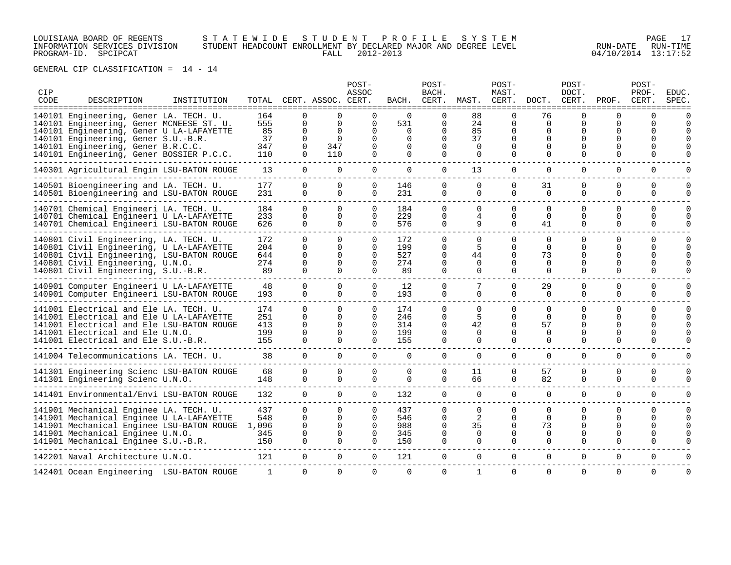LOUISIANA BOARD OF REGENTS S T A T E W I D E S T U D E N T P R O F I L E S Y S T E M
INFORMATION SERVICES DIVISION STUDENT HEADCOUNT ENROLLMENT BY DECLARED MAJOR AND DEGREE LEVEL RUN-DATE RUN-TIME
PROGRAM-ID. SPCIPCAT FALL 2012-2013 04/10/2014 13:17:52

GENERAL CIP CLASSIFICATION = 14 - 14

| CIP CODE | DESCRIPTION | INSTITUTION | TOTAL | CERT. | ASSOC. | POST-ASSOC CERT. | BACH. | POST-BACH. CERT. | MAST. | POST-MAST. CERT. | DOCT. | POST-DOCT. CERT. | PROF. | POST-PROF. CERT. | EDUC. SPEC. |
|---|---|---|---|---|---|---|---|---|---|---|---|---|---|---|---|
| 140101 | Engineering, Gener | LA. TECH. U. | 164 | 0 | 0 | 0 | 0 | 0 | 88 | 0 | 76 | 0 | 0 | 0 | 0 |
| 140101 | Engineering, Gener | MCNEESE ST. U. | 555 | 0 | 0 | 0 | 531 | 0 | 24 | 0 | 0 | 0 | 0 | 0 | 0 |
| 140101 | Engineering, Gener | U LA-LAFAYETTE | 85 | 0 | 0 | 0 | 0 | 0 | 85 | 0 | 0 | 0 | 0 | 0 | 0 |
| 140101 | Engineering, Gener | S.U.-B.R. | 37 | 0 | 0 | 0 | 0 | 0 | 37 | 0 | 0 | 0 | 0 | 0 | 0 |
| 140101 | Engineering, Gener | B.R.C.C. | 347 | 0 | 347 | 0 | 0 | 0 | 0 | 0 | 0 | 0 | 0 | 0 | 0 |
| 140101 | Engineering, Gener | BOSSIER P.C.C. | 110 | 0 | 110 | 0 | 0 | 0 | 0 | 0 | 0 | 0 | 0 | 0 | 0 |
| 140301 | Agricultural Engin | LSU-BATON ROUGE | 13 | 0 | 0 | 0 | 0 | 0 | 13 | 0 | 0 | 0 | 0 | 0 | 0 |
| 140501 | Bioengineering and | LA. TECH. U. | 177 | 0 | 0 | 0 | 146 | 0 | 0 | 0 | 31 | 0 | 0 | 0 | 0 |
| 140501 | Bioengineering and | LSU-BATON ROUGE | 231 | 0 | 0 | 0 | 231 | 0 | 0 | 0 | 0 | 0 | 0 | 0 | 0 |
| 140701 | Chemical Engineeri | LA. TECH. U. | 184 | 0 | 0 | 0 | 184 | 0 | 0 | 0 | 0 | 0 | 0 | 0 | 0 |
| 140701 | Chemical Engineeri | U LA-LAFAYETTE | 233 | 0 | 0 | 0 | 229 | 0 | 4 | 0 | 0 | 0 | 0 | 0 | 0 |
| 140701 | Chemical Engineeri | LSU-BATON ROUGE | 626 | 0 | 0 | 0 | 576 | 0 | 9 | 0 | 41 | 0 | 0 | 0 | 0 |
| 140801 | Civil Engineering, | LA. TECH. U. | 172 | 0 | 0 | 0 | 172 | 0 | 0 | 0 | 0 | 0 | 0 | 0 | 0 |
| 140801 | Civil Engineering, | U LA-LAFAYETTE | 204 | 0 | 0 | 0 | 199 | 0 | 5 | 0 | 0 | 0 | 0 | 0 | 0 |
| 140801 | Civil Engineering, | LSU-BATON ROUGE | 644 | 0 | 0 | 0 | 527 | 0 | 44 | 0 | 73 | 0 | 0 | 0 | 0 |
| 140801 | Civil Engineering, | U.N.O. | 274 | 0 | 0 | 0 | 274 | 0 | 0 | 0 | 0 | 0 | 0 | 0 | 0 |
| 140801 | Civil Engineering, | S.U.-B.R. | 89 | 0 | 0 | 0 | 89 | 0 | 0 | 0 | 0 | 0 | 0 | 0 | 0 |
| 140901 | Computer Engineeri | U LA-LAFAYETTE | 48 | 0 | 0 | 0 | 12 | 0 | 7 | 0 | 29 | 0 | 0 | 0 | 0 |
| 140901 | Computer Engineeri | LSU-BATON ROUGE | 193 | 0 | 0 | 0 | 193 | 0 | 0 | 0 | 0 | 0 | 0 | 0 | 0 |
| 141001 | Electrical and Ele | LA. TECH. U. | 174 | 0 | 0 | 0 | 174 | 0 | 0 | 0 | 0 | 0 | 0 | 0 | 0 |
| 141001 | Electrical and Ele | U LA-LAFAYETTE | 251 | 0 | 0 | 0 | 246 | 0 | 5 | 0 | 0 | 0 | 0 | 0 | 0 |
| 141001 | Electrical and Ele | LSU-BATON ROUGE | 413 | 0 | 0 | 0 | 314 | 0 | 42 | 0 | 57 | 0 | 0 | 0 | 0 |
| 141001 | Electrical and Ele | U.N.O. | 199 | 0 | 0 | 0 | 199 | 0 | 0 | 0 | 0 | 0 | 0 | 0 | 0 |
| 141001 | Electrical and Ele | S.U.-B.R. | 155 | 0 | 0 | 0 | 155 | 0 | 0 | 0 | 0 | 0 | 0 | 0 | 0 |
| 141004 | Telecommunications | LA. TECH. U. | 38 | 0 | 0 | 0 | 0 | 0 | 0 | 0 | 0 | 0 | 0 | 0 | 0 |
| 141301 | Engineering Scienc | LSU-BATON ROUGE | 68 | 0 | 0 | 0 | 0 | 0 | 11 | 0 | 57 | 0 | 0 | 0 | 0 |
| 141301 | Engineering Scienc | U.N.O. | 148 | 0 | 0 | 0 | 0 | 0 | 66 | 0 | 82 | 0 | 0 | 0 | 0 |
| 141401 | Environmental/Envi | LSU-BATON ROUGE | 132 | 0 | 0 | 0 | 132 | 0 | 0 | 0 | 0 | 0 | 0 | 0 | 0 |
| 141901 | Mechanical Enginee | LA. TECH. U. | 437 | 0 | 0 | 0 | 437 | 0 | 0 | 0 | 0 | 0 | 0 | 0 | 0 |
| 141901 | Mechanical Enginee | U LA-LAFAYETTE | 548 | 0 | 0 | 0 | 546 | 0 | 2 | 0 | 0 | 0 | 0 | 0 | 0 |
| 141901 | Mechanical Enginee | LSU-BATON ROUGE | 1,096 | 0 | 0 | 0 | 988 | 0 | 35 | 0 | 73 | 0 | 0 | 0 | 0 |
| 141901 | Mechanical Enginee | U.N.O. | 345 | 0 | 0 | 0 | 345 | 0 | 0 | 0 | 0 | 0 | 0 | 0 | 0 |
| 141901 | Mechanical Enginee | S.U.-B.R. | 150 | 0 | 0 | 0 | 150 | 0 | 0 | 0 | 0 | 0 | 0 | 0 | 0 |
| 142201 | Naval Architecture | U.N.O. | 121 | 0 | 0 | 0 | 121 | 0 | 0 | 0 | 0 | 0 | 0 | 0 | 0 |
| 142401 | Ocean Engineering | LSU-BATON ROUGE | 1 | 0 | 0 | 0 | 0 | 0 | 1 | 0 | 0 | 0 | 0 | 0 | 0 |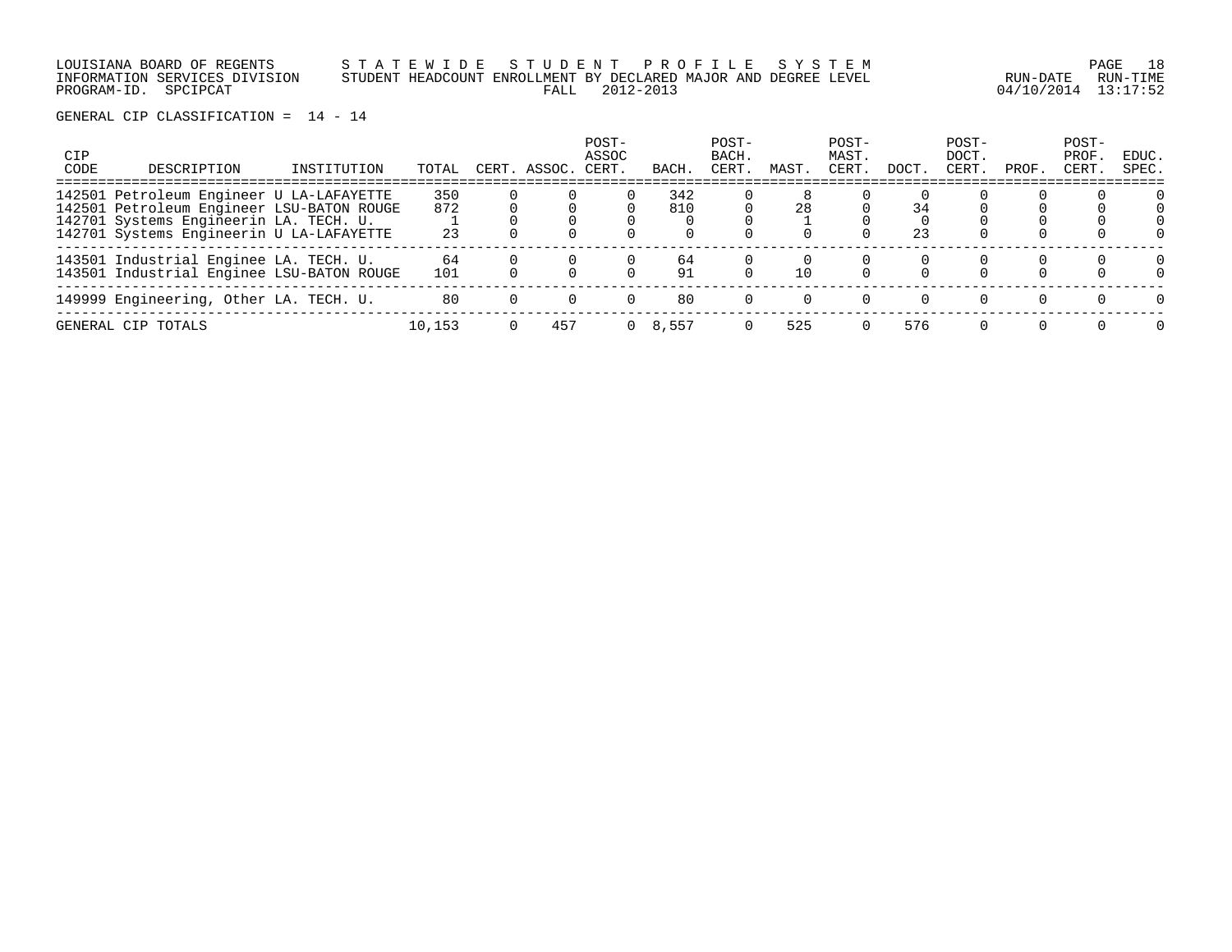LOUISIANA BOARD OF REGENTS — S T A T E W I D E   S T U D E N T   P R O F I L E   S Y S T E M
INFORMATION SERVICES DIVISION — STUDENT HEADCOUNT ENROLLMENT BY DECLARED MAJOR AND DEGREE LEVEL — RUN-DATE 04/10/2014 RUN-TIME 13:17:52
PROGRAM-ID. SPCIPCAT — FALL 2012-2013

GENERAL CIP CLASSIFICATION = 14 - 14

| CIP CODE | DESCRIPTION | INSTITUTION | TOTAL | CERT. | ASSOC. | POST-ASSOC CERT. | BACH. | POST-BACH. CERT. | MAST. | POST-MAST. CERT. | DOCT. | POST-DOCT. CERT. | PROF. | POST-PROF. CERT. | EDUC. SPEC. |
|---|---|---|---|---|---|---|---|---|---|---|---|---|---|---|---|
| 142501 | Petroleum Engineer | U LA-LAFAYETTE | 350 | 0 | 0 | 0 | 342 | 0 | 8 | 0 | 0 | 0 | 0 | 0 | 0 |
| 142501 | Petroleum Engineer | LSU-BATON ROUGE | 872 | 0 | 0 | 0 | 810 | 0 | 28 | 0 | 34 | 0 | 0 | 0 | 0 |
| 142701 | Systems Engineerin | LA. TECH. U. | 1 | 0 | 0 | 0 | 0 | 0 | 1 | 0 | 0 | 0 | 0 | 0 | 0 |
| 142701 | Systems Engineerin | U LA-LAFAYETTE | 23 | 0 | 0 | 0 | 0 | 0 | 0 | 0 | 23 | 0 | 0 | 0 | 0 |
| 143501 | Industrial Enginee | LA. TECH. U. | 64 | 0 | 0 | 0 | 64 | 0 | 0 | 0 | 0 | 0 | 0 | 0 | 0 |
| 143501 | Industrial Enginee | LSU-BATON ROUGE | 101 | 0 | 0 | 0 | 91 | 0 | 10 | 0 | 0 | 0 | 0 | 0 | 0 |
| 149999 | Engineering, Other | LA. TECH. U. | 80 | 0 | 0 | 0 | 80 | 0 | 0 | 0 | 0 | 0 | 0 | 0 | 0 |
| GENERAL CIP TOTALS | | | 10,153 | 0 | 457 | 0 | 8,557 | 0 | 525 | 0 | 576 | 0 | 0 | 0 | 0 |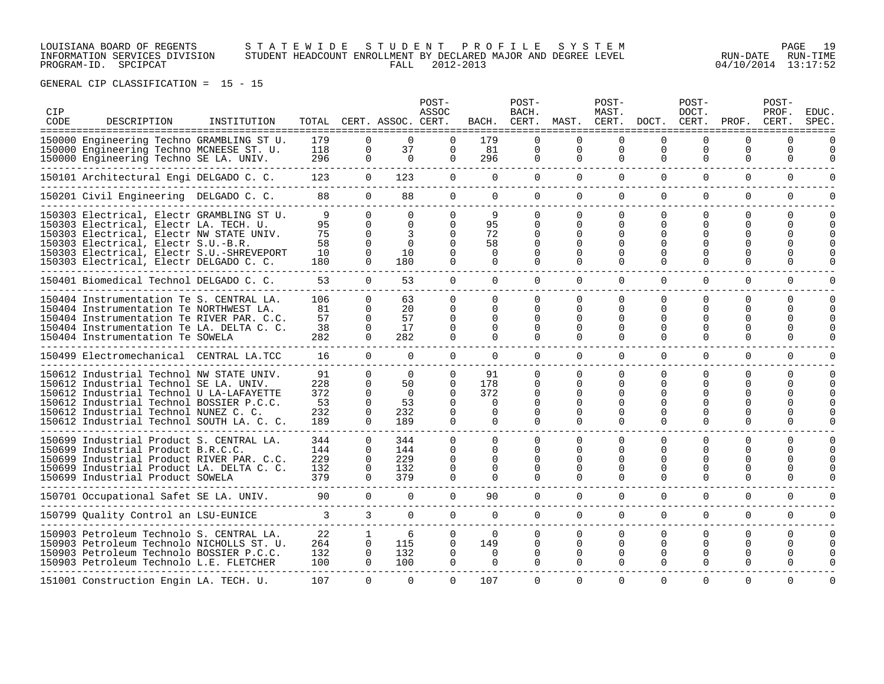LOUISIANA BOARD OF REGENTS — STATEWIDE STUDENT PROFILE SYSTEM
INFORMATION SERVICES DIVISION — STUDENT HEADCOUNT ENROLLMENT BY DECLARED MAJOR AND DEGREE LEVEL
PROGRAM-ID. SPCIPCAT — FALL 2012-2013 — RUN-DATE 04/10/2014 RUN-TIME 13:17:52

GENERAL CIP CLASSIFICATION = 15 - 15

| CIP CODE | DESCRIPTION | INSTITUTION | TOTAL | CERT. | ASSOC. | POST-ASSOC CERT. | BACH. | POST-BACH. CERT. | MAST. | POST-MAST. CERT. | DOCT. | POST-DOCT. CERT. | PROF. | POST-PROF. CERT. | EDUC. SPEC. |
|---|---|---|---|---|---|---|---|---|---|---|---|---|---|---|---|
| 150000 | Engineering Techno | GRAMBLING ST U. | 179 | 0 | 0 | 0 | 179 | 0 | 0 | 0 | 0 | 0 | 0 | 0 | 0 |
| 150000 | Engineering Techno | MCNEESE ST. U. | 118 | 0 | 37 | 0 | 81 | 0 | 0 | 0 | 0 | 0 | 0 | 0 | 0 |
| 150000 | Engineering Techno | SE LA. UNIV. | 296 | 0 | 0 | 0 | 296 | 0 | 0 | 0 | 0 | 0 | 0 | 0 | 0 |
| 150101 | Architectural Engi | DELGADO C. C. | 123 | 0 | 123 | 0 | 0 | 0 | 0 | 0 | 0 | 0 | 0 | 0 | 0 |
| 150201 | Civil Engineering | DELGADO C. C. | 88 | 0 | 88 | 0 | 0 | 0 | 0 | 0 | 0 | 0 | 0 | 0 | 0 |
| 150303 | Electrical, Electr | GRAMBLING ST U. | 9 | 0 | 0 | 0 | 9 | 0 | 0 | 0 | 0 | 0 | 0 | 0 | 0 |
| 150303 | Electrical, Electr | LA. TECH. U. | 95 | 0 | 0 | 0 | 95 | 0 | 0 | 0 | 0 | 0 | 0 | 0 | 0 |
| 150303 | Electrical, Electr | NW STATE UNIV. | 75 | 0 | 3 | 0 | 72 | 0 | 0 | 0 | 0 | 0 | 0 | 0 | 0 |
| 150303 | Electrical, Electr | S.U.-B.R. | 58 | 0 | 0 | 0 | 58 | 0 | 0 | 0 | 0 | 0 | 0 | 0 | 0 |
| 150303 | Electrical, Electr | S.U.-SHREVEPORT | 10 | 0 | 10 | 0 | 0 | 0 | 0 | 0 | 0 | 0 | 0 | 0 | 0 |
| 150303 | Electrical, Electr | DELGADO C. C. | 180 | 0 | 180 | 0 | 0 | 0 | 0 | 0 | 0 | 0 | 0 | 0 | 0 |
| 150401 | Biomedical Technol | DELGADO C. C. | 53 | 0 | 53 | 0 | 0 | 0 | 0 | 0 | 0 | 0 | 0 | 0 | 0 |
| 150404 | Instrumentation Te | S. CENTRAL LA. | 106 | 0 | 63 | 0 | 0 | 0 | 0 | 0 | 0 | 0 | 0 | 0 | 0 |
| 150404 | Instrumentation Te | NORTHWEST LA. | 81 | 0 | 20 | 0 | 0 | 0 | 0 | 0 | 0 | 0 | 0 | 0 | 0 |
| 150404 | Instrumentation Te | RIVER PAR. C.C. | 57 | 0 | 57 | 0 | 0 | 0 | 0 | 0 | 0 | 0 | 0 | 0 | 0 |
| 150404 | Instrumentation Te | LA. DELTA C. C. | 38 | 0 | 17 | 0 | 0 | 0 | 0 | 0 | 0 | 0 | 0 | 0 | 0 |
| 150404 | Instrumentation Te | SOWELA | 282 | 0 | 282 | 0 | 0 | 0 | 0 | 0 | 0 | 0 | 0 | 0 | 0 |
| 150499 | Electromechanical | CENTRAL LA.TCC | 16 | 0 | 0 | 0 | 0 | 0 | 0 | 0 | 0 | 0 | 0 | 0 | 0 |
| 150612 | Industrial Technol | NW STATE UNIV. | 91 | 0 | 0 | 0 | 91 | 0 | 0 | 0 | 0 | 0 | 0 | 0 | 0 |
| 150612 | Industrial Technol | SE LA. UNIV. | 228 | 0 | 50 | 0 | 178 | 0 | 0 | 0 | 0 | 0 | 0 | 0 | 0 |
| 150612 | Industrial Technol | U LA-LAFAYETTE | 372 | 0 | 0 | 0 | 372 | 0 | 0 | 0 | 0 | 0 | 0 | 0 | 0 |
| 150612 | Industrial Technol | BOSSIER P.C.C. | 53 | 0 | 53 | 0 | 0 | 0 | 0 | 0 | 0 | 0 | 0 | 0 | 0 |
| 150612 | Industrial Technol | NUNEZ C. C. | 232 | 0 | 232 | 0 | 0 | 0 | 0 | 0 | 0 | 0 | 0 | 0 | 0 |
| 150612 | Industrial Technol | SOUTH LA. C. C. | 189 | 0 | 189 | 0 | 0 | 0 | 0 | 0 | 0 | 0 | 0 | 0 | 0 |
| 150699 | Industrial Product | S. CENTRAL LA. | 344 | 0 | 344 | 0 | 0 | 0 | 0 | 0 | 0 | 0 | 0 | 0 | 0 |
| 150699 | Industrial Product | B.R.C.C. | 144 | 0 | 144 | 0 | 0 | 0 | 0 | 0 | 0 | 0 | 0 | 0 | 0 |
| 150699 | Industrial Product | RIVER PAR. C.C. | 229 | 0 | 229 | 0 | 0 | 0 | 0 | 0 | 0 | 0 | 0 | 0 | 0 |
| 150699 | Industrial Product | LA. DELTA C. C. | 132 | 0 | 132 | 0 | 0 | 0 | 0 | 0 | 0 | 0 | 0 | 0 | 0 |
| 150699 | Industrial Product | SOWELA | 379 | 0 | 379 | 0 | 0 | 0 | 0 | 0 | 0 | 0 | 0 | 0 | 0 |
| 150701 | Occupational Safet | SE LA. UNIV. | 90 | 0 | 0 | 0 | 90 | 0 | 0 | 0 | 0 | 0 | 0 | 0 | 0 |
| 150799 | Quality Control an | LSU-EUNICE | 3 | 3 | 0 | 0 | 0 | 0 | 0 | 0 | 0 | 0 | 0 | 0 | 0 |
| 150903 | Petroleum Technolo | S. CENTRAL LA. | 22 | 1 | 6 | 0 | 0 | 0 | 0 | 0 | 0 | 0 | 0 | 0 | 0 |
| 150903 | Petroleum Technolo | NICHOLLS ST. U. | 264 | 0 | 115 | 0 | 149 | 0 | 0 | 0 | 0 | 0 | 0 | 0 | 0 |
| 150903 | Petroleum Technolo | BOSSIER P.C.C. | 132 | 0 | 132 | 0 | 0 | 0 | 0 | 0 | 0 | 0 | 0 | 0 | 0 |
| 150903 | Petroleum Technolo | L.E. FLETCHER | 100 | 0 | 100 | 0 | 0 | 0 | 0 | 0 | 0 | 0 | 0 | 0 | 0 |
| 151001 | Construction Engin | LA. TECH. U. | 107 | 0 | 0 | 0 | 107 | 0 | 0 | 0 | 0 | 0 | 0 | 0 | 0 |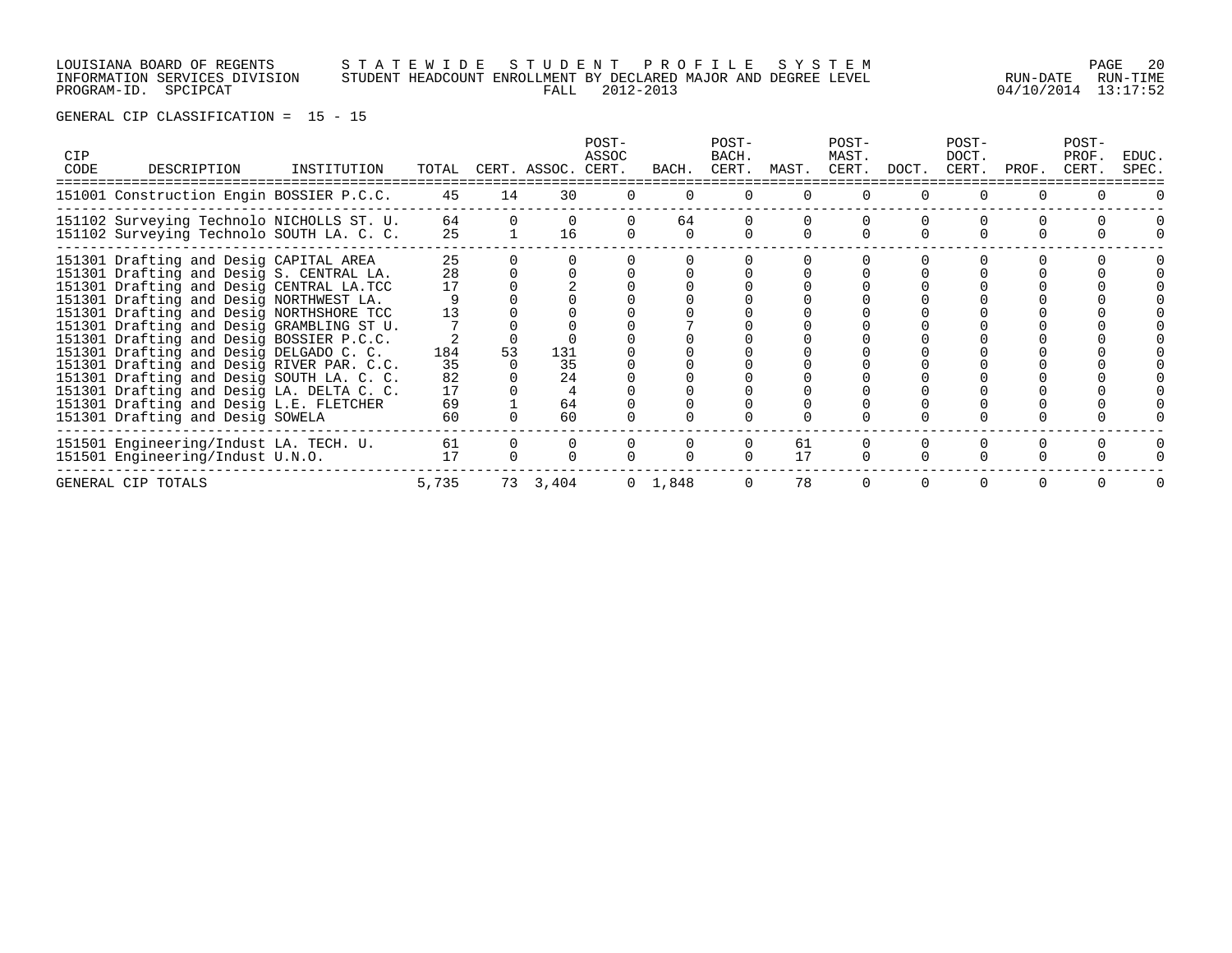LOUISIANA BOARD OF REGENTS — STATEWIDE STUDENT PROFILE SYSTEM
INFORMATION SERVICES DIVISION — STUDENT HEADCOUNT ENROLLMENT BY DECLARED MAJOR AND DEGREE LEVEL — RUN-DATE 04/10/2014 RUN-TIME 13:17:52
PROGRAM-ID. SPCIPCAT — FALL 2012-2013

GENERAL CIP CLASSIFICATION = 15 - 15

| CIP CODE | DESCRIPTION | INSTITUTION | TOTAL | CERT. | ASSOC. | POST-ASSOC CERT. | BACH. | POST-BACH. CERT. | MAST. | POST-MAST. CERT. | DOCT. | POST-DOCT. CERT. | PROF. | POST-PROF. CERT. | EDUC. SPEC. |
|---|---|---|---|---|---|---|---|---|---|---|---|---|---|---|---|
| 151001 | Construction Engin | BOSSIER P.C.C. | 45 | 14 | 30 | 0 | 0 | 0 | 0 | 0 | 0 | 0 | 0 | 0 | 0 |
| 151102 | Surveying Technolo | NICHOLLS ST. U. | 64 | 0 | 0 | 0 | 64 | 0 | 0 | 0 | 0 | 0 | 0 | 0 | 0 |
| 151102 | Surveying Technolo | SOUTH LA. C. C. | 25 | 1 | 16 | 0 | 0 | 0 | 0 | 0 | 0 | 0 | 0 | 0 | 0 |
| 151301 | Drafting and Desig | CAPITAL AREA | 25 | 0 | 0 | 0 | 0 | 0 | 0 | 0 | 0 | 0 | 0 | 0 | 0 |
| 151301 | Drafting and Desig | S. CENTRAL LA. | 28 | 0 | 0 | 0 | 0 | 0 | 0 | 0 | 0 | 0 | 0 | 0 | 0 |
| 151301 | Drafting and Desig | CENTRAL LA.TCC | 17 | 0 | 2 | 0 | 0 | 0 | 0 | 0 | 0 | 0 | 0 | 0 | 0 |
| 151301 | Drafting and Desig | NORTHWEST LA. | 9 | 0 | 0 | 0 | 0 | 0 | 0 | 0 | 0 | 0 | 0 | 0 | 0 |
| 151301 | Drafting and Desig | NORTHSHORE TCC | 13 | 0 | 0 | 0 | 0 | 0 | 0 | 0 | 0 | 0 | 0 | 0 | 0 |
| 151301 | Drafting and Desig | GRAMBLING ST U. | 7 | 0 | 0 | 0 | 7 | 0 | 0 | 0 | 0 | 0 | 0 | 0 | 0 |
| 151301 | Drafting and Desig | BOSSIER P.C.C. | 2 | 0 | 0 | 0 | 0 | 0 | 0 | 0 | 0 | 0 | 0 | 0 | 0 |
| 151301 | Drafting and Desig | DELGADO C. C. | 184 | 53 | 131 | 0 | 0 | 0 | 0 | 0 | 0 | 0 | 0 | 0 | 0 |
| 151301 | Drafting and Desig | RIVER PAR. C.C. | 35 | 0 | 35 | 0 | 0 | 0 | 0 | 0 | 0 | 0 | 0 | 0 | 0 |
| 151301 | Drafting and Desig | SOUTH LA. C. C. | 82 | 0 | 24 | 0 | 0 | 0 | 0 | 0 | 0 | 0 | 0 | 0 | 0 |
| 151301 | Drafting and Desig | LA. DELTA C. C. | 17 | 0 | 4 | 0 | 0 | 0 | 0 | 0 | 0 | 0 | 0 | 0 | 0 |
| 151301 | Drafting and Desig | L.E. FLETCHER | 69 | 1 | 64 | 0 | 0 | 0 | 0 | 0 | 0 | 0 | 0 | 0 | 0 |
| 151301 | Drafting and Desig | SOWELA | 60 | 0 | 60 | 0 | 0 | 0 | 0 | 0 | 0 | 0 | 0 | 0 | 0 |
| 151501 | Engineering/Indust | LA. TECH. U. | 61 | 0 | 0 | 0 | 0 | 0 | 61 | 0 | 0 | 0 | 0 | 0 | 0 |
| 151501 | Engineering/Indust | U.N.O. | 17 | 0 | 0 | 0 | 0 | 0 | 17 | 0 | 0 | 0 | 0 | 0 | 0 |
| GENERAL CIP TOTALS | | | 5,735 | 73 | 3,404 | 0 | 1,848 | 0 | 78 | 0 | 0 | 0 | 0 | 0 | 0 |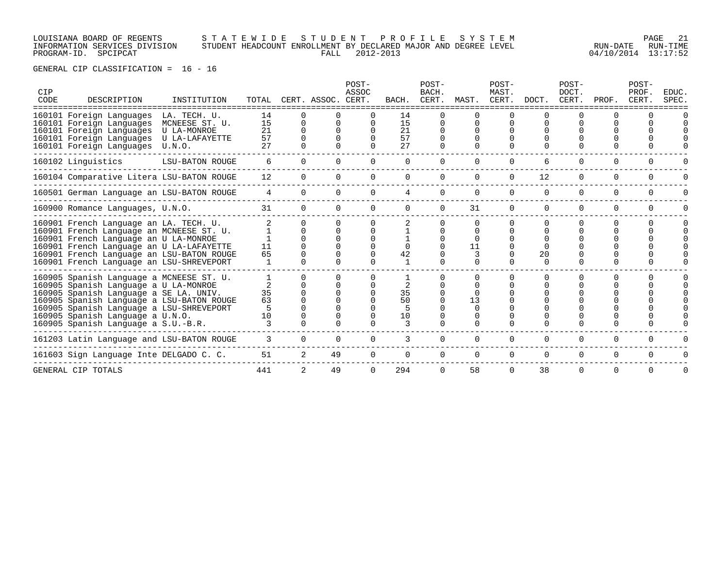LOUISIANA BOARD OF REGENTS — STATEWIDE STUDENT PROFILE SYSTEM
INFORMATION SERVICES DIVISION — STUDENT HEADCOUNT ENROLLMENT BY DECLARED MAJOR AND DEGREE LEVEL
PROGRAM-ID. SPCIPCAT — FALL 2012-2013 — RUN-DATE 04/10/2014 RUN-TIME 13:17:52

GENERAL CIP CLASSIFICATION = 16 - 16

| CIP CODE | DESCRIPTION | INSTITUTION | TOTAL | CERT. | ASSOC. | POST-ASSOC CERT. | BACH. | POST-BACH. CERT. | MAST. | POST-MAST. CERT. | DOCT. | POST-DOCT. CERT. | PROF. | POST-PROF. CERT. | EDUC. SPEC. |
|---|---|---|---|---|---|---|---|---|---|---|---|---|---|---|---|
| 160101 | Foreign Languages | LA. TECH. U. | 14 | 0 | 0 | 0 | 14 | 0 | 0 | 0 | 0 | 0 | 0 | 0 | 0 |
| 160101 | Foreign Languages | MCNEESE ST. U. | 15 | 0 | 0 | 0 | 15 | 0 | 0 | 0 | 0 | 0 | 0 | 0 | 0 |
| 160101 | Foreign Languages | U LA-MONROE | 21 | 0 | 0 | 0 | 21 | 0 | 0 | 0 | 0 | 0 | 0 | 0 | 0 |
| 160101 | Foreign Languages | U LA-LAFAYETTE | 57 | 0 | 0 | 0 | 57 | 0 | 0 | 0 | 0 | 0 | 0 | 0 | 0 |
| 160101 | Foreign Languages | U.N.O. | 27 | 0 | 0 | 0 | 27 | 0 | 0 | 0 | 0 | 0 | 0 | 0 | 0 |
| 160102 | Linguistics | LSU-BATON ROUGE | 6 | 0 | 0 | 0 | 0 | 0 | 0 | 0 | 6 | 0 | 0 | 0 | 0 |
| 160104 | Comparative Litera | LSU-BATON ROUGE | 12 | 0 | 0 | 0 | 0 | 0 | 0 | 0 | 12 | 0 | 0 | 0 | 0 |
| 160501 | German Language an | LSU-BATON ROUGE | 4 | 0 | 0 | 0 | 4 | 0 | 0 | 0 | 0 | 0 | 0 | 0 | 0 |
| 160900 | Romance Languages, | U.N.O. | 31 | 0 | 0 | 0 | 0 | 0 | 31 | 0 | 0 | 0 | 0 | 0 | 0 |
| 160901 | French Language an | LA. TECH. U. | 2 | 0 | 0 | 0 | 2 | 0 | 0 | 0 | 0 | 0 | 0 | 0 | 0 |
| 160901 | French Language an | MCNEESE ST. U. | 1 | 0 | 0 | 0 | 1 | 0 | 0 | 0 | 0 | 0 | 0 | 0 | 0 |
| 160901 | French Language an | U LA-MONROE | 1 | 0 | 0 | 0 | 1 | 0 | 0 | 0 | 0 | 0 | 0 | 0 | 0 |
| 160901 | French Language an | U LA-LAFAYETTE | 11 | 0 | 0 | 0 | 0 | 0 | 11 | 0 | 0 | 0 | 0 | 0 | 0 |
| 160901 | French Language an | LSU-BATON ROUGE | 65 | 0 | 0 | 0 | 42 | 0 | 3 | 0 | 20 | 0 | 0 | 0 | 0 |
| 160901 | French Language an | LSU-SHREVEPORT | 1 | 0 | 0 | 0 | 1 | 0 | 0 | 0 | 0 | 0 | 0 | 0 | 0 |
| 160905 | Spanish Language a | MCNEESE ST. U. | 1 | 0 | 0 | 0 | 1 | 0 | 0 | 0 | 0 | 0 | 0 | 0 | 0 |
| 160905 | Spanish Language a | U LA-MONROE | 2 | 0 | 0 | 0 | 2 | 0 | 0 | 0 | 0 | 0 | 0 | 0 | 0 |
| 160905 | Spanish Language a | SE LA. UNIV. | 35 | 0 | 0 | 0 | 35 | 0 | 0 | 0 | 0 | 0 | 0 | 0 | 0 |
| 160905 | Spanish Language a | LSU-BATON ROUGE | 63 | 0 | 0 | 0 | 50 | 0 | 13 | 0 | 0 | 0 | 0 | 0 | 0 |
| 160905 | Spanish Language a | LSU-SHREVEPORT | 5 | 0 | 0 | 0 | 5 | 0 | 0 | 0 | 0 | 0 | 0 | 0 | 0 |
| 160905 | Spanish Language a | U.N.O. | 10 | 0 | 0 | 0 | 10 | 0 | 0 | 0 | 0 | 0 | 0 | 0 | 0 |
| 160905 | Spanish Language a | S.U.-B.R. | 3 | 0 | 0 | 0 | 3 | 0 | 0 | 0 | 0 | 0 | 0 | 0 | 0 |
| 161203 | Latin Language and | LSU-BATON ROUGE | 3 | 0 | 0 | 0 | 3 | 0 | 0 | 0 | 0 | 0 | 0 | 0 | 0 |
| 161603 | Sign Language Inte | DELGADO C. C. | 51 | 2 | 49 | 0 | 0 | 0 | 0 | 0 | 0 | 0 | 0 | 0 | 0 |
| GENERAL CIP TOTALS | | | 441 | 2 | 49 | 0 | 294 | 0 | 58 | 0 | 38 | 0 | 0 | 0 | 0 |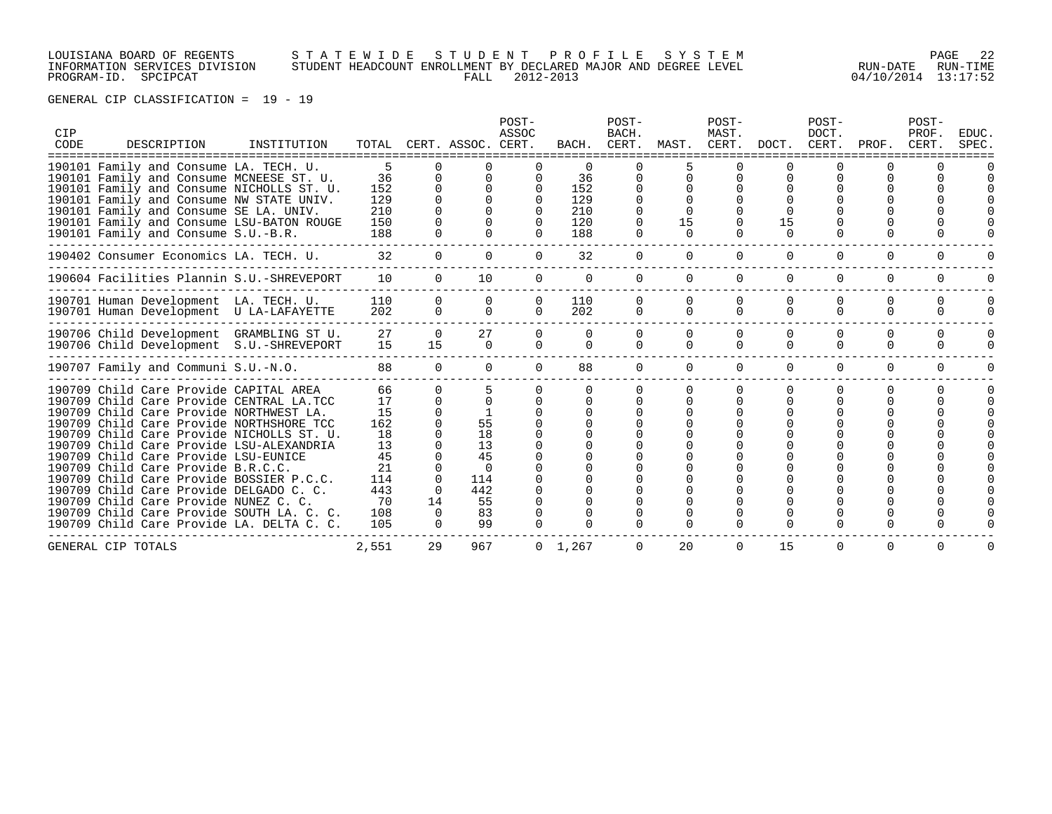LOUISIANA BOARD OF REGENTS — STATEWIDE STUDENT PROFILE SYSTEM
INFORMATION SERVICES DIVISION — STUDENT HEADCOUNT ENROLLMENT BY DECLARED MAJOR AND DEGREE LEVEL — RUN-DATE 04/10/2014 RUN-TIME 13:17:52
PROGRAM-ID. SPCIPCAT — FALL 2012-2013

GENERAL CIP CLASSIFICATION = 19 - 19

| CIP CODE | DESCRIPTION | INSTITUTION | TOTAL | CERT. | ASSOC. | POST-ASSOC CERT. | BACH. | POST-BACH. CERT. | MAST. | POST-MAST. CERT. | DOCT. | POST-DOCT. CERT. | PROF. | POST-PROF. CERT. | EDUC. SPEC. |
|---|---|---|---|---|---|---|---|---|---|---|---|---|---|---|---|
| 190101 | Family and Consume | LA. TECH. U. | 5 | 0 | 0 | 0 | 0 | 0 | 5 | 0 | 0 | 0 | 0 | 0 | 0 |
| 190101 | Family and Consume | MCNEESE ST. U. | 36 | 0 | 0 | 0 | 36 | 0 | 0 | 0 | 0 | 0 | 0 | 0 | 0 |
| 190101 | Family and Consume | NICHOLLS ST. U. | 152 | 0 | 0 | 0 | 152 | 0 | 0 | 0 | 0 | 0 | 0 | 0 | 0 |
| 190101 | Family and Consume | NW STATE UNIV. | 129 | 0 | 0 | 0 | 129 | 0 | 0 | 0 | 0 | 0 | 0 | 0 | 0 |
| 190101 | Family and Consume | SE LA. UNIV. | 210 | 0 | 0 | 0 | 210 | 0 | 0 | 0 | 0 | 0 | 0 | 0 | 0 |
| 190101 | Family and Consume | LSU-BATON ROUGE | 150 | 0 | 0 | 0 | 120 | 0 | 15 | 0 | 15 | 0 | 0 | 0 | 0 |
| 190101 | Family and Consume | S.U.-B.R. | 188 | 0 | 0 | 0 | 188 | 0 | 0 | 0 | 0 | 0 | 0 | 0 | 0 |
| 190402 | Consumer Economics | LA. TECH. U. | 32 | 0 | 0 | 0 | 32 | 0 | 0 | 0 | 0 | 0 | 0 | 0 | 0 |
| 190604 | Facilities Plannin | S.U.-SHREVEPORT | 10 | 0 | 10 | 0 | 0 | 0 | 0 | 0 | 0 | 0 | 0 | 0 | 0 |
| 190701 | Human Development | LA. TECH. U. | 110 | 0 | 0 | 0 | 110 | 0 | 0 | 0 | 0 | 0 | 0 | 0 | 0 |
| 190701 | Human Development | U LA-LAFAYETTE | 202 | 0 | 0 | 0 | 202 | 0 | 0 | 0 | 0 | 0 | 0 | 0 | 0 |
| 190706 | Child Development | GRAMBLING ST U. | 27 | 0 | 27 | 0 | 0 | 0 | 0 | 0 | 0 | 0 | 0 | 0 | 0 |
| 190706 | Child Development | S.U.-SHREVEPORT | 15 | 15 | 0 | 0 | 0 | 0 | 0 | 0 | 0 | 0 | 0 | 0 | 0 |
| 190707 | Family and Communi | S.U.-N.O. | 88 | 0 | 0 | 0 | 88 | 0 | 0 | 0 | 0 | 0 | 0 | 0 | 0 |
| 190709 | Child Care Provide | CAPITAL AREA | 66 | 0 | 5 | 0 | 0 | 0 | 0 | 0 | 0 | 0 | 0 | 0 | 0 |
| 190709 | Child Care Provide | CENTRAL LA.TCC | 17 | 0 | 0 | 0 | 0 | 0 | 0 | 0 | 0 | 0 | 0 | 0 | 0 |
| 190709 | Child Care Provide | NORTHWEST LA. | 15 | 0 | 1 | 0 | 0 | 0 | 0 | 0 | 0 | 0 | 0 | 0 | 0 |
| 190709 | Child Care Provide | NORTHSHORE TCC | 162 | 0 | 55 | 0 | 0 | 0 | 0 | 0 | 0 | 0 | 0 | 0 | 0 |
| 190709 | Child Care Provide | NICHOLLS ST. U. | 18 | 0 | 18 | 0 | 0 | 0 | 0 | 0 | 0 | 0 | 0 | 0 | 0 |
| 190709 | Child Care Provide | LSU-ALEXANDRIA | 13 | 0 | 13 | 0 | 0 | 0 | 0 | 0 | 0 | 0 | 0 | 0 | 0 |
| 190709 | Child Care Provide | LSU-EUNICE | 45 | 0 | 45 | 0 | 0 | 0 | 0 | 0 | 0 | 0 | 0 | 0 | 0 |
| 190709 | Child Care Provide | B.R.C.C. | 21 | 0 | 0 | 0 | 0 | 0 | 0 | 0 | 0 | 0 | 0 | 0 | 0 |
| 190709 | Child Care Provide | BOSSIER P.C.C. | 114 | 0 | 114 | 0 | 0 | 0 | 0 | 0 | 0 | 0 | 0 | 0 | 0 |
| 190709 | Child Care Provide | DELGADO C. C. | 443 | 0 | 442 | 0 | 0 | 0 | 0 | 0 | 0 | 0 | 0 | 0 | 0 |
| 190709 | Child Care Provide | NUNEZ C. C. | 70 | 14 | 55 | 0 | 0 | 0 | 0 | 0 | 0 | 0 | 0 | 0 | 0 |
| 190709 | Child Care Provide | SOUTH LA. C. C. | 108 | 0 | 83 | 0 | 0 | 0 | 0 | 0 | 0 | 0 | 0 | 0 | 0 |
| 190709 | Child Care Provide | LA. DELTA C. C. | 105 | 0 | 99 | 0 | 0 | 0 | 0 | 0 | 0 | 0 | 0 | 0 | 0 |
| GENERAL CIP TOTALS | | | 2,551 | 29 | 967 | 0 | 1,267 | 0 | 20 | 0 | 15 | 0 | 0 | 0 | 0 |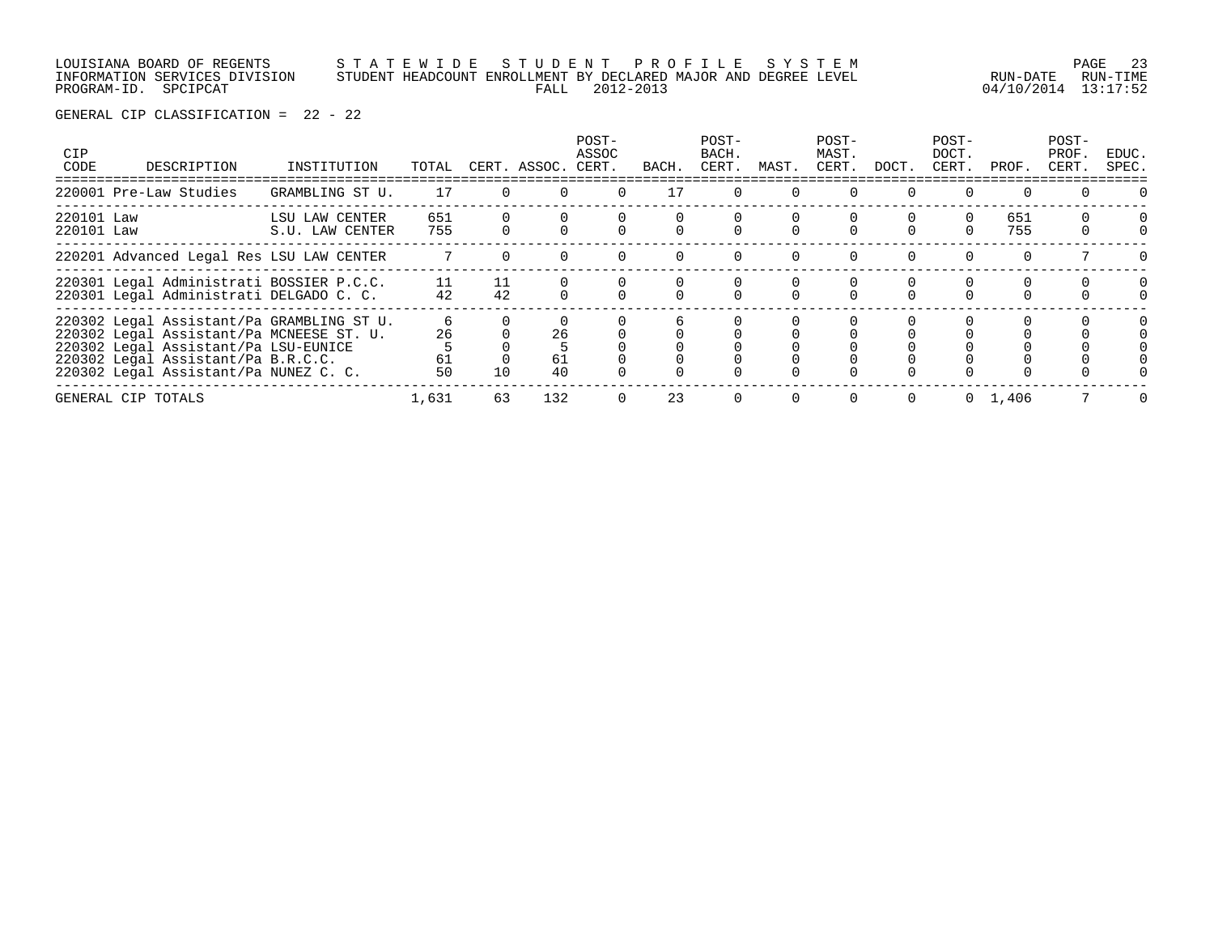LOUISIANA BOARD OF REGENTS — STATEWIDE STUDENT PROFILE SYSTEM
INFORMATION SERVICES DIVISION — STUDENT HEADCOUNT ENROLLMENT BY DECLARED MAJOR AND DEGREE LEVEL
PROGRAM-ID. SPCIPCAT — FALL 2012-2013
RUN-DATE 04/10/2014 RUN-TIME 13:17:52

GENERAL CIP CLASSIFICATION = 22 - 22

| CIP CODE | DESCRIPTION | INSTITUTION | TOTAL | CERT. | ASSOC. | POST-ASSOC CERT. | BACH. | POST-BACH. CERT. | MAST. | POST-MAST. CERT. | DOCT. | POST-DOCT. CERT. | PROF. | POST-PROF. CERT. | EDUC. SPEC. |
|---|---|---|---|---|---|---|---|---|---|---|---|---|---|---|---|
| 220001 | Pre-Law Studies | GRAMBLING ST U. | 17 | 0 | 0 | 0 | 17 | 0 | 0 | 0 | 0 | 0 | 0 | 0 | 0 |
| 220101 | Law | LSU LAW CENTER | 651 | 0 | 0 | 0 | 0 | 0 | 0 | 0 | 0 | 0 | 651 | 0 | 0 |
| 220101 | Law | S.U. LAW CENTER | 755 | 0 | 0 | 0 | 0 | 0 | 0 | 0 | 0 | 0 | 755 | 0 | 0 |
| 220201 | Advanced Legal Res | LSU LAW CENTER | 7 | 0 | 0 | 0 | 0 | 0 | 0 | 0 | 0 | 0 | 0 | 7 | 0 |
| 220301 | Legal Administrati | BOSSIER P.C.C. | 11 | 11 | 0 | 0 | 0 | 0 | 0 | 0 | 0 | 0 | 0 | 0 | 0 |
| 220301 | Legal Administrati | DELGADO C. C. | 42 | 42 | 0 | 0 | 0 | 0 | 0 | 0 | 0 | 0 | 0 | 0 | 0 |
| 220302 | Legal Assistant/Pa | GRAMBLING ST U. | 6 | 0 | 0 | 0 | 6 | 0 | 0 | 0 | 0 | 0 | 0 | 0 | 0 |
| 220302 | Legal Assistant/Pa | MCNEESE ST. U. | 26 | 0 | 26 | 0 | 0 | 0 | 0 | 0 | 0 | 0 | 0 | 0 | 0 |
| 220302 | Legal Assistant/Pa | LSU-EUNICE | 5 | 0 | 5 | 0 | 0 | 0 | 0 | 0 | 0 | 0 | 0 | 0 | 0 |
| 220302 | Legal Assistant/Pa | B.R.C.C. | 61 | 0 | 61 | 0 | 0 | 0 | 0 | 0 | 0 | 0 | 0 | 0 | 0 |
| 220302 | Legal Assistant/Pa | NUNEZ C. C. | 50 | 10 | 40 | 0 | 0 | 0 | 0 | 0 | 0 | 0 | 0 | 0 | 0 |
| GENERAL CIP TOTALS | | | 1,631 | 63 | 132 | 0 | 23 | 0 | 0 | 0 | 0 | 0 | 1,406 | 7 | 0 |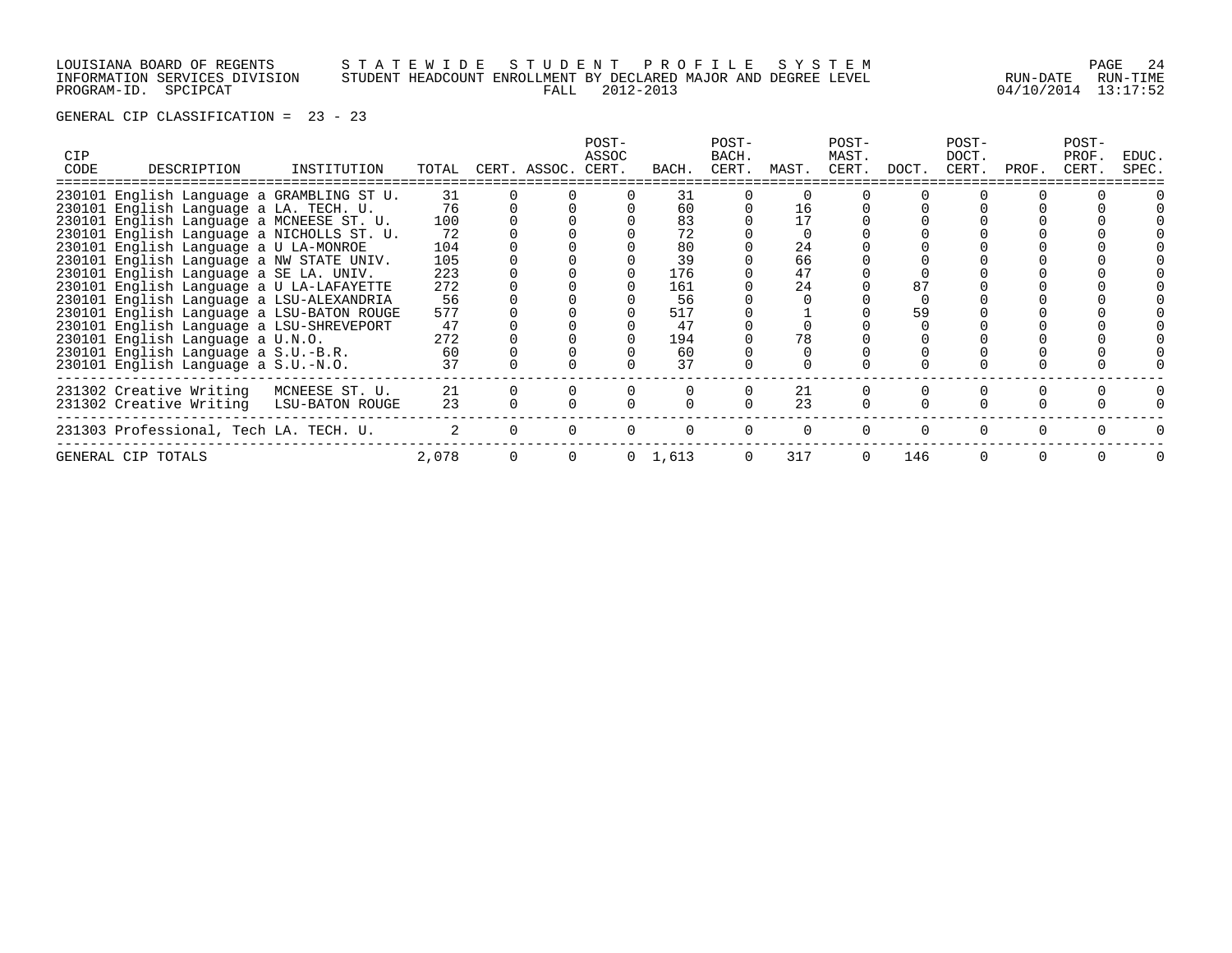GENERAL CIP CLASSIFICATION = 23 - 23

| CIP CODE | DESCRIPTION | INSTITUTION | TOTAL | CERT. | ASSOC. | POST-ASSOC CERT. | BACH. | POST-BACH. CERT. | MAST. | POST-MAST. CERT. | DOCT. | POST-DOCT. CERT. | PROF. | POST-PROF. CERT. | EDUC. SPEC. |
|---|---|---|---|---|---|---|---|---|---|---|---|---|---|---|---|
| 230101 | English Language a | GRAMBLING ST U. | 31 | 0 | 0 | 0 | 31 | 0 | 0 | 0 | 0 | 0 | 0 | 0 | 0 |
| 230101 | English Language a | LA. TECH. U. | 76 | 0 | 0 | 0 | 60 | 0 | 16 | 0 | 0 | 0 | 0 | 0 | 0 |
| 230101 | English Language a | MCNEESE ST. U. | 100 | 0 | 0 | 0 | 83 | 0 | 17 | 0 | 0 | 0 | 0 | 0 | 0 |
| 230101 | English Language a | NICHOLLS ST. U. | 72 | 0 | 0 | 0 | 72 | 0 | 0 | 0 | 0 | 0 | 0 | 0 | 0 |
| 230101 | English Language a | U LA-MONROE | 104 | 0 | 0 | 0 | 80 | 0 | 24 | 0 | 0 | 0 | 0 | 0 | 0 |
| 230101 | English Language a | NW STATE UNIV. | 105 | 0 | 0 | 0 | 39 | 0 | 66 | 0 | 0 | 0 | 0 | 0 | 0 |
| 230101 | English Language a | SE LA. UNIV. | 223 | 0 | 0 | 0 | 176 | 0 | 47 | 0 | 0 | 0 | 0 | 0 | 0 |
| 230101 | English Language a | U LA-LAFAYETTE | 272 | 0 | 0 | 0 | 161 | 0 | 24 | 0 | 87 | 0 | 0 | 0 | 0 |
| 230101 | English Language a | LSU-ALEXANDRIA | 56 | 0 | 0 | 0 | 56 | 0 | 0 | 0 | 0 | 0 | 0 | 0 | 0 |
| 230101 | English Language a | LSU-BATON ROUGE | 577 | 0 | 0 | 0 | 517 | 0 | 1 | 0 | 59 | 0 | 0 | 0 | 0 |
| 230101 | English Language a | LSU-SHREVEPORT | 47 | 0 | 0 | 0 | 47 | 0 | 0 | 0 | 0 | 0 | 0 | 0 | 0 |
| 230101 | English Language a | U.N.O. | 272 | 0 | 0 | 0 | 194 | 0 | 78 | 0 | 0 | 0 | 0 | 0 | 0 |
| 230101 | English Language a | S.U.-B.R. | 60 | 0 | 0 | 0 | 60 | 0 | 0 | 0 | 0 | 0 | 0 | 0 | 0 |
| 230101 | English Language a | S.U.-N.O. | 37 | 0 | 0 | 0 | 37 | 0 | 0 | 0 | 0 | 0 | 0 | 0 | 0 |
| 231302 | Creative Writing | MCNEESE ST. U. | 21 | 0 | 0 | 0 | 0 | 0 | 21 | 0 | 0 | 0 | 0 | 0 | 0 |
| 231302 | Creative Writing | LSU-BATON ROUGE | 23 | 0 | 0 | 0 | 0 | 0 | 23 | 0 | 0 | 0 | 0 | 0 | 0 |
| 231303 | Professional, Tech | LA. TECH. U. | 2 | 0 | 0 | 0 | 0 | 0 | 0 | 0 | 0 | 0 | 0 | 0 | 0 |
| GENERAL CIP TOTALS | | | 2,078 | 0 | 0 | 0 | 1,613 | 0 | 317 | 0 | 146 | 0 | 0 | 0 | 0 |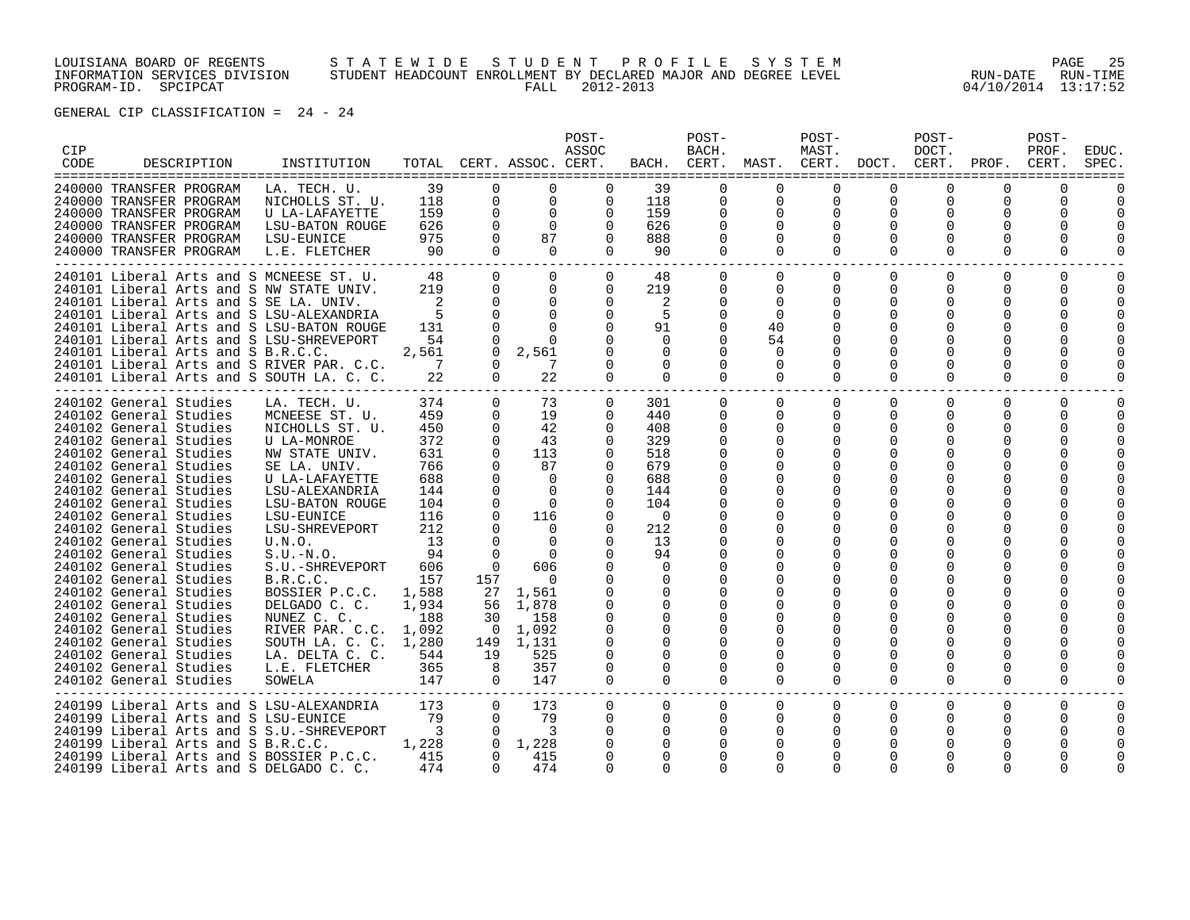LOUISIANA BOARD OF REGENTS — STATEWIDE STUDENT PROFILE SYSTEM
INFORMATION SERVICES DIVISION — STUDENT HEADCOUNT ENROLLMENT BY DECLARED MAJOR AND DEGREE LEVEL — RUN-DATE 04/10/2014 RUN-TIME 13:17:52
PROGRAM-ID. SPCIPCAT — FALL 2012-2013

GENERAL CIP CLASSIFICATION = 24 - 24

| CIP CODE | DESCRIPTION | INSTITUTION | TOTAL | CERT. | ASSOC. | POST-ASSOC CERT. | BACH. | POST-BACH. CERT. | MAST. | POST-MAST. CERT. | DOCT. | POST-DOCT. CERT. | PROF. | POST-PROF. CERT. | EDUC. SPEC. |
|---|---|---|---|---|---|---|---|---|---|---|---|---|---|---|---|
| 240000 | TRANSFER PROGRAM | LA. TECH. U. | 39 | 0 | 0 | 0 | 39 | 0 | 0 | 0 | 0 | 0 | 0 | 0 | 0 |
| 240000 | TRANSFER PROGRAM | NICHOLLS ST. U. | 118 | 0 | 0 | 0 | 118 | 0 | 0 | 0 | 0 | 0 | 0 | 0 | 0 |
| 240000 | TRANSFER PROGRAM | U LA-LAFAYETTE | 159 | 0 | 0 | 0 | 159 | 0 | 0 | 0 | 0 | 0 | 0 | 0 | 0 |
| 240000 | TRANSFER PROGRAM | LSU-BATON ROUGE | 626 | 0 | 0 | 0 | 626 | 0 | 0 | 0 | 0 | 0 | 0 | 0 | 0 |
| 240000 | TRANSFER PROGRAM | LSU-EUNICE | 975 | 0 | 87 | 0 | 888 | 0 | 0 | 0 | 0 | 0 | 0 | 0 | 0 |
| 240000 | TRANSFER PROGRAM | L.E. FLETCHER | 90 | 0 | 0 | 0 | 90 | 0 | 0 | 0 | 0 | 0 | 0 | 0 | 0 |
| 240101 | Liberal Arts and S | MCNEESE ST. U. | 48 | 0 | 0 | 0 | 48 | 0 | 0 | 0 | 0 | 0 | 0 | 0 | 0 |
| 240101 | Liberal Arts and S | NW STATE UNIV. | 219 | 0 | 0 | 0 | 219 | 0 | 0 | 0 | 0 | 0 | 0 | 0 | 0 |
| 240101 | Liberal Arts and S | SE LA. UNIV. | 2 | 0 | 0 | 0 | 2 | 0 | 0 | 0 | 0 | 0 | 0 | 0 | 0 |
| 240101 | Liberal Arts and S | LSU-ALEXANDRIA | 5 | 0 | 0 | 0 | 5 | 0 | 0 | 0 | 0 | 0 | 0 | 0 | 0 |
| 240101 | Liberal Arts and S | LSU-BATON ROUGE | 131 | 0 | 0 | 0 | 91 | 0 | 40 | 0 | 0 | 0 | 0 | 0 | 0 |
| 240101 | Liberal Arts and S | LSU-SHREVEPORT | 54 | 0 | 0 | 0 | 0 | 0 | 54 | 0 | 0 | 0 | 0 | 0 | 0 |
| 240101 | Liberal Arts and S | B.R.C.C. | 2,561 | 0 | 2,561 | 0 | 0 | 0 | 0 | 0 | 0 | 0 | 0 | 0 | 0 |
| 240101 | Liberal Arts and S | RIVER PAR. C.C. | 7 | 0 | 7 | 0 | 0 | 0 | 0 | 0 | 0 | 0 | 0 | 0 | 0 |
| 240101 | Liberal Arts and S | SOUTH LA. C. C. | 22 | 0 | 22 | 0 | 0 | 0 | 0 | 0 | 0 | 0 | 0 | 0 | 0 |
| 240102 | General Studies | LA. TECH. U. | 374 | 0 | 73 | 0 | 301 | 0 | 0 | 0 | 0 | 0 | 0 | 0 | 0 |
| 240102 | General Studies | MCNEESE ST. U. | 459 | 0 | 19 | 0 | 440 | 0 | 0 | 0 | 0 | 0 | 0 | 0 | 0 |
| 240102 | General Studies | NICHOLLS ST. U. | 450 | 0 | 42 | 0 | 408 | 0 | 0 | 0 | 0 | 0 | 0 | 0 | 0 |
| 240102 | General Studies | U LA-MONROE | 372 | 0 | 43 | 0 | 329 | 0 | 0 | 0 | 0 | 0 | 0 | 0 | 0 |
| 240102 | General Studies | NW STATE UNIV. | 631 | 0 | 113 | 0 | 518 | 0 | 0 | 0 | 0 | 0 | 0 | 0 | 0 |
| 240102 | General Studies | SE LA. UNIV. | 766 | 0 | 87 | 0 | 679 | 0 | 0 | 0 | 0 | 0 | 0 | 0 | 0 |
| 240102 | General Studies | U LA-LAFAYETTE | 688 | 0 | 0 | 0 | 688 | 0 | 0 | 0 | 0 | 0 | 0 | 0 | 0 |
| 240102 | General Studies | LSU-ALEXANDRIA | 144 | 0 | 0 | 0 | 144 | 0 | 0 | 0 | 0 | 0 | 0 | 0 | 0 |
| 240102 | General Studies | LSU-BATON ROUGE | 104 | 0 | 0 | 0 | 104 | 0 | 0 | 0 | 0 | 0 | 0 | 0 | 0 |
| 240102 | General Studies | LSU-EUNICE | 116 | 0 | 116 | 0 | 0 | 0 | 0 | 0 | 0 | 0 | 0 | 0 | 0 |
| 240102 | General Studies | LSU-SHREVEPORT | 212 | 0 | 0 | 0 | 212 | 0 | 0 | 0 | 0 | 0 | 0 | 0 | 0 |
| 240102 | General Studies | U.N.O. | 13 | 0 | 0 | 0 | 13 | 0 | 0 | 0 | 0 | 0 | 0 | 0 | 0 |
| 240102 | General Studies | S.U.-N.O. | 94 | 0 | 0 | 0 | 94 | 0 | 0 | 0 | 0 | 0 | 0 | 0 | 0 |
| 240102 | General Studies | S.U.-SHREVEPORT | 606 | 0 | 606 | 0 | 0 | 0 | 0 | 0 | 0 | 0 | 0 | 0 | 0 |
| 240102 | General Studies | B.R.C.C. | 157 | 157 | 0 | 0 | 0 | 0 | 0 | 0 | 0 | 0 | 0 | 0 | 0 |
| 240102 | General Studies | BOSSIER P.C.C. | 1,588 | 27 | 1,561 | 0 | 0 | 0 | 0 | 0 | 0 | 0 | 0 | 0 | 0 |
| 240102 | General Studies | DELGADO C. C. | 1,934 | 56 | 1,878 | 0 | 0 | 0 | 0 | 0 | 0 | 0 | 0 | 0 | 0 |
| 240102 | General Studies | NUNEZ C. C. | 188 | 30 | 158 | 0 | 0 | 0 | 0 | 0 | 0 | 0 | 0 | 0 | 0 |
| 240102 | General Studies | RIVER PAR. C.C. | 1,092 | 0 | 1,092 | 0 | 0 | 0 | 0 | 0 | 0 | 0 | 0 | 0 | 0 |
| 240102 | General Studies | SOUTH LA. C. C. | 1,280 | 149 | 1,131 | 0 | 0 | 0 | 0 | 0 | 0 | 0 | 0 | 0 | 0 |
| 240102 | General Studies | LA. DELTA C. C. | 544 | 19 | 525 | 0 | 0 | 0 | 0 | 0 | 0 | 0 | 0 | 0 | 0 |
| 240102 | General Studies | L.E. FLETCHER | 365 | 8 | 357 | 0 | 0 | 0 | 0 | 0 | 0 | 0 | 0 | 0 | 0 |
| 240102 | General Studies | SOWELA | 147 | 0 | 147 | 0 | 0 | 0 | 0 | 0 | 0 | 0 | 0 | 0 | 0 |
| 240199 | Liberal Arts and S | LSU-ALEXANDRIA | 173 | 0 | 173 | 0 | 0 | 0 | 0 | 0 | 0 | 0 | 0 | 0 | 0 |
| 240199 | Liberal Arts and S | LSU-EUNICE | 79 | 0 | 79 | 0 | 0 | 0 | 0 | 0 | 0 | 0 | 0 | 0 | 0 |
| 240199 | Liberal Arts and S | S.U.-SHREVEPORT | 3 | 0 | 3 | 0 | 0 | 0 | 0 | 0 | 0 | 0 | 0 | 0 | 0 |
| 240199 | Liberal Arts and S | B.R.C.C. | 1,228 | 0 | 1,228 | 0 | 0 | 0 | 0 | 0 | 0 | 0 | 0 | 0 | 0 |
| 240199 | Liberal Arts and S | BOSSIER P.C.C. | 415 | 0 | 415 | 0 | 0 | 0 | 0 | 0 | 0 | 0 | 0 | 0 | 0 |
| 240199 | Liberal Arts and S | DELGADO C. C. | 474 | 0 | 474 | 0 | 0 | 0 | 0 | 0 | 0 | 0 | 0 | 0 | 0 |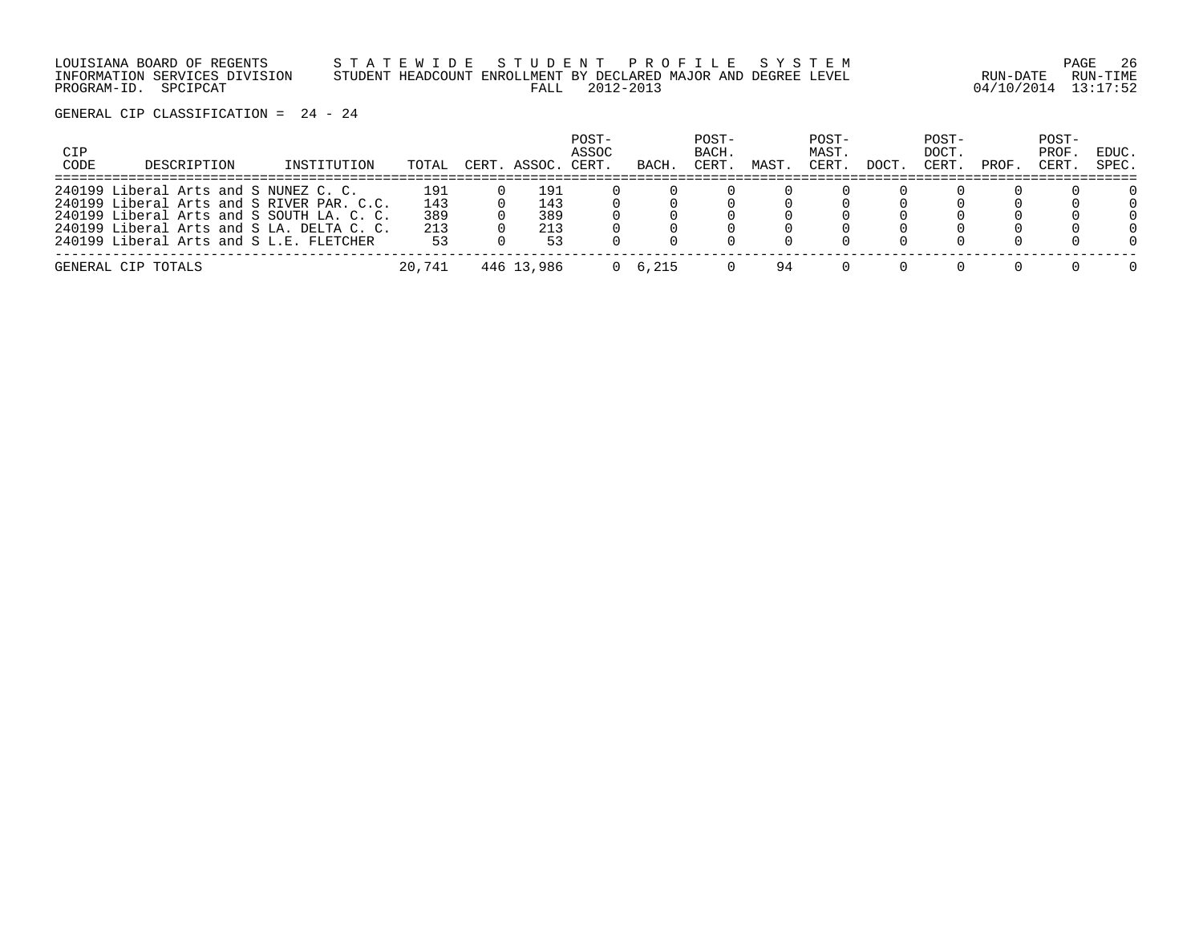LOUISIANA BOARD OF REGENTS — S T A T E W I D E   S T U D E N T   P R O F I L E   S Y S T E M

INFORMATION SERVICES DIVISION — STUDENT HEADCOUNT ENROLLMENT BY DECLARED MAJOR AND DEGREE LEVEL — RUN-DATE 04/10/2014 RUN-TIME 13:17:52

PROGRAM-ID. SPCIPCAT — FALL 2012-2013

GENERAL CIP CLASSIFICATION = 24 - 24

| CIP CODE | DESCRIPTION | INSTITUTION | TOTAL | CERT. | ASSOC. | POST-ASSOC CERT. | BACH. | POST-BACH. CERT. | MAST. | POST-MAST. CERT. | DOCT. | POST-DOCT. CERT. | PROF. | POST-PROF. CERT. | EDUC. SPEC. |
|---|---|---|---|---|---|---|---|---|---|---|---|---|---|---|---|
| 240199 | Liberal Arts and S | NUNEZ C. C. | 191 | 0 | 191 | 0 | 0 | 0 | 0 | 0 | 0 | 0 | 0 | 0 | 0 |
| 240199 | Liberal Arts and S | RIVER PAR. C.C. | 143 | 0 | 143 | 0 | 0 | 0 | 0 | 0 | 0 | 0 | 0 | 0 | 0 |
| 240199 | Liberal Arts and S | SOUTH LA. C. C. | 389 | 0 | 389 | 0 | 0 | 0 | 0 | 0 | 0 | 0 | 0 | 0 | 0 |
| 240199 | Liberal Arts and S | LA. DELTA C. C. | 213 | 0 | 213 | 0 | 0 | 0 | 0 | 0 | 0 | 0 | 0 | 0 | 0 |
| 240199 | Liberal Arts and S | L.E. FLETCHER | 53 | 0 | 53 | 0 | 0 | 0 | 0 | 0 | 0 | 0 | 0 | 0 | 0 |
| GENERAL CIP TOTALS | | | 20,741 | 446 | 13,986 | 0 | 6,215 | 0 | 94 | 0 | 0 | 0 | 0 | 0 | 0 |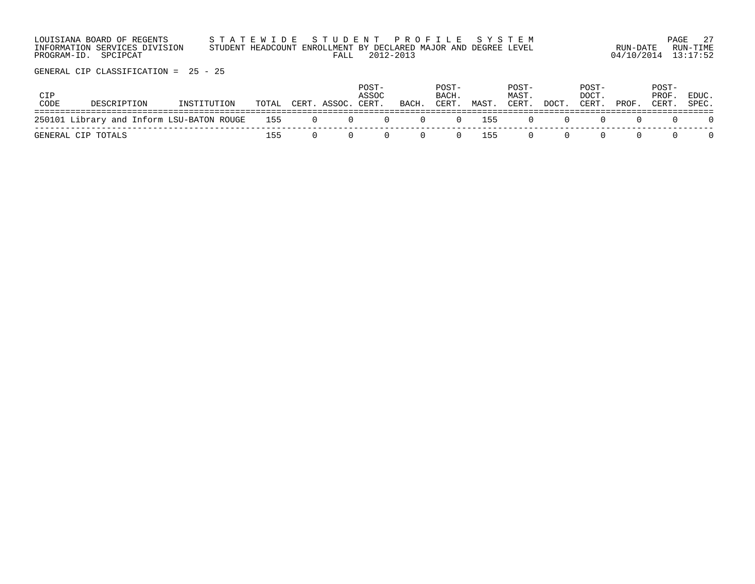LOUISIANA BOARD OF REGENTS — S T A T E W I D E  S T U D E N T  P R O F I L E  S Y S T E M
INFORMATION SERVICES DIVISION — STUDENT HEADCOUNT ENROLLMENT BY DECLARED MAJOR AND DEGREE LEVEL
PROGRAM-ID. SPCIPCAT — FALL 2012-2013

RUN-DATE 04/10/2014 RUN-TIME 13:17:52

GENERAL CIP CLASSIFICATION = 25 - 25

| CIP CODE | DESCRIPTION | INSTITUTION | TOTAL | CERT. | ASSOC. | POST-ASSOC CERT. | BACH. | POST-BACH. CERT. | MAST. | POST-MAST. CERT. | DOCT. | POST-DOCT. CERT. | PROF. | POST-PROF. CERT. | EDUC. SPEC. |
|---|---|---|---|---|---|---|---|---|---|---|---|---|---|---|---|
| 250101 | Library and Inform | LSU-BATON ROUGE | 155 | 0 | 0 | 0 | 0 | 0 | 155 | 0 | 0 | 0 | 0 | 0 | 0 |
| GENERAL CIP TOTALS | | | 155 | 0 | 0 | 0 | 0 | 0 | 155 | 0 | 0 | 0 | 0 | 0 | 0 |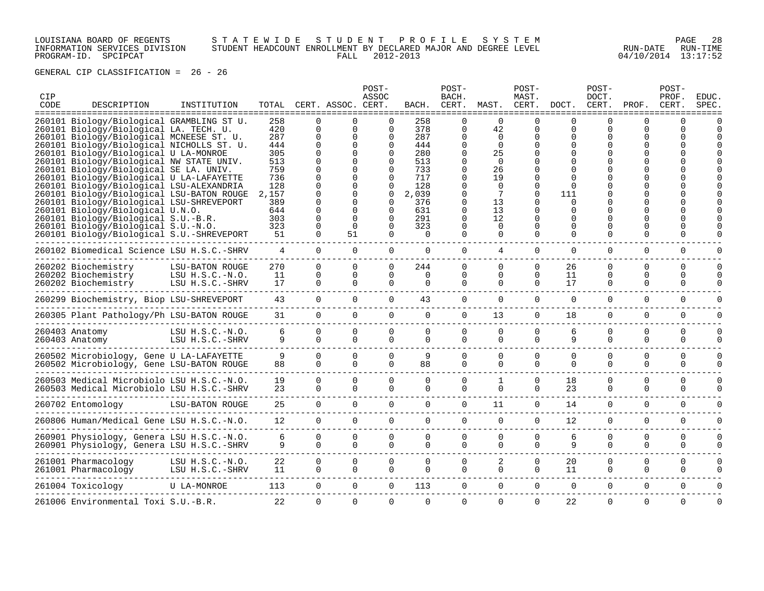LOUISIANA BOARD OF REGENTS — STATEWIDE STUDENT PROFILE SYSTEM
INFORMATION SERVICES DIVISION — STUDENT HEADCOUNT ENROLLMENT BY DECLARED MAJOR AND DEGREE LEVEL — RUN-DATE 04/10/2014 RUN-TIME 13:17:52
PROGRAM-ID. SPCIPCAT — FALL 2012-2013

GENERAL CIP CLASSIFICATION = 26 - 26

| CIP CODE | DESCRIPTION | INSTITUTION | TOTAL | CERT. | ASSOC. | POST-ASSOC CERT. | BACH. | POST-BACH. CERT. | MAST. | POST-MAST. CERT. | DOCT. | POST-DOCT. CERT. | PROF. | POST-PROF. CERT. | EDUC. SPEC. |
|---|---|---|---|---|---|---|---|---|---|---|---|---|---|---|---|
| 260101 | Biology/Biological | GRAMBLING ST U. | 258 | 0 | 0 | 0 | 258 | 0 | 0 | 0 | 0 | 0 | 0 | 0 | 0 |
| 260101 | Biology/Biological | LA. TECH. U. | 420 | 0 | 0 | 0 | 378 | 0 | 42 | 0 | 0 | 0 | 0 | 0 | 0 |
| 260101 | Biology/Biological | MCNEESE ST. U. | 287 | 0 | 0 | 0 | 287 | 0 | 0 | 0 | 0 | 0 | 0 | 0 | 0 |
| 260101 | Biology/Biological | NICHOLLS ST. U. | 444 | 0 | 0 | 0 | 444 | 0 | 0 | 0 | 0 | 0 | 0 | 0 | 0 |
| 260101 | Biology/Biological | U LA-MONROE | 305 | 0 | 0 | 0 | 280 | 0 | 25 | 0 | 0 | 0 | 0 | 0 | 0 |
| 260101 | Biology/Biological | NW STATE UNIV. | 513 | 0 | 0 | 0 | 513 | 0 | 0 | 0 | 0 | 0 | 0 | 0 | 0 |
| 260101 | Biology/Biological | SE LA. UNIV. | 759 | 0 | 0 | 0 | 733 | 0 | 26 | 0 | 0 | 0 | 0 | 0 | 0 |
| 260101 | Biology/Biological | U LA-LAFAYETTE | 736 | 0 | 0 | 0 | 717 | 0 | 19 | 0 | 0 | 0 | 0 | 0 | 0 |
| 260101 | Biology/Biological | LSU-ALEXANDRIA | 128 | 0 | 0 | 0 | 128 | 0 | 0 | 0 | 0 | 0 | 0 | 0 | 0 |
| 260101 | Biology/Biological | LSU-BATON ROUGE | 2,157 | 0 | 0 | 0 | 2,039 | 0 | 7 | 0 | 111 | 0 | 0 | 0 | 0 |
| 260101 | Biology/Biological | LSU-SHREVEPORT | 389 | 0 | 0 | 0 | 376 | 0 | 13 | 0 | 0 | 0 | 0 | 0 | 0 |
| 260101 | Biology/Biological | U.N.O. | 644 | 0 | 0 | 0 | 631 | 0 | 13 | 0 | 0 | 0 | 0 | 0 | 0 |
| 260101 | Biology/Biological | S.U.-B.R. | 303 | 0 | 0 | 0 | 291 | 0 | 12 | 0 | 0 | 0 | 0 | 0 | 0 |
| 260101 | Biology/Biological | S.U.-N.O. | 323 | 0 | 0 | 0 | 323 | 0 | 0 | 0 | 0 | 0 | 0 | 0 | 0 |
| 260101 | Biology/Biological | S.U.-SHREVEPORT | 51 | 0 | 51 | 0 | 0 | 0 | 0 | 0 | 0 | 0 | 0 | 0 | 0 |
| 260102 | Biomedical Science | LSU H.S.C.-SHRV | 4 | 0 | 0 | 0 | 0 | 0 | 4 | 0 | 0 | 0 | 0 | 0 | 0 |
| 260202 | Biochemistry | LSU-BATON ROUGE | 270 | 0 | 0 | 0 | 244 | 0 | 0 | 0 | 26 | 0 | 0 | 0 | 0 |
| 260202 | Biochemistry | LSU H.S.C.-N.O. | 11 | 0 | 0 | 0 | 0 | 0 | 0 | 0 | 11 | 0 | 0 | 0 | 0 |
| 260202 | Biochemistry | LSU H.S.C.-SHRV | 17 | 0 | 0 | 0 | 0 | 0 | 0 | 0 | 17 | 0 | 0 | 0 | 0 |
| 260299 | Biochemistry, Biop | LSU-SHREVEPORT | 43 | 0 | 0 | 0 | 43 | 0 | 0 | 0 | 0 | 0 | 0 | 0 | 0 |
| 260305 | Plant Pathology/Ph | LSU-BATON ROUGE | 31 | 0 | 0 | 0 | 0 | 0 | 13 | 0 | 18 | 0 | 0 | 0 | 0 |
| 260403 | Anatomy | LSU H.S.C.-N.O. | 6 | 0 | 0 | 0 | 0 | 0 | 0 | 0 | 6 | 0 | 0 | 0 | 0 |
| 260403 | Anatomy | LSU H.S.C.-SHRV | 9 | 0 | 0 | 0 | 0 | 0 | 0 | 0 | 9 | 0 | 0 | 0 | 0 |
| 260502 | Microbiology, Gene | U LA-LAFAYETTE | 9 | 0 | 0 | 0 | 9 | 0 | 0 | 0 | 0 | 0 | 0 | 0 | 0 |
| 260502 | Microbiology, Gene | LSU-BATON ROUGE | 88 | 0 | 0 | 0 | 88 | 0 | 0 | 0 | 0 | 0 | 0 | 0 | 0 |
| 260503 | Medical Microbiolo | LSU H.S.C.-N.O. | 19 | 0 | 0 | 0 | 0 | 0 | 1 | 0 | 18 | 0 | 0 | 0 | 0 |
| 260503 | Medical Microbiolo | LSU H.S.C.-SHRV | 23 | 0 | 0 | 0 | 0 | 0 | 0 | 0 | 23 | 0 | 0 | 0 | 0 |
| 260702 | Entomology | LSU-BATON ROUGE | 25 | 0 | 0 | 0 | 0 | 0 | 11 | 0 | 14 | 0 | 0 | 0 | 0 |
| 260806 | Human/Medical Gene | LSU H.S.C.-N.O. | 12 | 0 | 0 | 0 | 0 | 0 | 0 | 0 | 12 | 0 | 0 | 0 | 0 |
| 260901 | Physiology, Genera | LSU H.S.C.-N.O. | 6 | 0 | 0 | 0 | 0 | 0 | 0 | 0 | 6 | 0 | 0 | 0 | 0 |
| 260901 | Physiology, Genera | LSU H.S.C.-SHRV | 9 | 0 | 0 | 0 | 0 | 0 | 0 | 0 | 9 | 0 | 0 | 0 | 0 |
| 261001 | Pharmacology | LSU H.S.C.-N.O. | 22 | 0 | 0 | 0 | 0 | 0 | 2 | 0 | 20 | 0 | 0 | 0 | 0 |
| 261001 | Pharmacology | LSU H.S.C.-SHRV | 11 | 0 | 0 | 0 | 0 | 0 | 0 | 0 | 11 | 0 | 0 | 0 | 0 |
| 261004 | Toxicology | U LA-MONROE | 113 | 0 | 0 | 0 | 113 | 0 | 0 | 0 | 0 | 0 | 0 | 0 | 0 |
| 261006 | Environmental Toxi | S.U.-B.R. | 22 | 0 | 0 | 0 | 0 | 0 | 0 | 0 | 22 | 0 | 0 | 0 | 0 |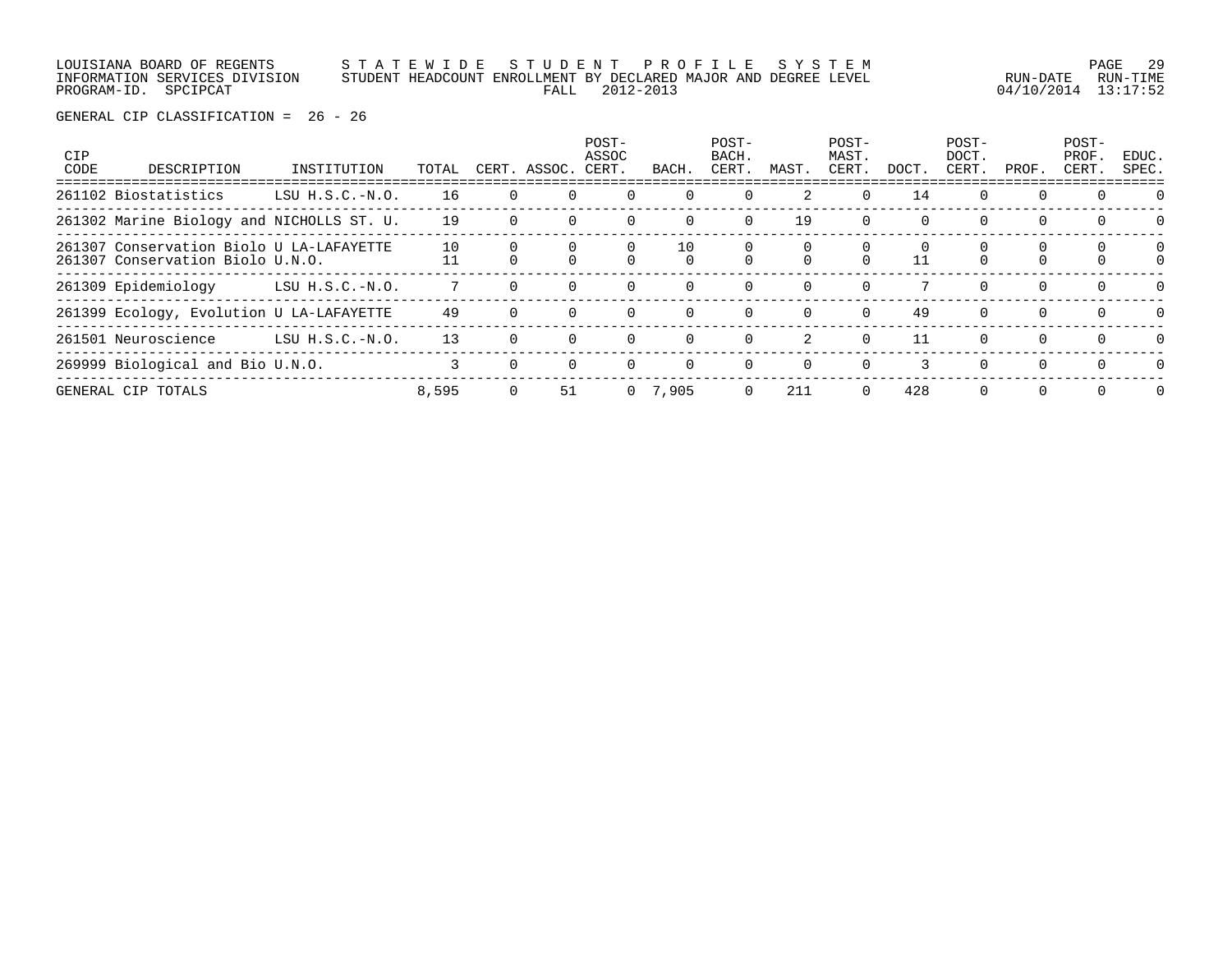LOUISIANA BOARD OF REGENTS — STATEWIDE STUDENT PROFILE SYSTEM
INFORMATION SERVICES DIVISION — STUDENT HEADCOUNT ENROLLMENT BY DECLARED MAJOR AND DEGREE LEVEL
PROGRAM-ID. SPCIPCAT — FALL 2012-2013 — RUN-DATE 04/10/2014 RUN-TIME 13:17:52

GENERAL CIP CLASSIFICATION = 26 - 26

| CIP CODE | DESCRIPTION | INSTITUTION | TOTAL | CERT. | ASSOC. | POST-ASSOC CERT. | BACH. | POST-BACH. CERT. | MAST. | POST-MAST. CERT. | DOCT. | POST-DOCT. CERT. | PROF. | POST-PROF. CERT. | EDUC. SPEC. |
|---|---|---|---|---|---|---|---|---|---|---|---|---|---|---|---|
| 261102 | Biostatistics | LSU H.S.C.-N.O. | 16 | 0 | 0 | 0 | 0 | 0 | 2 | 0 | 14 | 0 | 0 | 0 | 0 |
| 261302 | Marine Biology and | NICHOLLS ST. U. | 19 | 0 | 0 | 0 | 0 | 0 | 19 | 0 | 0 | 0 | 0 | 0 | 0 |
| 261307 | Conservation Biolo | U LA-LAFAYETTE | 10 | 0 | 0 | 0 | 10 | 0 | 0 | 0 | 0 | 0 | 0 | 0 | 0 |
| 261307 | Conservation Biolo | U.N.O. | 11 | 0 | 0 | 0 | 0 | 0 | 0 | 0 | 11 | 0 | 0 | 0 | 0 |
| 261309 | Epidemiology | LSU H.S.C.-N.O. | 7 | 0 | 0 | 0 | 0 | 0 | 0 | 0 | 7 | 0 | 0 | 0 | 0 |
| 261399 | Ecology, Evolution | U LA-LAFAYETTE | 49 | 0 | 0 | 0 | 0 | 0 | 0 | 0 | 49 | 0 | 0 | 0 | 0 |
| 261501 | Neuroscience | LSU H.S.C.-N.O. | 13 | 0 | 0 | 0 | 0 | 0 | 2 | 0 | 11 | 0 | 0 | 0 | 0 |
| 269999 | Biological and Bio | U.N.O. | 3 | 0 | 0 | 0 | 0 | 0 | 0 | 0 | 3 | 0 | 0 | 0 | 0 |
| GENERAL CIP TOTALS | | | 8,595 | 0 | 51 | 0 | 7,905 | 0 | 211 | 0 | 428 | 0 | 0 | 0 | 0 |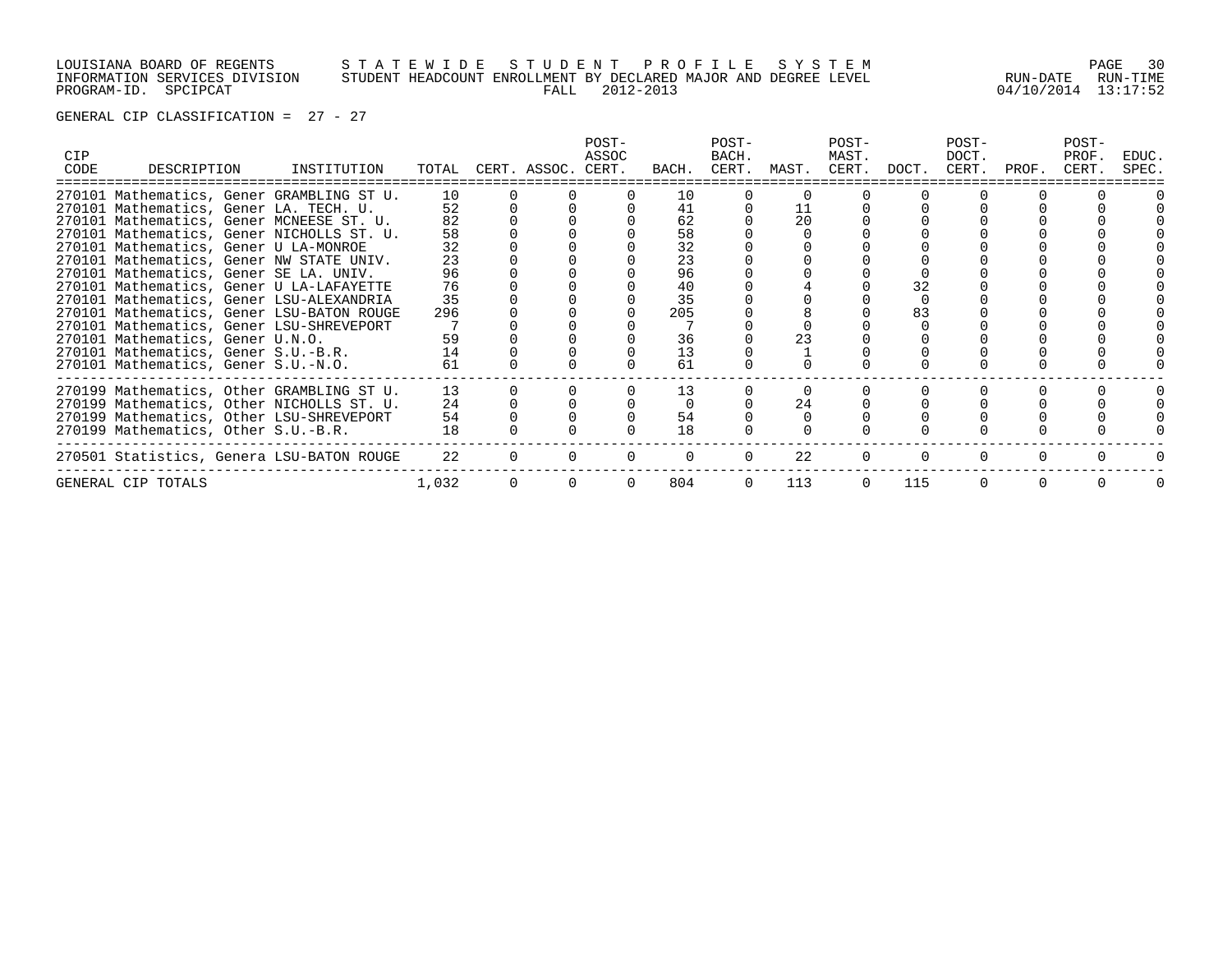LOUISIANA BOARD OF REGENTS — S T A T E W I D E   S T U D E N T   P R O F I L E   S Y S T E M
INFORMATION SERVICES DIVISION — STUDENT HEADCOUNT ENROLLMENT BY DECLARED MAJOR AND DEGREE LEVEL — RUN-DATE 04/10/2014 RUN-TIME 13:17:52
PROGRAM-ID. SPCIPCAT — FALL 2012-2013

GENERAL CIP CLASSIFICATION = 27 - 27

| CIP CODE | DESCRIPTION | INSTITUTION | TOTAL | CERT. | ASSOC. | POST-ASSOC CERT. | BACH. | POST-BACH. CERT. | MAST. | POST-MAST. CERT. | DOCT. | POST-DOCT. CERT. | PROF. | POST-PROF. CERT. | EDUC. SPEC. |
|---|---|---|---|---|---|---|---|---|---|---|---|---|---|---|---|
| 270101 | Mathematics, Gener | GRAMBLING ST U. | 10 | 0 | 0 | 0 | 10 | 0 | 0 | 0 | 0 | 0 | 0 | 0 | 0 |
| 270101 | Mathematics, Gener | LA. TECH. U. | 52 | 0 | 0 | 0 | 41 | 0 | 11 | 0 | 0 | 0 | 0 | 0 | 0 |
| 270101 | Mathematics, Gener | MCNEESE ST. U. | 82 | 0 | 0 | 0 | 62 | 0 | 20 | 0 | 0 | 0 | 0 | 0 | 0 |
| 270101 | Mathematics, Gener | NICHOLLS ST. U. | 58 | 0 | 0 | 0 | 58 | 0 | 0 | 0 | 0 | 0 | 0 | 0 | 0 |
| 270101 | Mathematics, Gener | U LA-MONROE | 32 | 0 | 0 | 0 | 32 | 0 | 0 | 0 | 0 | 0 | 0 | 0 | 0 |
| 270101 | Mathematics, Gener | NW STATE UNIV. | 23 | 0 | 0 | 0 | 23 | 0 | 0 | 0 | 0 | 0 | 0 | 0 | 0 |
| 270101 | Mathematics, Gener | SE LA. UNIV. | 96 | 0 | 0 | 0 | 96 | 0 | 0 | 0 | 0 | 0 | 0 | 0 | 0 |
| 270101 | Mathematics, Gener | U LA-LAFAYETTE | 76 | 0 | 0 | 0 | 40 | 0 | 4 | 0 | 32 | 0 | 0 | 0 | 0 |
| 270101 | Mathematics, Gener | LSU-ALEXANDRIA | 35 | 0 | 0 | 0 | 35 | 0 | 0 | 0 | 0 | 0 | 0 | 0 | 0 |
| 270101 | Mathematics, Gener | LSU-BATON ROUGE | 296 | 0 | 0 | 0 | 205 | 0 | 8 | 0 | 83 | 0 | 0 | 0 | 0 |
| 270101 | Mathematics, Gener | LSU-SHREVEPORT | 7 | 0 | 0 | 0 | 7 | 0 | 0 | 0 | 0 | 0 | 0 | 0 | 0 |
| 270101 | Mathematics, Gener | U.N.O. | 59 | 0 | 0 | 0 | 36 | 0 | 23 | 0 | 0 | 0 | 0 | 0 | 0 |
| 270101 | Mathematics, Gener | S.U.-B.R. | 14 | 0 | 0 | 0 | 13 | 0 | 1 | 0 | 0 | 0 | 0 | 0 | 0 |
| 270101 | Mathematics, Gener | S.U.-N.O. | 61 | 0 | 0 | 0 | 61 | 0 | 0 | 0 | 0 | 0 | 0 | 0 | 0 |
| 270199 | Mathematics, Other | GRAMBLING ST U. | 13 | 0 | 0 | 0 | 13 | 0 | 0 | 0 | 0 | 0 | 0 | 0 | 0 |
| 270199 | Mathematics, Other | NICHOLLS ST. U. | 24 | 0 | 0 | 0 | 0 | 0 | 24 | 0 | 0 | 0 | 0 | 0 | 0 |
| 270199 | Mathematics, Other | LSU-SHREVEPORT | 54 | 0 | 0 | 0 | 54 | 0 | 0 | 0 | 0 | 0 | 0 | 0 | 0 |
| 270199 | Mathematics, Other | S.U.-B.R. | 18 | 0 | 0 | 0 | 18 | 0 | 0 | 0 | 0 | 0 | 0 | 0 | 0 |
| 270501 | Statistics, Genera | LSU-BATON ROUGE | 22 | 0 | 0 | 0 | 0 | 0 | 22 | 0 | 0 | 0 | 0 | 0 | 0 |
| GENERAL CIP TOTALS | | | 1,032 | 0 | 0 | 0 | 804 | 0 | 113 | 0 | 115 | 0 | 0 | 0 | 0 |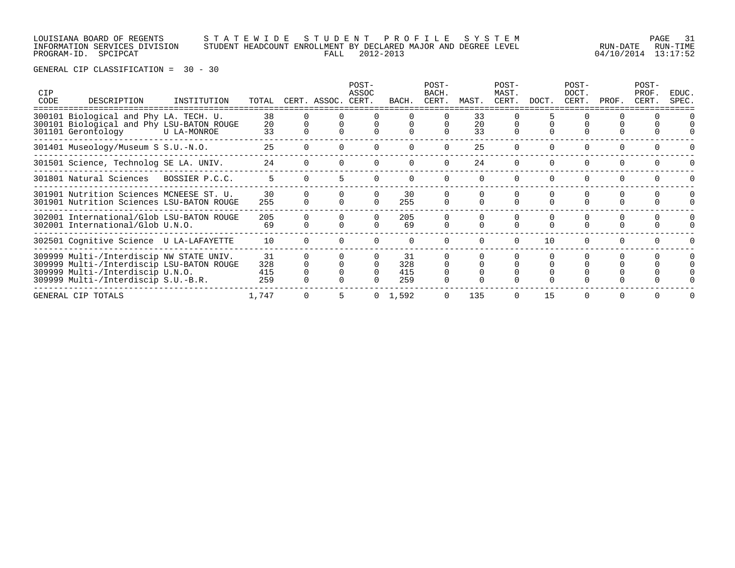LOUISIANA BOARD OF REGENTS — STATEWIDE STUDENT PROFILE SYSTEM
INFORMATION SERVICES DIVISION — STUDENT HEADCOUNT ENROLLMENT BY DECLARED MAJOR AND DEGREE LEVEL
PROGRAM-ID. SPCIPCAT — FALL 2012-2013 — RUN-DATE 04/10/2014 RUN-TIME 13:17:52

GENERAL CIP CLASSIFICATION = 30 - 30

| CIP CODE | DESCRIPTION | INSTITUTION | TOTAL | CERT. | ASSOC. | POST-ASSOC CERT. | BACH. | POST-BACH. CERT. | MAST. | POST-MAST. CERT. | DOCT. | POST-DOCT. CERT. | PROF. | POST-PROF. CERT. | EDUC. SPEC. |
|---|---|---|---|---|---|---|---|---|---|---|---|---|---|---|---|
| 300101 | Biological and Phy | LA. TECH. U. | 38 | 0 | 0 | 0 | 0 | 0 | 33 | 0 | 5 | 0 | 0 | 0 | 0 |
| 300101 | Biological and Phy | LSU-BATON ROUGE | 20 | 0 | 0 | 0 | 0 | 0 | 20 | 0 | 0 | 0 | 0 | 0 | 0 |
| 301101 | Gerontology | U LA-MONROE | 33 | 0 | 0 | 0 | 0 | 0 | 33 | 0 | 0 | 0 | 0 | 0 | 0 |
| 301401 | Museology/Museum S | S.U.-N.O. | 25 | 0 | 0 | 0 | 0 | 0 | 25 | 0 | 0 | 0 | 0 | 0 | 0 |
| 301501 | Science, Technolog | SE LA. UNIV. | 24 | 0 | 0 | 0 | 0 | 0 | 24 | 0 | 0 | 0 | 0 | 0 | 0 |
| 301801 | Natural Sciences | BOSSIER P.C.C. | 5 | 0 | 5 | 0 | 0 | 0 | 0 | 0 | 0 | 0 | 0 | 0 | 0 |
| 301901 | Nutrition Sciences | MCNEESE ST. U. | 30 | 0 | 0 | 0 | 30 | 0 | 0 | 0 | 0 | 0 | 0 | 0 | 0 |
| 301901 | Nutrition Sciences | LSU-BATON ROUGE | 255 | 0 | 0 | 0 | 255 | 0 | 0 | 0 | 0 | 0 | 0 | 0 | 0 |
| 302001 | International/Glob | LSU-BATON ROUGE | 205 | 0 | 0 | 0 | 205 | 0 | 0 | 0 | 0 | 0 | 0 | 0 | 0 |
| 302001 | International/Glob | U.N.O. | 69 | 0 | 0 | 0 | 69 | 0 | 0 | 0 | 0 | 0 | 0 | 0 | 0 |
| 302501 | Cognitive Science | U LA-LAFAYETTE | 10 | 0 | 0 | 0 | 0 | 0 | 0 | 0 | 10 | 0 | 0 | 0 | 0 |
| 309999 | Multi-/Interdiscip | NW STATE UNIV. | 31 | 0 | 0 | 0 | 31 | 0 | 0 | 0 | 0 | 0 | 0 | 0 | 0 |
| 309999 | Multi-/Interdiscip | LSU-BATON ROUGE | 328 | 0 | 0 | 0 | 328 | 0 | 0 | 0 | 0 | 0 | 0 | 0 | 0 |
| 309999 | Multi-/Interdiscip | U.N.O. | 415 | 0 | 0 | 0 | 415 | 0 | 0 | 0 | 0 | 0 | 0 | 0 | 0 |
| 309999 | Multi-/Interdiscip | S.U.-B.R. | 259 | 0 | 0 | 0 | 259 | 0 | 0 | 0 | 0 | 0 | 0 | 0 | 0 |
| GENERAL CIP TOTALS | | | 1,747 | 0 | 5 | 0 | 1,592 | 0 | 135 | 0 | 15 | 0 | 0 | 0 | 0 |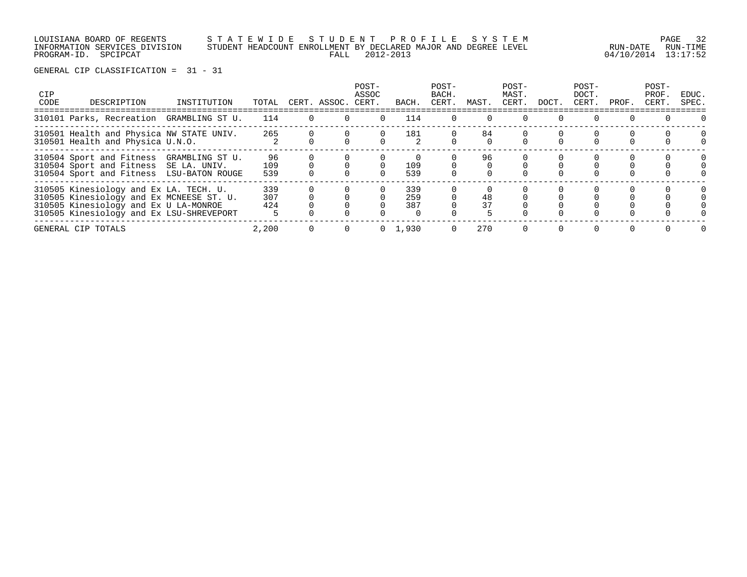LOUISIANA BOARD OF REGENTS — S T A T E W I D E   S T U D E N T   P R O F I L E   S Y S T E M
INFORMATION SERVICES DIVISION — STUDENT HEADCOUNT ENROLLMENT BY DECLARED MAJOR AND DEGREE LEVEL — RUN-DATE 04/10/2014 RUN-TIME 13:17:52
PROGRAM-ID. SPCIPCAT — FALL 2012-2013

GENERAL CIP CLASSIFICATION = 31 - 31

| CIP CODE | DESCRIPTION | INSTITUTION | TOTAL | CERT. | ASSOC. | POST-ASSOC CERT. | BACH. | POST-BACH. CERT. | MAST. | POST-MAST. CERT. | DOCT. | POST-DOCT. CERT. | PROF. | POST-PROF. CERT. | EDUC. SPEC. |
|---|---|---|---|---|---|---|---|---|---|---|---|---|---|---|---|
| 310101 | Parks, Recreation | GRAMBLING ST U. | 114 | 0 | 0 | 0 | 114 | 0 | 0 | 0 | 0 | 0 | 0 | 0 | 0 |
| 310501 | Health and Physica | NW STATE UNIV. | 265 | 0 | 0 | 0 | 181 | 0 | 84 | 0 | 0 | 0 | 0 | 0 | 0 |
| 310501 | Health and Physica | U.N.O. | 2 | 0 | 0 | 0 | 2 | 0 | 0 | 0 | 0 | 0 | 0 | 0 | 0 |
| 310504 | Sport and Fitness | GRAMBLING ST U. | 96 | 0 | 0 | 0 | 0 | 0 | 96 | 0 | 0 | 0 | 0 | 0 | 0 |
| 310504 | Sport and Fitness | SE LA. UNIV. | 109 | 0 | 0 | 0 | 109 | 0 | 0 | 0 | 0 | 0 | 0 | 0 | 0 |
| 310504 | Sport and Fitness | LSU-BATON ROUGE | 539 | 0 | 0 | 0 | 539 | 0 | 0 | 0 | 0 | 0 | 0 | 0 | 0 |
| 310505 | Kinesiology and Ex | LA. TECH. U. | 339 | 0 | 0 | 0 | 339 | 0 | 0 | 0 | 0 | 0 | 0 | 0 | 0 |
| 310505 | Kinesiology and Ex | MCNEESE ST. U. | 307 | 0 | 0 | 0 | 259 | 0 | 48 | 0 | 0 | 0 | 0 | 0 | 0 |
| 310505 | Kinesiology and Ex | U LA-MONROE | 424 | 0 | 0 | 0 | 387 | 0 | 37 | 0 | 0 | 0 | 0 | 0 | 0 |
| 310505 | Kinesiology and Ex | LSU-SHREVEPORT | 5 | 0 | 0 | 0 | 0 | 0 | 5 | 0 | 0 | 0 | 0 | 0 | 0 |
| GENERAL CIP TOTALS | | | 2,200 | 0 | 0 | 0 | 1,930 | 0 | 270 | 0 | 0 | 0 | 0 | 0 | 0 |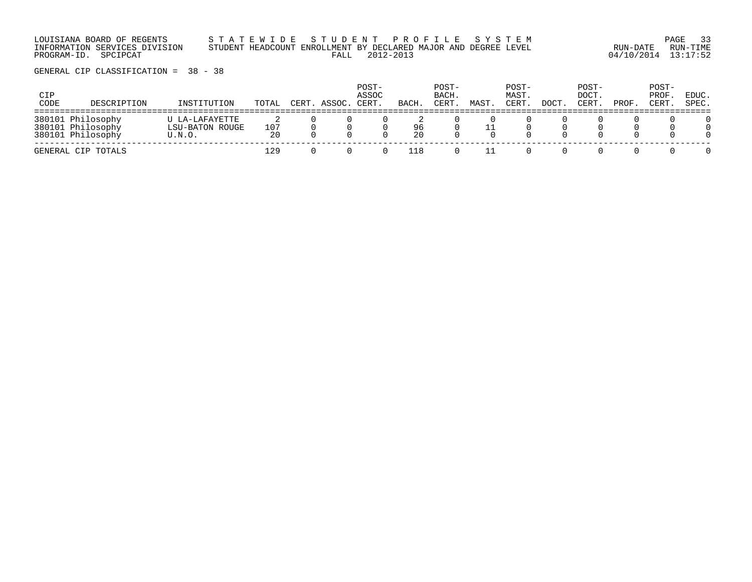LOUISIANA BOARD OF REGENTS — STATEWIDE STUDENT PROFILE SYSTEM
INFORMATION SERVICES DIVISION — STUDENT HEADCOUNT ENROLLMENT BY DECLARED MAJOR AND DEGREE LEVEL
PROGRAM-ID. SPCIPCAT — FALL 2012-2013 — RUN-DATE 04/10/2014 RUN-TIME 13:17:52

GENERAL CIP CLASSIFICATION = 38 - 38

| CIP CODE | DESCRIPTION | INSTITUTION | TOTAL | CERT. | ASSOC. | POST-ASSOC CERT. | BACH. | POST-BACH. CERT. | MAST. | POST-MAST. CERT. | DOCT. | POST-DOCT. CERT. | PROF. | POST-PROF. CERT. | EDUC. SPEC. |
|---|---|---|---|---|---|---|---|---|---|---|---|---|---|---|---|
| 380101 | Philosophy | U LA-LAFAYETTE | 2 | 0 | 0 | 0 | 2 | 0 | 0 | 0 | 0 | 0 | 0 | 0 | 0 |
| 380101 | Philosophy | LSU-BATON ROUGE | 107 | 0 | 0 | 0 | 96 | 0 | 11 | 0 | 0 | 0 | 0 | 0 | 0 |
| 380101 | Philosophy | U.N.O. | 20 | 0 | 0 | 0 | 20 | 0 | 0 | 0 | 0 | 0 | 0 | 0 | 0 |
| GENERAL CIP TOTALS | | | 129 | 0 | 0 | 0 | 118 | 0 | 11 | 0 | 0 | 0 | 0 | 0 | 0 |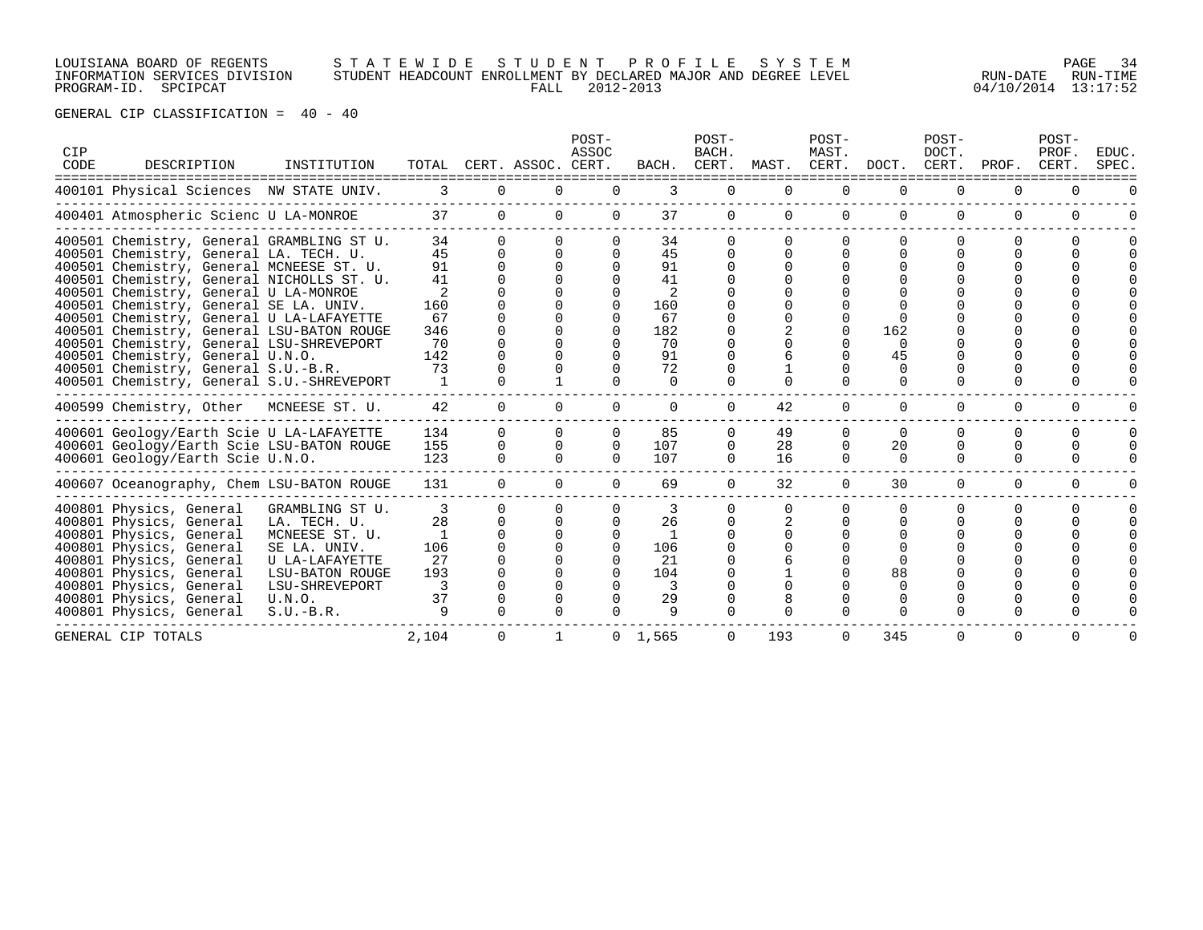LOUISIANA BOARD OF REGENTS — STATEWIDE STUDENT PROFILE SYSTEM
INFORMATION SERVICES DIVISION — STUDENT HEADCOUNT ENROLLMENT BY DECLARED MAJOR AND DEGREE LEVEL
PROGRAM-ID. SPCIPCAT — FALL 2012-2013 — RUN-DATE 04/10/2014 RUN-TIME 13:17:52

GENERAL CIP CLASSIFICATION = 40 - 40

| CIP CODE | DESCRIPTION | INSTITUTION | TOTAL | CERT. | ASSOC. | POST-ASSOC CERT. | BACH. | POST-BACH. CERT. | MAST. | POST-MAST. CERT. | DOCT. | POST-DOCT. CERT. | PROF. | POST-PROF. CERT. | EDUC. SPEC. |
|---|---|---|---|---|---|---|---|---|---|---|---|---|---|---|---|
| 400101 | Physical Sciences | NW STATE UNIV. | 3 | 0 | 0 | 0 | 3 | 0 | 0 | 0 | 0 | 0 | 0 | 0 | 0 |
| 400401 | Atmospheric Scienc | U LA-MONROE | 37 | 0 | 0 | 0 | 37 | 0 | 0 | 0 | 0 | 0 | 0 | 0 | 0 |
| 400501 | Chemistry, General | GRAMBLING ST U. | 34 | 0 | 0 | 0 | 34 | 0 | 0 | 0 | 0 | 0 | 0 | 0 | 0 |
| 400501 | Chemistry, General | LA. TECH. U. | 45 | 0 | 0 | 0 | 45 | 0 | 0 | 0 | 0 | 0 | 0 | 0 | 0 |
| 400501 | Chemistry, General | MCNEESE ST. U. | 91 | 0 | 0 | 0 | 91 | 0 | 0 | 0 | 0 | 0 | 0 | 0 | 0 |
| 400501 | Chemistry, General | NICHOLLS ST. U. | 41 | 0 | 0 | 0 | 41 | 0 | 0 | 0 | 0 | 0 | 0 | 0 | 0 |
| 400501 | Chemistry, General | U LA-MONROE | 2 | 0 | 0 | 0 | 2 | 0 | 0 | 0 | 0 | 0 | 0 | 0 | 0 |
| 400501 | Chemistry, General | SE LA. UNIV. | 160 | 0 | 0 | 0 | 160 | 0 | 0 | 0 | 0 | 0 | 0 | 0 | 0 |
| 400501 | Chemistry, General | U LA-LAFAYETTE | 67 | 0 | 0 | 0 | 67 | 0 | 0 | 0 | 0 | 0 | 0 | 0 | 0 |
| 400501 | Chemistry, General | LSU-BATON ROUGE | 346 | 0 | 0 | 0 | 182 | 0 | 2 | 0 | 162 | 0 | 0 | 0 | 0 |
| 400501 | Chemistry, General | LSU-SHREVEPORT | 70 | 0 | 0 | 0 | 70 | 0 | 0 | 0 | 0 | 0 | 0 | 0 | 0 |
| 400501 | Chemistry, General | U.N.O. | 142 | 0 | 0 | 0 | 91 | 0 | 6 | 0 | 45 | 0 | 0 | 0 | 0 |
| 400501 | Chemistry, General | S.U.-B.R. | 73 | 0 | 0 | 0 | 72 | 0 | 1 | 0 | 0 | 0 | 0 | 0 | 0 |
| 400501 | Chemistry, General | S.U.-SHREVEPORT | 1 | 0 | 1 | 0 | 0 | 0 | 0 | 0 | 0 | 0 | 0 | 0 | 0 |
| 400599 | Chemistry, Other | MCNEESE ST. U. | 42 | 0 | 0 | 0 | 0 | 0 | 42 | 0 | 0 | 0 | 0 | 0 | 0 |
| 400601 | Geology/Earth Scie | U LA-LAFAYETTE | 134 | 0 | 0 | 0 | 85 | 0 | 49 | 0 | 0 | 0 | 0 | 0 | 0 |
| 400601 | Geology/Earth Scie | LSU-BATON ROUGE | 155 | 0 | 0 | 0 | 107 | 0 | 28 | 0 | 20 | 0 | 0 | 0 | 0 |
| 400601 | Geology/Earth Scie | U.N.O. | 123 | 0 | 0 | 0 | 107 | 0 | 16 | 0 | 0 | 0 | 0 | 0 | 0 |
| 400607 | Oceanography, Chem | LSU-BATON ROUGE | 131 | 0 | 0 | 0 | 69 | 0 | 32 | 0 | 30 | 0 | 0 | 0 | 0 |
| 400801 | Physics, General | GRAMBLING ST U. | 3 | 0 | 0 | 0 | 3 | 0 | 0 | 0 | 0 | 0 | 0 | 0 | 0 |
| 400801 | Physics, General | LA. TECH. U. | 28 | 0 | 0 | 0 | 26 | 0 | 2 | 0 | 0 | 0 | 0 | 0 | 0 |
| 400801 | Physics, General | MCNEESE ST. U. | 1 | 0 | 0 | 0 | 1 | 0 | 0 | 0 | 0 | 0 | 0 | 0 | 0 |
| 400801 | Physics, General | SE LA. UNIV. | 106 | 0 | 0 | 0 | 106 | 0 | 0 | 0 | 0 | 0 | 0 | 0 | 0 |
| 400801 | Physics, General | U LA-LAFAYETTE | 27 | 0 | 0 | 0 | 21 | 0 | 6 | 0 | 0 | 0 | 0 | 0 | 0 |
| 400801 | Physics, General | LSU-BATON ROUGE | 193 | 0 | 0 | 0 | 104 | 0 | 1 | 0 | 88 | 0 | 0 | 0 | 0 |
| 400801 | Physics, General | LSU-SHREVEPORT | 3 | 0 | 0 | 0 | 3 | 0 | 0 | 0 | 0 | 0 | 0 | 0 | 0 |
| 400801 | Physics, General | U.N.O. | 37 | 0 | 0 | 0 | 29 | 0 | 8 | 0 | 0 | 0 | 0 | 0 | 0 |
| 400801 | Physics, General | S.U.-B.R. | 9 | 0 | 0 | 0 | 9 | 0 | 0 | 0 | 0 | 0 | 0 | 0 | 0 |
| GENERAL CIP TOTALS | | | 2,104 | 0 | 1 | 0 | 1,565 | 0 | 193 | 0 | 345 | 0 | 0 | 0 | 0 |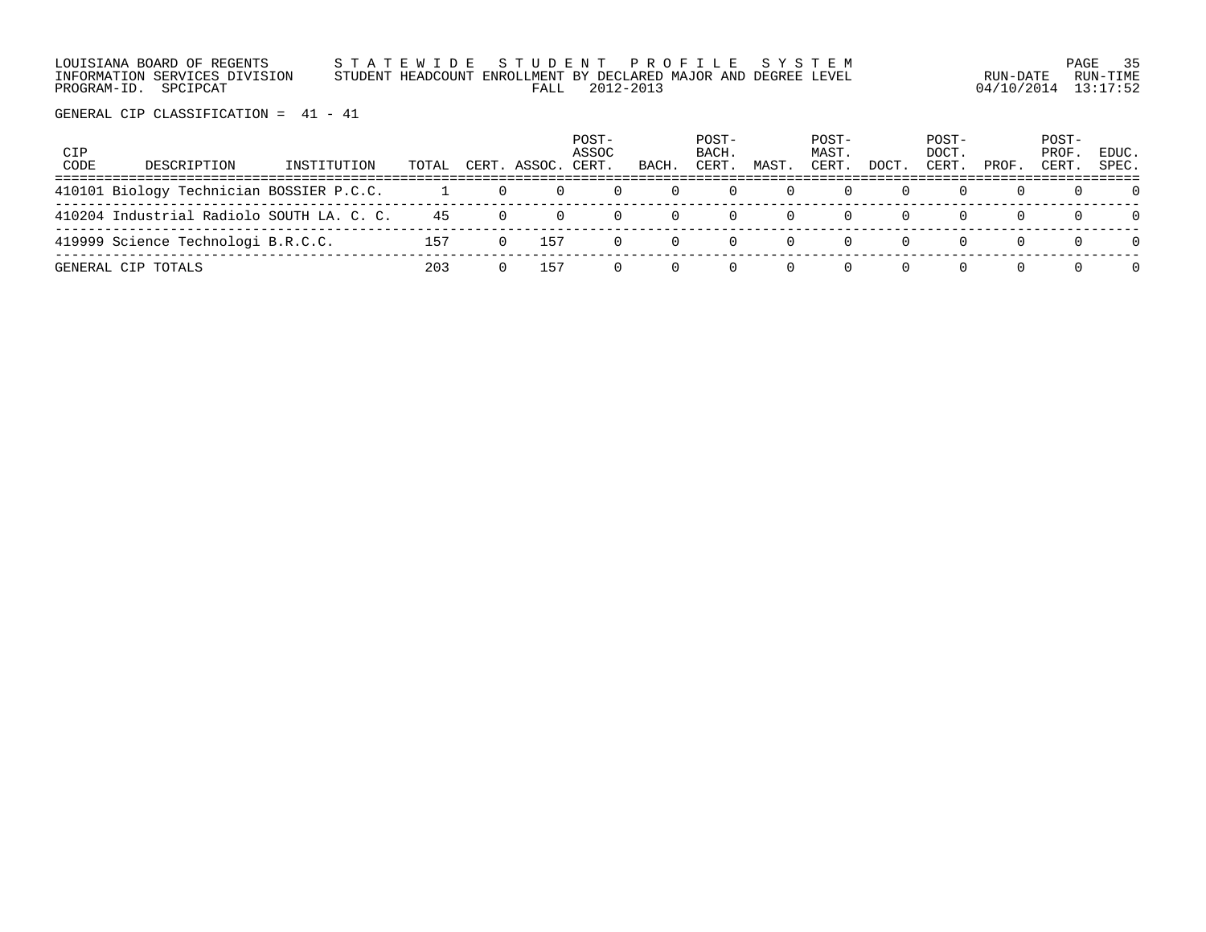LOUISIANA BOARD OF REGENTS — S T A T E W I D E  S T U D E N T  P R O F I L E  S Y S T E M
INFORMATION SERVICES DIVISION — STUDENT HEADCOUNT ENROLLMENT BY DECLARED MAJOR AND DEGREE LEVEL
PROGRAM-ID. SPCIPCAT — FALL 2012-2013

RUN-DATE 04/10/2014 RUN-TIME 13:17:52

GENERAL CIP CLASSIFICATION = 41 - 41

| CIP CODE | DESCRIPTION | INSTITUTION | TOTAL | CERT. | ASSOC. | POST-ASSOC CERT. | BACH. | POST-BACH. CERT. | MAST. | POST-MAST. CERT. | DOCT. | POST-DOCT. CERT. | PROF. | POST-PROF. CERT. | EDUC. SPEC. |
|---|---|---|---|---|---|---|---|---|---|---|---|---|---|---|---|
| 410101 | Biology Technician | BOSSIER P.C.C. | 1 | 0 | 0 | 0 | 0 | 0 | 0 | 0 | 0 | 0 | 0 | 0 | 0 |
| 410204 | Industrial Radiolo | SOUTH LA. C. C. | 45 | 0 | 0 | 0 | 0 | 0 | 0 | 0 | 0 | 0 | 0 | 0 | 0 |
| 419999 | Science Technologi | B.R.C.C. | 157 | 0 | 157 | 0 | 0 | 0 | 0 | 0 | 0 | 0 | 0 | 0 | 0 |
| GENERAL CIP TOTALS | | | 203 | 0 | 157 | 0 | 0 | 0 | 0 | 0 | 0 | 0 | 0 | 0 | 0 |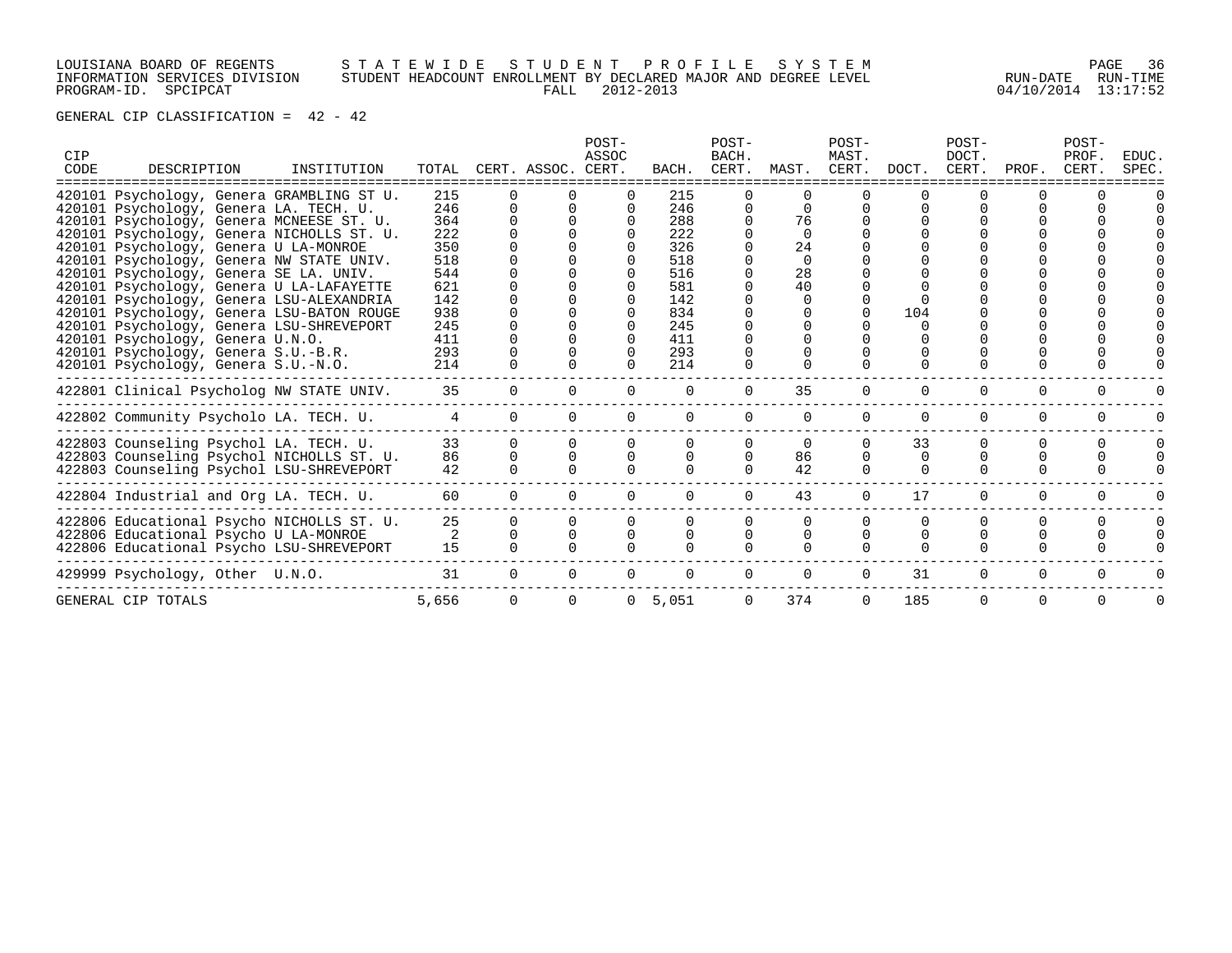LOUISIANA BOARD OF REGENTS — STATEWIDE STUDENT PROFILE SYSTEM
INFORMATION SERVICES DIVISION — STUDENT HEADCOUNT ENROLLMENT BY DECLARED MAJOR AND DEGREE LEVEL
PROGRAM-ID. SPCIPCAT — FALL 2012-2013 — RUN-DATE 04/10/2014 RUN-TIME 13:17:52

GENERAL CIP CLASSIFICATION = 42 - 42

| CIP CODE | DESCRIPTION | INSTITUTION | TOTAL | CERT. | ASSOC. | POST-ASSOC CERT. | BACH. | POST-BACH. CERT. | MAST. | POST-MAST. CERT. | DOCT. | POST-DOCT. CERT. | PROF. | POST-PROF. CERT. | EDUC. SPEC. |
|---|---|---|---|---|---|---|---|---|---|---|---|---|---|---|---|
| 420101 | Psychology, Genera | GRAMBLING ST U. | 215 | 0 | 0 | 0 | 215 | 0 | 0 | 0 | 0 | 0 | 0 | 0 | 0 |
| 420101 | Psychology, Genera | LA. TECH. U. | 246 | 0 | 0 | 0 | 246 | 0 | 0 | 0 | 0 | 0 | 0 | 0 | 0 |
| 420101 | Psychology, Genera | MCNEESE ST. U. | 364 | 0 | 0 | 0 | 288 | 0 | 76 | 0 | 0 | 0 | 0 | 0 | 0 |
| 420101 | Psychology, Genera | NICHOLLS ST. U. | 222 | 0 | 0 | 0 | 222 | 0 | 0 | 0 | 0 | 0 | 0 | 0 | 0 |
| 420101 | Psychology, Genera | U LA-MONROE | 350 | 0 | 0 | 0 | 326 | 0 | 24 | 0 | 0 | 0 | 0 | 0 | 0 |
| 420101 | Psychology, Genera | NW STATE UNIV. | 518 | 0 | 0 | 0 | 518 | 0 | 0 | 0 | 0 | 0 | 0 | 0 | 0 |
| 420101 | Psychology, Genera | SE LA. UNIV. | 544 | 0 | 0 | 0 | 516 | 0 | 28 | 0 | 0 | 0 | 0 | 0 | 0 |
| 420101 | Psychology, Genera | U LA-LAFAYETTE | 621 | 0 | 0 | 0 | 581 | 0 | 40 | 0 | 0 | 0 | 0 | 0 | 0 |
| 420101 | Psychology, Genera | LSU-ALEXANDRIA | 142 | 0 | 0 | 0 | 142 | 0 | 0 | 0 | 0 | 0 | 0 | 0 | 0 |
| 420101 | Psychology, Genera | LSU-BATON ROUGE | 938 | 0 | 0 | 0 | 834 | 0 | 0 | 0 | 104 | 0 | 0 | 0 | 0 |
| 420101 | Psychology, Genera | LSU-SHREVEPORT | 245 | 0 | 0 | 0 | 245 | 0 | 0 | 0 | 0 | 0 | 0 | 0 | 0 |
| 420101 | Psychology, Genera | U.N.O. | 411 | 0 | 0 | 0 | 411 | 0 | 0 | 0 | 0 | 0 | 0 | 0 | 0 |
| 420101 | Psychology, Genera | S.U.-B.R. | 293 | 0 | 0 | 0 | 293 | 0 | 0 | 0 | 0 | 0 | 0 | 0 | 0 |
| 420101 | Psychology, Genera | S.U.-N.O. | 214 | 0 | 0 | 0 | 214 | 0 | 0 | 0 | 0 | 0 | 0 | 0 | 0 |
| 422801 | Clinical Psycholog | NW STATE UNIV. | 35 | 0 | 0 | 0 | 0 | 0 | 35 | 0 | 0 | 0 | 0 | 0 | 0 |
| 422802 | Community Psycholo | LA. TECH. U. | 4 | 0 | 0 | 0 | 0 | 0 | 0 | 0 | 0 | 0 | 0 | 0 | 0 |
| 422803 | Counseling Psychol | LA. TECH. U. | 33 | 0 | 0 | 0 | 0 | 0 | 0 | 0 | 33 | 0 | 0 | 0 | 0 |
| 422803 | Counseling Psychol | NICHOLLS ST. U. | 86 | 0 | 0 | 0 | 0 | 0 | 86 | 0 | 0 | 0 | 0 | 0 | 0 |
| 422803 | Counseling Psychol | LSU-SHREVEPORT | 42 | 0 | 0 | 0 | 0 | 0 | 42 | 0 | 0 | 0 | 0 | 0 | 0 |
| 422804 | Industrial and Org | LA. TECH. U. | 60 | 0 | 0 | 0 | 0 | 0 | 43 | 0 | 17 | 0 | 0 | 0 | 0 |
| 422806 | Educational Psycho | NICHOLLS ST. U. | 25 | 0 | 0 | 0 | 0 | 0 | 0 | 0 | 0 | 0 | 0 | 0 | 0 |
| 422806 | Educational Psycho | U LA-MONROE | 2 | 0 | 0 | 0 | 0 | 0 | 0 | 0 | 0 | 0 | 0 | 0 | 0 |
| 422806 | Educational Psycho | LSU-SHREVEPORT | 15 | 0 | 0 | 0 | 0 | 0 | 0 | 0 | 0 | 0 | 0 | 0 | 0 |
| 429999 | Psychology, Other | U.N.O. | 31 | 0 | 0 | 0 | 0 | 0 | 0 | 0 | 31 | 0 | 0 | 0 | 0 |
| GENERAL CIP TOTALS | | | 5,656 | 0 | 0 | 0 | 5,051 | 0 | 374 | 0 | 185 | 0 | 0 | 0 | 0 |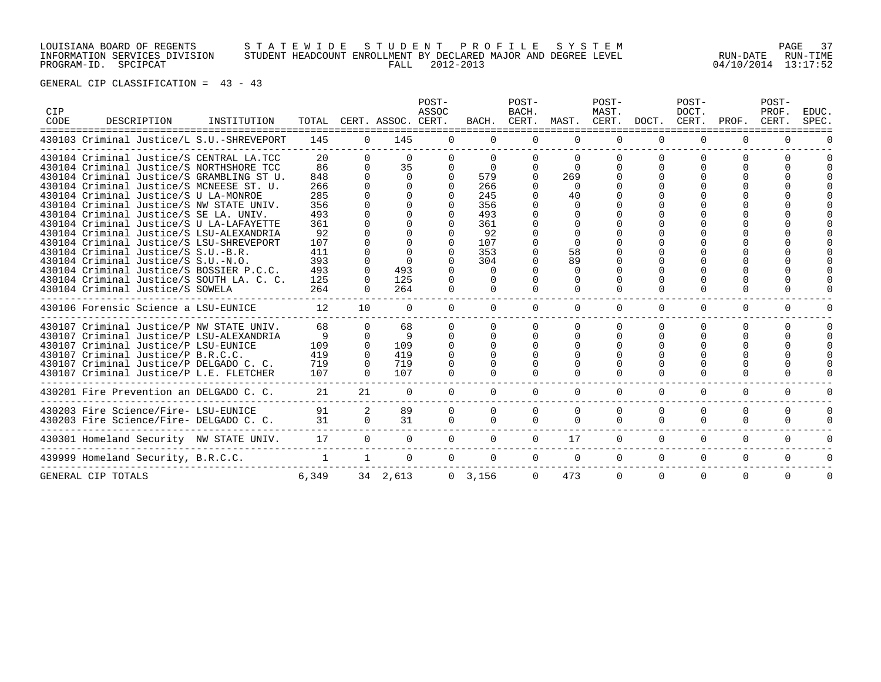LOUISIANA BOARD OF REGENTS — STATEWIDE STUDENT PROFILE SYSTEM
INFORMATION SERVICES DIVISION — STUDENT HEADCOUNT ENROLLMENT BY DECLARED MAJOR AND DEGREE LEVEL — RUN-DATE 04/10/2014 RUN-TIME 13:17:52
PROGRAM-ID. SPCIPCAT — FALL 2012-2013

GENERAL CIP CLASSIFICATION = 43 - 43

| CIP CODE | DESCRIPTION | INSTITUTION | TOTAL | CERT. | ASSOC. | POST-ASSOC CERT. | BACH. | POST-BACH. CERT. | MAST. | POST-MAST. CERT. | DOCT. | POST-DOCT. CERT. | PROF. | POST-PROF. CERT. | EDUC. SPEC. |
|---|---|---|---|---|---|---|---|---|---|---|---|---|---|---|---|
| 430103 | Criminal Justice/L | S.U.-SHREVEPORT | 145 | 0 | 145 | 0 | 0 | 0 | 0 | 0 | 0 | 0 | 0 | 0 | 0 |
| 430104 | Criminal Justice/S | CENTRAL LA.TCC | 20 | 0 | 0 | 0 | 0 | 0 | 0 | 0 | 0 | 0 | 0 | 0 | 0 |
| 430104 | Criminal Justice/S | NORTHSHORE TCC | 86 | 0 | 35 | 0 | 0 | 0 | 0 | 0 | 0 | 0 | 0 | 0 | 0 |
| 430104 | Criminal Justice/S | GRAMBLING ST U. | 848 | 0 | 0 | 0 | 579 | 0 | 269 | 0 | 0 | 0 | 0 | 0 | 0 |
| 430104 | Criminal Justice/S | MCNEESE ST. U. | 266 | 0 | 0 | 0 | 266 | 0 | 0 | 0 | 0 | 0 | 0 | 0 | 0 |
| 430104 | Criminal Justice/S | U LA-MONROE | 285 | 0 | 0 | 0 | 245 | 0 | 40 | 0 | 0 | 0 | 0 | 0 | 0 |
| 430104 | Criminal Justice/S | NW STATE UNIV. | 356 | 0 | 0 | 0 | 356 | 0 | 0 | 0 | 0 | 0 | 0 | 0 | 0 |
| 430104 | Criminal Justice/S | SE LA. UNIV. | 493 | 0 | 0 | 0 | 493 | 0 | 0 | 0 | 0 | 0 | 0 | 0 | 0 |
| 430104 | Criminal Justice/S | U LA-LAFAYETTE | 361 | 0 | 0 | 0 | 361 | 0 | 0 | 0 | 0 | 0 | 0 | 0 | 0 |
| 430104 | Criminal Justice/S | LSU-ALEXANDRIA | 92 | 0 | 0 | 0 | 92 | 0 | 0 | 0 | 0 | 0 | 0 | 0 | 0 |
| 430104 | Criminal Justice/S | LSU-SHREVEPORT | 107 | 0 | 0 | 0 | 107 | 0 | 0 | 0 | 0 | 0 | 0 | 0 | 0 |
| 430104 | Criminal Justice/S | S.U.-B.R. | 411 | 0 | 0 | 0 | 353 | 0 | 58 | 0 | 0 | 0 | 0 | 0 | 0 |
| 430104 | Criminal Justice/S | S.U.-N.O. | 393 | 0 | 0 | 0 | 304 | 0 | 89 | 0 | 0 | 0 | 0 | 0 | 0 |
| 430104 | Criminal Justice/S | BOSSIER P.C.C. | 493 | 0 | 493 | 0 | 0 | 0 | 0 | 0 | 0 | 0 | 0 | 0 | 0 |
| 430104 | Criminal Justice/S | SOUTH LA. C. C. | 125 | 0 | 125 | 0 | 0 | 0 | 0 | 0 | 0 | 0 | 0 | 0 | 0 |
| 430104 | Criminal Justice/S | SOWELA | 264 | 0 | 264 | 0 | 0 | 0 | 0 | 0 | 0 | 0 | 0 | 0 | 0 |
| 430106 | Forensic Science a | LSU-EUNICE | 12 | 10 | 0 | 0 | 0 | 0 | 0 | 0 | 0 | 0 | 0 | 0 | 0 |
| 430107 | Criminal Justice/P | NW STATE UNIV. | 68 | 0 | 68 | 0 | 0 | 0 | 0 | 0 | 0 | 0 | 0 | 0 | 0 |
| 430107 | Criminal Justice/P | LSU-ALEXANDRIA | 9 | 0 | 9 | 0 | 0 | 0 | 0 | 0 | 0 | 0 | 0 | 0 | 0 |
| 430107 | Criminal Justice/P | LSU-EUNICE | 109 | 0 | 109 | 0 | 0 | 0 | 0 | 0 | 0 | 0 | 0 | 0 | 0 |
| 430107 | Criminal Justice/P | B.R.C.C. | 419 | 0 | 419 | 0 | 0 | 0 | 0 | 0 | 0 | 0 | 0 | 0 | 0 |
| 430107 | Criminal Justice/P | DELGADO C. C. | 719 | 0 | 719 | 0 | 0 | 0 | 0 | 0 | 0 | 0 | 0 | 0 | 0 |
| 430107 | Criminal Justice/P | L.E. FLETCHER | 107 | 0 | 107 | 0 | 0 | 0 | 0 | 0 | 0 | 0 | 0 | 0 | 0 |
| 430201 | Fire Prevention an | DELGADO C. C. | 21 | 21 | 0 | 0 | 0 | 0 | 0 | 0 | 0 | 0 | 0 | 0 | 0 |
| 430203 | Fire Science/Fire- | LSU-EUNICE | 91 | 2 | 89 | 0 | 0 | 0 | 0 | 0 | 0 | 0 | 0 | 0 | 0 |
| 430203 | Fire Science/Fire- | DELGADO C. C. | 31 | 0 | 31 | 0 | 0 | 0 | 0 | 0 | 0 | 0 | 0 | 0 | 0 |
| 430301 | Homeland Security | NW STATE UNIV. | 17 | 0 | 0 | 0 | 0 | 0 | 17 | 0 | 0 | 0 | 0 | 0 | 0 |
| 439999 | Homeland Security, | B.R.C.C. | 1 | 1 | 0 | 0 | 0 | 0 | 0 | 0 | 0 | 0 | 0 | 0 | 0 |
| GENERAL CIP TOTALS | | | 6,349 | 34 | 2,613 | 0 | 3,156 | 0 | 473 | 0 | 0 | 0 | 0 | 0 | 0 |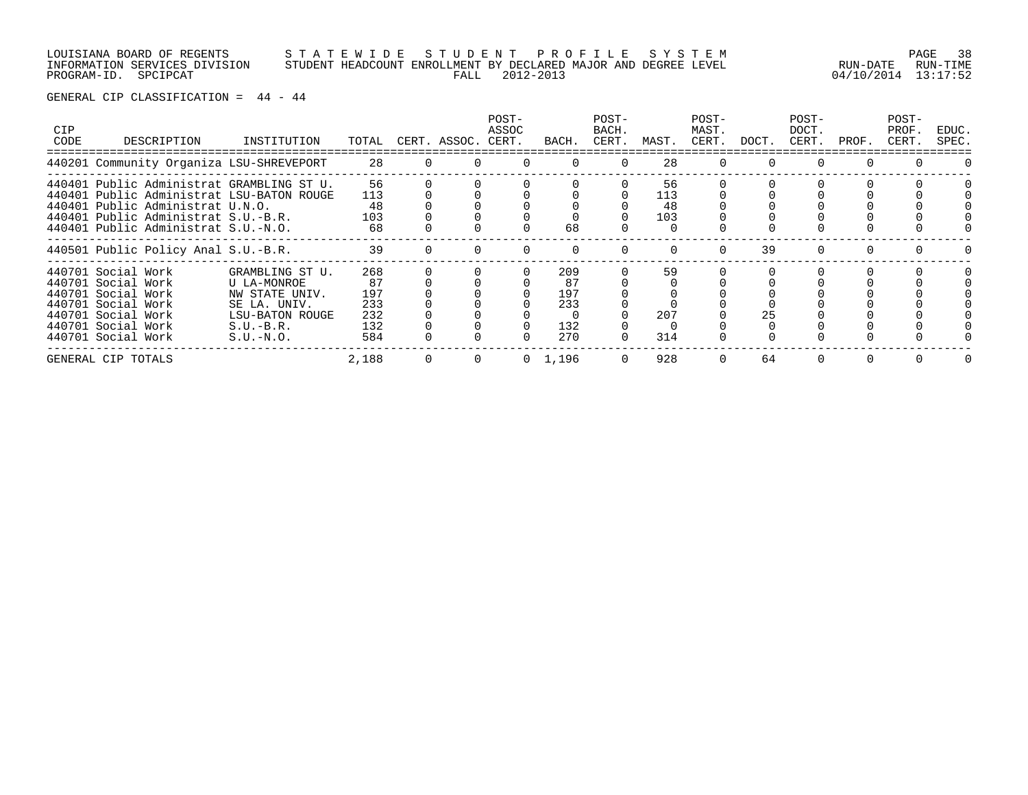LOUISIANA BOARD OF REGENTS — STATEWIDE STUDENT PROFILE SYSTEM
INFORMATION SERVICES DIVISION — STUDENT HEADCOUNT ENROLLMENT BY DECLARED MAJOR AND DEGREE LEVEL
PROGRAM-ID. SPCIPCAT — FALL 2012-2013 — RUN-DATE 04/10/2014 RUN-TIME 13:17:52

GENERAL CIP CLASSIFICATION = 44 - 44

| CIP CODE | DESCRIPTION | INSTITUTION | TOTAL | CERT. | ASSOC. | POST-ASSOC CERT. | BACH. | POST-BACH. CERT. | MAST. | POST-MAST. CERT. | DOCT. | POST-DOCT. CERT. | PROF. | POST-PROF. CERT. | EDUC. SPEC. |
|---|---|---|---|---|---|---|---|---|---|---|---|---|---|---|---|
| 440201 | Community Organiza | LSU-SHREVEPORT | 28 | 0 | 0 | 0 | 0 | 0 | 28 | 0 | 0 | 0 | 0 | 0 | 0 |
| 440401 | Public Administrat | GRAMBLING ST U. | 56 | 0 | 0 | 0 | 0 | 0 | 56 | 0 | 0 | 0 | 0 | 0 | 0 |
| 440401 | Public Administrat | LSU-BATON ROUGE | 113 | 0 | 0 | 0 | 0 | 0 | 113 | 0 | 0 | 0 | 0 | 0 | 0 |
| 440401 | Public Administrat | U.N.O. | 48 | 0 | 0 | 0 | 0 | 0 | 48 | 0 | 0 | 0 | 0 | 0 | 0 |
| 440401 | Public Administrat | S.U.-B.R. | 103 | 0 | 0 | 0 | 0 | 0 | 103 | 0 | 0 | 0 | 0 | 0 | 0 |
| 440401 | Public Administrat | S.U.-N.O. | 68 | 0 | 0 | 0 | 68 | 0 | 0 | 0 | 0 | 0 | 0 | 0 | 0 |
| 440501 | Public Policy Anal | S.U.-B.R. | 39 | 0 | 0 | 0 | 0 | 0 | 0 | 0 | 39 | 0 | 0 | 0 | 0 |
| 440701 | Social Work | GRAMBLING ST U. | 268 | 0 | 0 | 0 | 209 | 0 | 59 | 0 | 0 | 0 | 0 | 0 | 0 |
| 440701 | Social Work | U LA-MONROE | 87 | 0 | 0 | 0 | 87 | 0 | 0 | 0 | 0 | 0 | 0 | 0 | 0 |
| 440701 | Social Work | NW STATE UNIV. | 197 | 0 | 0 | 0 | 197 | 0 | 0 | 0 | 0 | 0 | 0 | 0 | 0 |
| 440701 | Social Work | SE LA. UNIV. | 233 | 0 | 0 | 0 | 233 | 0 | 0 | 0 | 0 | 0 | 0 | 0 | 0 |
| 440701 | Social Work | LSU-BATON ROUGE | 232 | 0 | 0 | 0 | 0 | 0 | 207 | 0 | 25 | 0 | 0 | 0 | 0 |
| 440701 | Social Work | S.U.-B.R. | 132 | 0 | 0 | 0 | 132 | 0 | 0 | 0 | 0 | 0 | 0 | 0 | 0 |
| 440701 | Social Work | S.U.-N.O. | 584 | 0 | 0 | 0 | 270 | 0 | 314 | 0 | 0 | 0 | 0 | 0 | 0 |
| GENERAL CIP TOTALS | | | 2,188 | 0 | 0 | 0 | 1,196 | 0 | 928 | 0 | 64 | 0 | 0 | 0 | 0 |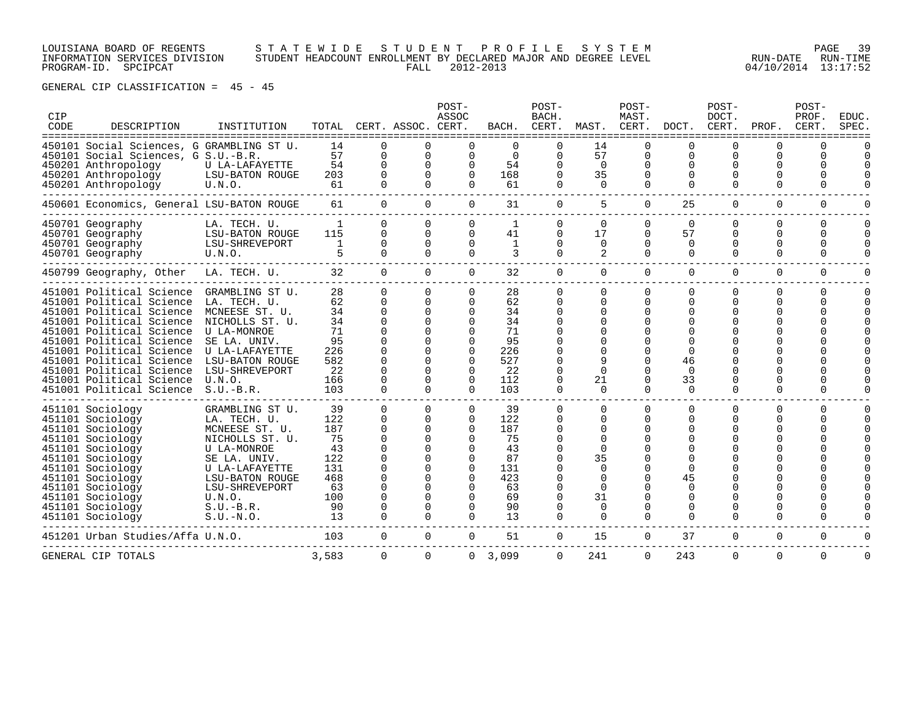LOUISIANA BOARD OF REGENTS — STATEWIDE STUDENT PROFILE SYSTEM
INFORMATION SERVICES DIVISION — STUDENT HEADCOUNT ENROLLMENT BY DECLARED MAJOR AND DEGREE LEVEL
PROGRAM-ID. SPCIPCAT — FALL 2012-2013 — RUN-DATE 04/10/2014 RUN-TIME 13:17:52

GENERAL CIP CLASSIFICATION = 45 - 45

| CIP CODE | DESCRIPTION | INSTITUTION | TOTAL | CERT. | ASSOC. | POST-ASSOC CERT. | BACH. | POST-BACH. CERT. | MAST. | POST-MAST. CERT. | DOCT. | POST-DOCT. CERT. | PROF. | POST-PROF. CERT. | EDUC. SPEC. |
|---|---|---|---|---|---|---|---|---|---|---|---|---|---|---|---|
| 450101 | Social Sciences, G | GRAMBLING ST U. | 14 | 0 | 0 | 0 | 0 | 0 | 14 | 0 | 0 | 0 | 0 | 0 | 0 |
| 450101 | Social Sciences, G | S.U.-B.R. | 57 | 0 | 0 | 0 | 0 | 0 | 57 | 0 | 0 | 0 | 0 | 0 | 0 |
| 450201 | Anthropology | U LA-LAFAYETTE | 54 | 0 | 0 | 0 | 54 | 0 | 0 | 0 | 0 | 0 | 0 | 0 | 0 |
| 450201 | Anthropology | LSU-BATON ROUGE | 203 | 0 | 0 | 0 | 168 | 0 | 35 | 0 | 0 | 0 | 0 | 0 | 0 |
| 450201 | Anthropology | U.N.O. | 61 | 0 | 0 | 0 | 61 | 0 | 0 | 0 | 0 | 0 | 0 | 0 | 0 |
| 450601 | Economics, General | LSU-BATON ROUGE | 61 | 0 | 0 | 0 | 31 | 0 | 5 | 0 | 25 | 0 | 0 | 0 | 0 |
| 450701 | Geography | LA. TECH. U. | 1 | 0 | 0 | 0 | 1 | 0 | 0 | 0 | 0 | 0 | 0 | 0 | 0 |
| 450701 | Geography | LSU-BATON ROUGE | 115 | 0 | 0 | 0 | 41 | 0 | 17 | 0 | 57 | 0 | 0 | 0 | 0 |
| 450701 | Geography | LSU-SHREVEPORT | 1 | 0 | 0 | 0 | 1 | 0 | 0 | 0 | 0 | 0 | 0 | 0 | 0 |
| 450701 | Geography | U.N.O. | 5 | 0 | 0 | 0 | 3 | 0 | 2 | 0 | 0 | 0 | 0 | 0 | 0 |
| 450799 | Geography, Other | LA. TECH. U. | 32 | 0 | 0 | 0 | 32 | 0 | 0 | 0 | 0 | 0 | 0 | 0 | 0 |
| 451001 | Political Science | GRAMBLING ST U. | 28 | 0 | 0 | 0 | 28 | 0 | 0 | 0 | 0 | 0 | 0 | 0 | 0 |
| 451001 | Political Science | LA. TECH. U. | 62 | 0 | 0 | 0 | 62 | 0 | 0 | 0 | 0 | 0 | 0 | 0 | 0 |
| 451001 | Political Science | MCNEESE ST. U. | 34 | 0 | 0 | 0 | 34 | 0 | 0 | 0 | 0 | 0 | 0 | 0 | 0 |
| 451001 | Political Science | NICHOLLS ST. U. | 34 | 0 | 0 | 0 | 34 | 0 | 0 | 0 | 0 | 0 | 0 | 0 | 0 |
| 451001 | Political Science | U LA-MONROE | 71 | 0 | 0 | 0 | 71 | 0 | 0 | 0 | 0 | 0 | 0 | 0 | 0 |
| 451001 | Political Science | SE LA. UNIV. | 95 | 0 | 0 | 0 | 95 | 0 | 0 | 0 | 0 | 0 | 0 | 0 | 0 |
| 451001 | Political Science | U LA-LAFAYETTE | 226 | 0 | 0 | 0 | 226 | 0 | 0 | 0 | 0 | 0 | 0 | 0 | 0 |
| 451001 | Political Science | LSU-BATON ROUGE | 582 | 0 | 0 | 0 | 527 | 0 | 9 | 0 | 46 | 0 | 0 | 0 | 0 |
| 451001 | Political Science | LSU-SHREVEPORT | 22 | 0 | 0 | 0 | 22 | 0 | 0 | 0 | 0 | 0 | 0 | 0 | 0 |
| 451001 | Political Science | U.N.O. | 166 | 0 | 0 | 0 | 112 | 0 | 21 | 0 | 33 | 0 | 0 | 0 | 0 |
| 451001 | Political Science | S.U.-B.R. | 103 | 0 | 0 | 0 | 103 | 0 | 0 | 0 | 0 | 0 | 0 | 0 | 0 |
| 451101 | Sociology | GRAMBLING ST U. | 39 | 0 | 0 | 0 | 39 | 0 | 0 | 0 | 0 | 0 | 0 | 0 | 0 |
| 451101 | Sociology | LA. TECH. U. | 122 | 0 | 0 | 0 | 122 | 0 | 0 | 0 | 0 | 0 | 0 | 0 | 0 |
| 451101 | Sociology | MCNEESE ST. U. | 187 | 0 | 0 | 0 | 187 | 0 | 0 | 0 | 0 | 0 | 0 | 0 | 0 |
| 451101 | Sociology | NICHOLLS ST. U. | 75 | 0 | 0 | 0 | 75 | 0 | 0 | 0 | 0 | 0 | 0 | 0 | 0 |
| 451101 | Sociology | U LA-MONROE | 43 | 0 | 0 | 0 | 43 | 0 | 0 | 0 | 0 | 0 | 0 | 0 | 0 |
| 451101 | Sociology | SE LA. UNIV. | 122 | 0 | 0 | 0 | 87 | 0 | 35 | 0 | 0 | 0 | 0 | 0 | 0 |
| 451101 | Sociology | U LA-LAFAYETTE | 131 | 0 | 0 | 0 | 131 | 0 | 0 | 0 | 0 | 0 | 0 | 0 | 0 |
| 451101 | Sociology | LSU-BATON ROUGE | 468 | 0 | 0 | 0 | 423 | 0 | 0 | 0 | 45 | 0 | 0 | 0 | 0 |
| 451101 | Sociology | LSU-SHREVEPORT | 63 | 0 | 0 | 0 | 63 | 0 | 0 | 0 | 0 | 0 | 0 | 0 | 0 |
| 451101 | Sociology | U.N.O. | 100 | 0 | 0 | 0 | 69 | 0 | 31 | 0 | 0 | 0 | 0 | 0 | 0 |
| 451101 | Sociology | S.U.-B.R. | 90 | 0 | 0 | 0 | 90 | 0 | 0 | 0 | 0 | 0 | 0 | 0 | 0 |
| 451101 | Sociology | S.U.-N.O. | 13 | 0 | 0 | 0 | 13 | 0 | 0 | 0 | 0 | 0 | 0 | 0 | 0 |
| 451201 | Urban Studies/Affa | U.N.O. | 103 | 0 | 0 | 0 | 51 | 0 | 15 | 0 | 37 | 0 | 0 | 0 | 0 |
| GENERAL CIP TOTALS | | | 3,583 | 0 | 0 | 0 | 3,099 | 0 | 241 | 0 | 243 | 0 | 0 | 0 | 0 |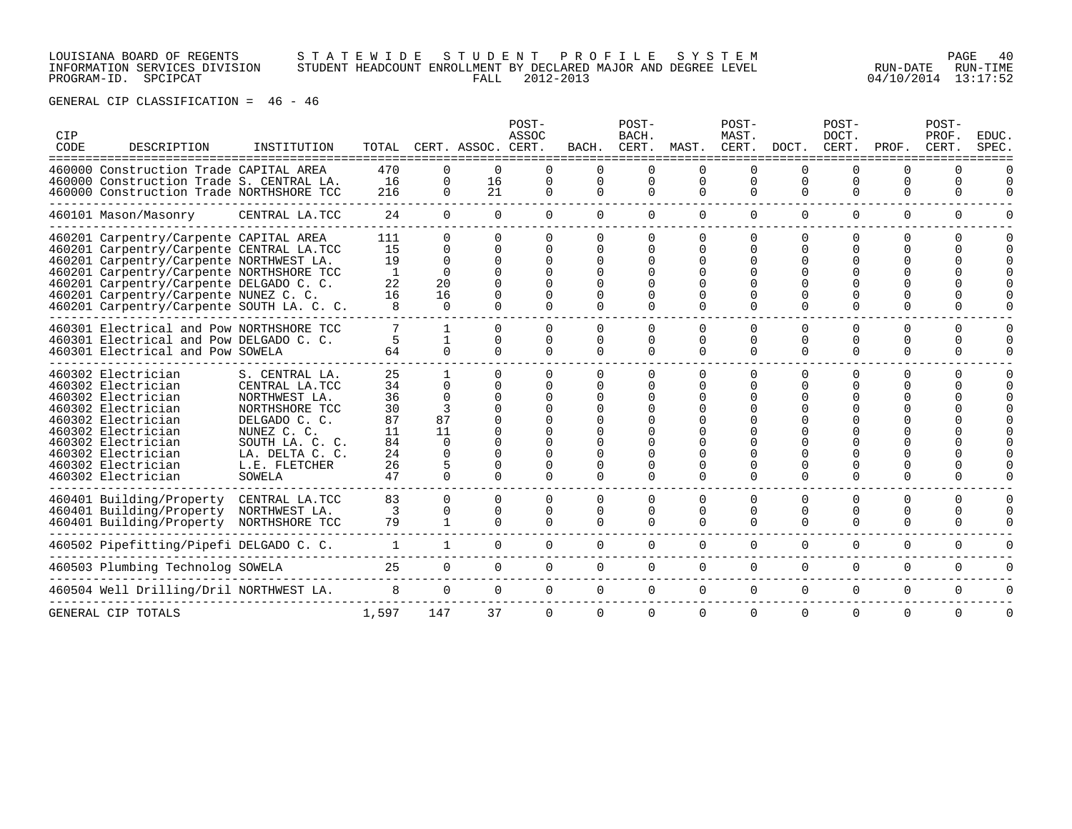LOUISIANA BOARD OF REGENTS — STATEWIDE STUDENT PROFILE SYSTEM
INFORMATION SERVICES DIVISION — STUDENT HEADCOUNT ENROLLMENT BY DECLARED MAJOR AND DEGREE LEVEL — RUN-DATE 04/10/2014 RUN-TIME 13:17:52
PROGRAM-ID. SPCIPCAT — FALL 2012-2013

GENERAL CIP CLASSIFICATION = 46 - 46

| CIP CODE | DESCRIPTION | INSTITUTION | TOTAL | CERT. | ASSOC. | POST-ASSOC CERT. | BACH. | POST-BACH. CERT. | MAST. | POST-MAST. CERT. | DOCT. | POST-DOCT. CERT. | PROF. | POST-PROF. CERT. | EDUC. SPEC. |
|---|---|---|---|---|---|---|---|---|---|---|---|---|---|---|---|
| 460000 | Construction Trade | CAPITAL AREA | 470 | 0 | 0 | 0 | 0 | 0 | 0 | 0 | 0 | 0 | 0 | 0 | 0 |
| 460000 | Construction Trade | S. CENTRAL LA. | 16 | 0 | 16 | 0 | 0 | 0 | 0 | 0 | 0 | 0 | 0 | 0 | 0 |
| 460000 | Construction Trade | NORTHSHORE TCC | 216 | 0 | 21 | 0 | 0 | 0 | 0 | 0 | 0 | 0 | 0 | 0 | 0 |
| 460101 | Mason/Masonry | CENTRAL LA.TCC | 24 | 0 | 0 | 0 | 0 | 0 | 0 | 0 | 0 | 0 | 0 | 0 | 0 |
| 460201 | Carpentry/Carpente | CAPITAL AREA | 111 | 0 | 0 | 0 | 0 | 0 | 0 | 0 | 0 | 0 | 0 | 0 | 0 |
| 460201 | Carpentry/Carpente | CENTRAL LA.TCC | 15 | 0 | 0 | 0 | 0 | 0 | 0 | 0 | 0 | 0 | 0 | 0 | 0 |
| 460201 | Carpentry/Carpente | NORTHWEST LA. | 19 | 0 | 0 | 0 | 0 | 0 | 0 | 0 | 0 | 0 | 0 | 0 | 0 |
| 460201 | Carpentry/Carpente | NORTHSHORE TCC | 1 | 0 | 0 | 0 | 0 | 0 | 0 | 0 | 0 | 0 | 0 | 0 | 0 |
| 460201 | Carpentry/Carpente | DELGADO C. C. | 22 | 20 | 0 | 0 | 0 | 0 | 0 | 0 | 0 | 0 | 0 | 0 | 0 |
| 460201 | Carpentry/Carpente | NUNEZ C. C. | 16 | 16 | 0 | 0 | 0 | 0 | 0 | 0 | 0 | 0 | 0 | 0 | 0 |
| 460201 | Carpentry/Carpente | SOUTH LA. C. C. | 8 | 0 | 0 | 0 | 0 | 0 | 0 | 0 | 0 | 0 | 0 | 0 | 0 |
| 460301 | Electrical and Pow | NORTHSHORE TCC | 7 | 1 | 0 | 0 | 0 | 0 | 0 | 0 | 0 | 0 | 0 | 0 | 0 |
| 460301 | Electrical and Pow | DELGADO C. C. | 5 | 1 | 0 | 0 | 0 | 0 | 0 | 0 | 0 | 0 | 0 | 0 | 0 |
| 460301 | Electrical and Pow | SOWELA | 64 | 0 | 0 | 0 | 0 | 0 | 0 | 0 | 0 | 0 | 0 | 0 | 0 |
| 460302 | Electrician | S. CENTRAL LA. | 25 | 1 | 0 | 0 | 0 | 0 | 0 | 0 | 0 | 0 | 0 | 0 | 0 |
| 460302 | Electrician | CENTRAL LA.TCC | 34 | 0 | 0 | 0 | 0 | 0 | 0 | 0 | 0 | 0 | 0 | 0 | 0 |
| 460302 | Electrician | NORTHWEST LA. | 36 | 0 | 0 | 0 | 0 | 0 | 0 | 0 | 0 | 0 | 0 | 0 | 0 |
| 460302 | Electrician | NORTHSHORE TCC | 30 | 3 | 0 | 0 | 0 | 0 | 0 | 0 | 0 | 0 | 0 | 0 | 0 |
| 460302 | Electrician | DELGADO C. C. | 87 | 87 | 0 | 0 | 0 | 0 | 0 | 0 | 0 | 0 | 0 | 0 | 0 |
| 460302 | Electrician | NUNEZ C. C. | 11 | 11 | 0 | 0 | 0 | 0 | 0 | 0 | 0 | 0 | 0 | 0 | 0 |
| 460302 | Electrician | SOUTH LA. C. C. | 84 | 0 | 0 | 0 | 0 | 0 | 0 | 0 | 0 | 0 | 0 | 0 | 0 |
| 460302 | Electrician | LA. DELTA C. C. | 24 | 0 | 0 | 0 | 0 | 0 | 0 | 0 | 0 | 0 | 0 | 0 | 0 |
| 460302 | Electrician | L.E. FLETCHER | 26 | 5 | 0 | 0 | 0 | 0 | 0 | 0 | 0 | 0 | 0 | 0 | 0 |
| 460302 | Electrician | SOWELA | 47 | 0 | 0 | 0 | 0 | 0 | 0 | 0 | 0 | 0 | 0 | 0 | 0 |
| 460401 | Building/Property | CENTRAL LA.TCC | 83 | 0 | 0 | 0 | 0 | 0 | 0 | 0 | 0 | 0 | 0 | 0 | 0 |
| 460401 | Building/Property | NORTHWEST LA. | 3 | 0 | 0 | 0 | 0 | 0 | 0 | 0 | 0 | 0 | 0 | 0 | 0 |
| 460401 | Building/Property | NORTHSHORE TCC | 79 | 1 | 0 | 0 | 0 | 0 | 0 | 0 | 0 | 0 | 0 | 0 | 0 |
| 460502 | Pipefitting/Pipefi | DELGADO C. C. | 1 | 1 | 0 | 0 | 0 | 0 | 0 | 0 | 0 | 0 | 0 | 0 | 0 |
| 460503 | Plumbing Technolog | SOWELA | 25 | 0 | 0 | 0 | 0 | 0 | 0 | 0 | 0 | 0 | 0 | 0 | 0 |
| 460504 | Well Drilling/Dril | NORTHWEST LA. | 8 | 0 | 0 | 0 | 0 | 0 | 0 | 0 | 0 | 0 | 0 | 0 | 0 |
| GENERAL CIP TOTALS | | | 1,597 | 147 | 37 | 0 | 0 | 0 | 0 | 0 | 0 | 0 | 0 | 0 | 0 |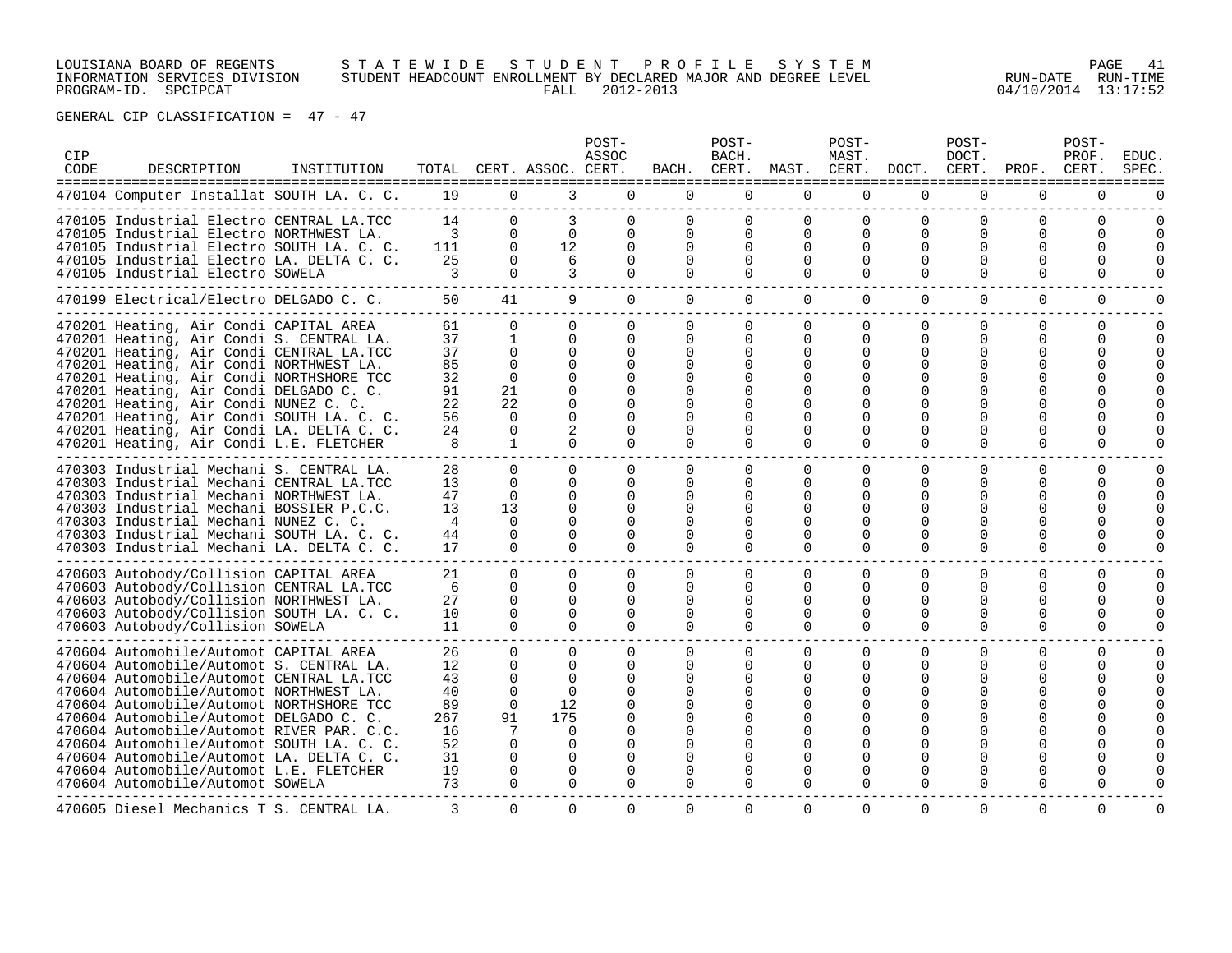LOUISIANA BOARD OF REGENTS — STATEWIDE STUDENT PROFILE SYSTEM
INFORMATION SERVICES DIVISION — STUDENT HEADCOUNT ENROLLMENT BY DECLARED MAJOR AND DEGREE LEVEL — RUN-DATE 04/10/2014 RUN-TIME 13:17:52
PROGRAM-ID. SPCIPCAT — FALL 2012-2013

GENERAL CIP CLASSIFICATION = 47 - 47

| CIP CODE | DESCRIPTION | INSTITUTION | TOTAL | CERT. | ASSOC. | POST-ASSOC CERT. | BACH. | POST-BACH. CERT. | MAST. | POST-MAST. CERT. | DOCT. | POST-DOCT. CERT. | PROF. | POST-PROF. CERT. | EDUC. SPEC. |
|---|---|---|---|---|---|---|---|---|---|---|---|---|---|---|---|
| 470104 | Computer Installat | SOUTH LA. C. C. | 19 | 0 | 3 | 0 | 0 | 0 | 0 | 0 | 0 | 0 | 0 | 0 | 0 |
| 470105 | Industrial Electro | CENTRAL LA.TCC | 14 | 0 | 3 | 0 | 0 | 0 | 0 | 0 | 0 | 0 | 0 | 0 | 0 |
| 470105 | Industrial Electro | NORTHWEST LA. | 3 | 0 | 0 | 0 | 0 | 0 | 0 | 0 | 0 | 0 | 0 | 0 | 0 |
| 470105 | Industrial Electro | SOUTH LA. C. C. | 111 | 0 | 12 | 0 | 0 | 0 | 0 | 0 | 0 | 0 | 0 | 0 | 0 |
| 470105 | Industrial Electro | LA. DELTA C. C. | 25 | 0 | 6 | 0 | 0 | 0 | 0 | 0 | 0 | 0 | 0 | 0 | 0 |
| 470105 | Industrial Electro | SOWELA | 3 | 0 | 3 | 0 | 0 | 0 | 0 | 0 | 0 | 0 | 0 | 0 | 0 |
| 470199 | Electrical/Electro | DELGADO C. C. | 50 | 41 | 9 | 0 | 0 | 0 | 0 | 0 | 0 | 0 | 0 | 0 | 0 |
| 470201 | Heating, Air Condi | CAPITAL AREA | 61 | 0 | 0 | 0 | 0 | 0 | 0 | 0 | 0 | 0 | 0 | 0 | 0 |
| 470201 | Heating, Air Condi | S. CENTRAL LA. | 37 | 1 | 0 | 0 | 0 | 0 | 0 | 0 | 0 | 0 | 0 | 0 | 0 |
| 470201 | Heating, Air Condi | CENTRAL LA.TCC | 37 | 0 | 0 | 0 | 0 | 0 | 0 | 0 | 0 | 0 | 0 | 0 | 0 |
| 470201 | Heating, Air Condi | NORTHWEST LA. | 85 | 0 | 0 | 0 | 0 | 0 | 0 | 0 | 0 | 0 | 0 | 0 | 0 |
| 470201 | Heating, Air Condi | NORTHSHORE TCC | 32 | 0 | 0 | 0 | 0 | 0 | 0 | 0 | 0 | 0 | 0 | 0 | 0 |
| 470201 | Heating, Air Condi | DELGADO C. C. | 91 | 21 | 0 | 0 | 0 | 0 | 0 | 0 | 0 | 0 | 0 | 0 | 0 |
| 470201 | Heating, Air Condi | NUNEZ C. C. | 22 | 22 | 0 | 0 | 0 | 0 | 0 | 0 | 0 | 0 | 0 | 0 | 0 |
| 470201 | Heating, Air Condi | SOUTH LA. C. C. | 56 | 0 | 0 | 0 | 0 | 0 | 0 | 0 | 0 | 0 | 0 | 0 | 0 |
| 470201 | Heating, Air Condi | LA. DELTA C. C. | 24 | 0 | 2 | 0 | 0 | 0 | 0 | 0 | 0 | 0 | 0 | 0 | 0 |
| 470201 | Heating, Air Condi | L.E. FLETCHER | 8 | 1 | 0 | 0 | 0 | 0 | 0 | 0 | 0 | 0 | 0 | 0 | 0 |
| 470303 | Industrial Mechani | S. CENTRAL LA. | 28 | 0 | 0 | 0 | 0 | 0 | 0 | 0 | 0 | 0 | 0 | 0 | 0 |
| 470303 | Industrial Mechani | CENTRAL LA.TCC | 13 | 0 | 0 | 0 | 0 | 0 | 0 | 0 | 0 | 0 | 0 | 0 | 0 |
| 470303 | Industrial Mechani | NORTHWEST LA. | 47 | 0 | 0 | 0 | 0 | 0 | 0 | 0 | 0 | 0 | 0 | 0 | 0 |
| 470303 | Industrial Mechani | BOSSIER P.C.C. | 13 | 13 | 0 | 0 | 0 | 0 | 0 | 0 | 0 | 0 | 0 | 0 | 0 |
| 470303 | Industrial Mechani | NUNEZ C. C. | 4 | 0 | 0 | 0 | 0 | 0 | 0 | 0 | 0 | 0 | 0 | 0 | 0 |
| 470303 | Industrial Mechani | SOUTH LA. C. C. | 44 | 0 | 0 | 0 | 0 | 0 | 0 | 0 | 0 | 0 | 0 | 0 | 0 |
| 470303 | Industrial Mechani | LA. DELTA C. C. | 17 | 0 | 0 | 0 | 0 | 0 | 0 | 0 | 0 | 0 | 0 | 0 | 0 |
| 470603 | Autobody/Collision | CAPITAL AREA | 21 | 0 | 0 | 0 | 0 | 0 | 0 | 0 | 0 | 0 | 0 | 0 | 0 |
| 470603 | Autobody/Collision | CENTRAL LA.TCC | 6 | 0 | 0 | 0 | 0 | 0 | 0 | 0 | 0 | 0 | 0 | 0 | 0 |
| 470603 | Autobody/Collision | NORTHWEST LA. | 27 | 0 | 0 | 0 | 0 | 0 | 0 | 0 | 0 | 0 | 0 | 0 | 0 |
| 470603 | Autobody/Collision | SOUTH LA. C. C. | 10 | 0 | 0 | 0 | 0 | 0 | 0 | 0 | 0 | 0 | 0 | 0 | 0 |
| 470603 | Autobody/Collision | SOWELA | 11 | 0 | 0 | 0 | 0 | 0 | 0 | 0 | 0 | 0 | 0 | 0 | 0 |
| 470604 | Automobile/Automot | CAPITAL AREA | 26 | 0 | 0 | 0 | 0 | 0 | 0 | 0 | 0 | 0 | 0 | 0 | 0 |
| 470604 | Automobile/Automot | S. CENTRAL LA. | 12 | 0 | 0 | 0 | 0 | 0 | 0 | 0 | 0 | 0 | 0 | 0 | 0 |
| 470604 | Automobile/Automot | CENTRAL LA.TCC | 43 | 0 | 0 | 0 | 0 | 0 | 0 | 0 | 0 | 0 | 0 | 0 | 0 |
| 470604 | Automobile/Automot | NORTHWEST LA. | 40 | 0 | 0 | 0 | 0 | 0 | 0 | 0 | 0 | 0 | 0 | 0 | 0 |
| 470604 | Automobile/Automot | NORTHSHORE TCC | 89 | 0 | 12 | 0 | 0 | 0 | 0 | 0 | 0 | 0 | 0 | 0 | 0 |
| 470604 | Automobile/Automot | DELGADO C. C. | 267 | 91 | 175 | 0 | 0 | 0 | 0 | 0 | 0 | 0 | 0 | 0 | 0 |
| 470604 | Automobile/Automot | RIVER PAR. C.C. | 16 | 7 | 0 | 0 | 0 | 0 | 0 | 0 | 0 | 0 | 0 | 0 | 0 |
| 470604 | Automobile/Automot | SOUTH LA. C. C. | 52 | 0 | 0 | 0 | 0 | 0 | 0 | 0 | 0 | 0 | 0 | 0 | 0 |
| 470604 | Automobile/Automot | LA. DELTA C. C. | 31 | 0 | 0 | 0 | 0 | 0 | 0 | 0 | 0 | 0 | 0 | 0 | 0 |
| 470604 | Automobile/Automot | L.E. FLETCHER | 19 | 0 | 0 | 0 | 0 | 0 | 0 | 0 | 0 | 0 | 0 | 0 | 0 |
| 470604 | Automobile/Automot | SOWELA | 73 | 0 | 0 | 0 | 0 | 0 | 0 | 0 | 0 | 0 | 0 | 0 | 0 |
| 470605 | Diesel Mechanics T | S. CENTRAL LA. | 3 | 0 | 0 | 0 | 0 | 0 | 0 | 0 | 0 | 0 | 0 | 0 | 0 |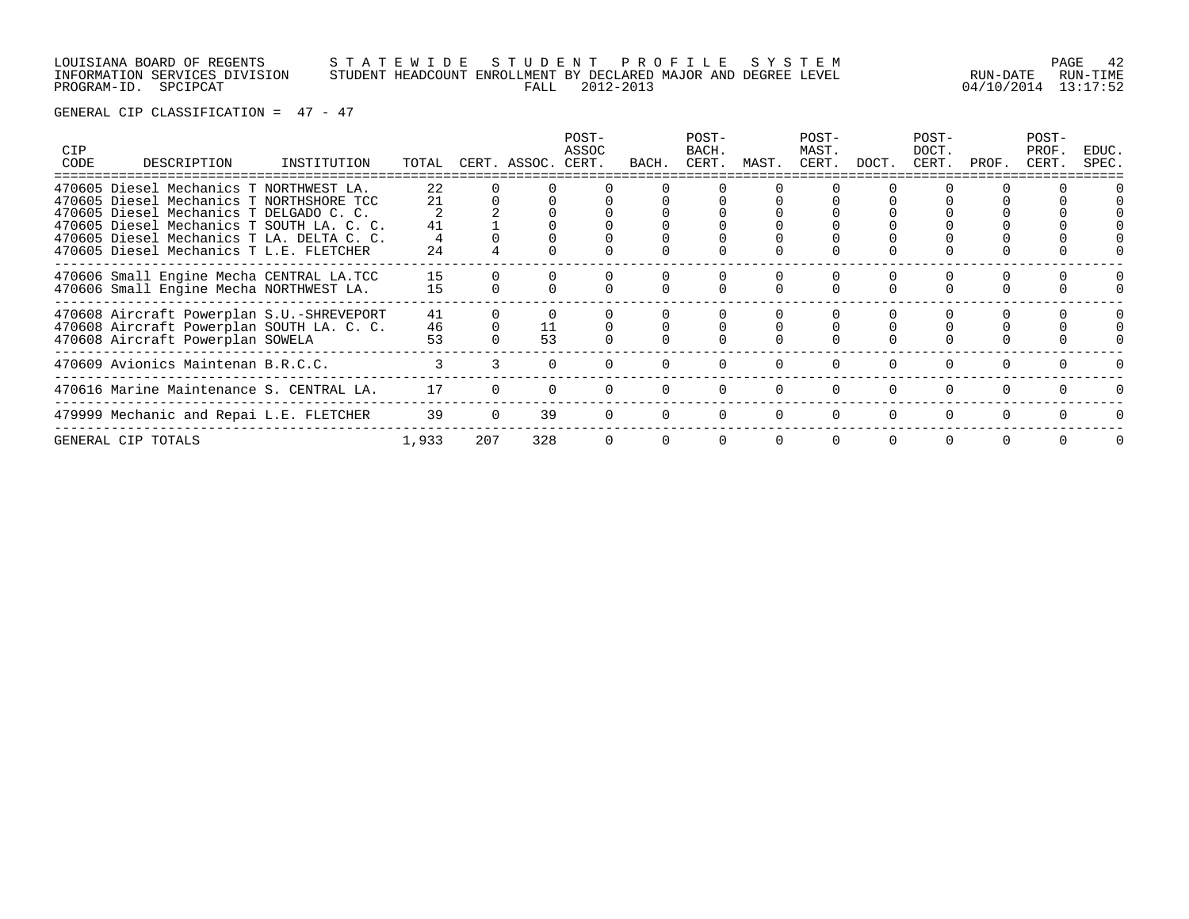LOUISIANA BOARD OF REGENTS — STATEWIDE STUDENT PROFILE SYSTEM
INFORMATION SERVICES DIVISION — STUDENT HEADCOUNT ENROLLMENT BY DECLARED MAJOR AND DEGREE LEVEL
PROGRAM-ID. SPCIPCAT — FALL 2012-2013
RUN-DATE 04/10/2014 RUN-TIME 13:17:52

GENERAL CIP CLASSIFICATION = 47 - 47

| CIP CODE | DESCRIPTION | INSTITUTION | TOTAL | CERT. | ASSOC. | POST-ASSOC CERT. | BACH. | POST-BACH. CERT. | MAST. | POST-MAST. CERT. | DOCT. | POST-DOCT. CERT. | PROF. | POST-PROF. CERT. | EDUC. SPEC. |
|---|---|---|---|---|---|---|---|---|---|---|---|---|---|---|---|
| 470605 | Diesel Mechanics T | NORTHWEST LA. | 22 | 0 | 0 | 0 | 0 | 0 | 0 | 0 | 0 | 0 | 0 | 0 | 0 |
| 470605 | Diesel Mechanics T | NORTHSHORE TCC | 21 | 0 | 0 | 0 | 0 | 0 | 0 | 0 | 0 | 0 | 0 | 0 | 0 |
| 470605 | Diesel Mechanics T | DELGADO C. C. | 2 | 2 | 0 | 0 | 0 | 0 | 0 | 0 | 0 | 0 | 0 | 0 | 0 |
| 470605 | Diesel Mechanics T | SOUTH LA. C. C. | 41 | 1 | 0 | 0 | 0 | 0 | 0 | 0 | 0 | 0 | 0 | 0 | 0 |
| 470605 | Diesel Mechanics T | LA. DELTA C. C. | 4 | 0 | 0 | 0 | 0 | 0 | 0 | 0 | 0 | 0 | 0 | 0 | 0 |
| 470605 | Diesel Mechanics T | L.E. FLETCHER | 24 | 4 | 0 | 0 | 0 | 0 | 0 | 0 | 0 | 0 | 0 | 0 | 0 |
| 470606 | Small Engine Mecha | CENTRAL LA.TCC | 15 | 0 | 0 | 0 | 0 | 0 | 0 | 0 | 0 | 0 | 0 | 0 | 0 |
| 470606 | Small Engine Mecha | NORTHWEST LA. | 15 | 0 | 0 | 0 | 0 | 0 | 0 | 0 | 0 | 0 | 0 | 0 | 0 |
| 470608 | Aircraft Powerplan | S.U.-SHREVEPORT | 41 | 0 | 0 | 0 | 0 | 0 | 0 | 0 | 0 | 0 | 0 | 0 | 0 |
| 470608 | Aircraft Powerplan | SOUTH LA. C. C. | 46 | 0 | 11 | 0 | 0 | 0 | 0 | 0 | 0 | 0 | 0 | 0 | 0 |
| 470608 | Aircraft Powerplan | SOWELA | 53 | 0 | 53 | 0 | 0 | 0 | 0 | 0 | 0 | 0 | 0 | 0 | 0 |
| 470609 | Avionics Maintenan | B.R.C.C. | 3 | 3 | 0 | 0 | 0 | 0 | 0 | 0 | 0 | 0 | 0 | 0 | 0 |
| 470616 | Marine Maintenance | S. CENTRAL LA. | 17 | 0 | 0 | 0 | 0 | 0 | 0 | 0 | 0 | 0 | 0 | 0 | 0 |
| 479999 | Mechanic and Repai | L.E. FLETCHER | 39 | 0 | 39 | 0 | 0 | 0 | 0 | 0 | 0 | 0 | 0 | 0 | 0 |
| GENERAL CIP TOTALS | | | 1,933 | 207 | 328 | 0 | 0 | 0 | 0 | 0 | 0 | 0 | 0 | 0 | 0 |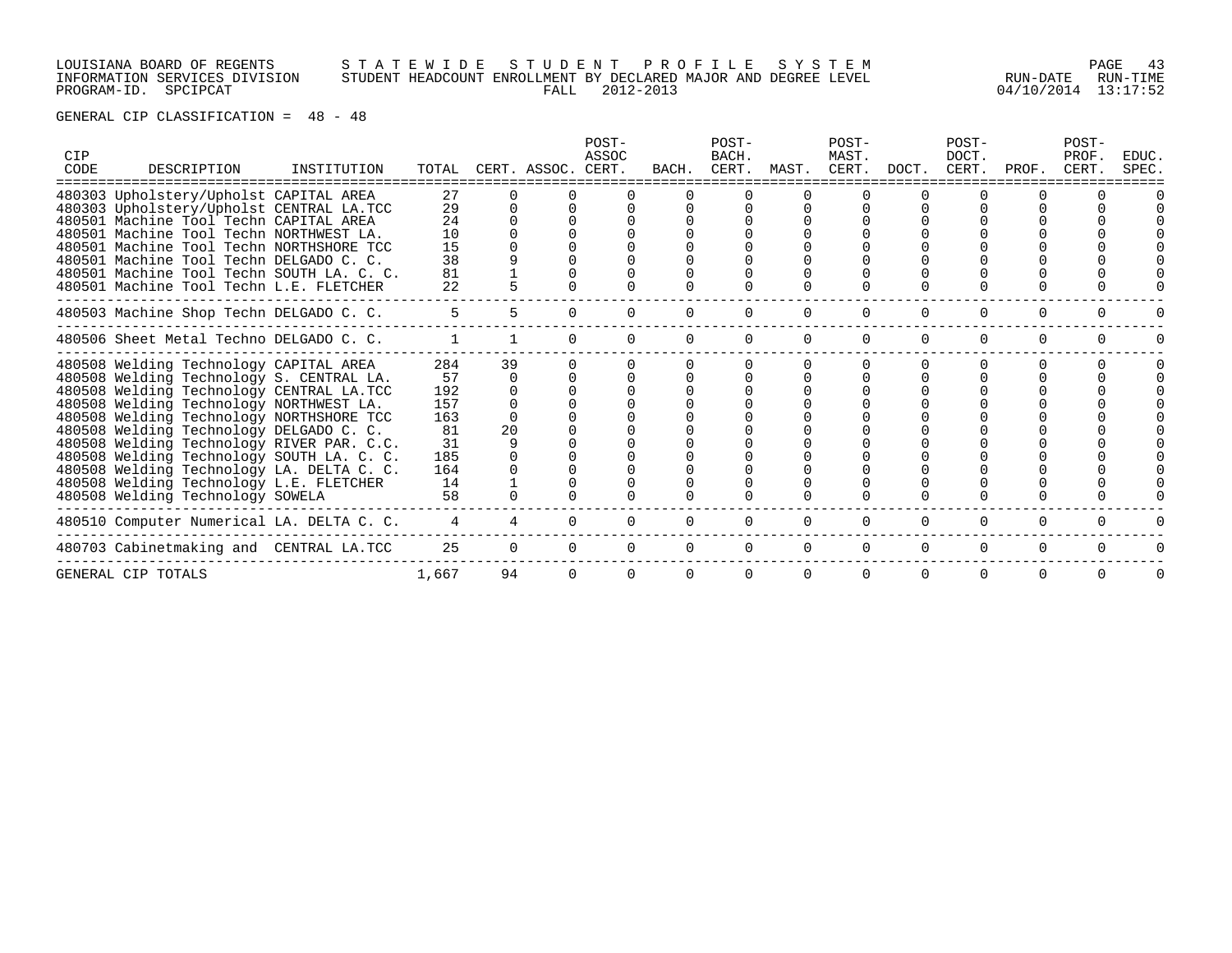LOUISIANA BOARD OF REGENTS — STATEWIDE STUDENT PROFILE SYSTEM
INFORMATION SERVICES DIVISION — STUDENT HEADCOUNT ENROLLMENT BY DECLARED MAJOR AND DEGREE LEVEL
PROGRAM-ID. SPCIPCAT — FALL 2012-2013 — RUN-DATE 04/10/2014 RUN-TIME 13:17:52

GENERAL CIP CLASSIFICATION = 48 - 48

| CIP CODE | DESCRIPTION | INSTITUTION | TOTAL | CERT. | ASSOC. | POST-ASSOC CERT. | BACH. | POST-BACH. CERT. | MAST. | POST-MAST. CERT. | DOCT. | POST-DOCT. CERT. | PROF. | POST-PROF. CERT. | EDUC. SPEC. |
|---|---|---|---|---|---|---|---|---|---|---|---|---|---|---|---|
| 480303 | Upholstery/Upholst | CAPITAL AREA | 27 | 0 | 0 | 0 | 0 | 0 | 0 | 0 | 0 | 0 | 0 | 0 | 0 |
| 480303 | Upholstery/Upholst | CENTRAL LA.TCC | 29 | 0 | 0 | 0 | 0 | 0 | 0 | 0 | 0 | 0 | 0 | 0 | 0 |
| 480501 | Machine Tool Techn | CAPITAL AREA | 24 | 0 | 0 | 0 | 0 | 0 | 0 | 0 | 0 | 0 | 0 | 0 | 0 |
| 480501 | Machine Tool Techn | NORTHWEST LA. | 10 | 0 | 0 | 0 | 0 | 0 | 0 | 0 | 0 | 0 | 0 | 0 | 0 |
| 480501 | Machine Tool Techn | NORTHSHORE TCC | 15 | 0 | 0 | 0 | 0 | 0 | 0 | 0 | 0 | 0 | 0 | 0 | 0 |
| 480501 | Machine Tool Techn | DELGADO C. C. | 38 | 9 | 0 | 0 | 0 | 0 | 0 | 0 | 0 | 0 | 0 | 0 | 0 |
| 480501 | Machine Tool Techn | SOUTH LA. C. C. | 81 | 1 | 0 | 0 | 0 | 0 | 0 | 0 | 0 | 0 | 0 | 0 | 0 |
| 480501 | Machine Tool Techn | L.E. FLETCHER | 22 | 5 | 0 | 0 | 0 | 0 | 0 | 0 | 0 | 0 | 0 | 0 | 0 |
| 480503 | Machine Shop Techn | DELGADO C. C. | 5 | 5 | 0 | 0 | 0 | 0 | 0 | 0 | 0 | 0 | 0 | 0 | 0 |
| 480506 | Sheet Metal Techno | DELGADO C. C. | 1 | 1 | 0 | 0 | 0 | 0 | 0 | 0 | 0 | 0 | 0 | 0 | 0 |
| 480508 | Welding Technology | CAPITAL AREA | 284 | 39 | 0 | 0 | 0 | 0 | 0 | 0 | 0 | 0 | 0 | 0 | 0 |
| 480508 | Welding Technology | S. CENTRAL LA. | 57 | 0 | 0 | 0 | 0 | 0 | 0 | 0 | 0 | 0 | 0 | 0 | 0 |
| 480508 | Welding Technology | CENTRAL LA.TCC | 192 | 0 | 0 | 0 | 0 | 0 | 0 | 0 | 0 | 0 | 0 | 0 | 0 |
| 480508 | Welding Technology | NORTHWEST LA. | 157 | 0 | 0 | 0 | 0 | 0 | 0 | 0 | 0 | 0 | 0 | 0 | 0 |
| 480508 | Welding Technology | NORTHSHORE TCC | 163 | 0 | 0 | 0 | 0 | 0 | 0 | 0 | 0 | 0 | 0 | 0 | 0 |
| 480508 | Welding Technology | DELGADO C. C. | 81 | 20 | 0 | 0 | 0 | 0 | 0 | 0 | 0 | 0 | 0 | 0 | 0 |
| 480508 | Welding Technology | RIVER PAR. C.C. | 31 | 9 | 0 | 0 | 0 | 0 | 0 | 0 | 0 | 0 | 0 | 0 | 0 |
| 480508 | Welding Technology | SOUTH LA. C. C. | 185 | 0 | 0 | 0 | 0 | 0 | 0 | 0 | 0 | 0 | 0 | 0 | 0 |
| 480508 | Welding Technology | LA. DELTA C. C. | 164 | 0 | 0 | 0 | 0 | 0 | 0 | 0 | 0 | 0 | 0 | 0 | 0 |
| 480508 | Welding Technology | L.E. FLETCHER | 14 | 1 | 0 | 0 | 0 | 0 | 0 | 0 | 0 | 0 | 0 | 0 | 0 |
| 480508 | Welding Technology | SOWELA | 58 | 0 | 0 | 0 | 0 | 0 | 0 | 0 | 0 | 0 | 0 | 0 | 0 |
| 480510 | Computer Numerical | LA. DELTA C. C. | 4 | 4 | 0 | 0 | 0 | 0 | 0 | 0 | 0 | 0 | 0 | 0 | 0 |
| 480703 | Cabinetmaking and | CENTRAL LA.TCC | 25 | 0 | 0 | 0 | 0 | 0 | 0 | 0 | 0 | 0 | 0 | 0 | 0 |
| GENERAL CIP TOTALS | | | 1,667 | 94 | 0 | 0 | 0 | 0 | 0 | 0 | 0 | 0 | 0 | 0 | 0 |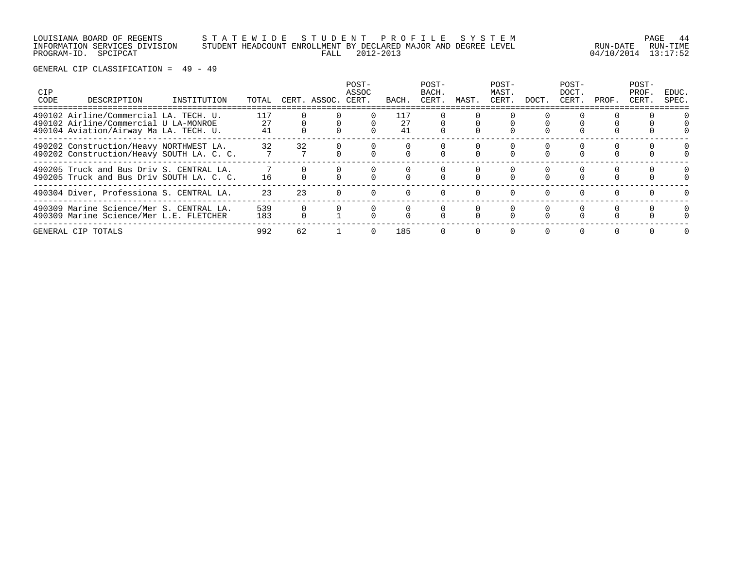GENERAL CIP CLASSIFICATION = 49 - 49

| CIP CODE | DESCRIPTION | INSTITUTION | TOTAL | CERT. | ASSOC. | POST-ASSOC CERT. | BACH. | POST-BACH. CERT. | MAST. | POST-MAST. CERT. | DOCT. | POST-DOCT. CERT. | PROF. | POST-PROF. CERT. | EDUC. SPEC. |
|---|---|---|---|---|---|---|---|---|---|---|---|---|---|---|---|
| 490102 | Airline/Commercial | LA. TECH. U. | 117 | 0 | 0 | 0 | 117 | 0 | 0 | 0 | 0 | 0 | 0 | 0 | 0 |
| 490102 | Airline/Commercial | U LA-MONROE | 27 | 0 | 0 | 0 | 27 | 0 | 0 | 0 | 0 | 0 | 0 | 0 | 0 |
| 490104 | Aviation/Airway Ma | LA. TECH. U. | 41 | 0 | 0 | 0 | 41 | 0 | 0 | 0 | 0 | 0 | 0 | 0 | 0 |
| 490202 | Construction/Heavy | NORTHWEST LA. | 32 | 32 | 0 | 0 | 0 | 0 | 0 | 0 | 0 | 0 | 0 | 0 | 0 |
| 490202 | Construction/Heavy | SOUTH LA. C. C. | 7 | 7 | 0 | 0 | 0 | 0 | 0 | 0 | 0 | 0 | 0 | 0 | 0 |
| 490205 | Truck and Bus Driv | S. CENTRAL LA. | 7 | 0 | 0 | 0 | 0 | 0 | 0 | 0 | 0 | 0 | 0 | 0 | 0 |
| 490205 | Truck and Bus Driv | SOUTH LA. C. C. | 16 | 0 | 0 | 0 | 0 | 0 | 0 | 0 | 0 | 0 | 0 | 0 | 0 |
| 490304 | Diver, Professiona | S. CENTRAL LA. | 23 | 23 | 0 | 0 | 0 | 0 | 0 | 0 | 0 | 0 | 0 | 0 | 0 |
| 490309 | Marine Science/Mer | S. CENTRAL LA. | 539 | 0 | 0 | 0 | 0 | 0 | 0 | 0 | 0 | 0 | 0 | 0 | 0 |
| 490309 | Marine Science/Mer | L.E. FLETCHER | 183 | 0 | 1 | 0 | 0 | 0 | 0 | 0 | 0 | 0 | 0 | 0 | 0 |
| GENERAL CIP TOTALS | | | 992 | 62 | 1 | 0 | 185 | 0 | 0 | 0 | 0 | 0 | 0 | 0 | 0 |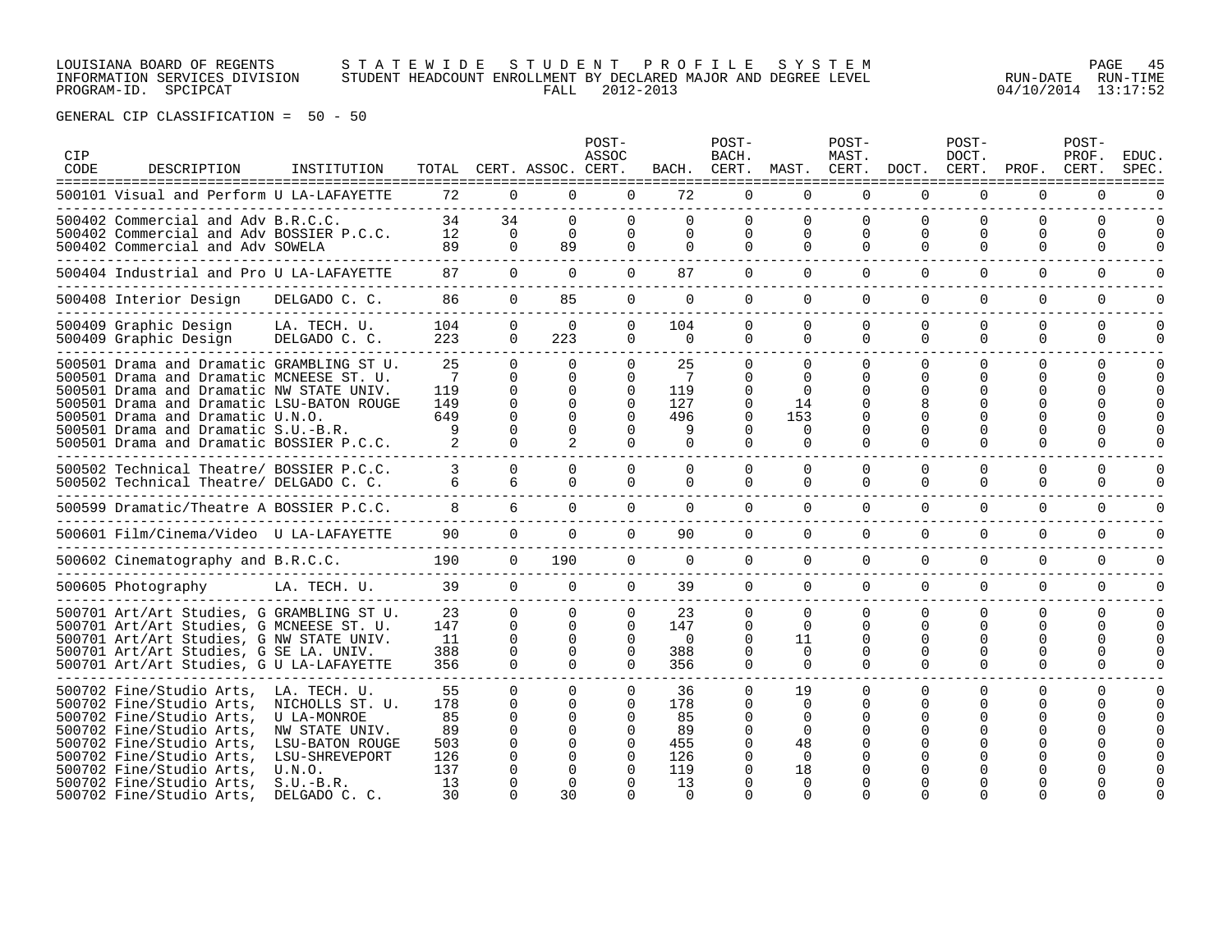LOUISIANA BOARD OF REGENTS — STATEWIDE STUDENT PROFILE SYSTEM
INFORMATION SERVICES DIVISION — STUDENT HEADCOUNT ENROLLMENT BY DECLARED MAJOR AND DEGREE LEVEL — RUN-DATE 04/10/2014 RUN-TIME 13:17:52
PROGRAM-ID. SPCIPCAT — FALL 2012-2013

GENERAL CIP CLASSIFICATION = 50 - 50

| CIP CODE | DESCRIPTION | INSTITUTION | TOTAL | CERT. | ASSOC. | POST-ASSOC CERT. | BACH. | POST-BACH. CERT. | MAST. | POST-MAST. CERT. | DOCT. | POST-DOCT. CERT. | PROF. | POST-PROF. CERT. | EDUC. SPEC. |
|---|---|---|---|---|---|---|---|---|---|---|---|---|---|---|---|
| 500101 | Visual and Perform | U LA-LAFAYETTE | 72 | 0 | 0 | 0 | 72 | 0 | 0 | 0 | 0 | 0 | 0 | 0 | 0 |
| 500402 | Commercial and Adv | B.R.C.C. | 34 | 34 | 0 | 0 | 0 | 0 | 0 | 0 | 0 | 0 | 0 | 0 | 0 |
| 500402 | Commercial and Adv | BOSSIER P.C.C. | 12 | 0 | 0 | 0 | 0 | 0 | 0 | 0 | 0 | 0 | 0 | 0 | 0 |
| 500402 | Commercial and Adv | SOWELA | 89 | 0 | 89 | 0 | 0 | 0 | 0 | 0 | 0 | 0 | 0 | 0 | 0 |
| 500404 | Industrial and Pro | U LA-LAFAYETTE | 87 | 0 | 0 | 0 | 87 | 0 | 0 | 0 | 0 | 0 | 0 | 0 | 0 |
| 500408 | Interior Design | DELGADO C. C. | 86 | 0 | 85 | 0 | 0 | 0 | 0 | 0 | 0 | 0 | 0 | 0 | 0 |
| 500409 | Graphic Design | LA. TECH. U. | 104 | 0 | 0 | 0 | 104 | 0 | 0 | 0 | 0 | 0 | 0 | 0 | 0 |
| 500409 | Graphic Design | DELGADO C. C. | 223 | 0 | 223 | 0 | 0 | 0 | 0 | 0 | 0 | 0 | 0 | 0 | 0 |
| 500501 | Drama and Dramatic | GRAMBLING ST U. | 25 | 0 | 0 | 0 | 25 | 0 | 0 | 0 | 0 | 0 | 0 | 0 | 0 |
| 500501 | Drama and Dramatic | MCNEESE ST. U. | 7 | 0 | 0 | 0 | 7 | 0 | 0 | 0 | 0 | 0 | 0 | 0 | 0 |
| 500501 | Drama and Dramatic | NW STATE UNIV. | 119 | 0 | 0 | 0 | 119 | 0 | 0 | 0 | 0 | 0 | 0 | 0 | 0 |
| 500501 | Drama and Dramatic | LSU-BATON ROUGE | 149 | 0 | 0 | 0 | 127 | 0 | 14 | 0 | 8 | 0 | 0 | 0 | 0 |
| 500501 | Drama and Dramatic | U.N.O. | 649 | 0 | 0 | 0 | 496 | 0 | 153 | 0 | 0 | 0 | 0 | 0 | 0 |
| 500501 | Drama and Dramatic | S.U.-B.R. | 9 | 0 | 0 | 0 | 9 | 0 | 0 | 0 | 0 | 0 | 0 | 0 | 0 |
| 500501 | Drama and Dramatic | BOSSIER P.C.C. | 2 | 0 | 2 | 0 | 0 | 0 | 0 | 0 | 0 | 0 | 0 | 0 | 0 |
| 500502 | Technical Theatre/ | BOSSIER P.C.C. | 3 | 0 | 0 | 0 | 0 | 0 | 0 | 0 | 0 | 0 | 0 | 0 | 0 |
| 500502 | Technical Theatre/ | DELGADO C. C. | 6 | 6 | 0 | 0 | 0 | 0 | 0 | 0 | 0 | 0 | 0 | 0 | 0 |
| 500599 | Dramatic/Theatre A | BOSSIER P.C.C. | 8 | 6 | 0 | 0 | 0 | 0 | 0 | 0 | 0 | 0 | 0 | 0 | 0 |
| 500601 | Film/Cinema/Video | U LA-LAFAYETTE | 90 | 0 | 0 | 0 | 90 | 0 | 0 | 0 | 0 | 0 | 0 | 0 | 0 |
| 500602 | Cinematography and | B.R.C.C. | 190 | 0 | 190 | 0 | 0 | 0 | 0 | 0 | 0 | 0 | 0 | 0 | 0 |
| 500605 | Photography | LA. TECH. U. | 39 | 0 | 0 | 0 | 39 | 0 | 0 | 0 | 0 | 0 | 0 | 0 | 0 |
| 500701 | Art/Art Studies, G | GRAMBLING ST U. | 23 | 0 | 0 | 0 | 23 | 0 | 0 | 0 | 0 | 0 | 0 | 0 | 0 |
| 500701 | Art/Art Studies, G | MCNEESE ST. U. | 147 | 0 | 0 | 0 | 147 | 0 | 0 | 0 | 0 | 0 | 0 | 0 | 0 |
| 500701 | Art/Art Studies, G | NW STATE UNIV. | 11 | 0 | 0 | 0 | 0 | 0 | 11 | 0 | 0 | 0 | 0 | 0 | 0 |
| 500701 | Art/Art Studies, G | SE LA. UNIV. | 388 | 0 | 0 | 0 | 388 | 0 | 0 | 0 | 0 | 0 | 0 | 0 | 0 |
| 500701 | Art/Art Studies, G | U LA-LAFAYETTE | 356 | 0 | 0 | 0 | 356 | 0 | 0 | 0 | 0 | 0 | 0 | 0 | 0 |
| 500702 | Fine/Studio Arts, | LA. TECH. U. | 55 | 0 | 0 | 0 | 36 | 0 | 19 | 0 | 0 | 0 | 0 | 0 | 0 |
| 500702 | Fine/Studio Arts, | NICHOLLS ST. U. | 178 | 0 | 0 | 0 | 178 | 0 | 0 | 0 | 0 | 0 | 0 | 0 | 0 |
| 500702 | Fine/Studio Arts, | U LA-MONROE | 85 | 0 | 0 | 0 | 85 | 0 | 0 | 0 | 0 | 0 | 0 | 0 | 0 |
| 500702 | Fine/Studio Arts, | NW STATE UNIV. | 89 | 0 | 0 | 0 | 89 | 0 | 0 | 0 | 0 | 0 | 0 | 0 | 0 |
| 500702 | Fine/Studio Arts, | LSU-BATON ROUGE | 503 | 0 | 0 | 0 | 455 | 0 | 48 | 0 | 0 | 0 | 0 | 0 | 0 |
| 500702 | Fine/Studio Arts, | LSU-SHREVEPORT | 126 | 0 | 0 | 0 | 126 | 0 | 0 | 0 | 0 | 0 | 0 | 0 | 0 |
| 500702 | Fine/Studio Arts, | U.N.O. | 137 | 0 | 0 | 0 | 119 | 0 | 18 | 0 | 0 | 0 | 0 | 0 | 0 |
| 500702 | Fine/Studio Arts, | S.U.-B.R. | 13 | 0 | 0 | 0 | 13 | 0 | 0 | 0 | 0 | 0 | 0 | 0 | 0 |
| 500702 | Fine/Studio Arts, | DELGADO C. C. | 30 | 0 | 30 | 0 | 0 | 0 | 0 | 0 | 0 | 0 | 0 | 0 | 0 |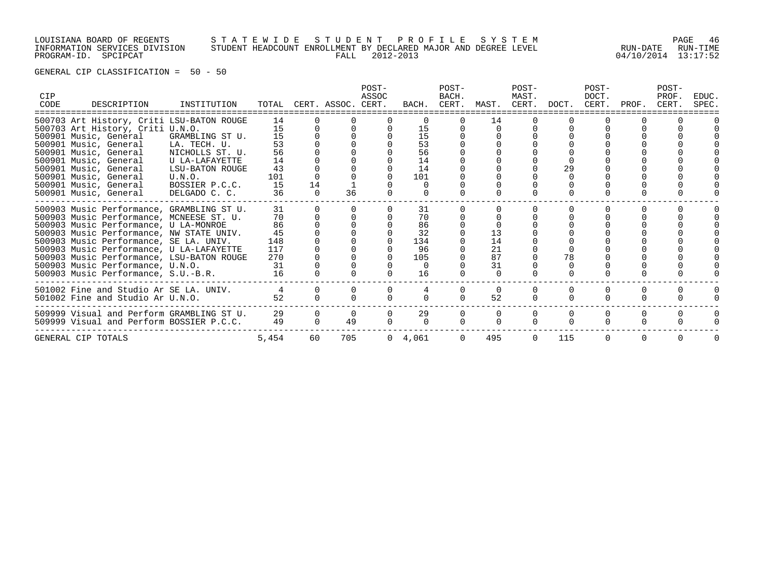LOUISIANA BOARD OF REGENTS — STATEWIDE STUDENT PROFILE SYSTEM
INFORMATION SERVICES DIVISION — STUDENT HEADCOUNT ENROLLMENT BY DECLARED MAJOR AND DEGREE LEVEL
PROGRAM-ID. SPCIPCAT — FALL 2012-2013 — RUN-DATE 04/10/2014 RUN-TIME 13:17:52

GENERAL CIP CLASSIFICATION = 50 - 50

| CIP CODE | DESCRIPTION | INSTITUTION | TOTAL | CERT. | ASSOC. | POST-ASSOC CERT. | BACH. | POST-BACH. CERT. | MAST. | POST-MAST. CERT. | DOCT. | POST-DOCT. CERT. | PROF. | POST-PROF. CERT. | EDUC. SPEC. |
|---|---|---|---|---|---|---|---|---|---|---|---|---|---|---|---|
| 500703 | Art History, Criti | LSU-BATON ROUGE | 14 | 0 | 0 | 0 | 0 | 0 | 14 | 0 | 0 | 0 | 0 | 0 | 0 |
| 500703 | Art History, Criti | U.N.O. | 15 | 0 | 0 | 0 | 15 | 0 | 0 | 0 | 0 | 0 | 0 | 0 | 0 |
| 500901 | Music, General | GRAMBLING ST U. | 15 | 0 | 0 | 0 | 15 | 0 | 0 | 0 | 0 | 0 | 0 | 0 | 0 |
| 500901 | Music, General | LA. TECH. U. | 53 | 0 | 0 | 0 | 53 | 0 | 0 | 0 | 0 | 0 | 0 | 0 | 0 |
| 500901 | Music, General | NICHOLLS ST. U. | 56 | 0 | 0 | 0 | 56 | 0 | 0 | 0 | 0 | 0 | 0 | 0 | 0 |
| 500901 | Music, General | U LA-LAFAYETTE | 14 | 0 | 0 | 0 | 14 | 0 | 0 | 0 | 0 | 0 | 0 | 0 | 0 |
| 500901 | Music, General | LSU-BATON ROUGE | 43 | 0 | 0 | 0 | 14 | 0 | 0 | 0 | 29 | 0 | 0 | 0 | 0 |
| 500901 | Music, General | U.N.O. | 101 | 0 | 0 | 0 | 101 | 0 | 0 | 0 | 0 | 0 | 0 | 0 | 0 |
| 500901 | Music, General | BOSSIER P.C.C. | 15 | 14 | 1 | 0 | 0 | 0 | 0 | 0 | 0 | 0 | 0 | 0 | 0 |
| 500901 | Music, General | DELGADO C. C. | 36 | 0 | 36 | 0 | 0 | 0 | 0 | 0 | 0 | 0 | 0 | 0 | 0 |
| 500903 | Music Performance, | GRAMBLING ST U. | 31 | 0 | 0 | 0 | 31 | 0 | 0 | 0 | 0 | 0 | 0 | 0 | 0 |
| 500903 | Music Performance, | MCNEESE ST. U. | 70 | 0 | 0 | 0 | 70 | 0 | 0 | 0 | 0 | 0 | 0 | 0 | 0 |
| 500903 | Music Performance, | U LA-MONROE | 86 | 0 | 0 | 0 | 86 | 0 | 0 | 0 | 0 | 0 | 0 | 0 | 0 |
| 500903 | Music Performance, | NW STATE UNIV. | 45 | 0 | 0 | 0 | 32 | 0 | 13 | 0 | 0 | 0 | 0 | 0 | 0 |
| 500903 | Music Performance, | SE LA. UNIV. | 148 | 0 | 0 | 0 | 134 | 0 | 14 | 0 | 0 | 0 | 0 | 0 | 0 |
| 500903 | Music Performance, | U LA-LAFAYETTE | 117 | 0 | 0 | 0 | 96 | 0 | 21 | 0 | 0 | 0 | 0 | 0 | 0 |
| 500903 | Music Performance, | LSU-BATON ROUGE | 270 | 0 | 0 | 0 | 105 | 0 | 87 | 0 | 78 | 0 | 0 | 0 | 0 |
| 500903 | Music Performance, | U.N.O. | 31 | 0 | 0 | 0 | 0 | 0 | 31 | 0 | 0 | 0 | 0 | 0 | 0 |
| 500903 | Music Performance, | S.U.-B.R. | 16 | 0 | 0 | 0 | 16 | 0 | 0 | 0 | 0 | 0 | 0 | 0 | 0 |
| 501002 | Fine and Studio Ar | SE LA. UNIV. | 4 | 0 | 0 | 0 | 4 | 0 | 0 | 0 | 0 | 0 | 0 | 0 | 0 |
| 501002 | Fine and Studio Ar | U.N.O. | 52 | 0 | 0 | 0 | 0 | 0 | 52 | 0 | 0 | 0 | 0 | 0 | 0 |
| 509999 | Visual and Perform | GRAMBLING ST U. | 29 | 0 | 0 | 0 | 29 | 0 | 0 | 0 | 0 | 0 | 0 | 0 | 0 |
| 509999 | Visual and Perform | BOSSIER P.C.C. | 49 | 0 | 49 | 0 | 0 | 0 | 0 | 0 | 0 | 0 | 0 | 0 | 0 |
| GENERAL CIP TOTALS | | | 5,454 | 60 | 705 | 0 | 4,061 | 0 | 495 | 0 | 115 | 0 | 0 | 0 | 0 |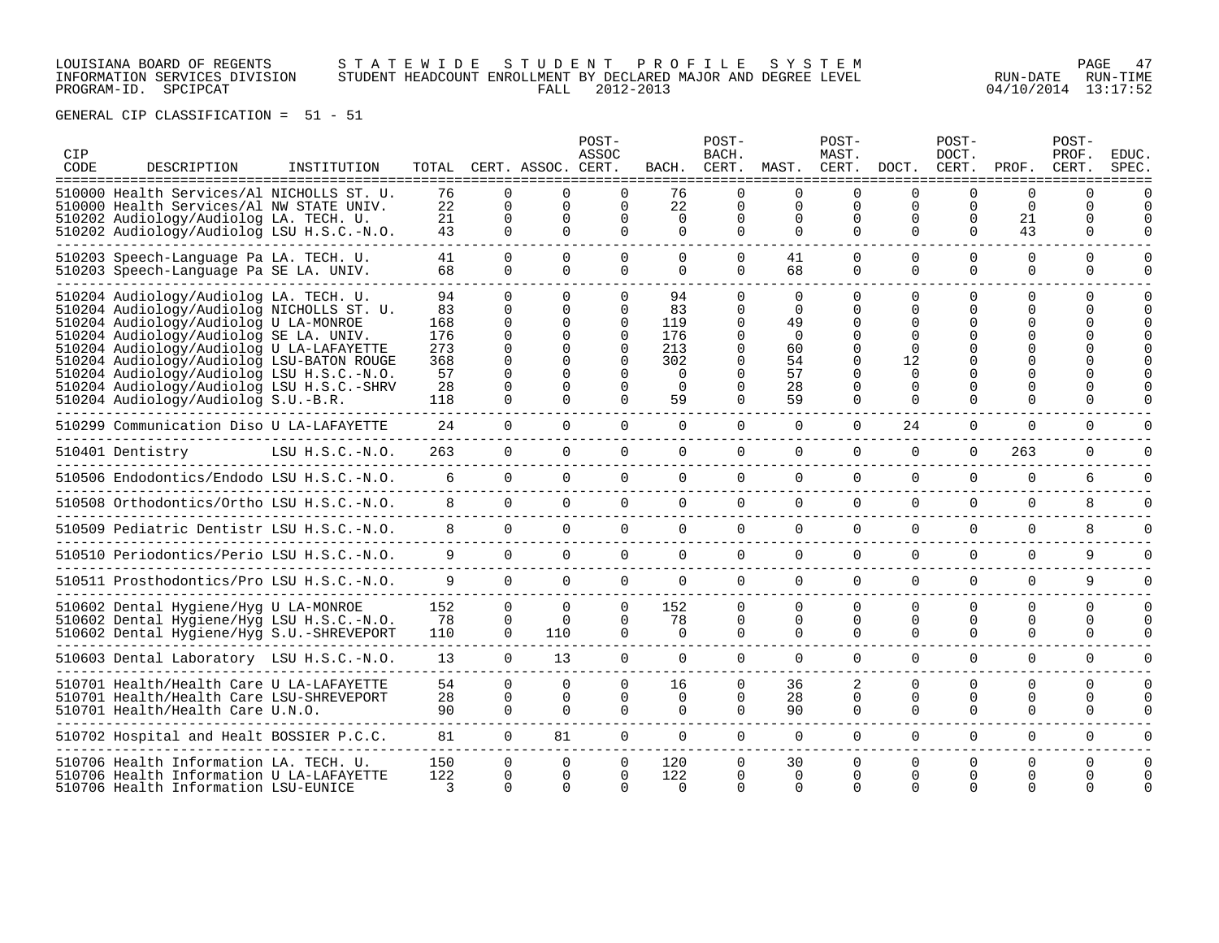LOUISIANA BOARD OF REGENTS — STATEWIDE STUDENT PROFILE SYSTEM
INFORMATION SERVICES DIVISION — STUDENT HEADCOUNT ENROLLMENT BY DECLARED MAJOR AND DEGREE LEVEL
PROGRAM-ID. SPCIPCAT — FALL 2012-2013 — RUN-DATE 04/10/2014 RUN-TIME 13:17:52

GENERAL CIP CLASSIFICATION = 51 - 51

| CIP CODE | DESCRIPTION | INSTITUTION | TOTAL | CERT. | ASSOC. | POST-ASSOC CERT. | BACH. | POST-BACH. CERT. | MAST. | POST-MAST. CERT. | DOCT. | POST-DOCT. CERT. | PROF. | POST-PROF. CERT. | EDUC. SPEC. |
|---|---|---|---|---|---|---|---|---|---|---|---|---|---|---|---|
| 510000 | Health Services/Al | NICHOLLS ST. U. | 76 | 0 | 0 | 0 | 76 | 0 | 0 | 0 | 0 | 0 | 0 | 0 | 0 |
| 510000 | Health Services/Al | NW STATE UNIV. | 22 | 0 | 0 | 0 | 22 | 0 | 0 | 0 | 0 | 0 | 0 | 0 | 0 |
| 510202 | Audiology/Audiolog | LA. TECH. U. | 21 | 0 | 0 | 0 | 0 | 0 | 0 | 0 | 0 | 0 | 21 | 0 | 0 |
| 510202 | Audiology/Audiolog | LSU H.S.C.-N.O. | 43 | 0 | 0 | 0 | 0 | 0 | 0 | 0 | 0 | 0 | 43 | 0 | 0 |
| 510203 | Speech-Language Pa | LA. TECH. U. | 41 | 0 | 0 | 0 | 0 | 0 | 41 | 0 | 0 | 0 | 0 | 0 | 0 |
| 510203 | Speech-Language Pa | SE LA. UNIV. | 68 | 0 | 0 | 0 | 0 | 0 | 68 | 0 | 0 | 0 | 0 | 0 | 0 |
| 510204 | Audiology/Audiolog | LA. TECH. U. | 94 | 0 | 0 | 0 | 94 | 0 | 0 | 0 | 0 | 0 | 0 | 0 | 0 |
| 510204 | Audiology/Audiolog | NICHOLLS ST. U. | 83 | 0 | 0 | 0 | 83 | 0 | 0 | 0 | 0 | 0 | 0 | 0 | 0 |
| 510204 | Audiology/Audiolog | U LA-MONROE | 168 | 0 | 0 | 0 | 119 | 0 | 49 | 0 | 0 | 0 | 0 | 0 | 0 |
| 510204 | Audiology/Audiolog | SE LA. UNIV. | 176 | 0 | 0 | 0 | 176 | 0 | 0 | 0 | 0 | 0 | 0 | 0 | 0 |
| 510204 | Audiology/Audiolog | U LA-LAFAYETTE | 273 | 0 | 0 | 0 | 213 | 0 | 60 | 0 | 0 | 0 | 0 | 0 | 0 |
| 510204 | Audiology/Audiolog | LSU-BATON ROUGE | 368 | 0 | 0 | 0 | 302 | 0 | 54 | 0 | 12 | 0 | 0 | 0 | 0 |
| 510204 | Audiology/Audiolog | LSU H.S.C.-N.O. | 57 | 0 | 0 | 0 | 0 | 0 | 57 | 0 | 0 | 0 | 0 | 0 | 0 |
| 510204 | Audiology/Audiolog | LSU H.S.C.-SHRV | 28 | 0 | 0 | 0 | 0 | 0 | 28 | 0 | 0 | 0 | 0 | 0 | 0 |
| 510204 | Audiology/Audiolog | S.U.-B.R. | 118 | 0 | 0 | 0 | 59 | 0 | 59 | 0 | 0 | 0 | 0 | 0 | 0 |
| 510299 | Communication Diso | U LA-LAFAYETTE | 24 | 0 | 0 | 0 | 0 | 0 | 0 | 0 | 24 | 0 | 0 | 0 | 0 |
| 510401 | Dentistry | LSU H.S.C.-N.O. | 263 | 0 | 0 | 0 | 0 | 0 | 0 | 0 | 0 | 0 | 263 | 0 | 0 |
| 510506 | Endodontics/Endodo | LSU H.S.C.-N.O. | 6 | 0 | 0 | 0 | 0 | 0 | 0 | 0 | 0 | 0 | 0 | 6 | 0 |
| 510508 | Orthodontics/Ortho | LSU H.S.C.-N.O. | 8 | 0 | 0 | 0 | 0 | 0 | 0 | 0 | 0 | 0 | 0 | 8 | 0 |
| 510509 | Pediatric Dentistr | LSU H.S.C.-N.O. | 8 | 0 | 0 | 0 | 0 | 0 | 0 | 0 | 0 | 0 | 0 | 8 | 0 |
| 510510 | Periodontics/Perio | LSU H.S.C.-N.O. | 9 | 0 | 0 | 0 | 0 | 0 | 0 | 0 | 0 | 0 | 0 | 9 | 0 |
| 510511 | Prosthodontics/Pro | LSU H.S.C.-N.O. | 9 | 0 | 0 | 0 | 0 | 0 | 0 | 0 | 0 | 0 | 0 | 9 | 0 |
| 510602 | Dental Hygiene/Hyg | U LA-MONROE | 152 | 0 | 0 | 0 | 152 | 0 | 0 | 0 | 0 | 0 | 0 | 0 | 0 |
| 510602 | Dental Hygiene/Hyg | LSU H.S.C.-N.O. | 78 | 0 | 0 | 0 | 78 | 0 | 0 | 0 | 0 | 0 | 0 | 0 | 0 |
| 510602 | Dental Hygiene/Hyg | S.U.-SHREVEPORT | 110 | 0 | 110 | 0 | 0 | 0 | 0 | 0 | 0 | 0 | 0 | 0 | 0 |
| 510603 | Dental Laboratory | LSU H.S.C.-N.O. | 13 | 0 | 13 | 0 | 0 | 0 | 0 | 0 | 0 | 0 | 0 | 0 | 0 |
| 510701 | Health/Health Care | U LA-LAFAYETTE | 54 | 0 | 0 | 0 | 16 | 0 | 36 | 2 | 0 | 0 | 0 | 0 | 0 |
| 510701 | Health/Health Care | LSU-SHREVEPORT | 28 | 0 | 0 | 0 | 0 | 0 | 28 | 0 | 0 | 0 | 0 | 0 | 0 |
| 510701 | Health/Health Care | U.N.O. | 90 | 0 | 0 | 0 | 0 | 0 | 90 | 0 | 0 | 0 | 0 | 0 | 0 |
| 510702 | Hospital and Healt | BOSSIER P.C.C. | 81 | 0 | 81 | 0 | 0 | 0 | 0 | 0 | 0 | 0 | 0 | 0 | 0 |
| 510706 | Health Information | LA. TECH. U. | 150 | 0 | 0 | 0 | 120 | 0 | 30 | 0 | 0 | 0 | 0 | 0 | 0 |
| 510706 | Health Information | U LA-LAFAYETTE | 122 | 0 | 0 | 0 | 122 | 0 | 0 | 0 | 0 | 0 | 0 | 0 | 0 |
| 510706 | Health Information | LSU-EUNICE | 3 | 0 | 0 | 0 | 0 | 0 | 0 | 0 | 0 | 0 | 0 | 0 | 0 |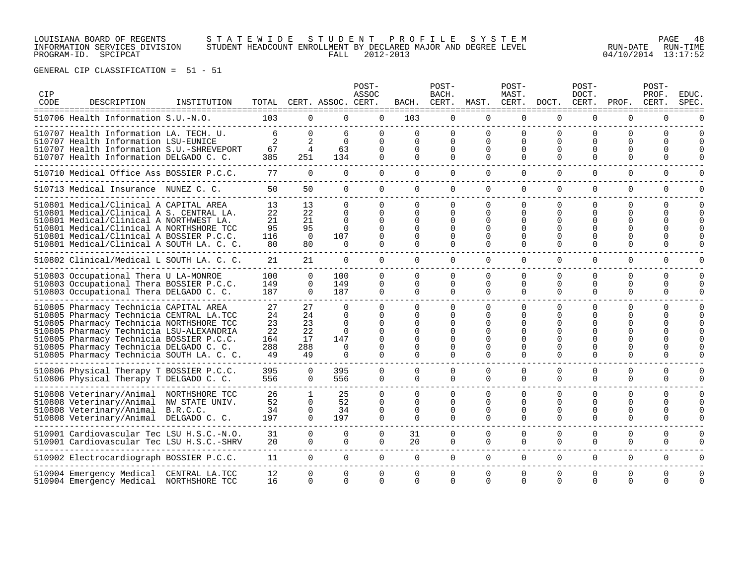GENERAL CIP CLASSIFICATION = 51 - 51

| CIP CODE | DESCRIPTION | INSTITUTION | TOTAL | CERT. | ASSOC. | POST-ASSOC CERT. | BACH. | POST-BACH. CERT. | MAST. | POST-MAST. CERT. | DOCT. | POST-DOCT. CERT. | PROF. | POST-PROF. CERT. | EDUC. SPEC. |
|---|---|---|---|---|---|---|---|---|---|---|---|---|---|---|---|
| 510706 | Health Information | S.U.-N.O. | 103 | 0 | 0 | 0 | 103 | 0 | 0 | 0 | 0 | 0 | 0 | 0 | 0 |
| 510707 | Health Information | LA. TECH. U. | 6 | 0 | 6 | 0 | 0 | 0 | 0 | 0 | 0 | 0 | 0 | 0 | 0 |
| 510707 | Health Information | LSU-EUNICE | 2 | 2 | 0 | 0 | 0 | 0 | 0 | 0 | 0 | 0 | 0 | 0 | 0 |
| 510707 | Health Information | S.U.-SHREVEPORT | 67 | 4 | 63 | 0 | 0 | 0 | 0 | 0 | 0 | 0 | 0 | 0 | 0 |
| 510707 | Health Information | DELGADO C. C. | 385 | 251 | 134 | 0 | 0 | 0 | 0 | 0 | 0 | 0 | 0 | 0 | 0 |
| 510710 | Medical Office Ass | BOSSIER P.C.C. | 77 | 0 | 0 | 0 | 0 | 0 | 0 | 0 | 0 | 0 | 0 | 0 | 0 |
| 510713 | Medical Insurance | NUNEZ C. C. | 50 | 50 | 0 | 0 | 0 | 0 | 0 | 0 | 0 | 0 | 0 | 0 | 0 |
| 510801 | Medical/Clinical A | CAPITAL AREA | 13 | 13 | 0 | 0 | 0 | 0 | 0 | 0 | 0 | 0 | 0 | 0 | 0 |
| 510801 | Medical/Clinical A | S. CENTRAL LA. | 22 | 22 | 0 | 0 | 0 | 0 | 0 | 0 | 0 | 0 | 0 | 0 | 0 |
| 510801 | Medical/Clinical A | NORTHWEST LA. | 21 | 21 | 0 | 0 | 0 | 0 | 0 | 0 | 0 | 0 | 0 | 0 | 0 |
| 510801 | Medical/Clinical A | NORTHSHORE TCC | 95 | 95 | 0 | 0 | 0 | 0 | 0 | 0 | 0 | 0 | 0 | 0 | 0 |
| 510801 | Medical/Clinical A | BOSSIER P.C.C. | 116 | 0 | 107 | 0 | 0 | 0 | 0 | 0 | 0 | 0 | 0 | 0 | 0 |
| 510801 | Medical/Clinical A | SOUTH LA. C. C. | 80 | 80 | 0 | 0 | 0 | 0 | 0 | 0 | 0 | 0 | 0 | 0 | 0 |
| 510802 | Clinical/Medical L | SOUTH LA. C. C. | 21 | 21 | 0 | 0 | 0 | 0 | 0 | 0 | 0 | 0 | 0 | 0 | 0 |
| 510803 | Occupational Thera | U LA-MONROE | 100 | 0 | 100 | 0 | 0 | 0 | 0 | 0 | 0 | 0 | 0 | 0 | 0 |
| 510803 | Occupational Thera | BOSSIER P.C.C. | 149 | 0 | 149 | 0 | 0 | 0 | 0 | 0 | 0 | 0 | 0 | 0 | 0 |
| 510803 | Occupational Thera | DELGADO C. C. | 187 | 0 | 187 | 0 | 0 | 0 | 0 | 0 | 0 | 0 | 0 | 0 | 0 |
| 510805 | Pharmacy Technicia | CAPITAL AREA | 27 | 27 | 0 | 0 | 0 | 0 | 0 | 0 | 0 | 0 | 0 | 0 | 0 |
| 510805 | Pharmacy Technicia | CENTRAL LA.TCC | 24 | 24 | 0 | 0 | 0 | 0 | 0 | 0 | 0 | 0 | 0 | 0 | 0 |
| 510805 | Pharmacy Technicia | NORTHSHORE TCC | 23 | 23 | 0 | 0 | 0 | 0 | 0 | 0 | 0 | 0 | 0 | 0 | 0 |
| 510805 | Pharmacy Technicia | LSU-ALEXANDRIA | 22 | 22 | 0 | 0 | 0 | 0 | 0 | 0 | 0 | 0 | 0 | 0 | 0 |
| 510805 | Pharmacy Technicia | BOSSIER P.C.C. | 164 | 17 | 147 | 0 | 0 | 0 | 0 | 0 | 0 | 0 | 0 | 0 | 0 |
| 510805 | Pharmacy Technicia | DELGADO C. C. | 288 | 288 | 0 | 0 | 0 | 0 | 0 | 0 | 0 | 0 | 0 | 0 | 0 |
| 510805 | Pharmacy Technicia | SOUTH LA. C. C. | 49 | 49 | 0 | 0 | 0 | 0 | 0 | 0 | 0 | 0 | 0 | 0 | 0 |
| 510806 | Physical Therapy T | BOSSIER P.C.C. | 395 | 0 | 395 | 0 | 0 | 0 | 0 | 0 | 0 | 0 | 0 | 0 | 0 |
| 510806 | Physical Therapy T | DELGADO C. C. | 556 | 0 | 556 | 0 | 0 | 0 | 0 | 0 | 0 | 0 | 0 | 0 | 0 |
| 510808 | Veterinary/Animal | NORTHSHORE TCC | 26 | 1 | 25 | 0 | 0 | 0 | 0 | 0 | 0 | 0 | 0 | 0 | 0 |
| 510808 | Veterinary/Animal | NW STATE UNIV. | 52 | 0 | 52 | 0 | 0 | 0 | 0 | 0 | 0 | 0 | 0 | 0 | 0 |
| 510808 | Veterinary/Animal | B.R.C.C. | 34 | 0 | 34 | 0 | 0 | 0 | 0 | 0 | 0 | 0 | 0 | 0 | 0 |
| 510808 | Veterinary/Animal | DELGADO C. C. | 197 | 0 | 197 | 0 | 0 | 0 | 0 | 0 | 0 | 0 | 0 | 0 | 0 |
| 510901 | Cardiovascular Tec | LSU H.S.C.-N.O. | 31 | 0 | 0 | 0 | 31 | 0 | 0 | 0 | 0 | 0 | 0 | 0 | 0 |
| 510901 | Cardiovascular Tec | LSU H.S.C.-SHRV | 20 | 0 | 0 | 0 | 20 | 0 | 0 | 0 | 0 | 0 | 0 | 0 | 0 |
| 510902 | Electrocardiograph | BOSSIER P.C.C. | 11 | 0 | 0 | 0 | 0 | 0 | 0 | 0 | 0 | 0 | 0 | 0 | 0 |
| 510904 | Emergency Medical | CENTRAL LA.TCC | 12 | 0 | 0 | 0 | 0 | 0 | 0 | 0 | 0 | 0 | 0 | 0 | 0 |
| 510904 | Emergency Medical | NORTHSHORE TCC | 16 | 0 | 0 | 0 | 0 | 0 | 0 | 0 | 0 | 0 | 0 | 0 | 0 |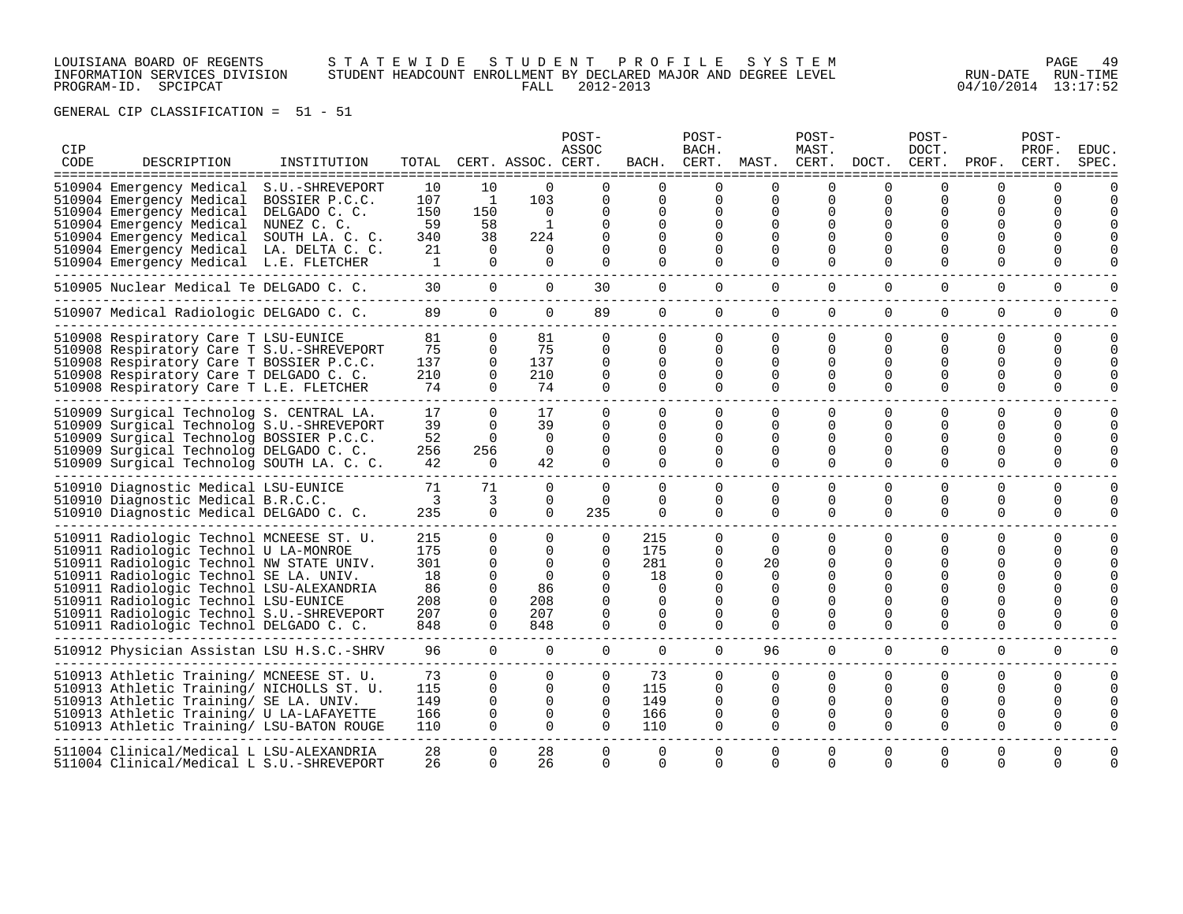LOUISIANA BOARD OF REGENTS — STATEWIDE STUDENT PROFILE SYSTEM
INFORMATION SERVICES DIVISION — STUDENT HEADCOUNT ENROLLMENT BY DECLARED MAJOR AND DEGREE LEVEL — RUN-DATE 04/10/2014 RUN-TIME 13:17:52
PROGRAM-ID. SPCIPCAT — FALL 2012-2013

GENERAL CIP CLASSIFICATION = 51 - 51

| CIP CODE | DESCRIPTION | INSTITUTION | TOTAL | CERT. | ASSOC. | POST-ASSOC CERT. | BACH. | POST-BACH. CERT. | MAST. | POST-MAST. CERT. | DOCT. | POST-DOCT. CERT. | PROF. | POST-PROF. CERT. | EDUC. SPEC. |
|---|---|---|---|---|---|---|---|---|---|---|---|---|---|---|---|
| 510904 | Emergency Medical | S.U.-SHREVEPORT | 10 | 10 | 0 | 0 | 0 | 0 | 0 | 0 | 0 | 0 | 0 | 0 | 0 |
| 510904 | Emergency Medical | BOSSIER P.C.C. | 107 | 1 | 103 | 0 | 0 | 0 | 0 | 0 | 0 | 0 | 0 | 0 | 0 |
| 510904 | Emergency Medical | DELGADO C. C. | 150 | 150 | 0 | 0 | 0 | 0 | 0 | 0 | 0 | 0 | 0 | 0 | 0 |
| 510904 | Emergency Medical | NUNEZ C. C. | 59 | 58 | 1 | 0 | 0 | 0 | 0 | 0 | 0 | 0 | 0 | 0 | 0 |
| 510904 | Emergency Medical | SOUTH LA. C. C. | 340 | 38 | 224 | 0 | 0 | 0 | 0 | 0 | 0 | 0 | 0 | 0 | 0 |
| 510904 | Emergency Medical | LA. DELTA C. C. | 21 | 0 | 0 | 0 | 0 | 0 | 0 | 0 | 0 | 0 | 0 | 0 | 0 |
| 510904 | Emergency Medical | L.E. FLETCHER | 1 | 0 | 0 | 0 | 0 | 0 | 0 | 0 | 0 | 0 | 0 | 0 | 0 |
| 510905 | Nuclear Medical Te | DELGADO C. C. | 30 | 0 | 0 | 30 | 0 | 0 | 0 | 0 | 0 | 0 | 0 | 0 | 0 |
| 510907 | Medical Radiologic | DELGADO C. C. | 89 | 0 | 0 | 89 | 0 | 0 | 0 | 0 | 0 | 0 | 0 | 0 | 0 |
| 510908 | Respiratory Care T | LSU-EUNICE | 81 | 0 | 81 | 0 | 0 | 0 | 0 | 0 | 0 | 0 | 0 | 0 | 0 |
| 510908 | Respiratory Care T | S.U.-SHREVEPORT | 75 | 0 | 75 | 0 | 0 | 0 | 0 | 0 | 0 | 0 | 0 | 0 | 0 |
| 510908 | Respiratory Care T | BOSSIER P.C.C. | 137 | 0 | 137 | 0 | 0 | 0 | 0 | 0 | 0 | 0 | 0 | 0 | 0 |
| 510908 | Respiratory Care T | DELGADO C. C. | 210 | 0 | 210 | 0 | 0 | 0 | 0 | 0 | 0 | 0 | 0 | 0 | 0 |
| 510908 | Respiratory Care T | L.E. FLETCHER | 74 | 0 | 74 | 0 | 0 | 0 | 0 | 0 | 0 | 0 | 0 | 0 | 0 |
| 510909 | Surgical Technolog | S. CENTRAL LA. | 17 | 0 | 17 | 0 | 0 | 0 | 0 | 0 | 0 | 0 | 0 | 0 | 0 |
| 510909 | Surgical Technolog | S.U.-SHREVEPORT | 39 | 0 | 39 | 0 | 0 | 0 | 0 | 0 | 0 | 0 | 0 | 0 | 0 |
| 510909 | Surgical Technolog | BOSSIER P.C.C. | 52 | 0 | 0 | 0 | 0 | 0 | 0 | 0 | 0 | 0 | 0 | 0 | 0 |
| 510909 | Surgical Technolog | DELGADO C. C. | 256 | 256 | 0 | 0 | 0 | 0 | 0 | 0 | 0 | 0 | 0 | 0 | 0 |
| 510909 | Surgical Technolog | SOUTH LA. C. C. | 42 | 0 | 42 | 0 | 0 | 0 | 0 | 0 | 0 | 0 | 0 | 0 | 0 |
| 510910 | Diagnostic Medical | LSU-EUNICE | 71 | 71 | 0 | 0 | 0 | 0 | 0 | 0 | 0 | 0 | 0 | 0 | 0 |
| 510910 | Diagnostic Medical | B.R.C.C. | 3 | 3 | 0 | 0 | 0 | 0 | 0 | 0 | 0 | 0 | 0 | 0 | 0 |
| 510910 | Diagnostic Medical | DELGADO C. C. | 235 | 0 | 0 | 235 | 0 | 0 | 0 | 0 | 0 | 0 | 0 | 0 | 0 |
| 510911 | Radiologic Technol | MCNEESE ST. U. | 215 | 0 | 0 | 0 | 215 | 0 | 0 | 0 | 0 | 0 | 0 | 0 | 0 |
| 510911 | Radiologic Technol | U LA-MONROE | 175 | 0 | 0 | 0 | 175 | 0 | 0 | 0 | 0 | 0 | 0 | 0 | 0 |
| 510911 | Radiologic Technol | NW STATE UNIV. | 301 | 0 | 0 | 0 | 281 | 0 | 20 | 0 | 0 | 0 | 0 | 0 | 0 |
| 510911 | Radiologic Technol | SE LA. UNIV. | 18 | 0 | 0 | 0 | 18 | 0 | 0 | 0 | 0 | 0 | 0 | 0 | 0 |
| 510911 | Radiologic Technol | LSU-ALEXANDRIA | 86 | 0 | 86 | 0 | 0 | 0 | 0 | 0 | 0 | 0 | 0 | 0 | 0 |
| 510911 | Radiologic Technol | LSU-EUNICE | 208 | 0 | 208 | 0 | 0 | 0 | 0 | 0 | 0 | 0 | 0 | 0 | 0 |
| 510911 | Radiologic Technol | S.U.-SHREVEPORT | 207 | 0 | 207 | 0 | 0 | 0 | 0 | 0 | 0 | 0 | 0 | 0 | 0 |
| 510911 | Radiologic Technol | DELGADO C. C. | 848 | 0 | 848 | 0 | 0 | 0 | 0 | 0 | 0 | 0 | 0 | 0 | 0 |
| 510912 | Physician Assistan | LSU H.S.C.-SHRV | 96 | 0 | 0 | 0 | 0 | 0 | 96 | 0 | 0 | 0 | 0 | 0 | 0 |
| 510913 | Athletic Training/ | MCNEESE ST. U. | 73 | 0 | 0 | 0 | 73 | 0 | 0 | 0 | 0 | 0 | 0 | 0 | 0 |
| 510913 | Athletic Training/ | NICHOLLS ST. U. | 115 | 0 | 0 | 0 | 115 | 0 | 0 | 0 | 0 | 0 | 0 | 0 | 0 |
| 510913 | Athletic Training/ | SE LA. UNIV. | 149 | 0 | 0 | 0 | 149 | 0 | 0 | 0 | 0 | 0 | 0 | 0 | 0 |
| 510913 | Athletic Training/ | U LA-LAFAYETTE | 166 | 0 | 0 | 0 | 166 | 0 | 0 | 0 | 0 | 0 | 0 | 0 | 0 |
| 510913 | Athletic Training/ | LSU-BATON ROUGE | 110 | 0 | 0 | 0 | 110 | 0 | 0 | 0 | 0 | 0 | 0 | 0 | 0 |
| 511004 | Clinical/Medical L | LSU-ALEXANDRIA | 28 | 0 | 28 | 0 | 0 | 0 | 0 | 0 | 0 | 0 | 0 | 0 | 0 |
| 511004 | Clinical/Medical L | S.U.-SHREVEPORT | 26 | 0 | 26 | 0 | 0 | 0 | 0 | 0 | 0 | 0 | 0 | 0 | 0 |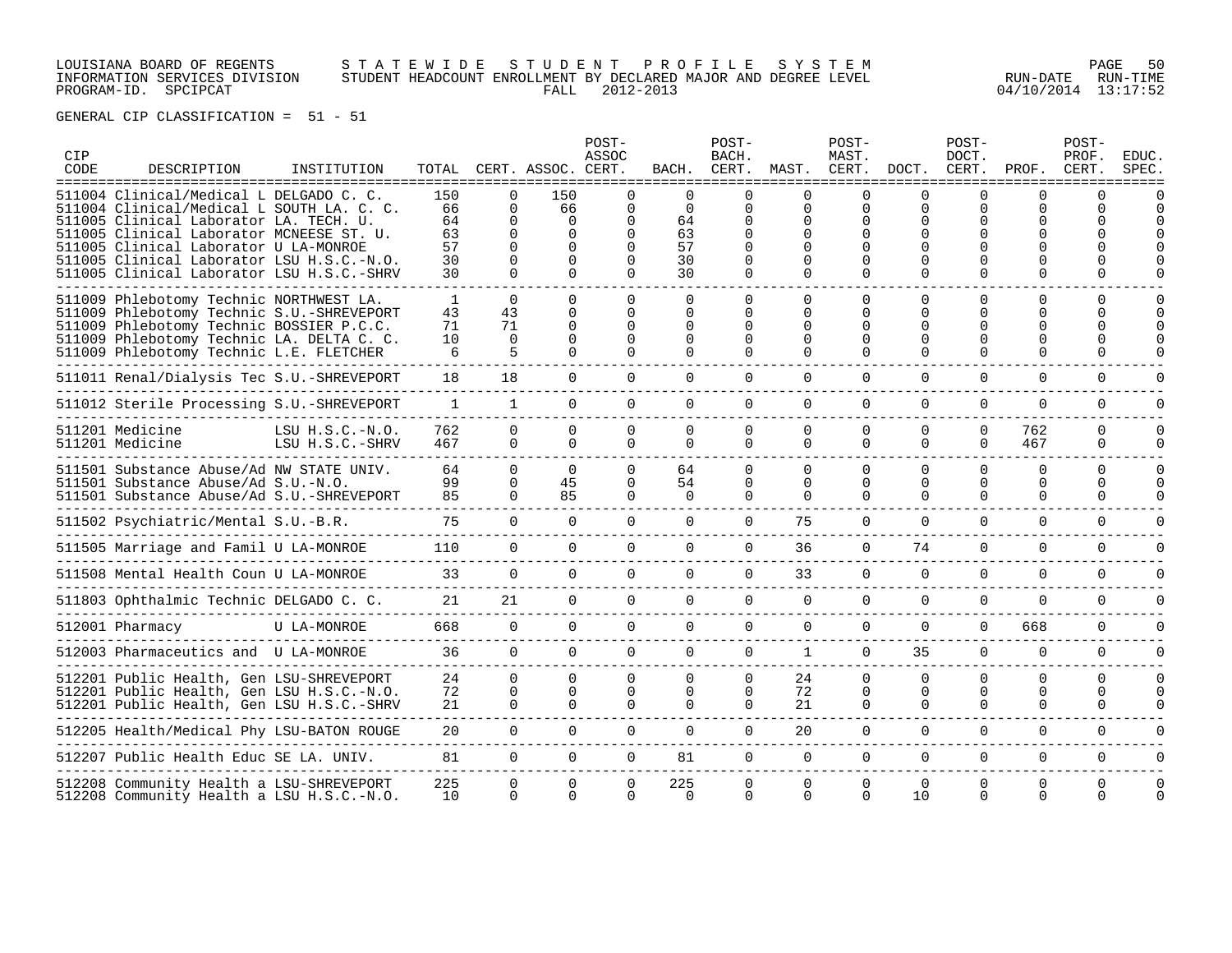GENERAL CIP CLASSIFICATION = 51 - 51

| CIP CODE | DESCRIPTION | INSTITUTION | TOTAL | CERT. | ASSOC. | POST-ASSOC CERT. | BACH. | POST-BACH. CERT. | MAST. | POST-MAST. CERT. | DOCT. | POST-DOCT. CERT. | PROF. | POST-PROF. CERT. | EDUC. SPEC. |
|---|---|---|---|---|---|---|---|---|---|---|---|---|---|---|---|
| 511004 | Clinical/Medical L | DELGADO C. C. | 150 | 0 | 150 | 0 | 0 | 0 | 0 | 0 | 0 | 0 | 0 | 0 | 0 |
| 511004 | Clinical/Medical L | SOUTH LA. C. C. | 66 | 0 | 66 | 0 | 0 | 0 | 0 | 0 | 0 | 0 | 0 | 0 | 0 |
| 511005 | Clinical Laborator | LA. TECH. U. | 64 | 0 | 0 | 0 | 64 | 0 | 0 | 0 | 0 | 0 | 0 | 0 | 0 |
| 511005 | Clinical Laborator | MCNEESE ST. U. | 63 | 0 | 0 | 0 | 63 | 0 | 0 | 0 | 0 | 0 | 0 | 0 | 0 |
| 511005 | Clinical Laborator | U LA-MONROE | 57 | 0 | 0 | 0 | 57 | 0 | 0 | 0 | 0 | 0 | 0 | 0 | 0 |
| 511005 | Clinical Laborator | LSU H.S.C.-N.O. | 30 | 0 | 0 | 0 | 30 | 0 | 0 | 0 | 0 | 0 | 0 | 0 | 0 |
| 511005 | Clinical Laborator | LSU H.S.C.-SHRV | 30 | 0 | 0 | 0 | 30 | 0 | 0 | 0 | 0 | 0 | 0 | 0 | 0 |
| 511009 | Phlebotomy Technic | NORTHWEST LA. | 1 | 0 | 0 | 0 | 0 | 0 | 0 | 0 | 0 | 0 | 0 | 0 | 0 |
| 511009 | Phlebotomy Technic | S.U.-SHREVEPORT | 43 | 43 | 0 | 0 | 0 | 0 | 0 | 0 | 0 | 0 | 0 | 0 | 0 |
| 511009 | Phlebotomy Technic | BOSSIER P.C.C. | 71 | 71 | 0 | 0 | 0 | 0 | 0 | 0 | 0 | 0 | 0 | 0 | 0 |
| 511009 | Phlebotomy Technic | LA. DELTA C. C. | 10 | 0 | 0 | 0 | 0 | 0 | 0 | 0 | 0 | 0 | 0 | 0 | 0 |
| 511009 | Phlebotomy Technic | L.E. FLETCHER | 6 | 5 | 0 | 0 | 0 | 0 | 0 | 0 | 0 | 0 | 0 | 0 | 0 |
| 511011 | Renal/Dialysis Tec | S.U.-SHREVEPORT | 18 | 18 | 0 | 0 | 0 | 0 | 0 | 0 | 0 | 0 | 0 | 0 | 0 |
| 511012 | Sterile Processing | S.U.-SHREVEPORT | 1 | 1 | 0 | 0 | 0 | 0 | 0 | 0 | 0 | 0 | 0 | 0 | 0 |
| 511201 | Medicine | LSU H.S.C.-N.O. | 762 | 0 | 0 | 0 | 0 | 0 | 0 | 0 | 0 | 0 | 762 | 0 | 0 |
| 511201 | Medicine | LSU H.S.C.-SHRV | 467 | 0 | 0 | 0 | 0 | 0 | 0 | 0 | 0 | 0 | 467 | 0 | 0 |
| 511501 | Substance Abuse/Ad | NW STATE UNIV. | 64 | 0 | 0 | 0 | 64 | 0 | 0 | 0 | 0 | 0 | 0 | 0 | 0 |
| 511501 | Substance Abuse/Ad | S.U.-N.O. | 99 | 0 | 45 | 0 | 54 | 0 | 0 | 0 | 0 | 0 | 0 | 0 | 0 |
| 511501 | Substance Abuse/Ad | S.U.-SHREVEPORT | 85 | 0 | 85 | 0 | 0 | 0 | 0 | 0 | 0 | 0 | 0 | 0 | 0 |
| 511502 | Psychiatric/Mental | S.U.-B.R. | 75 | 0 | 0 | 0 | 0 | 0 | 75 | 0 | 0 | 0 | 0 | 0 | 0 |
| 511505 | Marriage and Famil | U LA-MONROE | 110 | 0 | 0 | 0 | 0 | 0 | 36 | 0 | 74 | 0 | 0 | 0 | 0 |
| 511508 | Mental Health Coun | U LA-MONROE | 33 | 0 | 0 | 0 | 0 | 0 | 33 | 0 | 0 | 0 | 0 | 0 | 0 |
| 511803 | Ophthalmic Technic | DELGADO C. C. | 21 | 21 | 0 | 0 | 0 | 0 | 0 | 0 | 0 | 0 | 0 | 0 | 0 |
| 512001 | Pharmacy | U LA-MONROE | 668 | 0 | 0 | 0 | 0 | 0 | 0 | 0 | 0 | 0 | 668 | 0 | 0 |
| 512003 | Pharmaceutics and | U LA-MONROE | 36 | 0 | 0 | 0 | 0 | 0 | 1 | 0 | 35 | 0 | 0 | 0 | 0 |
| 512201 | Public Health, Gen | LSU-SHREVEPORT | 24 | 0 | 0 | 0 | 0 | 0 | 24 | 0 | 0 | 0 | 0 | 0 | 0 |
| 512201 | Public Health, Gen | LSU H.S.C.-N.O. | 72 | 0 | 0 | 0 | 0 | 0 | 72 | 0 | 0 | 0 | 0 | 0 | 0 |
| 512201 | Public Health, Gen | LSU H.S.C.-SHRV | 21 | 0 | 0 | 0 | 0 | 0 | 21 | 0 | 0 | 0 | 0 | 0 | 0 |
| 512205 | Health/Medical Phy | LSU-BATON ROUGE | 20 | 0 | 0 | 0 | 0 | 0 | 20 | 0 | 0 | 0 | 0 | 0 | 0 |
| 512207 | Public Health Educ | SE LA. UNIV. | 81 | 0 | 0 | 0 | 81 | 0 | 0 | 0 | 0 | 0 | 0 | 0 | 0 |
| 512208 | Community Health a | LSU-SHREVEPORT | 225 | 0 | 0 | 0 | 225 | 0 | 0 | 0 | 0 | 0 | 0 | 0 | 0 |
| 512208 | Community Health a | LSU H.S.C.-N.O. | 10 | 0 | 0 | 0 | 0 | 0 | 0 | 0 | 10 | 0 | 0 | 0 | 0 |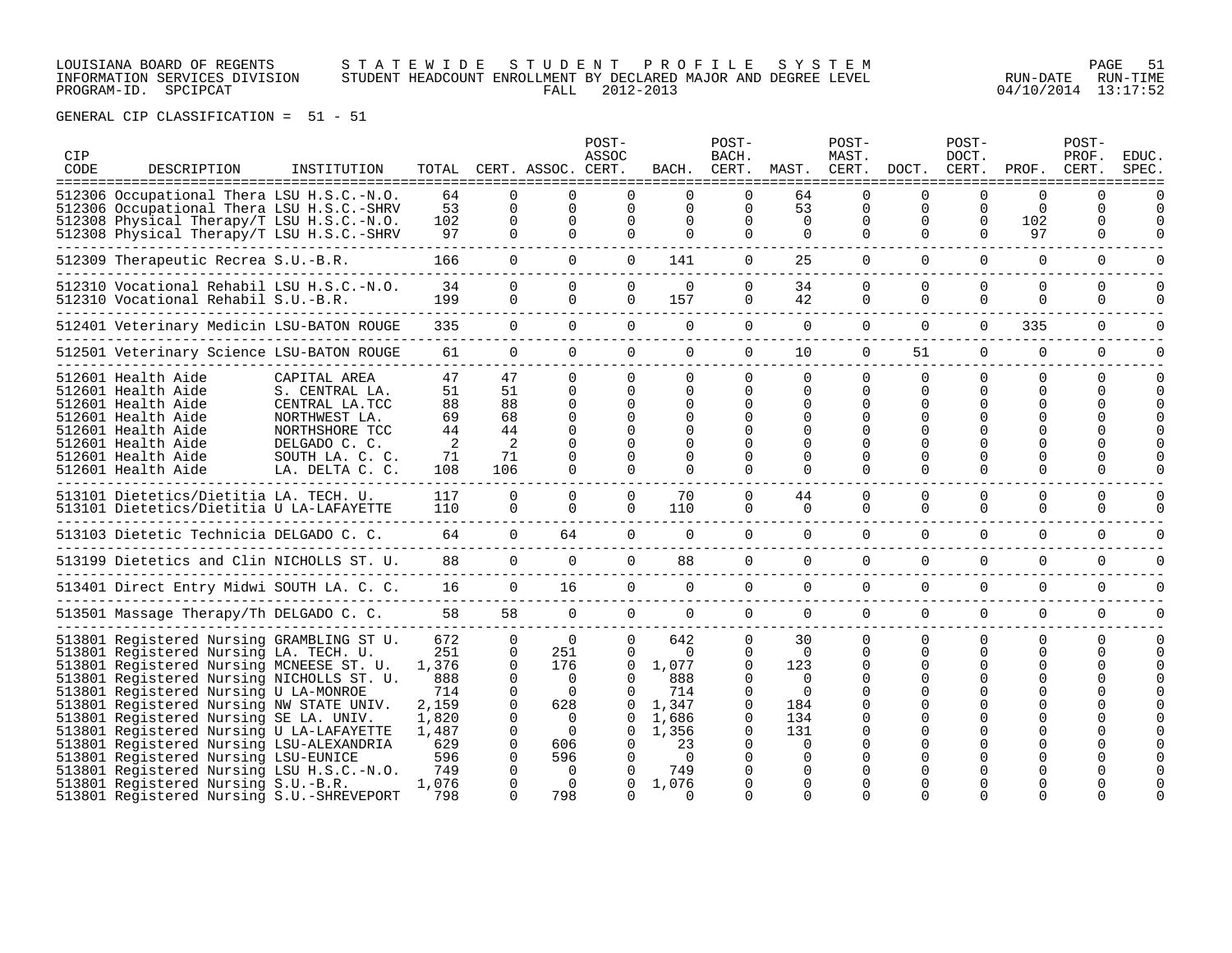LOUISIANA BOARD OF REGENTS — STATEWIDE STUDENT PROFILE SYSTEM
INFORMATION SERVICES DIVISION — STUDENT HEADCOUNT ENROLLMENT BY DECLARED MAJOR AND DEGREE LEVEL
PROGRAM-ID. SPCIPCAT — FALL 2012-2013 — RUN-DATE 04/10/2014 RUN-TIME 13:17:52

GENERAL CIP CLASSIFICATION = 51 - 51

| CIP CODE | DESCRIPTION | INSTITUTION | TOTAL | CERT. | ASSOC. | POST-ASSOC CERT. | BACH. | POST-BACH. CERT. | MAST. | POST-MAST. CERT. | DOCT. | POST-DOCT. CERT. | PROF. | POST-PROF. CERT. | EDUC. SPEC. |
|---|---|---|---|---|---|---|---|---|---|---|---|---|---|---|---|
| 512306 | Occupational Thera | LSU H.S.C.-N.O. | 64 | 0 | 0 | 0 | 0 | 0 | 64 | 0 | 0 | 0 | 0 | 0 | 0 |
| 512306 | Occupational Thera | LSU H.S.C.-SHRV | 53 | 0 | 0 | 0 | 0 | 0 | 53 | 0 | 0 | 0 | 0 | 0 | 0 |
| 512308 | Physical Therapy/T | LSU H.S.C.-N.O. | 102 | 0 | 0 | 0 | 0 | 0 | 0 | 0 | 0 | 0 | 102 | 0 | 0 |
| 512308 | Physical Therapy/T | LSU H.S.C.-SHRV | 97 | 0 | 0 | 0 | 0 | 0 | 0 | 0 | 0 | 0 | 97 | 0 | 0 |
| 512309 | Therapeutic Recrea | S.U.-B.R. | 166 | 0 | 0 | 0 | 141 | 0 | 25 | 0 | 0 | 0 | 0 | 0 | 0 |
| 512310 | Vocational Rehabil | LSU H.S.C.-N.O. | 34 | 0 | 0 | 0 | 0 | 0 | 34 | 0 | 0 | 0 | 0 | 0 | 0 |
| 512310 | Vocational Rehabil | S.U.-B.R. | 199 | 0 | 0 | 0 | 157 | 0 | 42 | 0 | 0 | 0 | 0 | 0 | 0 |
| 512401 | Veterinary Medicin | LSU-BATON ROUGE | 335 | 0 | 0 | 0 | 0 | 0 | 0 | 0 | 0 | 0 | 335 | 0 | 0 |
| 512501 | Veterinary Science | LSU-BATON ROUGE | 61 | 0 | 0 | 0 | 0 | 0 | 10 | 0 | 51 | 0 | 0 | 0 | 0 |
| 512601 | Health Aide | CAPITAL AREA | 47 | 47 | 0 | 0 | 0 | 0 | 0 | 0 | 0 | 0 | 0 | 0 | 0 |
| 512601 | Health Aide | S. CENTRAL LA. | 51 | 51 | 0 | 0 | 0 | 0 | 0 | 0 | 0 | 0 | 0 | 0 | 0 |
| 512601 | Health Aide | CENTRAL LA.TCC | 88 | 88 | 0 | 0 | 0 | 0 | 0 | 0 | 0 | 0 | 0 | 0 | 0 |
| 512601 | Health Aide | NORTHWEST LA. | 69 | 68 | 0 | 0 | 0 | 0 | 0 | 0 | 0 | 0 | 0 | 0 | 0 |
| 512601 | Health Aide | NORTHSHORE TCC | 44 | 44 | 0 | 0 | 0 | 0 | 0 | 0 | 0 | 0 | 0 | 0 | 0 |
| 512601 | Health Aide | DELGADO C. C. | 2 | 2 | 0 | 0 | 0 | 0 | 0 | 0 | 0 | 0 | 0 | 0 | 0 |
| 512601 | Health Aide | SOUTH LA. C. C. | 71 | 71 | 0 | 0 | 0 | 0 | 0 | 0 | 0 | 0 | 0 | 0 | 0 |
| 512601 | Health Aide | LA. DELTA C. C. | 108 | 106 | 0 | 0 | 0 | 0 | 0 | 0 | 0 | 0 | 0 | 0 | 0 |
| 513101 | Dietetics/Dietitia | LA. TECH. U. | 117 | 0 | 0 | 0 | 70 | 0 | 44 | 0 | 0 | 0 | 0 | 0 | 0 |
| 513101 | Dietetics/Dietitia | U LA-LAFAYETTE | 110 | 0 | 0 | 0 | 110 | 0 | 0 | 0 | 0 | 0 | 0 | 0 | 0 |
| 513103 | Dietetic Technicia | DELGADO C. C. | 64 | 0 | 64 | 0 | 0 | 0 | 0 | 0 | 0 | 0 | 0 | 0 | 0 |
| 513199 | Dietetics and Clin | NICHOLLS ST. U. | 88 | 0 | 0 | 0 | 88 | 0 | 0 | 0 | 0 | 0 | 0 | 0 | 0 |
| 513401 | Direct Entry Midwi | SOUTH LA. C. C. | 16 | 0 | 16 | 0 | 0 | 0 | 0 | 0 | 0 | 0 | 0 | 0 | 0 |
| 513501 | Massage Therapy/Th | DELGADO C. C. | 58 | 58 | 0 | 0 | 0 | 0 | 0 | 0 | 0 | 0 | 0 | 0 | 0 |
| 513801 | Registered Nursing | GRAMBLING ST U. | 672 | 0 | 0 | 0 | 642 | 0 | 30 | 0 | 0 | 0 | 0 | 0 | 0 |
| 513801 | Registered Nursing | LA. TECH. U. | 251 | 0 | 251 | 0 | 0 | 0 | 0 | 0 | 0 | 0 | 0 | 0 | 0 |
| 513801 | Registered Nursing | MCNEESE ST. U. | 1,376 | 0 | 176 | 0 | 1,077 | 0 | 123 | 0 | 0 | 0 | 0 | 0 | 0 |
| 513801 | Registered Nursing | NICHOLLS ST. U. | 888 | 0 | 0 | 0 | 888 | 0 | 0 | 0 | 0 | 0 | 0 | 0 | 0 |
| 513801 | Registered Nursing | U LA-MONROE | 714 | 0 | 0 | 0 | 714 | 0 | 0 | 0 | 0 | 0 | 0 | 0 | 0 |
| 513801 | Registered Nursing | NW STATE UNIV. | 2,159 | 0 | 628 | 0 | 1,347 | 0 | 184 | 0 | 0 | 0 | 0 | 0 | 0 |
| 513801 | Registered Nursing | SE LA. UNIV. | 1,820 | 0 | 0 | 0 | 1,686 | 0 | 134 | 0 | 0 | 0 | 0 | 0 | 0 |
| 513801 | Registered Nursing | U LA-LAFAYETTE | 1,487 | 0 | 0 | 0 | 1,356 | 0 | 131 | 0 | 0 | 0 | 0 | 0 | 0 |
| 513801 | Registered Nursing | LSU-ALEXANDRIA | 629 | 0 | 606 | 0 | 23 | 0 | 0 | 0 | 0 | 0 | 0 | 0 | 0 |
| 513801 | Registered Nursing | LSU-EUNICE | 596 | 0 | 596 | 0 | 0 | 0 | 0 | 0 | 0 | 0 | 0 | 0 | 0 |
| 513801 | Registered Nursing | LSU H.S.C.-N.O. | 749 | 0 | 0 | 0 | 749 | 0 | 0 | 0 | 0 | 0 | 0 | 0 | 0 |
| 513801 | Registered Nursing | S.U.-B.R. | 1,076 | 0 | 0 | 0 | 1,076 | 0 | 0 | 0 | 0 | 0 | 0 | 0 | 0 |
| 513801 | Registered Nursing | S.U.-SHREVEPORT | 798 | 0 | 798 | 0 | 0 | 0 | 0 | 0 | 0 | 0 | 0 | 0 | 0 |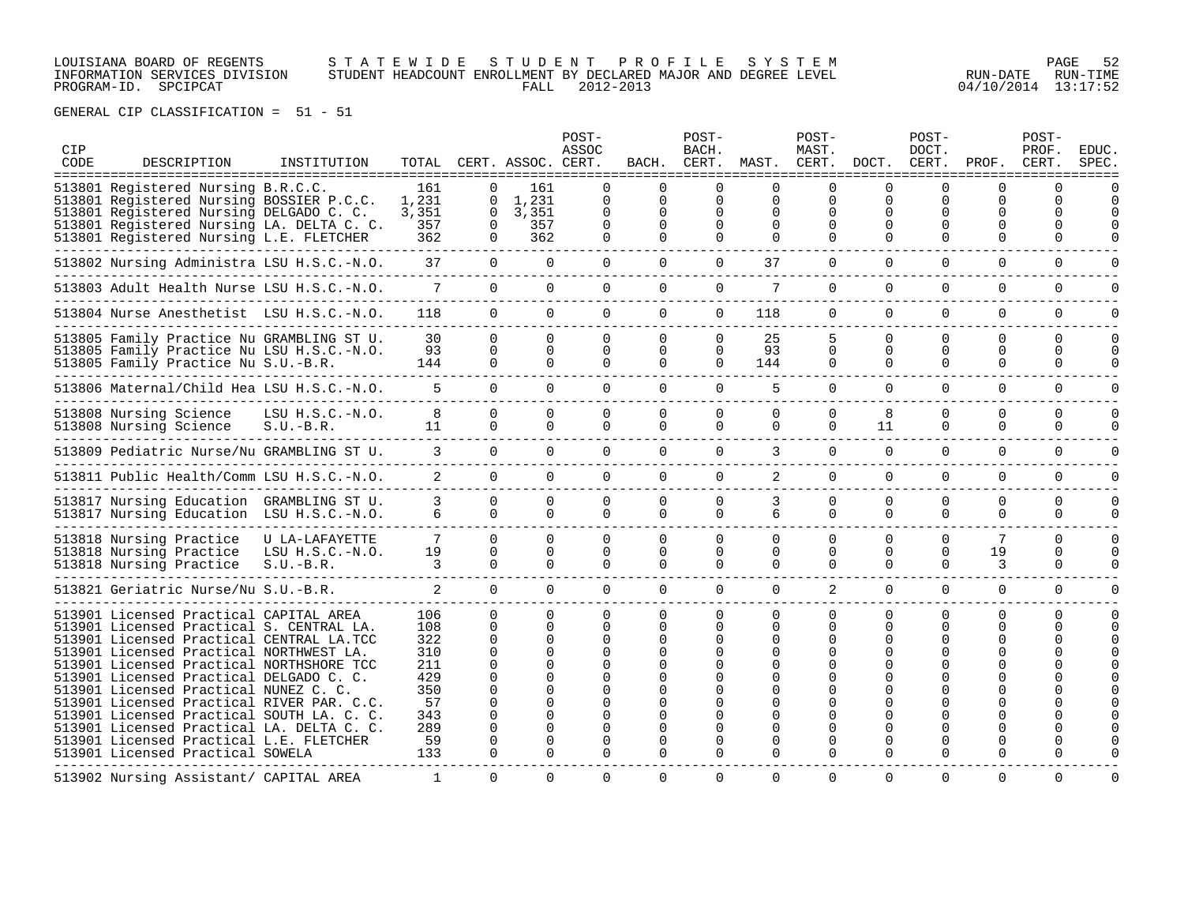LOUISIANA BOARD OF REGENTS — STATEWIDE STUDENT PROFILE SYSTEM
INFORMATION SERVICES DIVISION — STUDENT HEADCOUNT ENROLLMENT BY DECLARED MAJOR AND DEGREE LEVEL
PROGRAM-ID. SPCIPCAT — FALL 2012-2013 — RUN-DATE 04/10/2014 RUN-TIME 13:17:52

GENERAL CIP CLASSIFICATION = 51 - 51

| CIP CODE | DESCRIPTION | INSTITUTION | TOTAL | CERT. | ASSOC. | POST-ASSOC CERT. | BACH. | POST-BACH. CERT. | MAST. | POST-MAST. CERT. | DOCT. | POST-DOCT. CERT. | PROF. | POST-PROF. CERT. | EDUC. SPEC. |
|---|---|---|---|---|---|---|---|---|---|---|---|---|---|---|---|
| 513801 | Registered Nursing | B.R.C.C. | 161 | 0 | 161 | 0 | 0 | 0 | 0 | 0 | 0 | 0 | 0 | 0 | 0 |
| 513801 | Registered Nursing | BOSSIER P.C.C. | 1,231 | 0 | 1,231 | 0 | 0 | 0 | 0 | 0 | 0 | 0 | 0 | 0 | 0 |
| 513801 | Registered Nursing | DELGADO C. C. | 3,351 | 0 | 3,351 | 0 | 0 | 0 | 0 | 0 | 0 | 0 | 0 | 0 | 0 |
| 513801 | Registered Nursing | LA. DELTA C. C. | 357 | 0 | 357 | 0 | 0 | 0 | 0 | 0 | 0 | 0 | 0 | 0 | 0 |
| 513801 | Registered Nursing | L.E. FLETCHER | 362 | 0 | 362 | 0 | 0 | 0 | 0 | 0 | 0 | 0 | 0 | 0 | 0 |
| 513802 | Nursing Administra | LSU H.S.C.-N.O. | 37 | 0 | 0 | 0 | 0 | 0 | 37 | 0 | 0 | 0 | 0 | 0 | 0 |
| 513803 | Adult Health Nurse | LSU H.S.C.-N.O. | 7 | 0 | 0 | 0 | 0 | 0 | 7 | 0 | 0 | 0 | 0 | 0 | 0 |
| 513804 | Nurse Anesthetist | LSU H.S.C.-N.O. | 118 | 0 | 0 | 0 | 0 | 0 | 118 | 0 | 0 | 0 | 0 | 0 | 0 |
| 513805 | Family Practice Nu | GRAMBLING ST U. | 30 | 0 | 0 | 0 | 0 | 0 | 25 | 5 | 0 | 0 | 0 | 0 | 0 |
| 513805 | Family Practice Nu | LSU H.S.C.-N.O. | 93 | 0 | 0 | 0 | 0 | 0 | 93 | 0 | 0 | 0 | 0 | 0 | 0 |
| 513805 | Family Practice Nu | S.U.-B.R. | 144 | 0 | 0 | 0 | 0 | 0 | 144 | 0 | 0 | 0 | 0 | 0 | 0 |
| 513806 | Maternal/Child Hea | LSU H.S.C.-N.O. | 5 | 0 | 0 | 0 | 0 | 0 | 5 | 0 | 0 | 0 | 0 | 0 | 0 |
| 513808 | Nursing Science | LSU H.S.C.-N.O. | 8 | 0 | 0 | 0 | 0 | 0 | 0 | 0 | 8 | 0 | 0 | 0 | 0 |
| 513808 | Nursing Science | S.U.-B.R. | 11 | 0 | 0 | 0 | 0 | 0 | 0 | 0 | 11 | 0 | 0 | 0 | 0 |
| 513809 | Pediatric Nurse/Nu | GRAMBLING ST U. | 3 | 0 | 0 | 0 | 0 | 0 | 3 | 0 | 0 | 0 | 0 | 0 | 0 |
| 513811 | Public Health/Comm | LSU H.S.C.-N.O. | 2 | 0 | 0 | 0 | 0 | 0 | 2 | 0 | 0 | 0 | 0 | 0 | 0 |
| 513817 | Nursing Education | GRAMBLING ST U. | 3 | 0 | 0 | 0 | 0 | 0 | 3 | 0 | 0 | 0 | 0 | 0 | 0 |
| 513817 | Nursing Education | LSU H.S.C.-N.O. | 6 | 0 | 0 | 0 | 0 | 0 | 6 | 0 | 0 | 0 | 0 | 0 | 0 |
| 513818 | Nursing Practice | U LA-LAFAYETTE | 7 | 0 | 0 | 0 | 0 | 0 | 0 | 0 | 0 | 0 | 7 | 0 | 0 |
| 513818 | Nursing Practice | LSU H.S.C.-N.O. | 19 | 0 | 0 | 0 | 0 | 0 | 0 | 0 | 0 | 0 | 19 | 0 | 0 |
| 513818 | Nursing Practice | S.U.-B.R. | 3 | 0 | 0 | 0 | 0 | 0 | 0 | 0 | 0 | 0 | 3 | 0 | 0 |
| 513821 | Geriatric Nurse/Nu | S.U.-B.R. | 2 | 0 | 0 | 0 | 0 | 0 | 0 | 2 | 0 | 0 | 0 | 0 | 0 |
| 513901 | Licensed Practical | CAPITAL AREA | 106 | 0 | 0 | 0 | 0 | 0 | 0 | 0 | 0 | 0 | 0 | 0 | 0 |
| 513901 | Licensed Practical | S. CENTRAL LA. | 108 | 0 | 0 | 0 | 0 | 0 | 0 | 0 | 0 | 0 | 0 | 0 | 0 |
| 513901 | Licensed Practical | CENTRAL LA.TCC | 322 | 0 | 0 | 0 | 0 | 0 | 0 | 0 | 0 | 0 | 0 | 0 | 0 |
| 513901 | Licensed Practical | NORTHWEST LA. | 310 | 0 | 0 | 0 | 0 | 0 | 0 | 0 | 0 | 0 | 0 | 0 | 0 |
| 513901 | Licensed Practical | NORTHSHORE TCC | 211 | 0 | 0 | 0 | 0 | 0 | 0 | 0 | 0 | 0 | 0 | 0 | 0 |
| 513901 | Licensed Practical | DELGADO C. C. | 429 | 0 | 0 | 0 | 0 | 0 | 0 | 0 | 0 | 0 | 0 | 0 | 0 |
| 513901 | Licensed Practical | NUNEZ C. C. | 350 | 0 | 0 | 0 | 0 | 0 | 0 | 0 | 0 | 0 | 0 | 0 | 0 |
| 513901 | Licensed Practical | RIVER PAR. C.C. | 57 | 0 | 0 | 0 | 0 | 0 | 0 | 0 | 0 | 0 | 0 | 0 | 0 |
| 513901 | Licensed Practical | SOUTH LA. C. C. | 343 | 0 | 0 | 0 | 0 | 0 | 0 | 0 | 0 | 0 | 0 | 0 | 0 |
| 513901 | Licensed Practical | LA. DELTA C. C. | 289 | 0 | 0 | 0 | 0 | 0 | 0 | 0 | 0 | 0 | 0 | 0 | 0 |
| 513901 | Licensed Practical | L.E. FLETCHER | 59 | 0 | 0 | 0 | 0 | 0 | 0 | 0 | 0 | 0 | 0 | 0 | 0 |
| 513901 | Licensed Practical | SOWELA | 133 | 0 | 0 | 0 | 0 | 0 | 0 | 0 | 0 | 0 | 0 | 0 | 0 |
| 513902 | Nursing Assistant/ | CAPITAL AREA | 1 | 0 | 0 | 0 | 0 | 0 | 0 | 0 | 0 | 0 | 0 | 0 | 0 |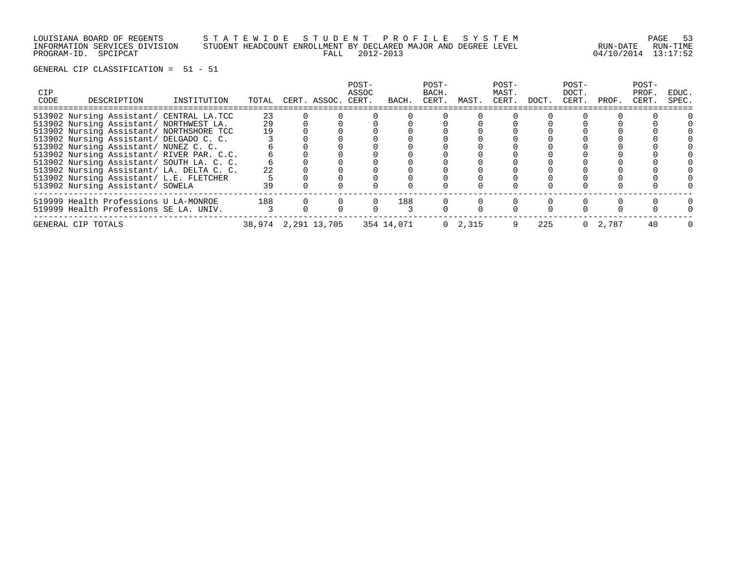LOUISIANA BOARD OF REGENTS — STATEWIDE STUDENT PROFILE SYSTEM
INFORMATION SERVICES DIVISION — STUDENT HEADCOUNT ENROLLMENT BY DECLARED MAJOR AND DEGREE LEVEL
PROGRAM-ID. SPCIPCAT — FALL 2012-2013 — RUN-DATE 04/10/2014 RUN-TIME 13:17:52

GENERAL CIP CLASSIFICATION = 51 - 51

| CIP CODE | DESCRIPTION | INSTITUTION | TOTAL | CERT. | ASSOC. | POST-ASSOC CERT. | BACH. | POST-BACH. CERT. | MAST. | POST-MAST. CERT. | DOCT. | POST-DOCT. CERT. | PROF. | POST-PROF. CERT. | EDUC. SPEC. |
|---|---|---|---|---|---|---|---|---|---|---|---|---|---|---|---|
| 513902 | Nursing Assistant/ | CENTRAL LA.TCC | 23 | 0 | 0 | 0 | 0 | 0 | 0 | 0 | 0 | 0 | 0 | 0 | 0 |
| 513902 | Nursing Assistant/ | NORTHWEST LA. | 29 | 0 | 0 | 0 | 0 | 0 | 0 | 0 | 0 | 0 | 0 | 0 | 0 |
| 513902 | Nursing Assistant/ | NORTHSHORE TCC | 19 | 0 | 0 | 0 | 0 | 0 | 0 | 0 | 0 | 0 | 0 | 0 | 0 |
| 513902 | Nursing Assistant/ | DELGADO C. C. | 3 | 0 | 0 | 0 | 0 | 0 | 0 | 0 | 0 | 0 | 0 | 0 | 0 |
| 513902 | Nursing Assistant/ | NUNEZ C. C. | 6 | 0 | 0 | 0 | 0 | 0 | 0 | 0 | 0 | 0 | 0 | 0 | 0 |
| 513902 | Nursing Assistant/ | RIVER PAR. C.C. | 6 | 0 | 0 | 0 | 0 | 0 | 0 | 0 | 0 | 0 | 0 | 0 | 0 |
| 513902 | Nursing Assistant/ | SOUTH LA. C. C. | 6 | 0 | 0 | 0 | 0 | 0 | 0 | 0 | 0 | 0 | 0 | 0 | 0 |
| 513902 | Nursing Assistant/ | LA. DELTA C. C. | 22 | 0 | 0 | 0 | 0 | 0 | 0 | 0 | 0 | 0 | 0 | 0 | 0 |
| 513902 | Nursing Assistant/ | L.E. FLETCHER | 5 | 0 | 0 | 0 | 0 | 0 | 0 | 0 | 0 | 0 | 0 | 0 | 0 |
| 513902 | Nursing Assistant/ | SOWELA | 39 | 0 | 0 | 0 | 0 | 0 | 0 | 0 | 0 | 0 | 0 | 0 | 0 |
| 519999 | Health Professions | U LA-MONROE | 188 | 0 | 0 | 0 | 188 | 0 | 0 | 0 | 0 | 0 | 0 | 0 | 0 |
| 519999 | Health Professions | SE LA. UNIV. | 3 | 0 | 0 | 0 | 3 | 0 | 0 | 0 | 0 | 0 | 0 | 0 | 0 |
| GENERAL CIP TOTALS | | | 38,974 | 2,291 | 13,705 | 354 | 14,071 | 0 | 2,315 | 9 | 225 | 0 | 2,787 | 40 | 0 |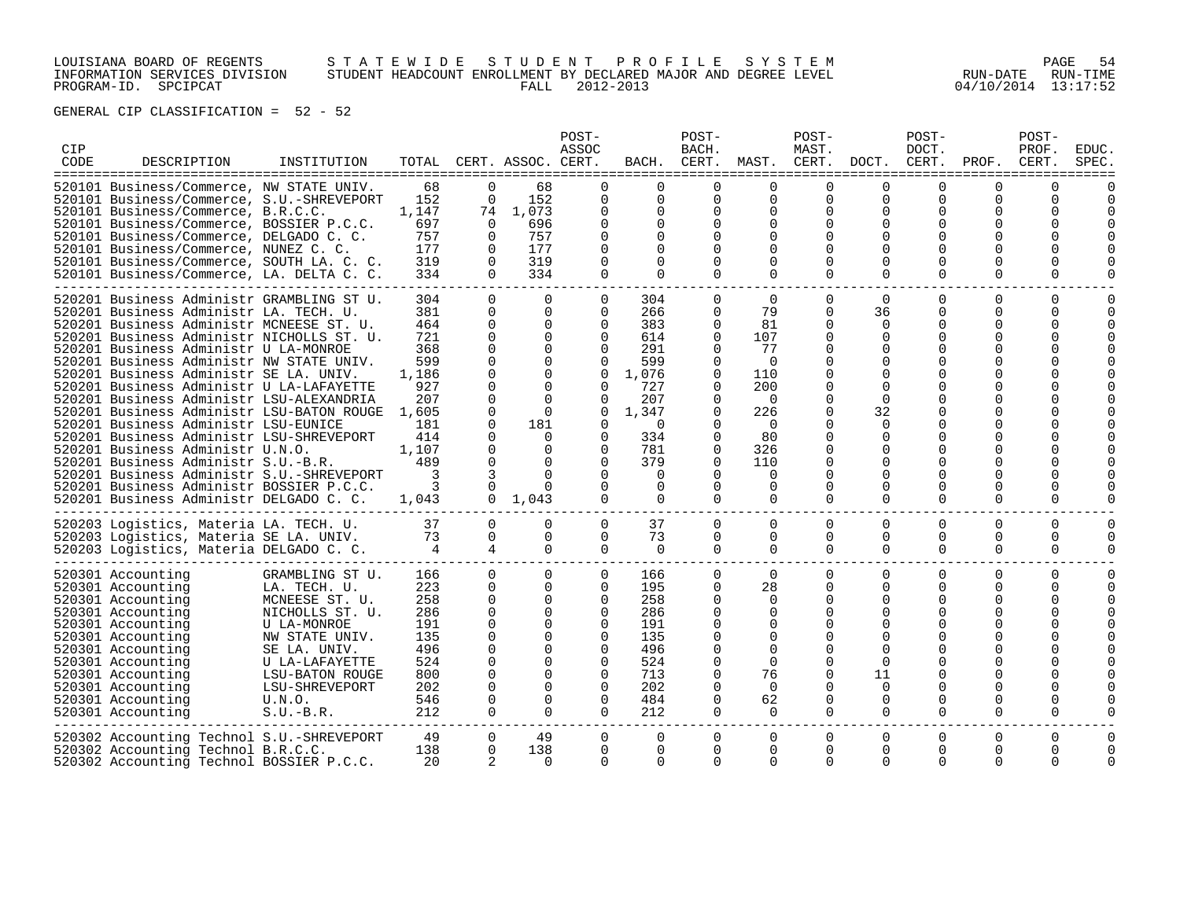LOUISIANA BOARD OF REGENTS — STATEWIDE STUDENT PROFILE SYSTEM
INFORMATION SERVICES DIVISION — STUDENT HEADCOUNT ENROLLMENT BY DECLARED MAJOR AND DEGREE LEVEL
PROGRAM-ID. SPCIPCAT — FALL 2012-2013 — RUN-DATE 04/10/2014 RUN-TIME 13:17:52

GENERAL CIP CLASSIFICATION = 52 - 52

| CIP CODE | DESCRIPTION | INSTITUTION | TOTAL | CERT. | ASSOC. | POST-ASSOC CERT. | BACH. | POST-BACH. CERT. | MAST. | POST-MAST. CERT. | DOCT. | POST-DOCT. CERT. | PROF. | POST-PROF. CERT. | EDUC. SPEC. |
|---|---|---|---|---|---|---|---|---|---|---|---|---|---|---|---|
| 520101 | Business/Commerce, | NW STATE UNIV. | 68 | 0 | 68 | 0 | 0 | 0 | 0 | 0 | 0 | 0 | 0 | 0 | 0 |
| 520101 | Business/Commerce, | S.U.-SHREVEPORT | 152 | 0 | 152 | 0 | 0 | 0 | 0 | 0 | 0 | 0 | 0 | 0 | 0 |
| 520101 | Business/Commerce, | B.R.C.C. | 1,147 | 74 | 1,073 | 0 | 0 | 0 | 0 | 0 | 0 | 0 | 0 | 0 | 0 |
| 520101 | Business/Commerce, | BOSSIER P.C.C. | 697 | 0 | 696 | 0 | 0 | 0 | 0 | 0 | 0 | 0 | 0 | 0 | 0 |
| 520101 | Business/Commerce, | DELGADO C. C. | 757 | 0 | 757 | 0 | 0 | 0 | 0 | 0 | 0 | 0 | 0 | 0 | 0 |
| 520101 | Business/Commerce, | NUNEZ C. C. | 177 | 0 | 177 | 0 | 0 | 0 | 0 | 0 | 0 | 0 | 0 | 0 | 0 |
| 520101 | Business/Commerce, | SOUTH LA. C. C. | 319 | 0 | 319 | 0 | 0 | 0 | 0 | 0 | 0 | 0 | 0 | 0 | 0 |
| 520101 | Business/Commerce, | LA. DELTA C. C. | 334 | 0 | 334 | 0 | 0 | 0 | 0 | 0 | 0 | 0 | 0 | 0 | 0 |
| 520201 | Business Administr | GRAMBLING ST U. | 304 | 0 | 0 | 0 | 304 | 0 | 0 | 0 | 0 | 0 | 0 | 0 | 0 |
| 520201 | Business Administr | LA. TECH. U. | 381 | 0 | 0 | 0 | 266 | 0 | 79 | 0 | 36 | 0 | 0 | 0 | 0 |
| 520201 | Business Administr | MCNEESE ST. U. | 464 | 0 | 0 | 0 | 383 | 0 | 81 | 0 | 0 | 0 | 0 | 0 | 0 |
| 520201 | Business Administr | NICHOLLS ST. U. | 721 | 0 | 0 | 0 | 614 | 0 | 107 | 0 | 0 | 0 | 0 | 0 | 0 |
| 520201 | Business Administr | U LA-MONROE | 368 | 0 | 0 | 0 | 291 | 0 | 77 | 0 | 0 | 0 | 0 | 0 | 0 |
| 520201 | Business Administr | NW STATE UNIV. | 599 | 0 | 0 | 0 | 599 | 0 | 0 | 0 | 0 | 0 | 0 | 0 | 0 |
| 520201 | Business Administr | SE LA. UNIV. | 1,186 | 0 | 0 | 0 | 1,076 | 0 | 110 | 0 | 0 | 0 | 0 | 0 | 0 |
| 520201 | Business Administr | U LA-LAFAYETTE | 927 | 0 | 0 | 0 | 727 | 0 | 200 | 0 | 0 | 0 | 0 | 0 | 0 |
| 520201 | Business Administr | LSU-ALEXANDRIA | 207 | 0 | 0 | 0 | 207 | 0 | 0 | 0 | 0 | 0 | 0 | 0 | 0 |
| 520201 | Business Administr | LSU-BATON ROUGE | 1,605 | 0 | 0 | 0 | 1,347 | 0 | 226 | 0 | 32 | 0 | 0 | 0 | 0 |
| 520201 | Business Administr | LSU-EUNICE | 181 | 0 | 181 | 0 | 0 | 0 | 0 | 0 | 0 | 0 | 0 | 0 | 0 |
| 520201 | Business Administr | LSU-SHREVEPORT | 414 | 0 | 0 | 0 | 334 | 0 | 80 | 0 | 0 | 0 | 0 | 0 | 0 |
| 520201 | Business Administr | U.N.O. | 1,107 | 0 | 0 | 0 | 781 | 0 | 326 | 0 | 0 | 0 | 0 | 0 | 0 |
| 520201 | Business Administr | S.U.-B.R. | 489 | 0 | 0 | 0 | 379 | 0 | 110 | 0 | 0 | 0 | 0 | 0 | 0 |
| 520201 | Business Administr | S.U.-SHREVEPORT | 3 | 3 | 0 | 0 | 0 | 0 | 0 | 0 | 0 | 0 | 0 | 0 | 0 |
| 520201 | Business Administr | BOSSIER P.C.C. | 3 | 0 | 0 | 0 | 0 | 0 | 0 | 0 | 0 | 0 | 0 | 0 | 0 |
| 520201 | Business Administr | DELGADO C. C. | 1,043 | 0 | 1,043 | 0 | 0 | 0 | 0 | 0 | 0 | 0 | 0 | 0 | 0 |
| 520203 | Logistics, Materia | LA. TECH. U. | 37 | 0 | 0 | 0 | 37 | 0 | 0 | 0 | 0 | 0 | 0 | 0 | 0 |
| 520203 | Logistics, Materia | SE LA. UNIV. | 73 | 0 | 0 | 0 | 73 | 0 | 0 | 0 | 0 | 0 | 0 | 0 | 0 |
| 520203 | Logistics, Materia | DELGADO C. C. | 4 | 4 | 0 | 0 | 0 | 0 | 0 | 0 | 0 | 0 | 0 | 0 | 0 |
| 520301 | Accounting | GRAMBLING ST U. | 166 | 0 | 0 | 0 | 166 | 0 | 0 | 0 | 0 | 0 | 0 | 0 | 0 |
| 520301 | Accounting | LA. TECH. U. | 223 | 0 | 0 | 0 | 195 | 0 | 28 | 0 | 0 | 0 | 0 | 0 | 0 |
| 520301 | Accounting | MCNEESE ST. U. | 258 | 0 | 0 | 0 | 258 | 0 | 0 | 0 | 0 | 0 | 0 | 0 | 0 |
| 520301 | Accounting | NICHOLLS ST. U. | 286 | 0 | 0 | 0 | 286 | 0 | 0 | 0 | 0 | 0 | 0 | 0 | 0 |
| 520301 | Accounting | U LA-MONROE | 191 | 0 | 0 | 0 | 191 | 0 | 0 | 0 | 0 | 0 | 0 | 0 | 0 |
| 520301 | Accounting | NW STATE UNIV. | 135 | 0 | 0 | 0 | 135 | 0 | 0 | 0 | 0 | 0 | 0 | 0 | 0 |
| 520301 | Accounting | SE LA. UNIV. | 496 | 0 | 0 | 0 | 496 | 0 | 0 | 0 | 0 | 0 | 0 | 0 | 0 |
| 520301 | Accounting | U LA-LAFAYETTE | 524 | 0 | 0 | 0 | 524 | 0 | 0 | 0 | 0 | 0 | 0 | 0 | 0 |
| 520301 | Accounting | LSU-BATON ROUGE | 800 | 0 | 0 | 0 | 713 | 0 | 76 | 0 | 11 | 0 | 0 | 0 | 0 |
| 520301 | Accounting | LSU-SHREVEPORT | 202 | 0 | 0 | 0 | 202 | 0 | 0 | 0 | 0 | 0 | 0 | 0 | 0 |
| 520301 | Accounting | U.N.O. | 546 | 0 | 0 | 0 | 484 | 0 | 62 | 0 | 0 | 0 | 0 | 0 | 0 |
| 520301 | Accounting | S.U.-B.R. | 212 | 0 | 0 | 0 | 212 | 0 | 0 | 0 | 0 | 0 | 0 | 0 | 0 |
| 520302 | Accounting Technol | S.U.-SHREVEPORT | 49 | 0 | 49 | 0 | 0 | 0 | 0 | 0 | 0 | 0 | 0 | 0 | 0 |
| 520302 | Accounting Technol | B.R.C.C. | 138 | 0 | 138 | 0 | 0 | 0 | 0 | 0 | 0 | 0 | 0 | 0 | 0 |
| 520302 | Accounting Technol | BOSSIER P.C.C. | 20 | 2 | 0 | 0 | 0 | 0 | 0 | 0 | 0 | 0 | 0 | 0 | 0 |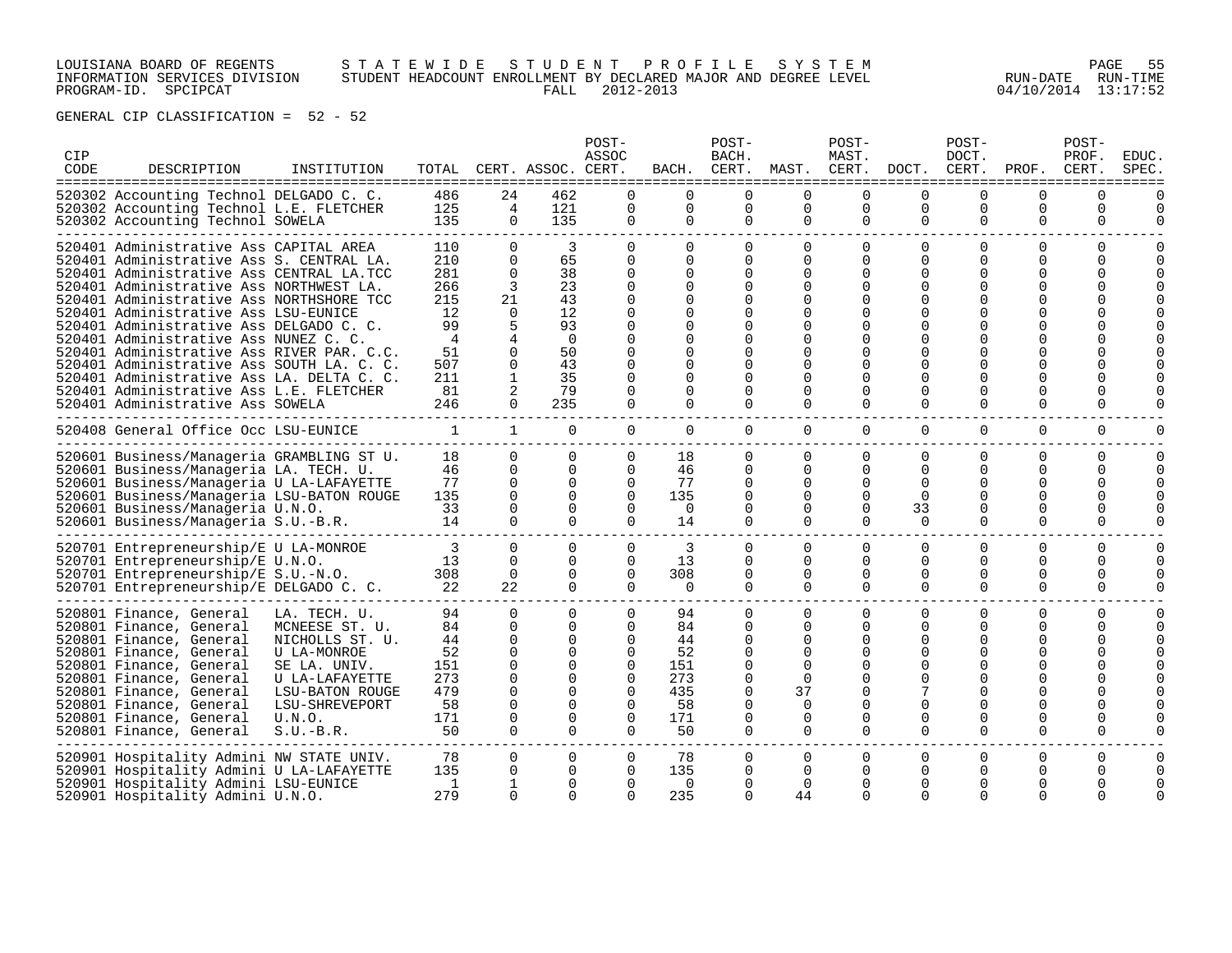LOUISIANA BOARD OF REGENTS — STATEWIDE STUDENT PROFILE SYSTEM
INFORMATION SERVICES DIVISION — STUDENT HEADCOUNT ENROLLMENT BY DECLARED MAJOR AND DEGREE LEVEL
PROGRAM-ID. SPCIPCAT — FALL 2012-2013 — RUN-DATE 04/10/2014 RUN-TIME 13:17:52

GENERAL CIP CLASSIFICATION = 52 - 52

| CIP CODE | DESCRIPTION | INSTITUTION | TOTAL | CERT. | ASSOC. | POST-ASSOC CERT. | BACH. | POST-BACH. CERT. | MAST. | POST-MAST. CERT. | DOCT. | POST-DOCT. CERT. | PROF. | POST-PROF. CERT. | EDUC. SPEC. |
|---|---|---|---|---|---|---|---|---|---|---|---|---|---|---|---|
| 520302 | Accounting Technol | DELGADO C. C. | 486 | 24 | 462 | 0 | 0 | 0 | 0 | 0 | 0 | 0 | 0 | 0 | 0 |
| 520302 | Accounting Technol | L.E. FLETCHER | 125 | 4 | 121 | 0 | 0 | 0 | 0 | 0 | 0 | 0 | 0 | 0 | 0 |
| 520302 | Accounting Technol | SOWELA | 135 | 0 | 135 | 0 | 0 | 0 | 0 | 0 | 0 | 0 | 0 | 0 | 0 |
| 520401 | Administrative Ass | CAPITAL AREA | 110 | 0 | 3 | 0 | 0 | 0 | 0 | 0 | 0 | 0 | 0 | 0 | 0 |
| 520401 | Administrative Ass | S. CENTRAL LA. | 210 | 0 | 65 | 0 | 0 | 0 | 0 | 0 | 0 | 0 | 0 | 0 | 0 |
| 520401 | Administrative Ass | CENTRAL LA.TCC | 281 | 0 | 38 | 0 | 0 | 0 | 0 | 0 | 0 | 0 | 0 | 0 | 0 |
| 520401 | Administrative Ass | NORTHWEST LA. | 266 | 3 | 23 | 0 | 0 | 0 | 0 | 0 | 0 | 0 | 0 | 0 | 0 |
| 520401 | Administrative Ass | NORTHSHORE TCC | 215 | 21 | 43 | 0 | 0 | 0 | 0 | 0 | 0 | 0 | 0 | 0 | 0 |
| 520401 | Administrative Ass | LSU-EUNICE | 12 | 0 | 12 | 0 | 0 | 0 | 0 | 0 | 0 | 0 | 0 | 0 | 0 |
| 520401 | Administrative Ass | DELGADO C. C. | 99 | 5 | 93 | 0 | 0 | 0 | 0 | 0 | 0 | 0 | 0 | 0 | 0 |
| 520401 | Administrative Ass | NUNEZ C. C. | 4 | 4 | 0 | 0 | 0 | 0 | 0 | 0 | 0 | 0 | 0 | 0 | 0 |
| 520401 | Administrative Ass | RIVER PAR. C.C. | 51 | 0 | 50 | 0 | 0 | 0 | 0 | 0 | 0 | 0 | 0 | 0 | 0 |
| 520401 | Administrative Ass | SOUTH LA. C. C. | 507 | 0 | 43 | 0 | 0 | 0 | 0 | 0 | 0 | 0 | 0 | 0 | 0 |
| 520401 | Administrative Ass | LA. DELTA C. C. | 211 | 1 | 35 | 0 | 0 | 0 | 0 | 0 | 0 | 0 | 0 | 0 | 0 |
| 520401 | Administrative Ass | L.E. FLETCHER | 81 | 2 | 79 | 0 | 0 | 0 | 0 | 0 | 0 | 0 | 0 | 0 | 0 |
| 520401 | Administrative Ass | SOWELA | 246 | 0 | 235 | 0 | 0 | 0 | 0 | 0 | 0 | 0 | 0 | 0 | 0 |
| 520408 | General Office Occ | LSU-EUNICE | 1 | 1 | 0 | 0 | 0 | 0 | 0 | 0 | 0 | 0 | 0 | 0 | 0 |
| 520601 | Business/Manageria | GRAMBLING ST U. | 18 | 0 | 0 | 0 | 18 | 0 | 0 | 0 | 0 | 0 | 0 | 0 | 0 |
| 520601 | Business/Manageria | LA. TECH. U. | 46 | 0 | 0 | 0 | 46 | 0 | 0 | 0 | 0 | 0 | 0 | 0 | 0 |
| 520601 | Business/Manageria | U LA-LAFAYETTE | 77 | 0 | 0 | 0 | 77 | 0 | 0 | 0 | 0 | 0 | 0 | 0 | 0 |
| 520601 | Business/Manageria | LSU-BATON ROUGE | 135 | 0 | 0 | 0 | 135 | 0 | 0 | 0 | 0 | 0 | 0 | 0 | 0 |
| 520601 | Business/Manageria | U.N.O. | 33 | 0 | 0 | 0 | 0 | 0 | 0 | 0 | 33 | 0 | 0 | 0 | 0 |
| 520601 | Business/Manageria | S.U.-B.R. | 14 | 0 | 0 | 0 | 14 | 0 | 0 | 0 | 0 | 0 | 0 | 0 | 0 |
| 520701 | Entrepreneurship/E | U LA-MONROE | 3 | 0 | 0 | 0 | 3 | 0 | 0 | 0 | 0 | 0 | 0 | 0 | 0 |
| 520701 | Entrepreneurship/E | U.N.O. | 13 | 0 | 0 | 0 | 13 | 0 | 0 | 0 | 0 | 0 | 0 | 0 | 0 |
| 520701 | Entrepreneurship/E | S.U.-N.O. | 308 | 0 | 0 | 0 | 308 | 0 | 0 | 0 | 0 | 0 | 0 | 0 | 0 |
| 520701 | Entrepreneurship/E | DELGADO C. C. | 22 | 22 | 0 | 0 | 0 | 0 | 0 | 0 | 0 | 0 | 0 | 0 | 0 |
| 520801 | Finance, General | LA. TECH. U. | 94 | 0 | 0 | 0 | 94 | 0 | 0 | 0 | 0 | 0 | 0 | 0 | 0 |
| 520801 | Finance, General | MCNEESE ST. U. | 84 | 0 | 0 | 0 | 84 | 0 | 0 | 0 | 0 | 0 | 0 | 0 | 0 |
| 520801 | Finance, General | NICHOLLS ST. U. | 44 | 0 | 0 | 0 | 44 | 0 | 0 | 0 | 0 | 0 | 0 | 0 | 0 |
| 520801 | Finance, General | U LA-MONROE | 52 | 0 | 0 | 0 | 52 | 0 | 0 | 0 | 0 | 0 | 0 | 0 | 0 |
| 520801 | Finance, General | SE LA. UNIV. | 151 | 0 | 0 | 0 | 151 | 0 | 0 | 0 | 0 | 0 | 0 | 0 | 0 |
| 520801 | Finance, General | U LA-LAFAYETTE | 273 | 0 | 0 | 0 | 273 | 0 | 0 | 0 | 0 | 0 | 0 | 0 | 0 |
| 520801 | Finance, General | LSU-BATON ROUGE | 479 | 0 | 0 | 0 | 435 | 0 | 37 | 0 | 7 | 0 | 0 | 0 | 0 |
| 520801 | Finance, General | LSU-SHREVEPORT | 58 | 0 | 0 | 0 | 58 | 0 | 0 | 0 | 0 | 0 | 0 | 0 | 0 |
| 520801 | Finance, General | U.N.O. | 171 | 0 | 0 | 0 | 171 | 0 | 0 | 0 | 0 | 0 | 0 | 0 | 0 |
| 520801 | Finance, General | S.U.-B.R. | 50 | 0 | 0 | 0 | 50 | 0 | 0 | 0 | 0 | 0 | 0 | 0 | 0 |
| 520901 | Hospitality Admini | NW STATE UNIV. | 78 | 0 | 0 | 0 | 78 | 0 | 0 | 0 | 0 | 0 | 0 | 0 | 0 |
| 520901 | Hospitality Admini | U LA-LAFAYETTE | 135 | 0 | 0 | 0 | 135 | 0 | 0 | 0 | 0 | 0 | 0 | 0 | 0 |
| 520901 | Hospitality Admini | LSU-EUNICE | 1 | 1 | 0 | 0 | 0 | 0 | 0 | 0 | 0 | 0 | 0 | 0 | 0 |
| 520901 | Hospitality Admini | U.N.O. | 279 | 0 | 0 | 0 | 235 | 0 | 44 | 0 | 0 | 0 | 0 | 0 | 0 |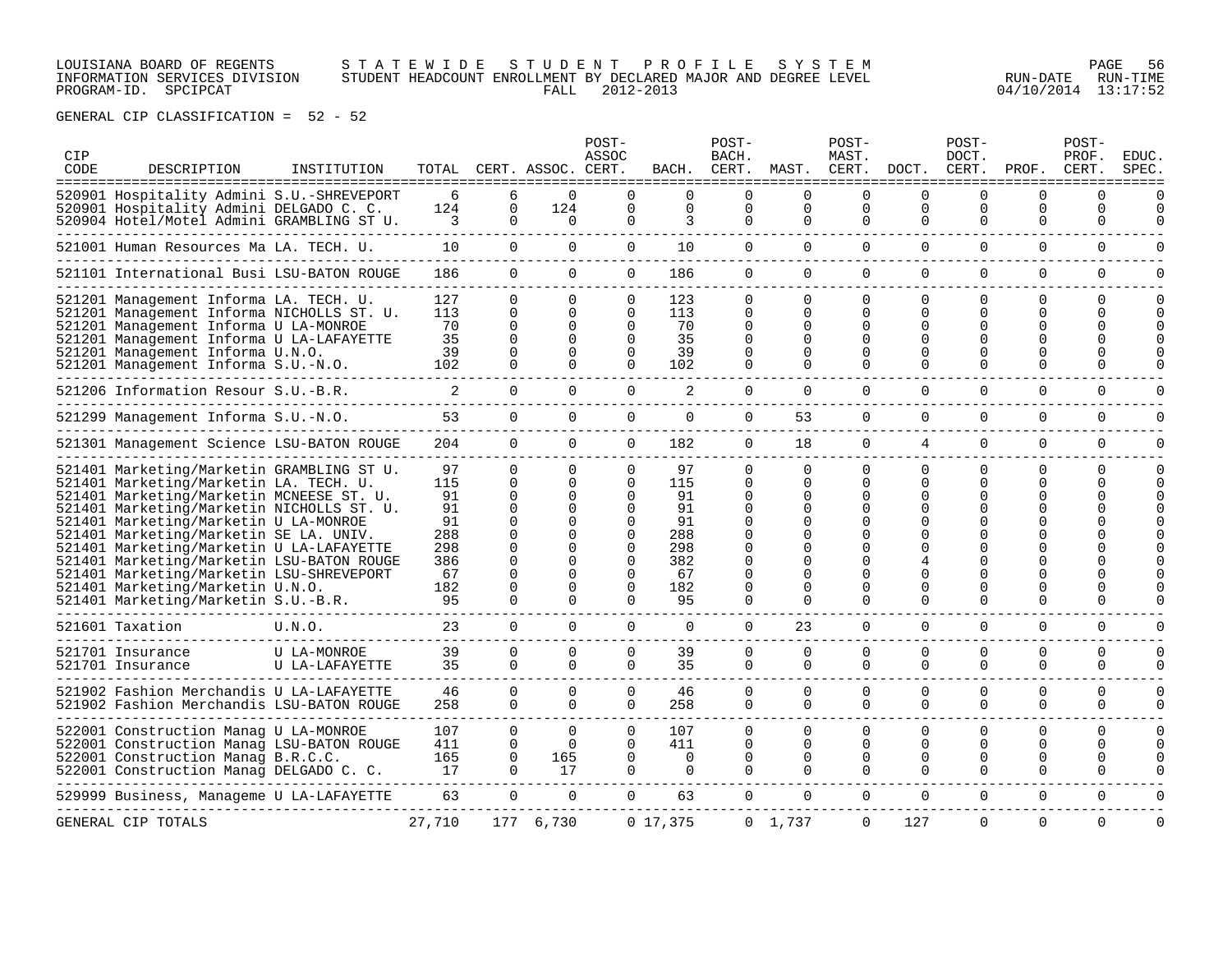LOUISIANA BOARD OF REGENTS — STATEWIDE STUDENT PROFILE SYSTEM
INFORMATION SERVICES DIVISION — STUDENT HEADCOUNT ENROLLMENT BY DECLARED MAJOR AND DEGREE LEVEL — RUN-DATE 04/10/2014 RUN-TIME 13:17:52
PROGRAM-ID. SPCIPCAT — FALL 2012-2013

GENERAL CIP CLASSIFICATION = 52 - 52

| CIP CODE | DESCRIPTION | INSTITUTION | TOTAL | CERT. | ASSOC. | POST-ASSOC CERT. | BACH. | POST-BACH. CERT. | MAST. | POST-MAST. CERT. | DOCT. | POST-DOCT. CERT. | PROF. | POST-PROF. CERT. | EDUC. SPEC. |
|---|---|---|---|---|---|---|---|---|---|---|---|---|---|---|---|
| 520901 | Hospitality Admini | S.U.-SHREVEPORT | 6 | 6 | 0 | 0 | 0 | 0 | 0 | 0 | 0 | 0 | 0 | 0 | 0 |
| 520901 | Hospitality Admini | DELGADO C. C. | 124 | 0 | 124 | 0 | 0 | 0 | 0 | 0 | 0 | 0 | 0 | 0 | 0 |
| 520904 | Hotel/Motel Admini | GRAMBLING ST U. | 3 | 0 | 0 | 0 | 3 | 0 | 0 | 0 | 0 | 0 | 0 | 0 | 0 |
| 521001 | Human Resources Ma | LA. TECH. U. | 10 | 0 | 0 | 0 | 10 | 0 | 0 | 0 | 0 | 0 | 0 | 0 | 0 |
| 521101 | International Busi | LSU-BATON ROUGE | 186 | 0 | 0 | 0 | 186 | 0 | 0 | 0 | 0 | 0 | 0 | 0 | 0 |
| 521201 | Management Informa | LA. TECH. U. | 127 | 0 | 0 | 0 | 123 | 0 | 0 | 0 | 0 | 0 | 0 | 0 | 0 |
| 521201 | Management Informa | NICHOLLS ST. U. | 113 | 0 | 0 | 0 | 113 | 0 | 0 | 0 | 0 | 0 | 0 | 0 | 0 |
| 521201 | Management Informa | U LA-MONROE | 70 | 0 | 0 | 0 | 70 | 0 | 0 | 0 | 0 | 0 | 0 | 0 | 0 |
| 521201 | Management Informa | U LA-LAFAYETTE | 35 | 0 | 0 | 0 | 35 | 0 | 0 | 0 | 0 | 0 | 0 | 0 | 0 |
| 521201 | Management Informa | U.N.O. | 39 | 0 | 0 | 0 | 39 | 0 | 0 | 0 | 0 | 0 | 0 | 0 | 0 |
| 521201 | Management Informa | S.U.-N.O. | 102 | 0 | 0 | 0 | 102 | 0 | 0 | 0 | 0 | 0 | 0 | 0 | 0 |
| 521206 | Information Resour | S.U.-B.R. | 2 | 0 | 0 | 0 | 2 | 0 | 0 | 0 | 0 | 0 | 0 | 0 | 0 |
| 521299 | Management Informa | S.U.-N.O. | 53 | 0 | 0 | 0 | 0 | 0 | 53 | 0 | 0 | 0 | 0 | 0 | 0 |
| 521301 | Management Science | LSU-BATON ROUGE | 204 | 0 | 0 | 0 | 182 | 0 | 18 | 0 | 4 | 0 | 0 | 0 | 0 |
| 521401 | Marketing/Marketin | GRAMBLING ST U. | 97 | 0 | 0 | 0 | 97 | 0 | 0 | 0 | 0 | 0 | 0 | 0 | 0 |
| 521401 | Marketing/Marketin | LA. TECH. U. | 115 | 0 | 0 | 0 | 115 | 0 | 0 | 0 | 0 | 0 | 0 | 0 | 0 |
| 521401 | Marketing/Marketin | MCNEESE ST. U. | 91 | 0 | 0 | 0 | 91 | 0 | 0 | 0 | 0 | 0 | 0 | 0 | 0 |
| 521401 | Marketing/Marketin | NICHOLLS ST. U. | 91 | 0 | 0 | 0 | 91 | 0 | 0 | 0 | 0 | 0 | 0 | 0 | 0 |
| 521401 | Marketing/Marketin | U LA-MONROE | 91 | 0 | 0 | 0 | 91 | 0 | 0 | 0 | 0 | 0 | 0 | 0 | 0 |
| 521401 | Marketing/Marketin | SE LA. UNIV. | 288 | 0 | 0 | 0 | 288 | 0 | 0 | 0 | 0 | 0 | 0 | 0 | 0 |
| 521401 | Marketing/Marketin | U LA-LAFAYETTE | 298 | 0 | 0 | 0 | 298 | 0 | 0 | 0 | 0 | 0 | 0 | 0 | 0 |
| 521401 | Marketing/Marketin | LSU-BATON ROUGE | 386 | 0 | 0 | 0 | 382 | 0 | 0 | 0 | 4 | 0 | 0 | 0 | 0 |
| 521401 | Marketing/Marketin | LSU-SHREVEPORT | 67 | 0 | 0 | 0 | 67 | 0 | 0 | 0 | 0 | 0 | 0 | 0 | 0 |
| 521401 | Marketing/Marketin | U.N.O. | 182 | 0 | 0 | 0 | 182 | 0 | 0 | 0 | 0 | 0 | 0 | 0 | 0 |
| 521401 | Marketing/Marketin | S.U.-B.R. | 95 | 0 | 0 | 0 | 95 | 0 | 0 | 0 | 0 | 0 | 0 | 0 | 0 |
| 521601 | Taxation | U.N.O. | 23 | 0 | 0 | 0 | 0 | 0 | 23 | 0 | 0 | 0 | 0 | 0 | 0 |
| 521701 | Insurance | U LA-MONROE | 39 | 0 | 0 | 0 | 39 | 0 | 0 | 0 | 0 | 0 | 0 | 0 | 0 |
| 521701 | Insurance | U LA-LAFAYETTE | 35 | 0 | 0 | 0 | 35 | 0 | 0 | 0 | 0 | 0 | 0 | 0 | 0 |
| 521902 | Fashion Merchandis | U LA-LAFAYETTE | 46 | 0 | 0 | 0 | 46 | 0 | 0 | 0 | 0 | 0 | 0 | 0 | 0 |
| 521902 | Fashion Merchandis | LSU-BATON ROUGE | 258 | 0 | 0 | 0 | 258 | 0 | 0 | 0 | 0 | 0 | 0 | 0 | 0 |
| 522001 | Construction Manag | U LA-MONROE | 107 | 0 | 0 | 0 | 107 | 0 | 0 | 0 | 0 | 0 | 0 | 0 | 0 |
| 522001 | Construction Manag | LSU-BATON ROUGE | 411 | 0 | 0 | 0 | 411 | 0 | 0 | 0 | 0 | 0 | 0 | 0 | 0 |
| 522001 | Construction Manag | B.R.C.C. | 165 | 0 | 165 | 0 | 0 | 0 | 0 | 0 | 0 | 0 | 0 | 0 | 0 |
| 522001 | Construction Manag | DELGADO C. C. | 17 | 0 | 17 | 0 | 0 | 0 | 0 | 0 | 0 | 0 | 0 | 0 | 0 |
| 529999 | Business, Manageme | U LA-LAFAYETTE | 63 | 0 | 0 | 0 | 63 | 0 | 0 | 0 | 0 | 0 | 0 | 0 | 0 |
| GENERAL CIP TOTALS | | | 27,710 | 177 | 6,730 | 0 | 17,375 | 0 | 1,737 | 0 | 127 | 0 | 0 | 0 | 0 |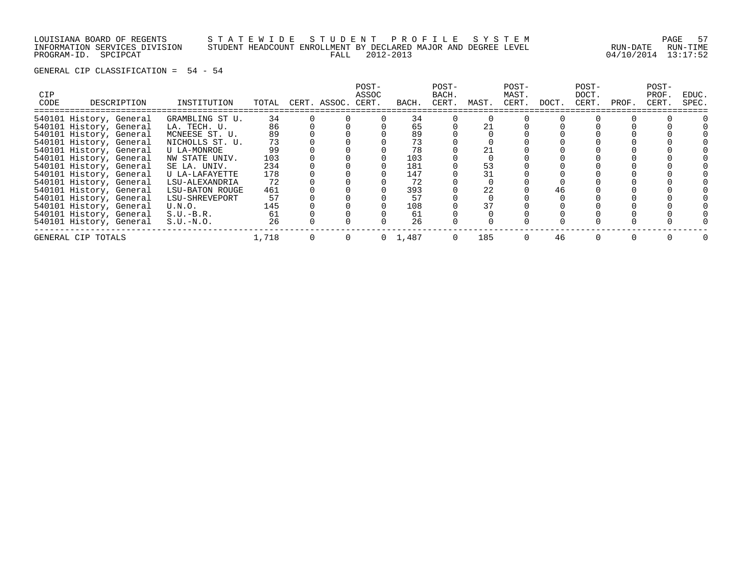LOUISIANA BOARD OF REGENTS — STATEWIDE STUDENT PROFILE SYSTEM
INFORMATION SERVICES DIVISION — STUDENT HEADCOUNT ENROLLMENT BY DECLARED MAJOR AND DEGREE LEVEL — RUN-DATE 04/10/2014 RUN-TIME 13:17:52
PROGRAM-ID. SPCIPCAT — FALL 2012-2013

GENERAL CIP CLASSIFICATION = 54 - 54

| CIP CODE | DESCRIPTION | INSTITUTION | TOTAL | CERT. | ASSOC. | POST-ASSOC CERT. | BACH. | POST-BACH. CERT. | MAST. | POST-MAST. CERT. | DOCT. | POST-DOCT. CERT. | PROF. | POST-PROF. CERT. | EDUC. SPEC. |
|---|---|---|---|---|---|---|---|---|---|---|---|---|---|---|---|
| 540101 | History, General | GRAMBLING ST U. | 34 | 0 | 0 | 0 | 34 | 0 | 0 | 0 | 0 | 0 | 0 | 0 | 0 |
| 540101 | History, General | LA. TECH. U. | 86 | 0 | 0 | 0 | 65 | 0 | 21 | 0 | 0 | 0 | 0 | 0 | 0 |
| 540101 | History, General | MCNEESE ST. U. | 89 | 0 | 0 | 0 | 89 | 0 | 0 | 0 | 0 | 0 | 0 | 0 | 0 |
| 540101 | History, General | NICHOLLS ST. U. | 73 | 0 | 0 | 0 | 73 | 0 | 0 | 0 | 0 | 0 | 0 | 0 | 0 |
| 540101 | History, General | U LA-MONROE | 99 | 0 | 0 | 0 | 78 | 0 | 21 | 0 | 0 | 0 | 0 | 0 | 0 |
| 540101 | History, General | NW STATE UNIV. | 103 | 0 | 0 | 0 | 103 | 0 | 0 | 0 | 0 | 0 | 0 | 0 | 0 |
| 540101 | History, General | SE LA. UNIV. | 234 | 0 | 0 | 0 | 181 | 0 | 53 | 0 | 0 | 0 | 0 | 0 | 0 |
| 540101 | History, General | U LA-LAFAYETTE | 178 | 0 | 0 | 0 | 147 | 0 | 31 | 0 | 0 | 0 | 0 | 0 | 0 |
| 540101 | History, General | LSU-ALEXANDRIA | 72 | 0 | 0 | 0 | 72 | 0 | 0 | 0 | 0 | 0 | 0 | 0 | 0 |
| 540101 | History, General | LSU-BATON ROUGE | 461 | 0 | 0 | 0 | 393 | 0 | 22 | 0 | 46 | 0 | 0 | 0 | 0 |
| 540101 | History, General | LSU-SHREVEPORT | 57 | 0 | 0 | 0 | 57 | 0 | 0 | 0 | 0 | 0 | 0 | 0 | 0 |
| 540101 | History, General | U.N.O. | 145 | 0 | 0 | 0 | 108 | 0 | 37 | 0 | 0 | 0 | 0 | 0 | 0 |
| 540101 | History, General | S.U.-B.R. | 61 | 0 | 0 | 0 | 61 | 0 | 0 | 0 | 0 | 0 | 0 | 0 | 0 |
| 540101 | History, General | S.U.-N.O. | 26 | 0 | 0 | 0 | 26 | 0 | 0 | 0 | 0 | 0 | 0 | 0 | 0 |
| GENERAL CIP TOTALS | | | 1,718 | 0 | 0 | 0 | 1,487 | 0 | 185 | 0 | 46 | 0 | 0 | 0 | 0 |